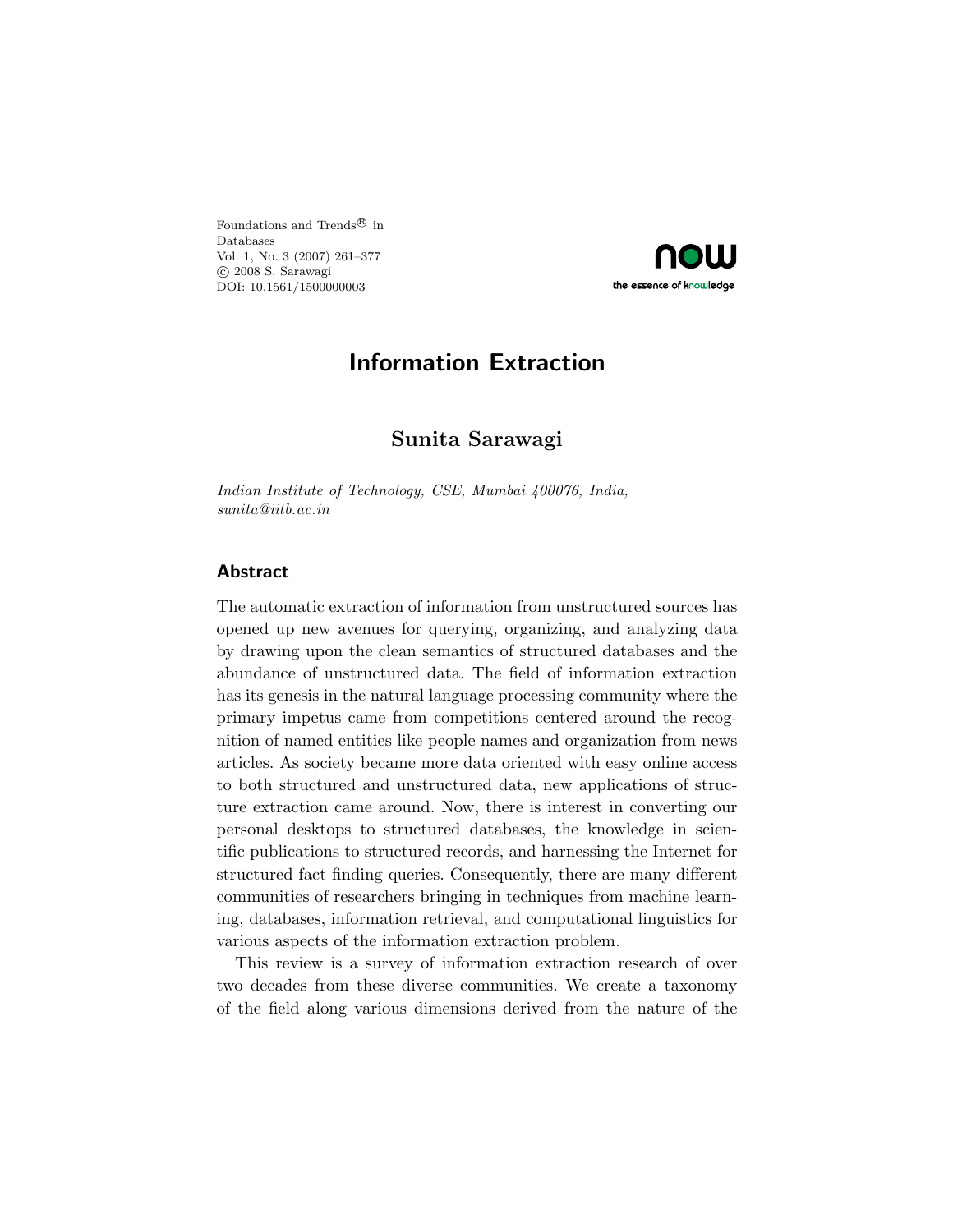Foundations and Trends® in Databases
Vol. 1, No. 3 (2007) 261–377
© 2008 S. Sarawagi
DOI: 10.1561/1500000003

# Information Extraction

## Sunita Sarawagi

*Indian Institute of Technology, CSE, Mumbai 400076, India, sunita@iitb.ac.in*

## Abstract

The automatic extraction of information from unstructured sources has opened up new avenues for querying, organizing, and analyzing data by drawing upon the clean semantics of structured databases and the abundance of unstructured data. The field of information extraction has its genesis in the natural language processing community where the primary impetus came from competitions centered around the recognition of named entities like people names and organization from news articles. As society became more data oriented with easy online access to both structured and unstructured data, new applications of structure extraction came around. Now, there is interest in converting our personal desktops to structured databases, the knowledge in scientific publications to structured records, and harnessing the Internet for structured fact finding queries. Consequently, there are many different communities of researchers bringing in techniques from machine learning, databases, information retrieval, and computational linguistics for various aspects of the information extraction problem.

This review is a survey of information extraction research of over two decades from these diverse communities. We create a taxonomy of the field along various dimensions derived from the nature of the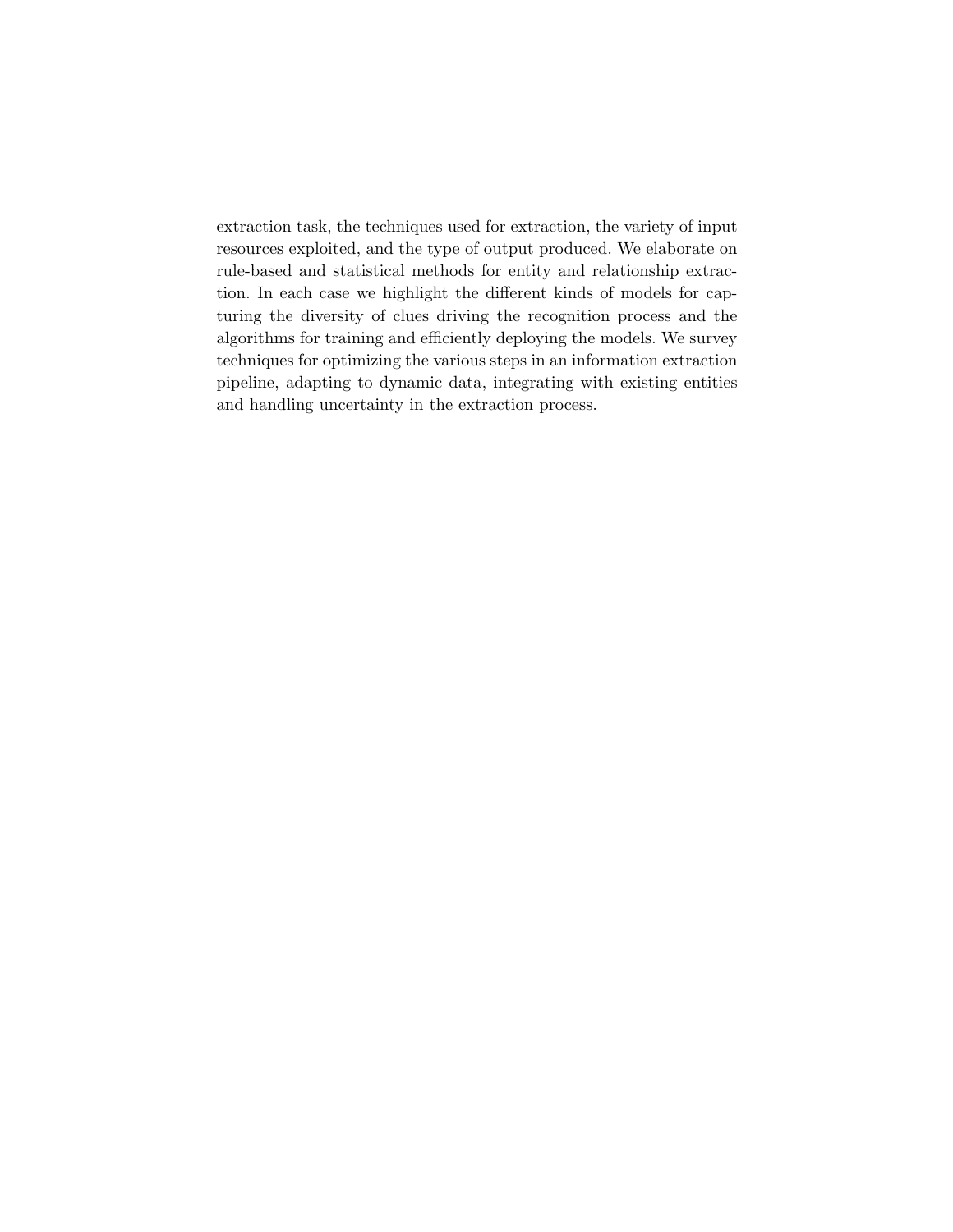extraction task, the techniques used for extraction, the variety of input resources exploited, and the type of output produced. We elaborate on rule-based and statistical methods for entity and relationship extraction. In each case we highlight the different kinds of models for capturing the diversity of clues driving the recognition process and the algorithms for training and efficiently deploying the models. We survey techniques for optimizing the various steps in an information extraction pipeline, adapting to dynamic data, integrating with existing entities and handling uncertainty in the extraction process.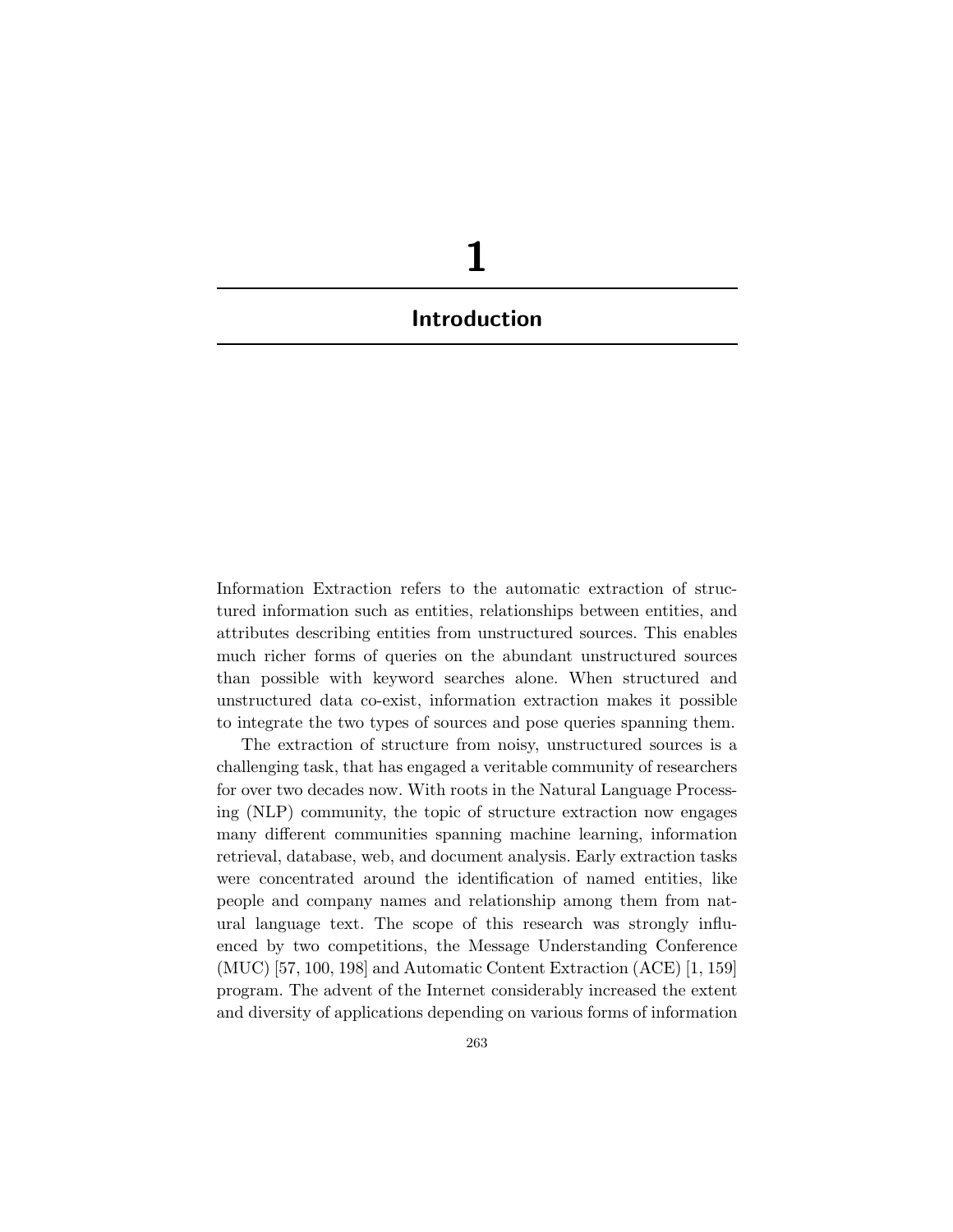# 1

# Introduction

Information Extraction refers to the automatic extraction of structured information such as entities, relationships between entities, and attributes describing entities from unstructured sources. This enables much richer forms of queries on the abundant unstructured sources than possible with keyword searches alone. When structured and unstructured data co-exist, information extraction makes it possible to integrate the two types of sources and pose queries spanning them.

The extraction of structure from noisy, unstructured sources is a challenging task, that has engaged a veritable community of researchers for over two decades now. With roots in the Natural Language Processing (NLP) community, the topic of structure extraction now engages many different communities spanning machine learning, information retrieval, database, web, and document analysis. Early extraction tasks were concentrated around the identification of named entities, like people and company names and relationship among them from natural language text. The scope of this research was strongly influenced by two competitions, the Message Understanding Conference (MUC) [57, 100, 198] and Automatic Content Extraction (ACE) [1, 159] program. The advent of the Internet considerably increased the extent and diversity of applications depending on various forms of information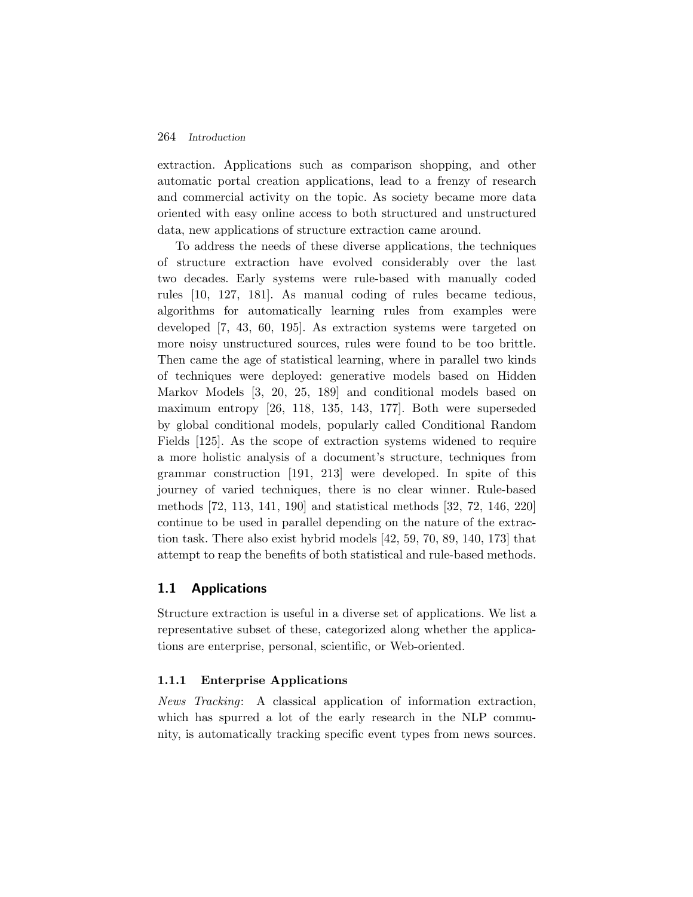extraction. Applications such as comparison shopping, and other automatic portal creation applications, lead to a frenzy of research and commercial activity on the topic. As society became more data oriented with easy online access to both structured and unstructured data, new applications of structure extraction came around.

To address the needs of these diverse applications, the techniques of structure extraction have evolved considerably over the last two decades. Early systems were rule-based with manually coded rules [10, 127, 181]. As manual coding of rules became tedious, algorithms for automatically learning rules from examples were developed [7, 43, 60, 195]. As extraction systems were targeted on more noisy unstructured sources, rules were found to be too brittle. Then came the age of statistical learning, where in parallel two kinds of techniques were deployed: generative models based on Hidden Markov Models [3, 20, 25, 189] and conditional models based on maximum entropy [26, 118, 135, 143, 177]. Both were superseded by global conditional models, popularly called Conditional Random Fields [125]. As the scope of extraction systems widened to require a more holistic analysis of a document's structure, techniques from grammar construction [191, 213] were developed. In spite of this journey of varied techniques, there is no clear winner. Rule-based methods [72, 113, 141, 190] and statistical methods [32, 72, 146, 220] continue to be used in parallel depending on the nature of the extraction task. There also exist hybrid models [42, 59, 70, 89, 140, 173] that attempt to reap the benefits of both statistical and rule-based methods.

## 1.1 Applications

Structure extraction is useful in a diverse set of applications. We list a representative subset of these, categorized along whether the applications are enterprise, personal, scientific, or Web-oriented.

### 1.1.1 Enterprise Applications

*News Tracking*: A classical application of information extraction, which has spurred a lot of the early research in the NLP community, is automatically tracking specific event types from news sources.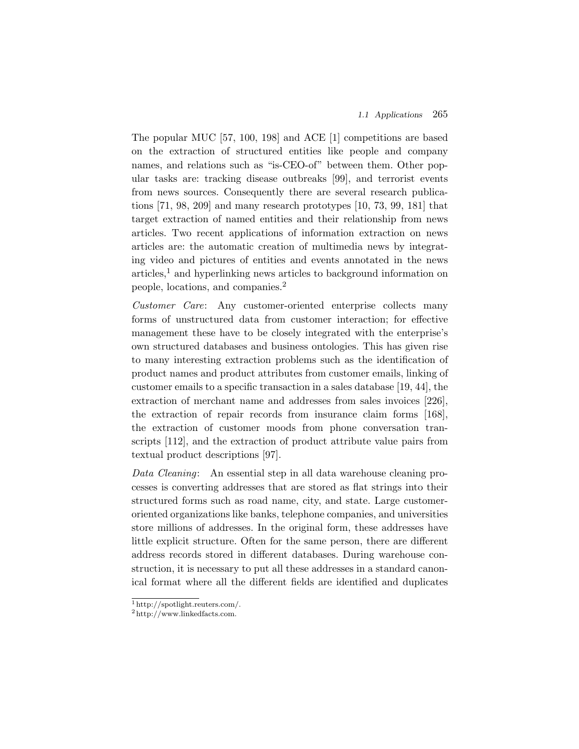The popular MUC [57, 100, 198] and ACE [1] competitions are based on the extraction of structured entities like people and company names, and relations such as "is-CEO-of" between them. Other popular tasks are: tracking disease outbreaks [99], and terrorist events from news sources. Consequently there are several research publications [71, 98, 209] and many research prototypes [10, 73, 99, 181] that target extraction of named entities and their relationship from news articles. Two recent applications of information extraction on news articles are: the automatic creation of multimedia news by integrating video and pictures of entities and events annotated in the news articles,[1] and hyperlinking news articles to background information on people, locations, and companies.[2]

*Customer Care*: Any customer-oriented enterprise collects many forms of unstructured data from customer interaction; for effective management these have to be closely integrated with the enterprise's own structured databases and business ontologies. This has given rise to many interesting extraction problems such as the identification of product names and product attributes from customer emails, linking of customer emails to a specific transaction in a sales database [19, 44], the extraction of merchant name and addresses from sales invoices [226], the extraction of repair records from insurance claim forms [168], the extraction of customer moods from phone conversation transcripts [112], and the extraction of product attribute value pairs from textual product descriptions [97].

*Data Cleaning*: An essential step in all data warehouse cleaning processes is converting addresses that are stored as flat strings into their structured forms such as road name, city, and state. Large customer-oriented organizations like banks, telephone companies, and universities store millions of addresses. In the original form, these addresses have little explicit structure. Often for the same person, there are different address records stored in different databases. During warehouse construction, it is necessary to put all these addresses in a standard canonical format where all the different fields are identified and duplicates

[1] http://spotlight.reuters.com/.

[2] http://www.linkedfacts.com.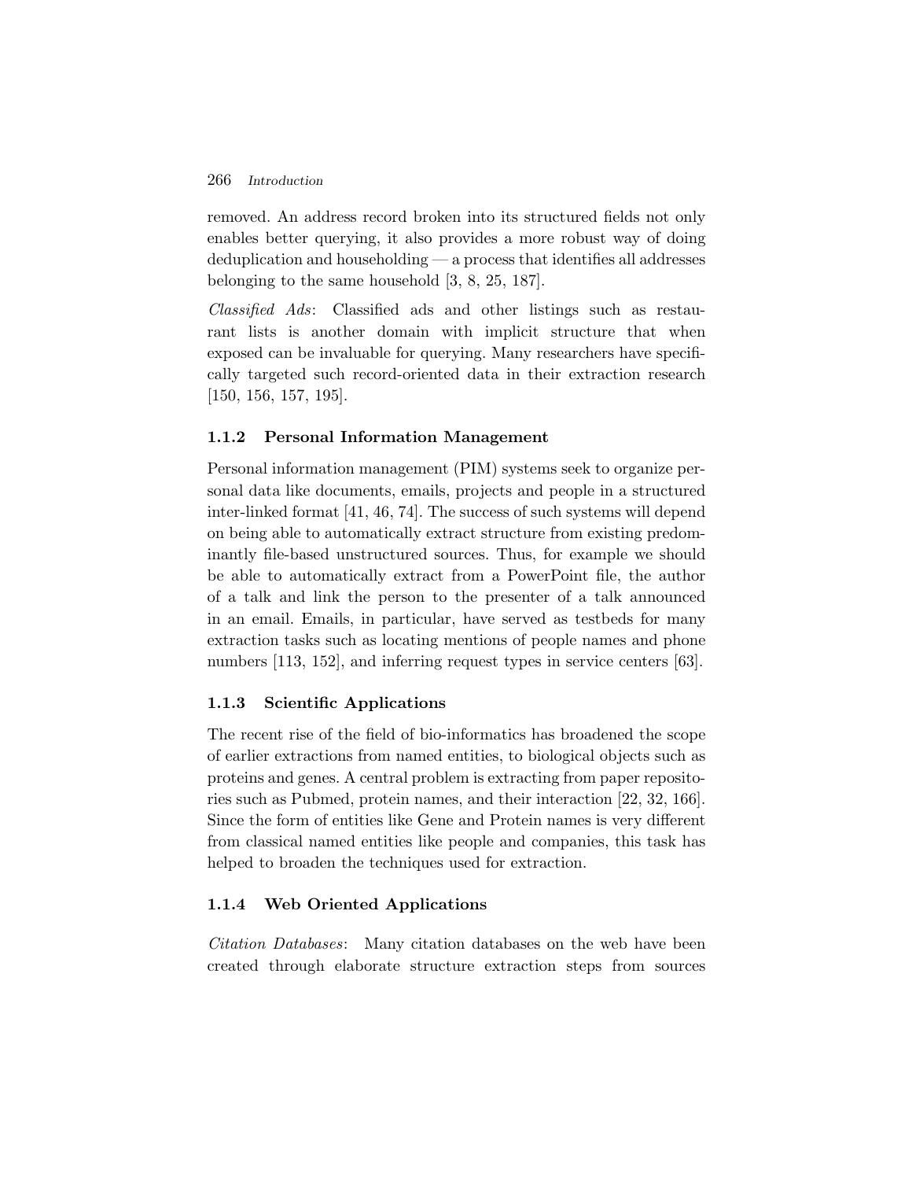removed. An address record broken into its structured fields not only enables better querying, it also provides a more robust way of doing deduplication and householding — a process that identifies all addresses belonging to the same household [3, 8, 25, 187].

*Classified Ads*: Classified ads and other listings such as restaurant lists is another domain with implicit structure that when exposed can be invaluable for querying. Many researchers have specifically targeted such record-oriented data in their extraction research [150, 156, 157, 195].

### 1.1.2 Personal Information Management

Personal information management (PIM) systems seek to organize personal data like documents, emails, projects and people in a structured inter-linked format [41, 46, 74]. The success of such systems will depend on being able to automatically extract structure from existing predominantly file-based unstructured sources. Thus, for example we should be able to automatically extract from a PowerPoint file, the author of a talk and link the person to the presenter of a talk announced in an email. Emails, in particular, have served as testbeds for many extraction tasks such as locating mentions of people names and phone numbers [113, 152], and inferring request types in service centers [63].

### 1.1.3 Scientific Applications

The recent rise of the field of bio-informatics has broadened the scope of earlier extractions from named entities, to biological objects such as proteins and genes. A central problem is extracting from paper repositories such as Pubmed, protein names, and their interaction [22, 32, 166]. Since the form of entities like Gene and Protein names is very different from classical named entities like people and companies, this task has helped to broaden the techniques used for extraction.

### 1.1.4 Web Oriented Applications

*Citation Databases*: Many citation databases on the web have been created through elaborate structure extraction steps from sources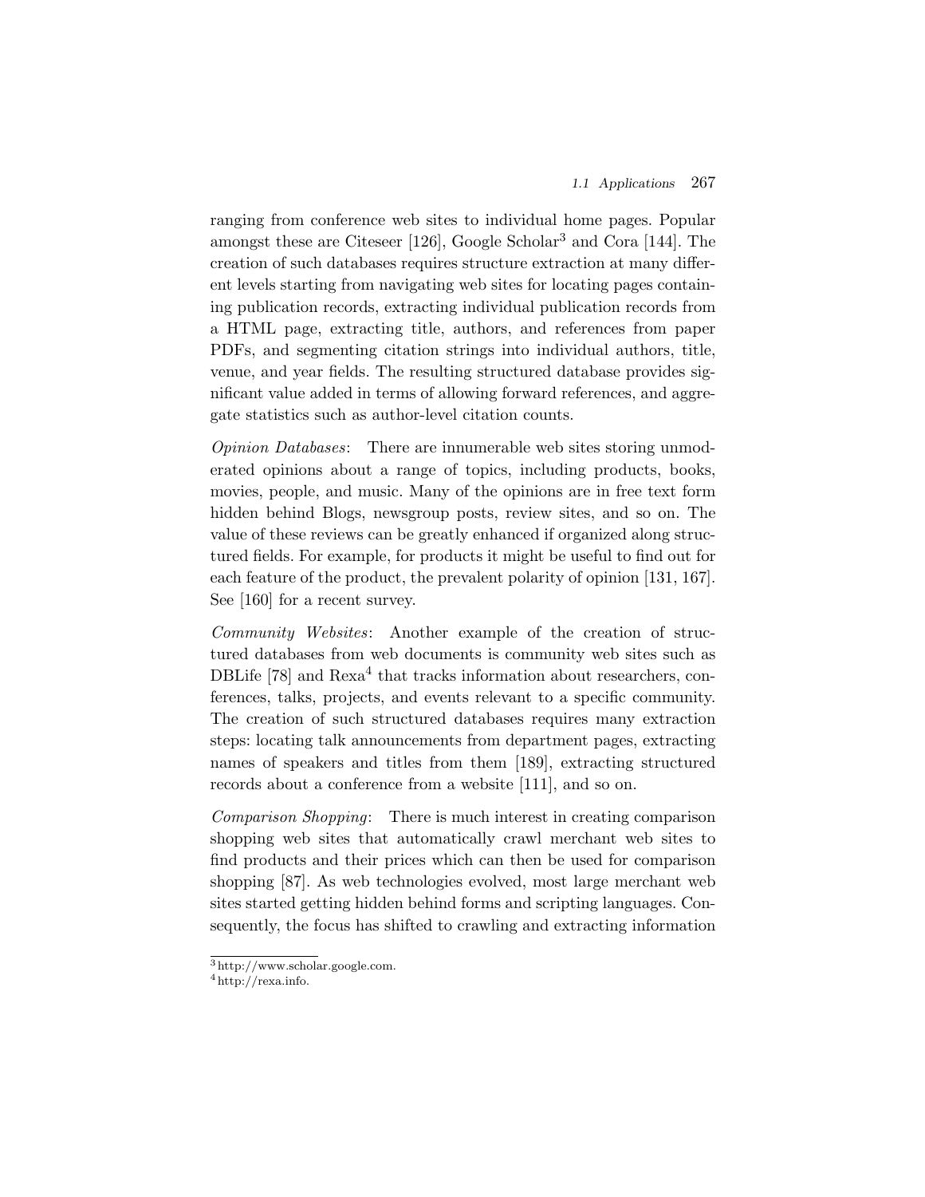ranging from conference web sites to individual home pages. Popular amongst these are Citeseer [126], Google Scholar[3] and Cora [144]. The creation of such databases requires structure extraction at many different levels starting from navigating web sites for locating pages containing publication records, extracting individual publication records from a HTML page, extracting title, authors, and references from paper PDFs, and segmenting citation strings into individual authors, title, venue, and year fields. The resulting structured database provides significant value added in terms of allowing forward references, and aggregate statistics such as author-level citation counts.

*Opinion Databases*: There are innumerable web sites storing unmoderated opinions about a range of topics, including products, books, movies, people, and music. Many of the opinions are in free text form hidden behind Blogs, newsgroup posts, review sites, and so on. The value of these reviews can be greatly enhanced if organized along structured fields. For example, for products it might be useful to find out for each feature of the product, the prevalent polarity of opinion [131, 167]. See [160] for a recent survey.

*Community Websites*: Another example of the creation of structured databases from web documents is community web sites such as DBLife [78] and Rexa[4] that tracks information about researchers, conferences, talks, projects, and events relevant to a specific community. The creation of such structured databases requires many extraction steps: locating talk announcements from department pages, extracting names of speakers and titles from them [189], extracting structured records about a conference from a website [111], and so on.

*Comparison Shopping*: There is much interest in creating comparison shopping web sites that automatically crawl merchant web sites to find products and their prices which can then be used for comparison shopping [87]. As web technologies evolved, most large merchant web sites started getting hidden behind forms and scripting languages. Consequently, the focus has shifted to crawling and extracting information

[3] http://www.scholar.google.com.

[4] http://rexa.info.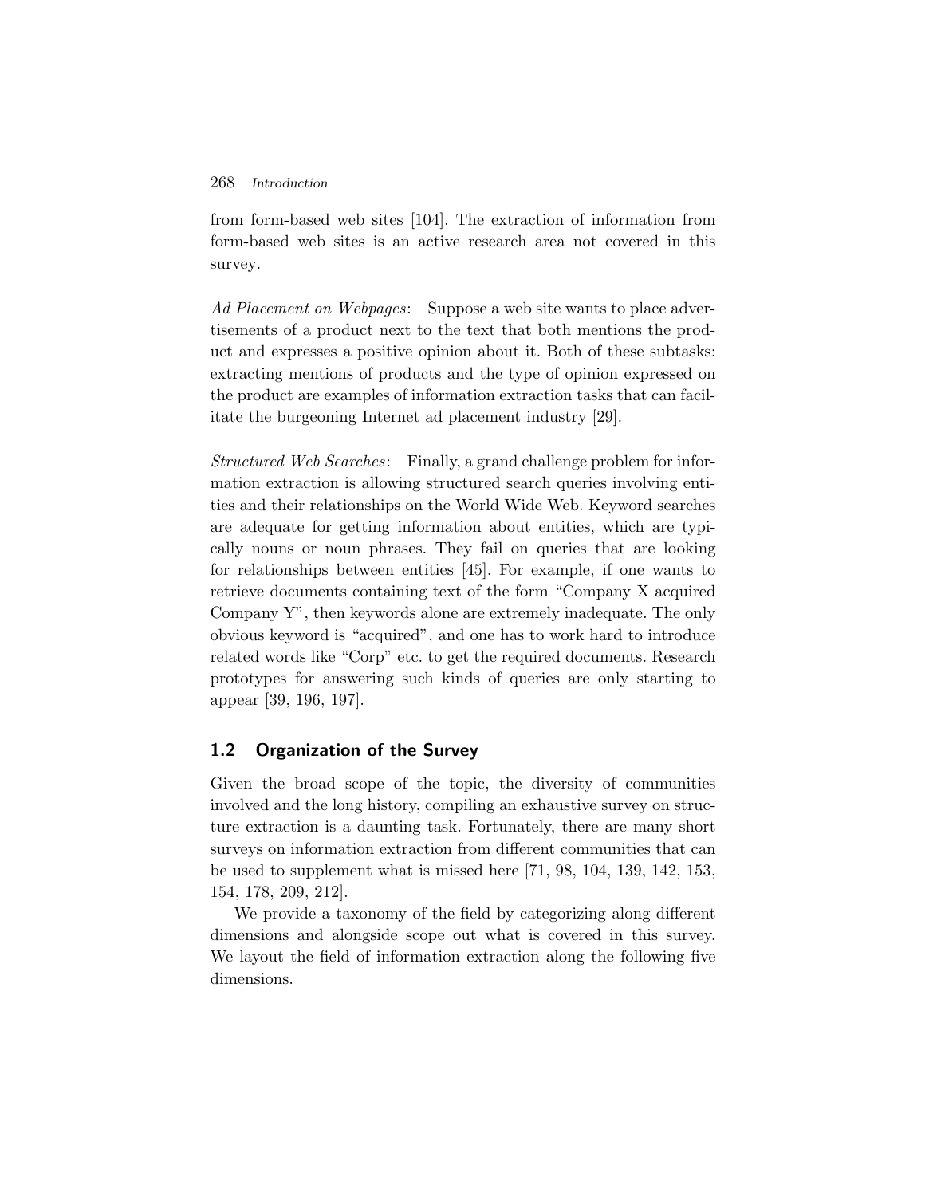from form-based web sites [104]. The extraction of information from form-based web sites is an active research area not covered in this survey.

*Ad Placement on Webpages*: Suppose a web site wants to place advertisements of a product next to the text that both mentions the product and expresses a positive opinion about it. Both of these subtasks: extracting mentions of products and the type of opinion expressed on the product are examples of information extraction tasks that can facilitate the burgeoning Internet ad placement industry [29].

*Structured Web Searches*: Finally, a grand challenge problem for information extraction is allowing structured search queries involving entities and their relationships on the World Wide Web. Keyword searches are adequate for getting information about entities, which are typically nouns or noun phrases. They fail on queries that are looking for relationships between entities [45]. For example, if one wants to retrieve documents containing text of the form "Company X acquired Company Y", then keywords alone are extremely inadequate. The only obvious keyword is "acquired", and one has to work hard to introduce related words like "Corp" etc. to get the required documents. Research prototypes for answering such kinds of queries are only starting to appear [39, 196, 197].

## 1.2 Organization of the Survey

Given the broad scope of the topic, the diversity of communities involved and the long history, compiling an exhaustive survey on structure extraction is a daunting task. Fortunately, there are many short surveys on information extraction from different communities that can be used to supplement what is missed here [71, 98, 104, 139, 142, 153, 154, 178, 209, 212].

We provide a taxonomy of the field by categorizing along different dimensions and alongside scope out what is covered in this survey. We layout the field of information extraction along the following five dimensions.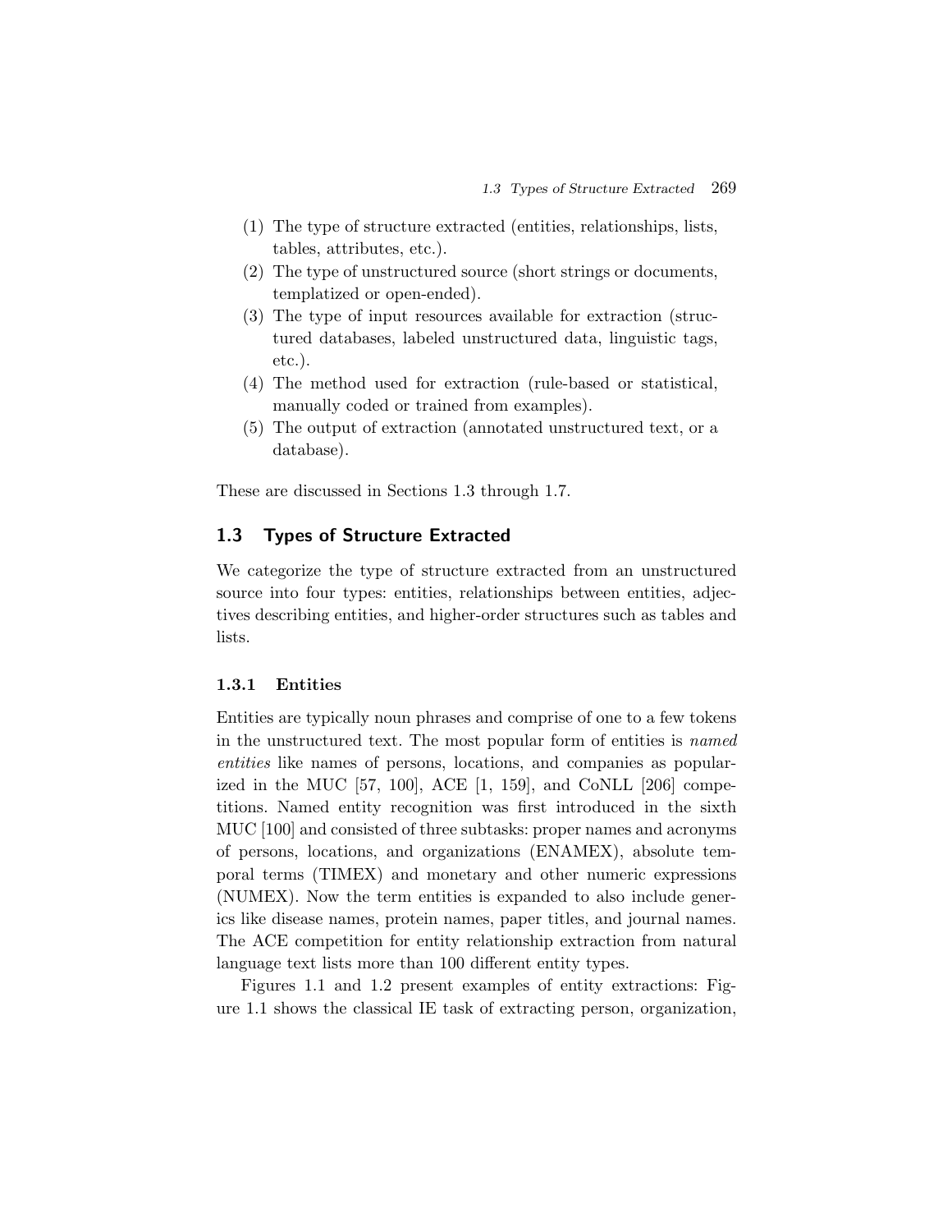(1) The type of structure extracted (entities, relationships, lists, tables, attributes, etc.).
(2) The type of unstructured source (short strings or documents, templatized or open-ended).
(3) The type of input resources available for extraction (structured databases, labeled unstructured data, linguistic tags, etc.).
(4) The method used for extraction (rule-based or statistical, manually coded or trained from examples).
(5) The output of extraction (annotated unstructured text, or a database).

These are discussed in Sections 1.3 through 1.7.

## 1.3 Types of Structure Extracted

We categorize the type of structure extracted from an unstructured source into four types: entities, relationships between entities, adjectives describing entities, and higher-order structures such as tables and lists.

### 1.3.1 Entities

Entities are typically noun phrases and comprise of one to a few tokens in the unstructured text. The most popular form of entities is *named entities* like names of persons, locations, and companies as popularized in the MUC [57, 100], ACE [1, 159], and CoNLL [206] competitions. Named entity recognition was first introduced in the sixth MUC [100] and consisted of three subtasks: proper names and acronyms of persons, locations, and organizations (ENAMEX), absolute temporal terms (TIMEX) and monetary and other numeric expressions (NUMEX). Now the term entities is expanded to also include generics like disease names, protein names, paper titles, and journal names. The ACE competition for entity relationship extraction from natural language text lists more than 100 different entity types.

Figures 1.1 and 1.2 present examples of entity extractions: Figure 1.1 shows the classical IE task of extracting person, organization,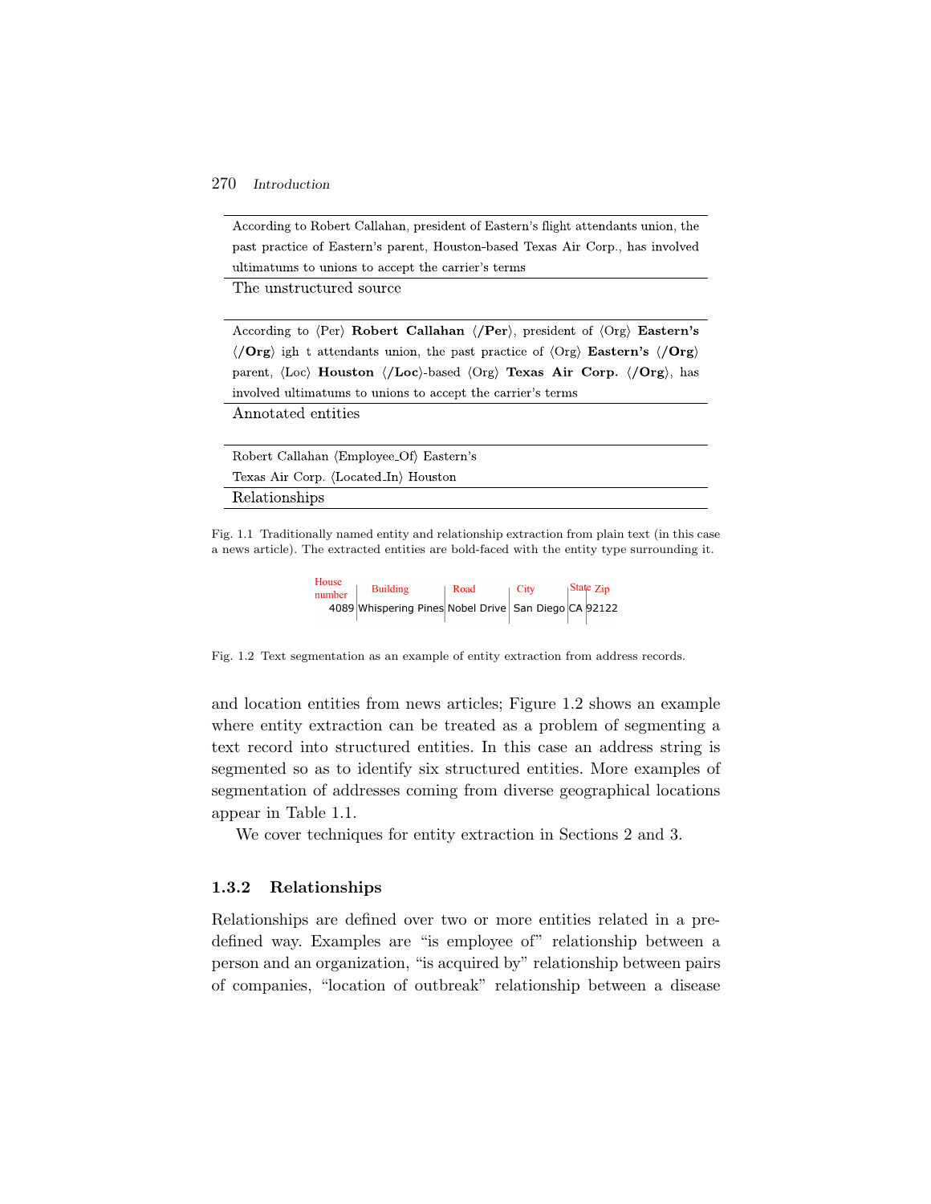| According to Robert Callahan, president of Eastern's flight attendants union, the past practice of Eastern's parent, Houston-based Texas Air Corp., has involved ultimatums to unions to accept the carrier's terms |
|---|
| The unstructured source |

| According to ⟨Per⟩ **Robert Callahan ⟨/Per⟩**, president of ⟨Org⟩ **Eastern's ⟨/Org⟩** igh t attendants union, the past practice of ⟨Org⟩ **Eastern's ⟨/Org⟩** parent, ⟨Loc⟩ **Houston ⟨/Loc⟩**-based ⟨Org⟩ **Texas Air Corp. ⟨/Org⟩**, has involved ultimatums to unions to accept the carrier's terms |
|---|
| Annotated entities |

| Robert Callahan ⟨Employee_Of⟩ Eastern's |
|---|
| Texas Air Corp. ⟨Located_In⟩ Houston |
| Relationships |

Fig. 1.1 Traditionally named entity and relationship extraction from plain text (in this case a news article). The extracted entities are bold-faced with the entity type surrounding it.

| House number | Building | Road | City | State | Zip |
|---|---|---|---|---|---|
| 4089 | Whispering Pines | Nobel Drive | San Diego | CA | 92122 |

Fig. 1.2 Text segmentation as an example of entity extraction from address records.

and location entities from news articles; Figure 1.2 shows an example where entity extraction can be treated as a problem of segmenting a text record into structured entities. In this case an address string is segmented so as to identify six structured entities. More examples of segmentation of addresses coming from diverse geographical locations appear in Table 1.1.

We cover techniques for entity extraction in Sections 2 and 3.

### 1.3.2 Relationships

Relationships are defined over two or more entities related in a predefined way. Examples are "is employee of" relationship between a person and an organization, "is acquired by" relationship between pairs of companies, "location of outbreak" relationship between a disease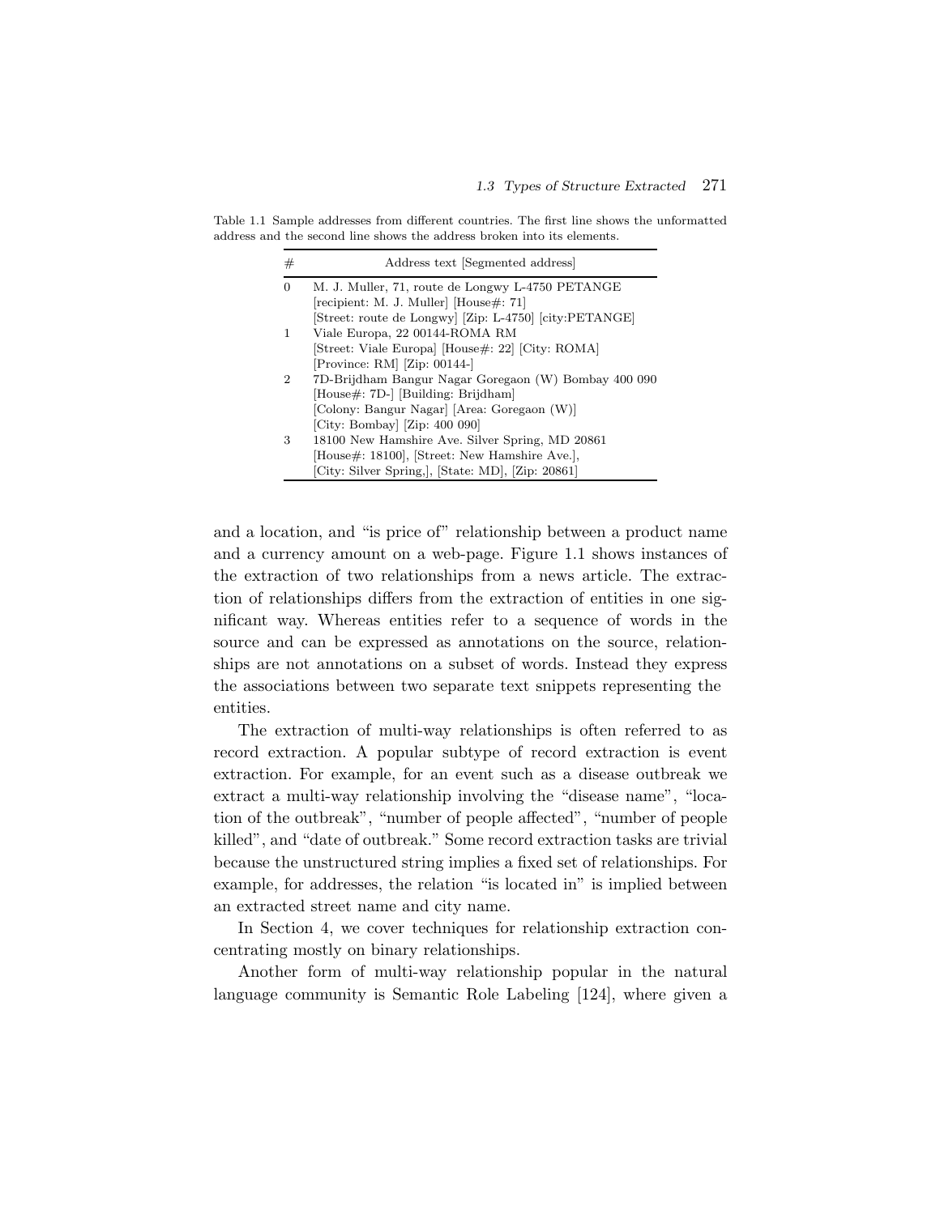Table 1.1 Sample addresses from different countries. The first line shows the unformatted address and the second line shows the address broken into its elements.

| # | Address text [Segmented address] |
|---|---|
| 0 | M. J. Muller, 71, route de Longwy L-4750 PETANGE<br>[recipient: M. J. Muller] [House#: 71]<br>[Street: route de Longwy] [Zip: L-4750] [city:PETANGE] |
| 1 | Viale Europa, 22 00144-ROMA RM<br>[Street: Viale Europa] [House#: 22] [City: ROMA]<br>[Province: RM] [Zip: 00144-] |
| 2 | 7D-Brijdham Bangur Nagar Goregaon (W) Bombay 400 090<br>[House#: 7D-] [Building: Brijdham]<br>[Colony: Bangur Nagar] [Area: Goregaon (W)]<br>[City: Bombay] [Zip: 400 090] |
| 3 | 18100 New Hamshire Ave. Silver Spring, MD 20861<br>[House#: 18100], [Street: New Hamshire Ave.],<br>[City: Silver Spring,], [State: MD], [Zip: 20861] |

and a location, and "is price of" relationship between a product name and a currency amount on a web-page. Figure 1.1 shows instances of the extraction of two relationships from a news article. The extraction of relationships differs from the extraction of entities in one significant way. Whereas entities refer to a sequence of words in the source and can be expressed as annotations on the source, relationships are not annotations on a subset of words. Instead they express the associations between two separate text snippets representing the entities.

The extraction of multi-way relationships is often referred to as record extraction. A popular subtype of record extraction is event extraction. For example, for an event such as a disease outbreak we extract a multi-way relationship involving the "disease name", "location of the outbreak", "number of people affected", "number of people killed", and "date of outbreak." Some record extraction tasks are trivial because the unstructured string implies a fixed set of relationships. For example, for addresses, the relation "is located in" is implied between an extracted street name and city name.

In Section 4, we cover techniques for relationship extraction concentrating mostly on binary relationships.

Another form of multi-way relationship popular in the natural language community is Semantic Role Labeling [124], where given a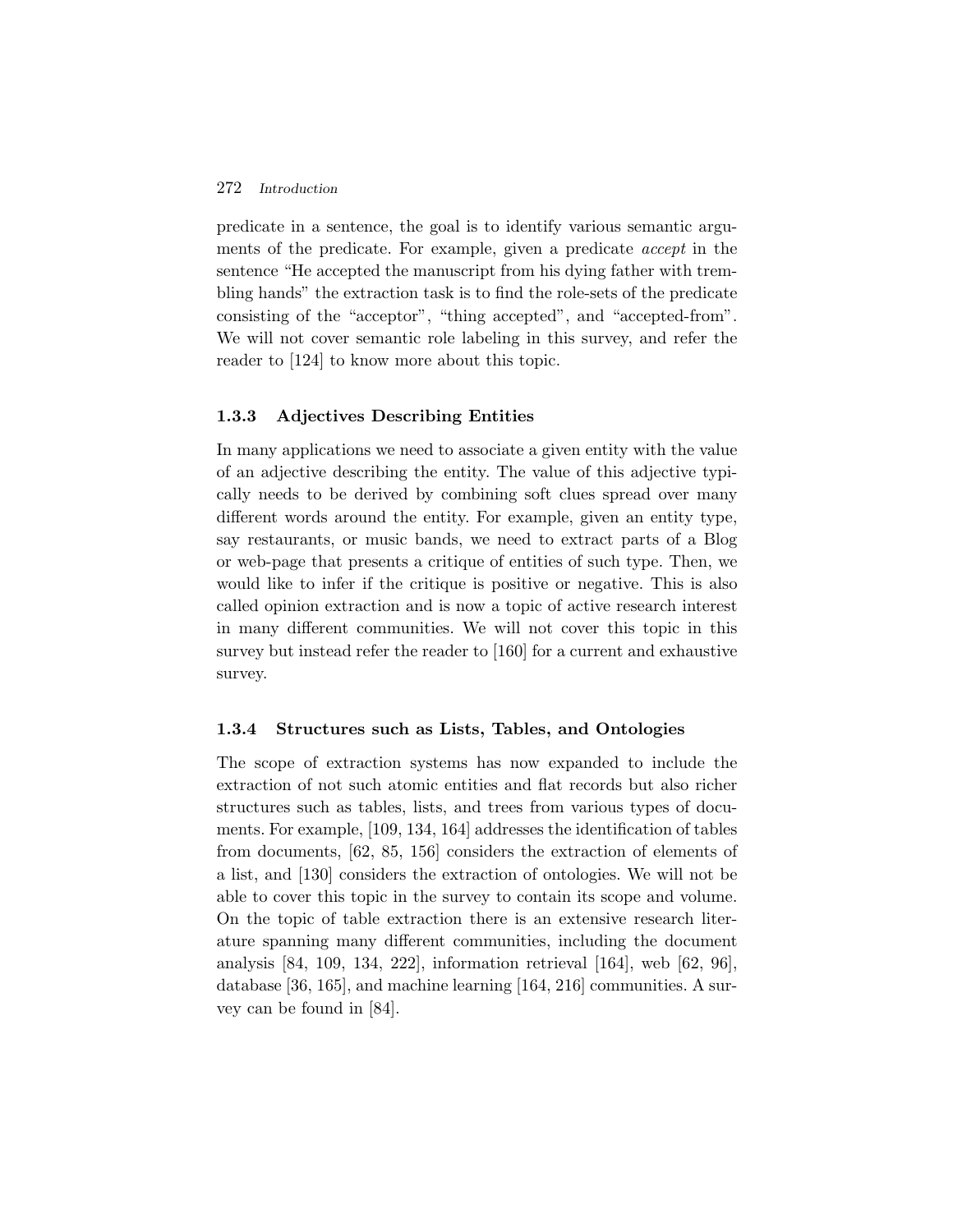predicate in a sentence, the goal is to identify various semantic arguments of the predicate. For example, given a predicate *accept* in the sentence "He accepted the manuscript from his dying father with trembling hands" the extraction task is to find the role-sets of the predicate consisting of the "acceptor", "thing accepted", and "accepted-from". We will not cover semantic role labeling in this survey, and refer the reader to [124] to know more about this topic.

### 1.3.3 Adjectives Describing Entities

In many applications we need to associate a given entity with the value of an adjective describing the entity. The value of this adjective typically needs to be derived by combining soft clues spread over many different words around the entity. For example, given an entity type, say restaurants, or music bands, we need to extract parts of a Blog or web-page that presents a critique of entities of such type. Then, we would like to infer if the critique is positive or negative. This is also called opinion extraction and is now a topic of active research interest in many different communities. We will not cover this topic in this survey but instead refer the reader to [160] for a current and exhaustive survey.

### 1.3.4 Structures such as Lists, Tables, and Ontologies

The scope of extraction systems has now expanded to include the extraction of not such atomic entities and flat records but also richer structures such as tables, lists, and trees from various types of documents. For example, [109, 134, 164] addresses the identification of tables from documents, [62, 85, 156] considers the extraction of elements of a list, and [130] considers the extraction of ontologies. We will not be able to cover this topic in the survey to contain its scope and volume. On the topic of table extraction there is an extensive research literature spanning many different communities, including the document analysis [84, 109, 134, 222], information retrieval [164], web [62, 96], database [36, 165], and machine learning [164, 216] communities. A survey can be found in [84].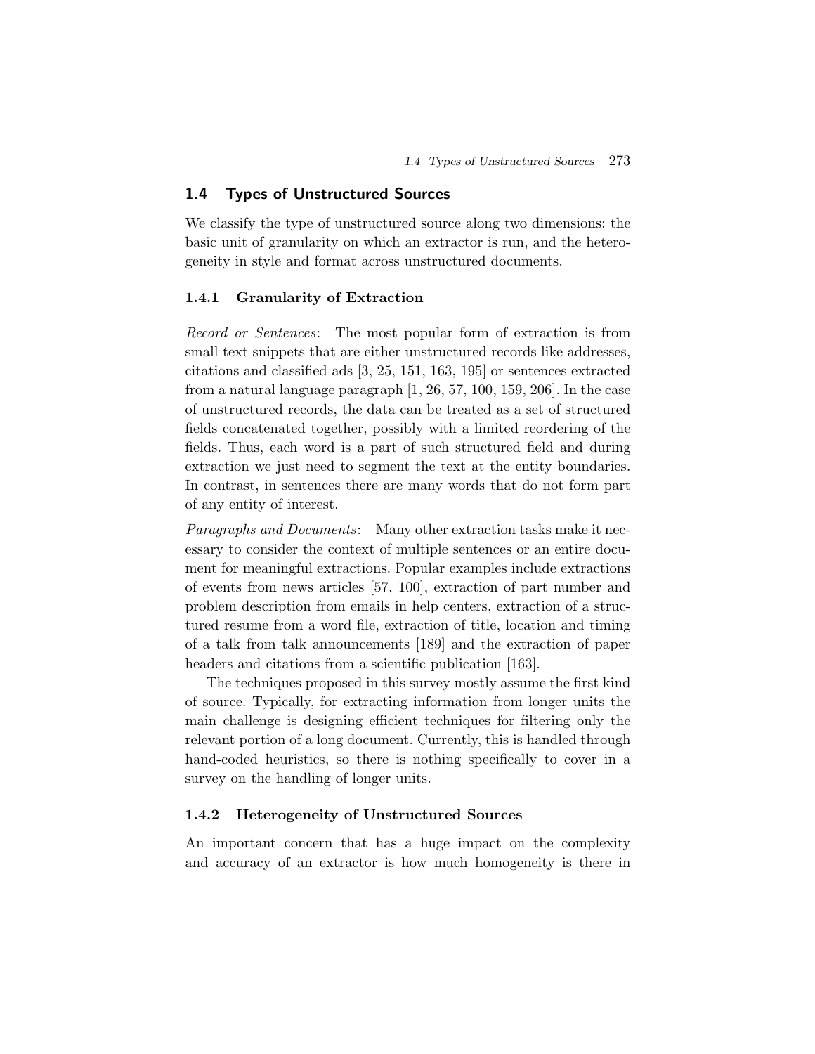## 1.4 Types of Unstructured Sources

We classify the type of unstructured source along two dimensions: the basic unit of granularity on which an extractor is run, and the heterogeneity in style and format across unstructured documents.

### 1.4.1 Granularity of Extraction

*Record or Sentences*: The most popular form of extraction is from small text snippets that are either unstructured records like addresses, citations and classified ads [3, 25, 151, 163, 195] or sentences extracted from a natural language paragraph [1, 26, 57, 100, 159, 206]. In the case of unstructured records, the data can be treated as a set of structured fields concatenated together, possibly with a limited reordering of the fields. Thus, each word is a part of such structured field and during extraction we just need to segment the text at the entity boundaries. In contrast, in sentences there are many words that do not form part of any entity of interest.

*Paragraphs and Documents*: Many other extraction tasks make it necessary to consider the context of multiple sentences or an entire document for meaningful extractions. Popular examples include extractions of events from news articles [57, 100], extraction of part number and problem description from emails in help centers, extraction of a structured resume from a word file, extraction of title, location and timing of a talk from talk announcements [189] and the extraction of paper headers and citations from a scientific publication [163].

The techniques proposed in this survey mostly assume the first kind of source. Typically, for extracting information from longer units the main challenge is designing efficient techniques for filtering only the relevant portion of a long document. Currently, this is handled through hand-coded heuristics, so there is nothing specifically to cover in a survey on the handling of longer units.

### 1.4.2 Heterogeneity of Unstructured Sources

An important concern that has a huge impact on the complexity and accuracy of an extractor is how much homogeneity is there in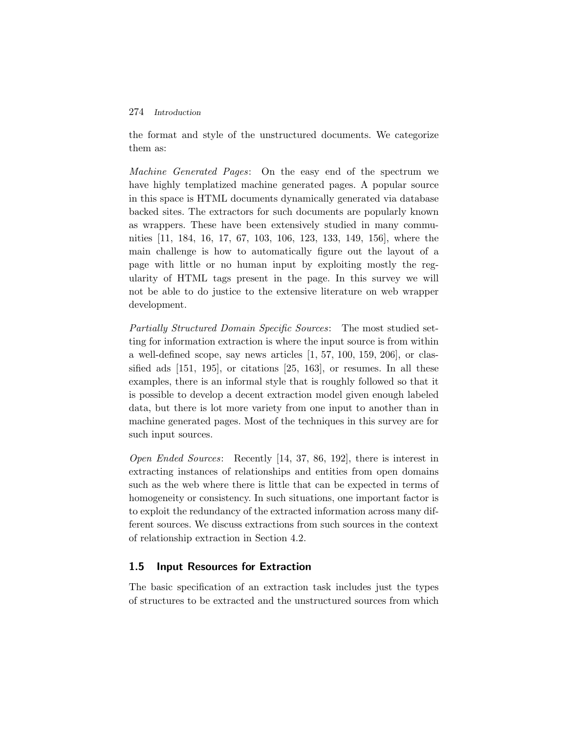the format and style of the unstructured documents. We categorize them as:

*Machine Generated Pages*: On the easy end of the spectrum we have highly templatized machine generated pages. A popular source in this space is HTML documents dynamically generated via database backed sites. The extractors for such documents are popularly known as wrappers. These have been extensively studied in many communities [11, 184, 16, 17, 67, 103, 106, 123, 133, 149, 156], where the main challenge is how to automatically figure out the layout of a page with little or no human input by exploiting mostly the regularity of HTML tags present in the page. In this survey we will not be able to do justice to the extensive literature on web wrapper development.

*Partially Structured Domain Specific Sources*: The most studied setting for information extraction is where the input source is from within a well-defined scope, say news articles [1, 57, 100, 159, 206], or classified ads [151, 195], or citations [25, 163], or resumes. In all these examples, there is an informal style that is roughly followed so that it is possible to develop a decent extraction model given enough labeled data, but there is lot more variety from one input to another than in machine generated pages. Most of the techniques in this survey are for such input sources.

*Open Ended Sources*: Recently [14, 37, 86, 192], there is interest in extracting instances of relationships and entities from open domains such as the web where there is little that can be expected in terms of homogeneity or consistency. In such situations, one important factor is to exploit the redundancy of the extracted information across many different sources. We discuss extractions from such sources in the context of relationship extraction in Section 4.2.

## 1.5 Input Resources for Extraction

The basic specification of an extraction task includes just the types of structures to be extracted and the unstructured sources from which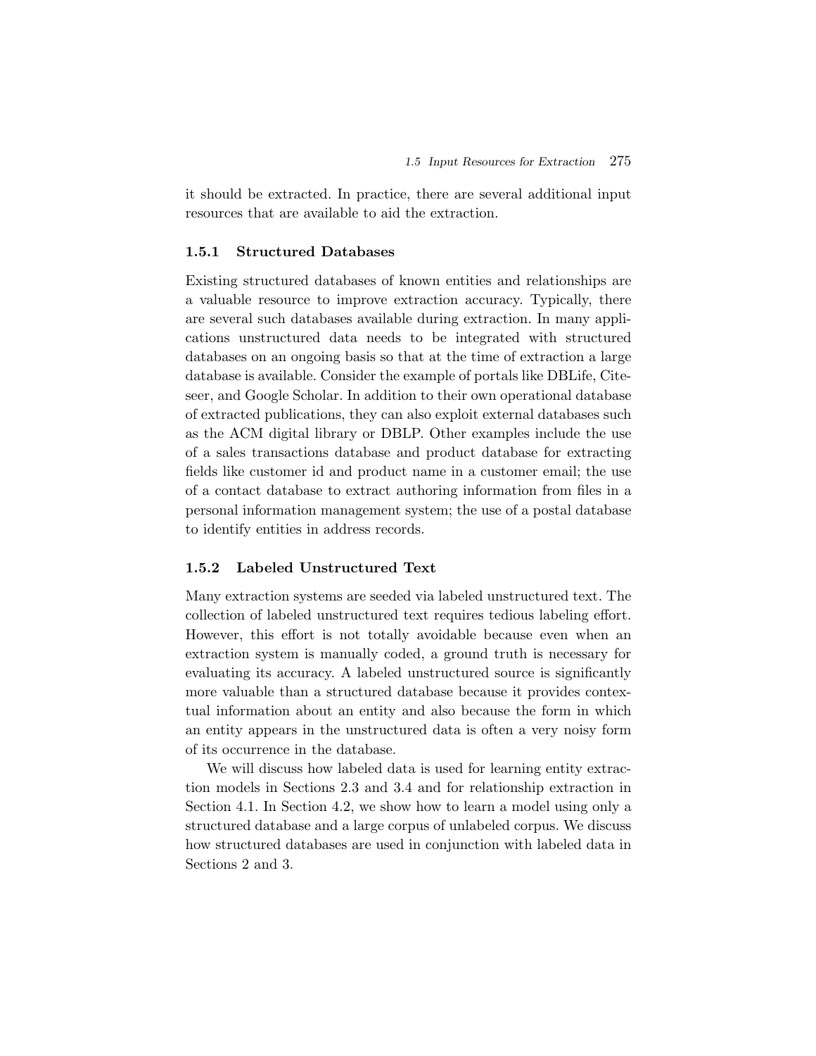it should be extracted. In practice, there are several additional input resources that are available to aid the extraction.

### 1.5.1 Structured Databases

Existing structured databases of known entities and relationships are a valuable resource to improve extraction accuracy. Typically, there are several such databases available during extraction. In many applications unstructured data needs to be integrated with structured databases on an ongoing basis so that at the time of extraction a large database is available. Consider the example of portals like DBLife, Citeseer, and Google Scholar. In addition to their own operational database of extracted publications, they can also exploit external databases such as the ACM digital library or DBLP. Other examples include the use of a sales transactions database and product database for extracting fields like customer id and product name in a customer email; the use of a contact database to extract authoring information from files in a personal information management system; the use of a postal database to identify entities in address records.

### 1.5.2 Labeled Unstructured Text

Many extraction systems are seeded via labeled unstructured text. The collection of labeled unstructured text requires tedious labeling effort. However, this effort is not totally avoidable because even when an extraction system is manually coded, a ground truth is necessary for evaluating its accuracy. A labeled unstructured source is significantly more valuable than a structured database because it provides contextual information about an entity and also because the form in which an entity appears in the unstructured data is often a very noisy form of its occurrence in the database.

We will discuss how labeled data is used for learning entity extraction models in Sections 2.3 and 3.4 and for relationship extraction in Section 4.1. In Section 4.2, we show how to learn a model using only a structured database and a large corpus of unlabeled corpus. We discuss how structured databases are used in conjunction with labeled data in Sections 2 and 3.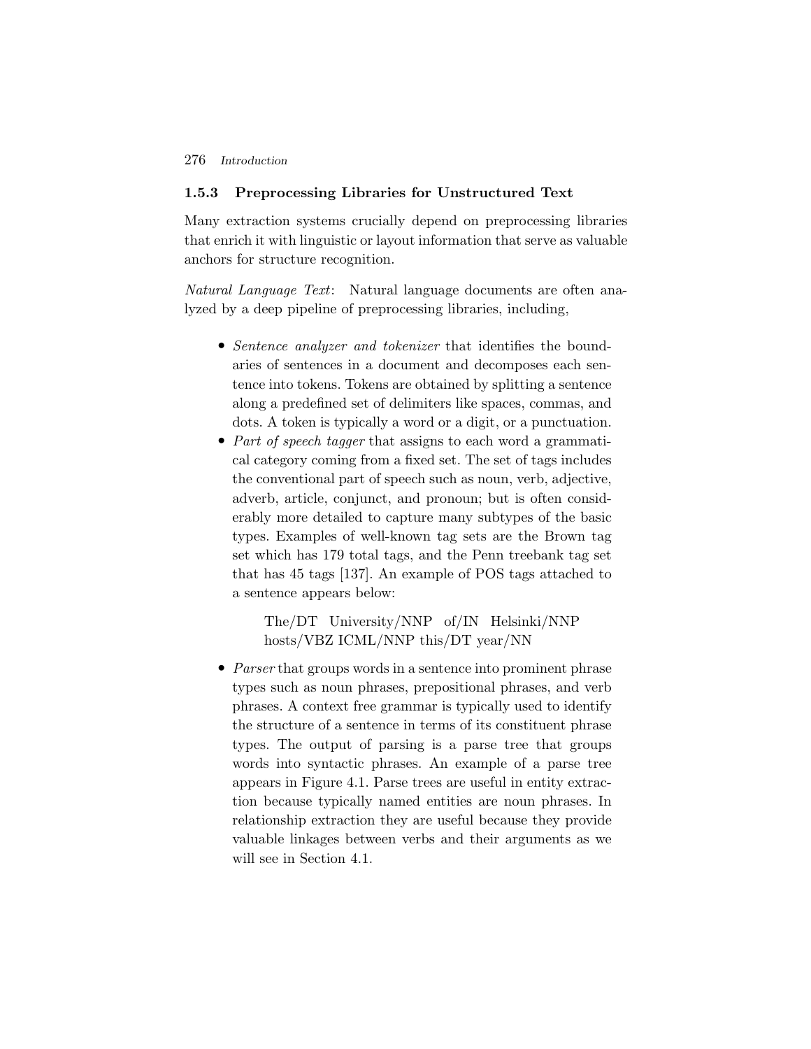### 1.5.3 Preprocessing Libraries for Unstructured Text

Many extraction systems crucially depend on preprocessing libraries that enrich it with linguistic or layout information that serve as valuable anchors for structure recognition.

*Natural Language Text*: Natural language documents are often analyzed by a deep pipeline of preprocessing libraries, including,

- *Sentence analyzer and tokenizer* that identifies the boundaries of sentences in a document and decomposes each sentence into tokens. Tokens are obtained by splitting a sentence along a predefined set of delimiters like spaces, commas, and dots. A token is typically a word or a digit, or a punctuation.
- *Part of speech tagger* that assigns to each word a grammatical category coming from a fixed set. The set of tags includes the conventional part of speech such as noun, verb, adjective, adverb, article, conjunct, and pronoun; but is often considerably more detailed to capture many subtypes of the basic types. Examples of well-known tag sets are the Brown tag set which has 179 total tags, and the Penn treebank tag set that has 45 tags [137]. An example of POS tags attached to a sentence appears below:

  The/DT University/NNP of/IN Helsinki/NNP hosts/VBZ ICML/NNP this/DT year/NN

- *Parser* that groups words in a sentence into prominent phrase types such as noun phrases, prepositional phrases, and verb phrases. A context free grammar is typically used to identify the structure of a sentence in terms of its constituent phrase types. The output of parsing is a parse tree that groups words into syntactic phrases. An example of a parse tree appears in Figure 4.1. Parse trees are useful in entity extraction because typically named entities are noun phrases. In relationship extraction they are useful because they provide valuable linkages between verbs and their arguments as we will see in Section 4.1.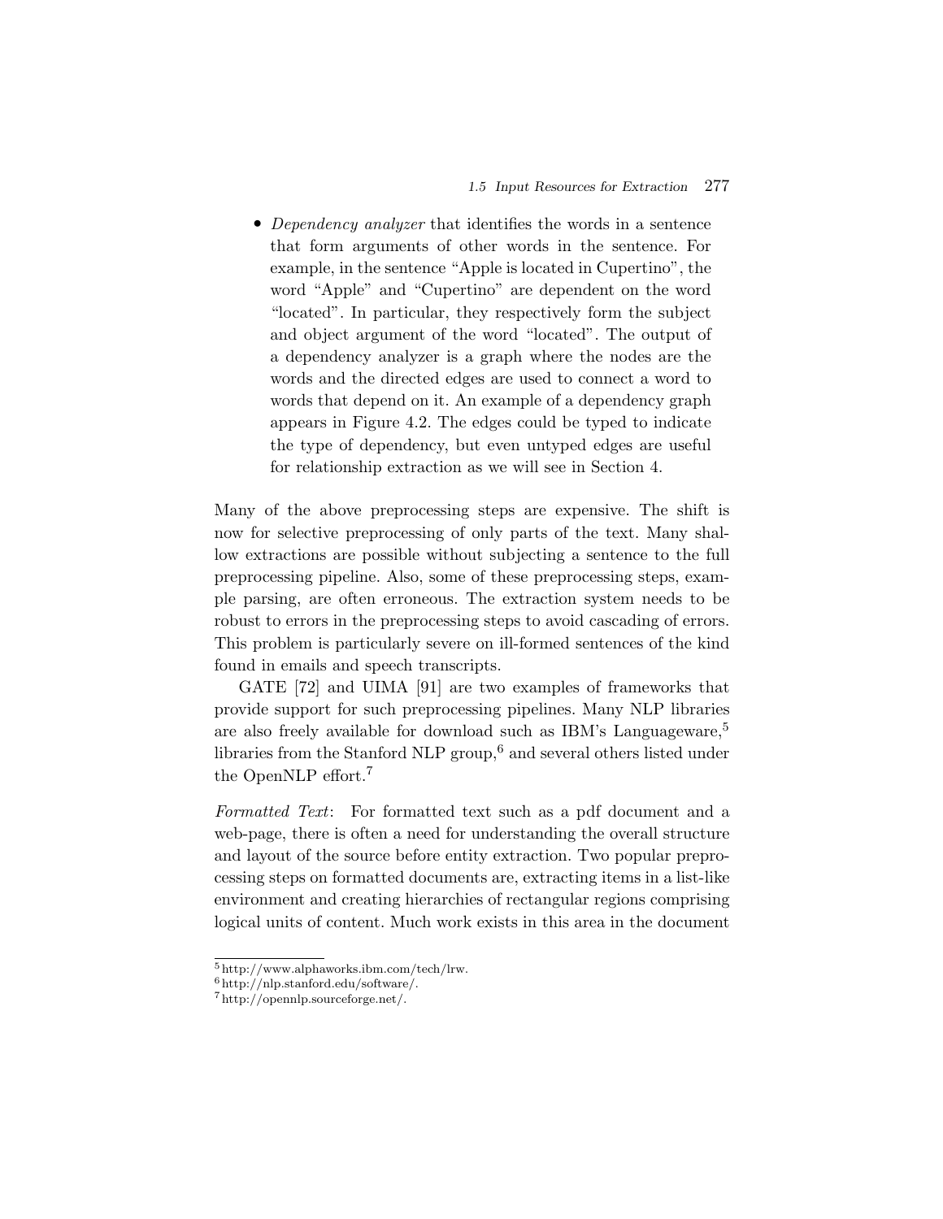- *Dependency analyzer* that identifies the words in a sentence that form arguments of other words in the sentence. For example, in the sentence "Apple is located in Cupertino", the word "Apple" and "Cupertino" are dependent on the word "located". In particular, they respectively form the subject and object argument of the word "located". The output of a dependency analyzer is a graph where the nodes are the words and the directed edges are used to connect a word to words that depend on it. An example of a dependency graph appears in Figure 4.2. The edges could be typed to indicate the type of dependency, but even untyped edges are useful for relationship extraction as we will see in Section 4.

Many of the above preprocessing steps are expensive. The shift is now for selective preprocessing of only parts of the text. Many shallow extractions are possible without subjecting a sentence to the full preprocessing pipeline. Also, some of these preprocessing steps, example parsing, are often erroneous. The extraction system needs to be robust to errors in the preprocessing steps to avoid cascading of errors. This problem is particularly severe on ill-formed sentences of the kind found in emails and speech transcripts.

GATE [72] and UIMA [91] are two examples of frameworks that provide support for such preprocessing pipelines. Many NLP libraries are also freely available for download such as IBM's Languageware,[5] libraries from the Stanford NLP group,[6] and several others listed under the OpenNLP effort.[7]

*Formatted Text*: For formatted text such as a pdf document and a web-page, there is often a need for understanding the overall structure and layout of the source before entity extraction. Two popular preprocessing steps on formatted documents are, extracting items in a list-like environment and creating hierarchies of rectangular regions comprising logical units of content. Much work exists in this area in the document

---

[5] http://www.alphaworks.ibm.com/tech/lrw.

[6] http://nlp.stanford.edu/software/.

[7] http://opennlp.sourceforge.net/.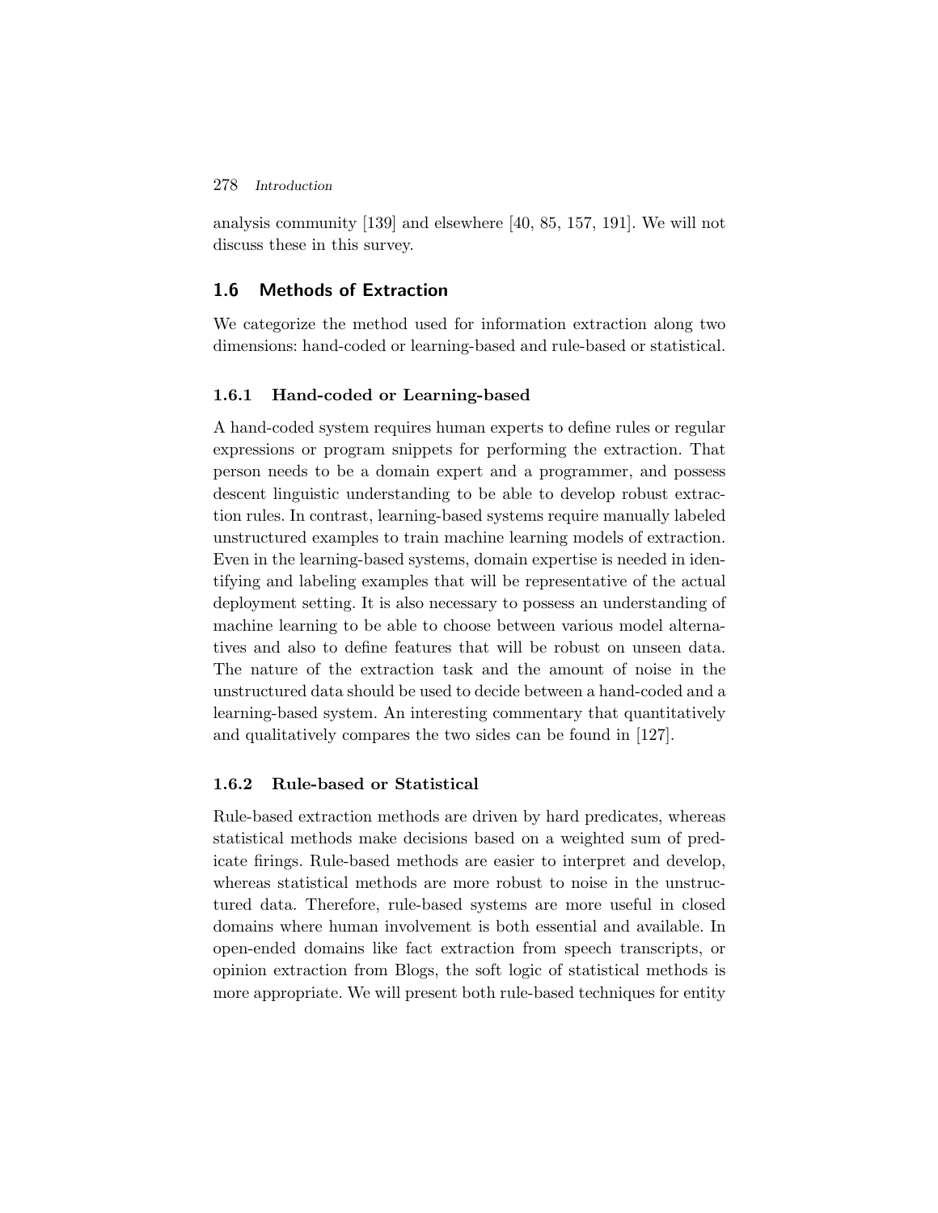analysis community [139] and elsewhere [40, 85, 157, 191]. We will not discuss these in this survey.

## 1.6 Methods of Extraction

We categorize the method used for information extraction along two dimensions: hand-coded or learning-based and rule-based or statistical.

### 1.6.1 Hand-coded or Learning-based

A hand-coded system requires human experts to define rules or regular expressions or program snippets for performing the extraction. That person needs to be a domain expert and a programmer, and possess descent linguistic understanding to be able to develop robust extraction rules. In contrast, learning-based systems require manually labeled unstructured examples to train machine learning models of extraction. Even in the learning-based systems, domain expertise is needed in identifying and labeling examples that will be representative of the actual deployment setting. It is also necessary to possess an understanding of machine learning to be able to choose between various model alternatives and also to define features that will be robust on unseen data. The nature of the extraction task and the amount of noise in the unstructured data should be used to decide between a hand-coded and a learning-based system. An interesting commentary that quantitatively and qualitatively compares the two sides can be found in [127].

### 1.6.2 Rule-based or Statistical

Rule-based extraction methods are driven by hard predicates, whereas statistical methods make decisions based on a weighted sum of predicate firings. Rule-based methods are easier to interpret and develop, whereas statistical methods are more robust to noise in the unstructured data. Therefore, rule-based systems are more useful in closed domains where human involvement is both essential and available. In open-ended domains like fact extraction from speech transcripts, or opinion extraction from Blogs, the soft logic of statistical methods is more appropriate. We will present both rule-based techniques for entity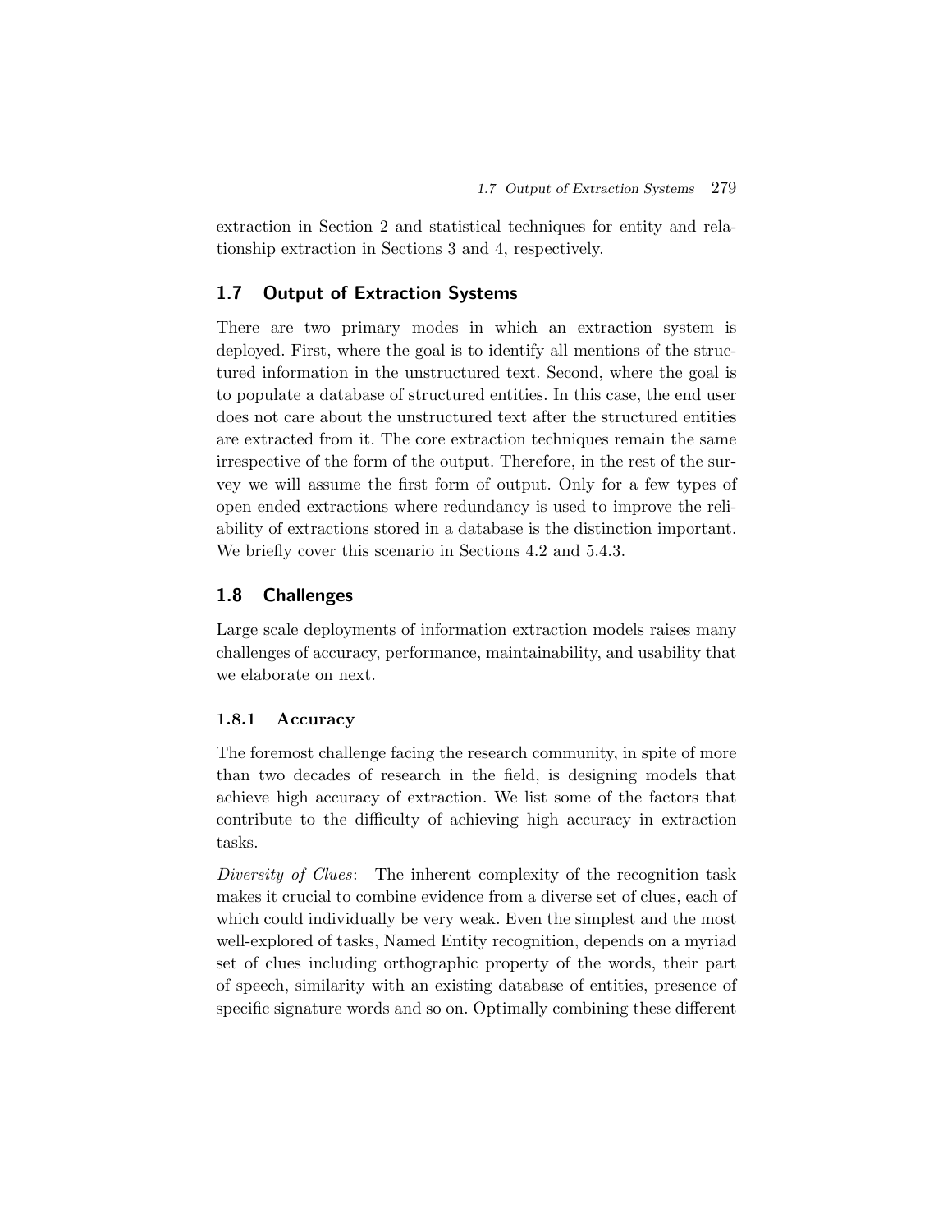extraction in Section 2 and statistical techniques for entity and relationship extraction in Sections 3 and 4, respectively.

## 1.7 Output of Extraction Systems

There are two primary modes in which an extraction system is deployed. First, where the goal is to identify all mentions of the structured information in the unstructured text. Second, where the goal is to populate a database of structured entities. In this case, the end user does not care about the unstructured text after the structured entities are extracted from it. The core extraction techniques remain the same irrespective of the form of the output. Therefore, in the rest of the survey we will assume the first form of output. Only for a few types of open ended extractions where redundancy is used to improve the reliability of extractions stored in a database is the distinction important. We briefly cover this scenario in Sections 4.2 and 5.4.3.

## 1.8 Challenges

Large scale deployments of information extraction models raises many challenges of accuracy, performance, maintainability, and usability that we elaborate on next.

### 1.8.1 Accuracy

The foremost challenge facing the research community, in spite of more than two decades of research in the field, is designing models that achieve high accuracy of extraction. We list some of the factors that contribute to the difficulty of achieving high accuracy in extraction tasks.

*Diversity of Clues*: The inherent complexity of the recognition task makes it crucial to combine evidence from a diverse set of clues, each of which could individually be very weak. Even the simplest and the most well-explored of tasks, Named Entity recognition, depends on a myriad set of clues including orthographic property of the words, their part of speech, similarity with an existing database of entities, presence of specific signature words and so on. Optimally combining these different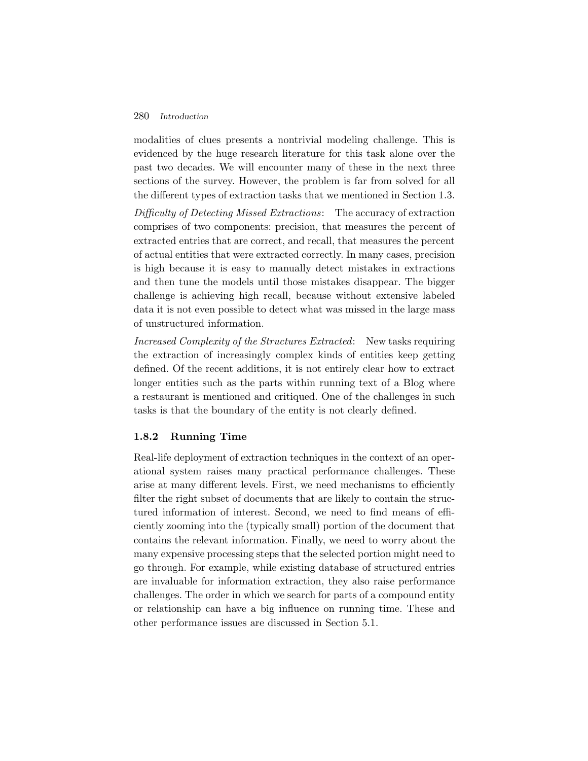modalities of clues presents a nontrivial modeling challenge. This is evidenced by the huge research literature for this task alone over the past two decades. We will encounter many of these in the next three sections of the survey. However, the problem is far from solved for all the different types of extraction tasks that we mentioned in Section 1.3.

*Difficulty of Detecting Missed Extractions*: The accuracy of extraction comprises of two components: precision, that measures the percent of extracted entries that are correct, and recall, that measures the percent of actual entities that were extracted correctly. In many cases, precision is high because it is easy to manually detect mistakes in extractions and then tune the models until those mistakes disappear. The bigger challenge is achieving high recall, because without extensive labeled data it is not even possible to detect what was missed in the large mass of unstructured information.

*Increased Complexity of the Structures Extracted*: New tasks requiring the extraction of increasingly complex kinds of entities keep getting defined. Of the recent additions, it is not entirely clear how to extract longer entities such as the parts within running text of a Blog where a restaurant is mentioned and critiqued. One of the challenges in such tasks is that the boundary of the entity is not clearly defined.

### 1.8.2 Running Time

Real-life deployment of extraction techniques in the context of an operational system raises many practical performance challenges. These arise at many different levels. First, we need mechanisms to efficiently filter the right subset of documents that are likely to contain the structured information of interest. Second, we need to find means of efficiently zooming into the (typically small) portion of the document that contains the relevant information. Finally, we need to worry about the many expensive processing steps that the selected portion might need to go through. For example, while existing database of structured entries are invaluable for information extraction, they also raise performance challenges. The order in which we search for parts of a compound entity or relationship can have a big influence on running time. These and other performance issues are discussed in Section 5.1.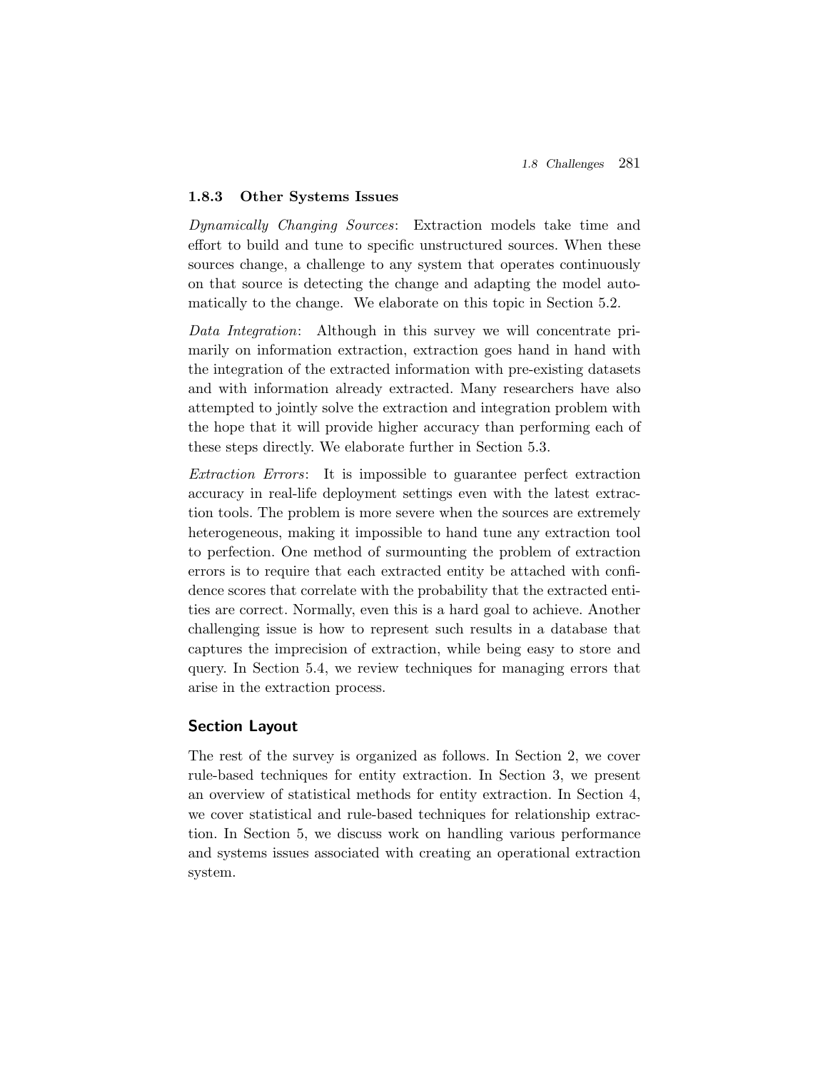### 1.8.3 Other Systems Issues

*Dynamically Changing Sources*: Extraction models take time and effort to build and tune to specific unstructured sources. When these sources change, a challenge to any system that operates continuously on that source is detecting the change and adapting the model automatically to the change. We elaborate on this topic in Section 5.2.

*Data Integration*: Although in this survey we will concentrate primarily on information extraction, extraction goes hand in hand with the integration of the extracted information with pre-existing datasets and with information already extracted. Many researchers have also attempted to jointly solve the extraction and integration problem with the hope that it will provide higher accuracy than performing each of these steps directly. We elaborate further in Section 5.3.

*Extraction Errors*: It is impossible to guarantee perfect extraction accuracy in real-life deployment settings even with the latest extraction tools. The problem is more severe when the sources are extremely heterogeneous, making it impossible to hand tune any extraction tool to perfection. One method of surmounting the problem of extraction errors is to require that each extracted entity be attached with confidence scores that correlate with the probability that the extracted entities are correct. Normally, even this is a hard goal to achieve. Another challenging issue is how to represent such results in a database that captures the imprecision of extraction, while being easy to store and query. In Section 5.4, we review techniques for managing errors that arise in the extraction process.

## Section Layout

The rest of the survey is organized as follows. In Section 2, we cover rule-based techniques for entity extraction. In Section 3, we present an overview of statistical methods for entity extraction. In Section 4, we cover statistical and rule-based techniques for relationship extraction. In Section 5, we discuss work on handling various performance and systems issues associated with creating an operational extraction system.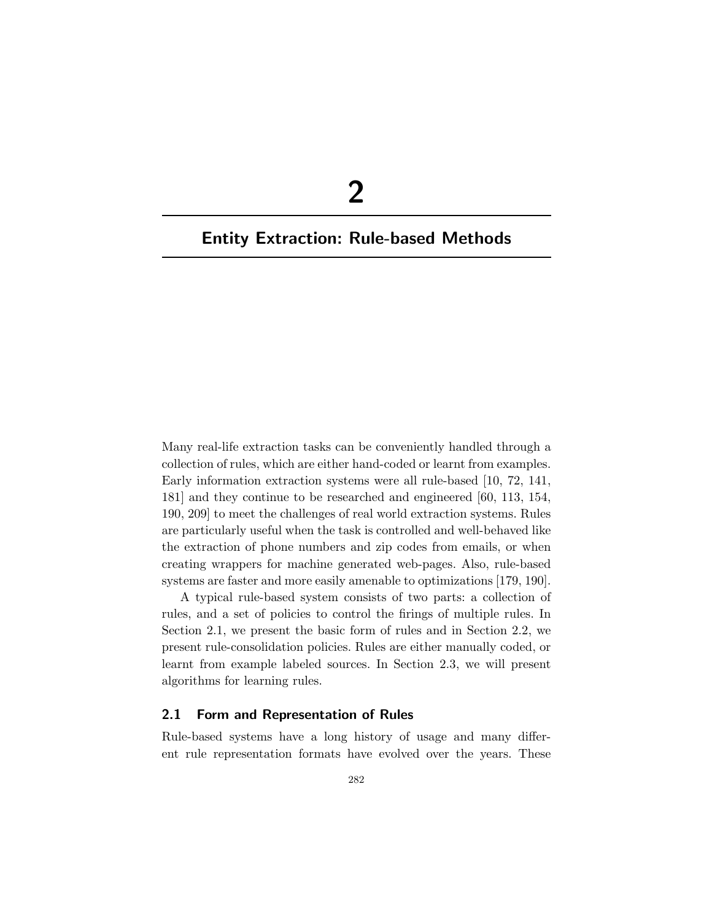# 2

# Entity Extraction: Rule-based Methods

Many real-life extraction tasks can be conveniently handled through a collection of rules, which are either hand-coded or learnt from examples. Early information extraction systems were all rule-based [10, 72, 141, 181] and they continue to be researched and engineered [60, 113, 154, 190, 209] to meet the challenges of real world extraction systems. Rules are particularly useful when the task is controlled and well-behaved like the extraction of phone numbers and zip codes from emails, or when creating wrappers for machine generated web-pages. Also, rule-based systems are faster and more easily amenable to optimizations [179, 190].

A typical rule-based system consists of two parts: a collection of rules, and a set of policies to control the firings of multiple rules. In Section 2.1, we present the basic form of rules and in Section 2.2, we present rule-consolidation policies. Rules are either manually coded, or learnt from example labeled sources. In Section 2.3, we will present algorithms for learning rules.

## 2.1 Form and Representation of Rules

Rule-based systems have a long history of usage and many different rule representation formats have evolved over the years. These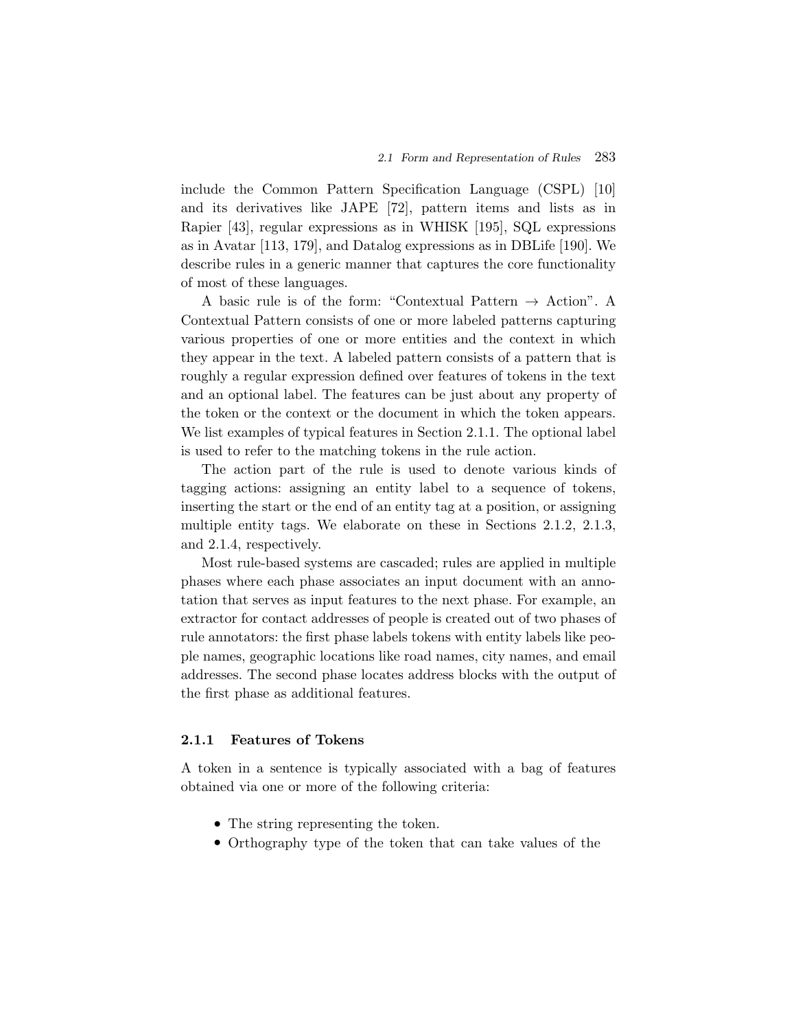include the Common Pattern Specification Language (CSPL) [10] and its derivatives like JAPE [72], pattern items and lists as in Rapier [43], regular expressions as in WHISK [195], SQL expressions as in Avatar [113, 179], and Datalog expressions as in DBLife [190]. We describe rules in a generic manner that captures the core functionality of most of these languages.

A basic rule is of the form: "Contextual Pattern $\rightarrow$ Action". A Contextual Pattern consists of one or more labeled patterns capturing various properties of one or more entities and the context in which they appear in the text. A labeled pattern consists of a pattern that is roughly a regular expression defined over features of tokens in the text and an optional label. The features can be just about any property of the token or the context or the document in which the token appears. We list examples of typical features in Section 2.1.1. The optional label is used to refer to the matching tokens in the rule action.

The action part of the rule is used to denote various kinds of tagging actions: assigning an entity label to a sequence of tokens, inserting the start or the end of an entity tag at a position, or assigning multiple entity tags. We elaborate on these in Sections 2.1.2, 2.1.3, and 2.1.4, respectively.

Most rule-based systems are cascaded; rules are applied in multiple phases where each phase associates an input document with an annotation that serves as input features to the next phase. For example, an extractor for contact addresses of people is created out of two phases of rule annotators: the first phase labels tokens with entity labels like people names, geographic locations like road names, city names, and email addresses. The second phase locates address blocks with the output of the first phase as additional features.

### 2.1.1 Features of Tokens

A token in a sentence is typically associated with a bag of features obtained via one or more of the following criteria:

- The string representing the token.
- Orthography type of the token that can take values of the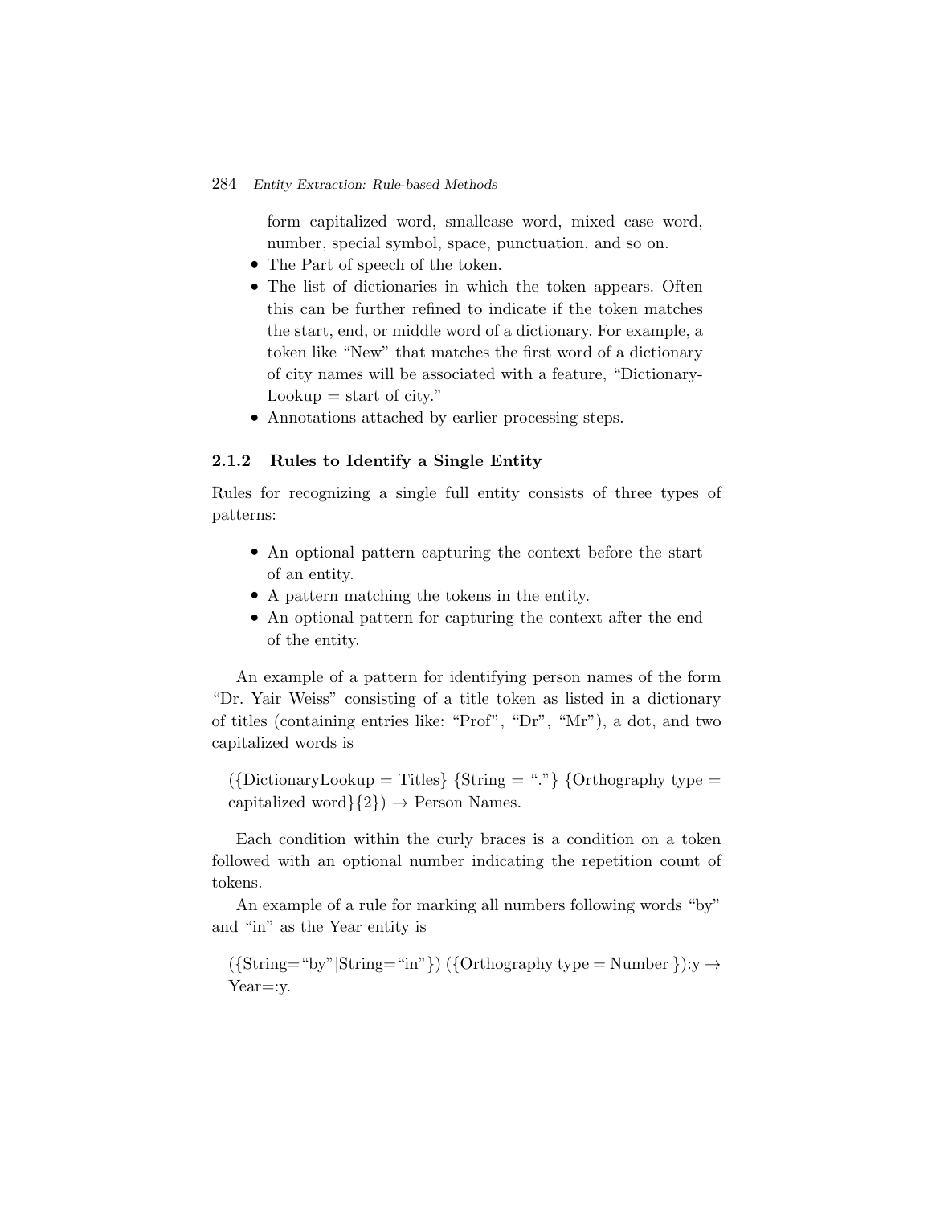form capitalized word, smallcase word, mixed case word, number, special symbol, space, punctuation, and so on.

- The Part of speech of the token.
- The list of dictionaries in which the token appears. Often this can be further refined to indicate if the token matches the start, end, or middle word of a dictionary. For example, a token like "New" that matches the first word of a dictionary of city names will be associated with a feature, "DictionaryLookup = start of city."
- Annotations attached by earlier processing steps.

### 2.1.2 Rules to Identify a Single Entity

Rules for recognizing a single full entity consists of three types of patterns:

- An optional pattern capturing the context before the start of an entity.
- A pattern matching the tokens in the entity.
- An optional pattern for capturing the context after the end of the entity.

An example of a pattern for identifying person names of the form "Dr. Yair Weiss" consisting of a title token as listed in a dictionary of titles (containing entries like: "Prof", "Dr", "Mr"), a dot, and two capitalized words is

({DictionaryLookup = Titles} {String = "."} {Orthography type = capitalized word}{2}) → Person Names.

Each condition within the curly braces is a condition on a token followed with an optional number indicating the repetition count of tokens.

An example of a rule for marking all numbers following words "by" and "in" as the Year entity is

({String="by"|String="in"}) ({Orthography type = Number }):y → Year=:y.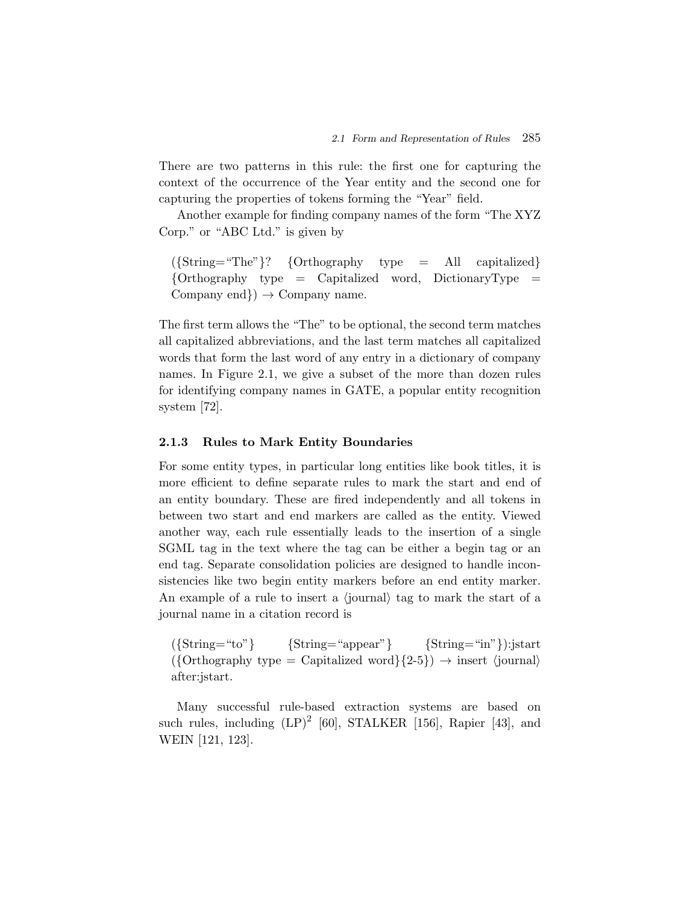There are two patterns in this rule: the first one for capturing the context of the occurrence of the Year entity and the second one for capturing the properties of tokens forming the "Year" field.

Another example for finding company names of the form "The XYZ Corp." or "ABC Ltd." is given by

> ({String="The"}? {Orthography type = All capitalized} {Orthography type = Capitalized word, DictionaryType = Company end}) → Company name.

The first term allows the "The" to be optional, the second term matches all capitalized abbreviations, and the last term matches all capitalized words that form the last word of any entry in a dictionary of company names. In Figure 2.1, we give a subset of the more than dozen rules for identifying company names in GATE, a popular entity recognition system [72].

### 2.1.3 Rules to Mark Entity Boundaries

For some entity types, in particular long entities like book titles, it is more efficient to define separate rules to mark the start and end of an entity boundary. These are fired independently and all tokens in between two start and end markers are called as the entity. Viewed another way, each rule essentially leads to the insertion of a single SGML tag in the text where the tag can be either a begin tag or an end tag. Separate consolidation policies are designed to handle inconsistencies like two begin entity markers before an end entity marker. An example of a rule to insert a ⟨journal⟩ tag to mark the start of a journal name in a citation record is

> ({String="to"} {String="appear"} {String="in"}):jstart ({Orthography type = Capitalized word}{2-5}) → insert ⟨journal⟩ after:jstart.

Many successful rule-based extraction systems are based on such rules, including $(\mathrm{LP})^2$ [60], STALKER [156], Rapier [43], and WEIN [121, 123].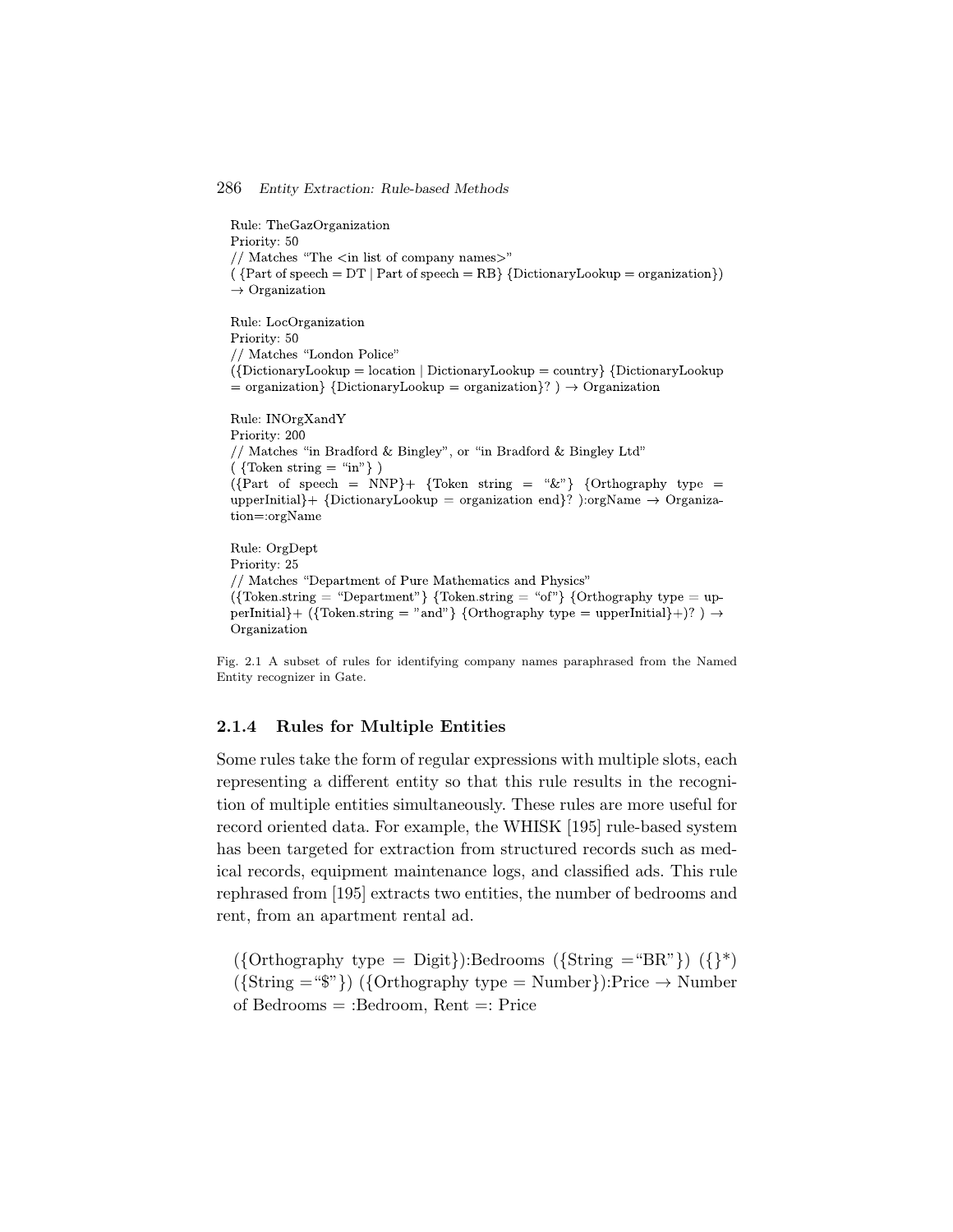Rule: TheGazOrganization
Priority: 50
// Matches "The <in list of company names>"
( {Part of speech = DT | Part of speech = RB} {DictionaryLookup = organization})
→ Organization

Rule: LocOrganization
Priority: 50
// Matches "London Police"
({DictionaryLookup = location | DictionaryLookup = country} {DictionaryLookup = organization} {DictionaryLookup = organization}? ) → Organization

Rule: INOrgXandY
Priority: 200
// Matches "in Bradford & Bingley", or "in Bradford & Bingley Ltd"
( {Token string = "in"} )
({Part of speech = NNP}+ {Token string = "&"} {Orthography type = upperInitial}+ {DictionaryLookup = organization end}? ):orgName → Organization=:orgName

Rule: OrgDept
Priority: 25
// Matches "Department of Pure Mathematics and Physics"
({Token.string = "Department"} {Token.string = "of"} {Orthography type = upperInitial}+ ({Token.string = "and"} {Orthography type = upperInitial}+)? ) → Organization

Fig. 2.1 A subset of rules for identifying company names paraphrased from the Named Entity recognizer in Gate.

### 2.1.4 Rules for Multiple Entities

Some rules take the form of regular expressions with multiple slots, each representing a different entity so that this rule results in the recognition of multiple entities simultaneously. These rules are more useful for record oriented data. For example, the WHISK [195] rule-based system has been targeted for extraction from structured records such as medical records, equipment maintenance logs, and classified ads. This rule rephrased from [195] extracts two entities, the number of bedrooms and rent, from an apartment rental ad.

({Orthography type = Digit}):Bedrooms ({String ="BR"}) ({}*) ({String ="$"}) ({Orthography type = Number}):Price → Number of Bedrooms = :Bedroom, Rent =: Price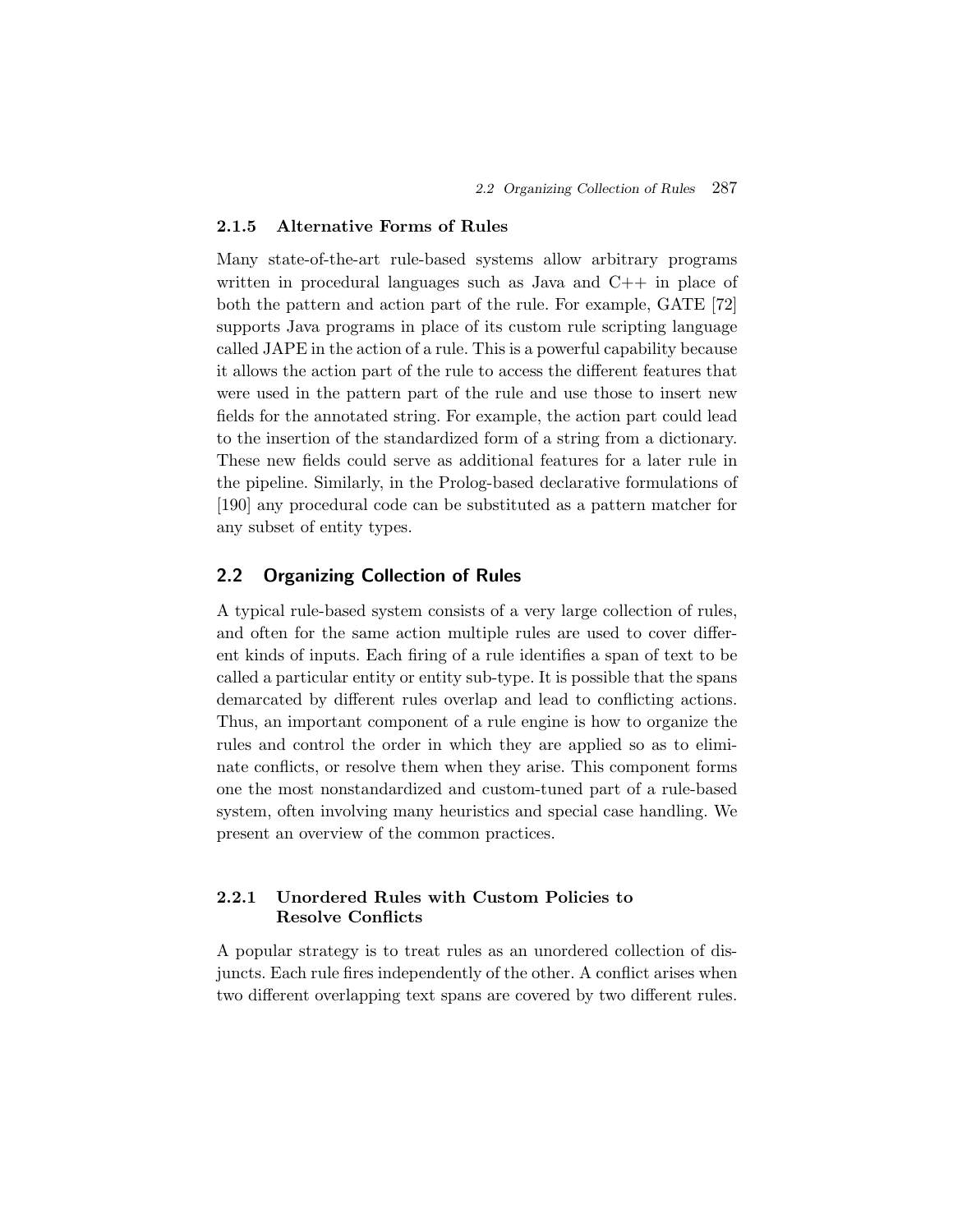### 2.1.5 Alternative Forms of Rules

Many state-of-the-art rule-based systems allow arbitrary programs written in procedural languages such as Java and C++ in place of both the pattern and action part of the rule. For example, GATE [72] supports Java programs in place of its custom rule scripting language called JAPE in the action of a rule. This is a powerful capability because it allows the action part of the rule to access the different features that were used in the pattern part of the rule and use those to insert new fields for the annotated string. For example, the action part could lead to the insertion of the standardized form of a string from a dictionary. These new fields could serve as additional features for a later rule in the pipeline. Similarly, in the Prolog-based declarative formulations of [190] any procedural code can be substituted as a pattern matcher for any subset of entity types.

## 2.2 Organizing Collection of Rules

A typical rule-based system consists of a very large collection of rules, and often for the same action multiple rules are used to cover different kinds of inputs. Each firing of a rule identifies a span of text to be called a particular entity or entity sub-type. It is possible that the spans demarcated by different rules overlap and lead to conflicting actions. Thus, an important component of a rule engine is how to organize the rules and control the order in which they are applied so as to eliminate conflicts, or resolve them when they arise. This component forms one the most nonstandardized and custom-tuned part of a rule-based system, often involving many heuristics and special case handling. We present an overview of the common practices.

### 2.2.1 Unordered Rules with Custom Policies to Resolve Conflicts

A popular strategy is to treat rules as an unordered collection of disjuncts. Each rule fires independently of the other. A conflict arises when two different overlapping text spans are covered by two different rules.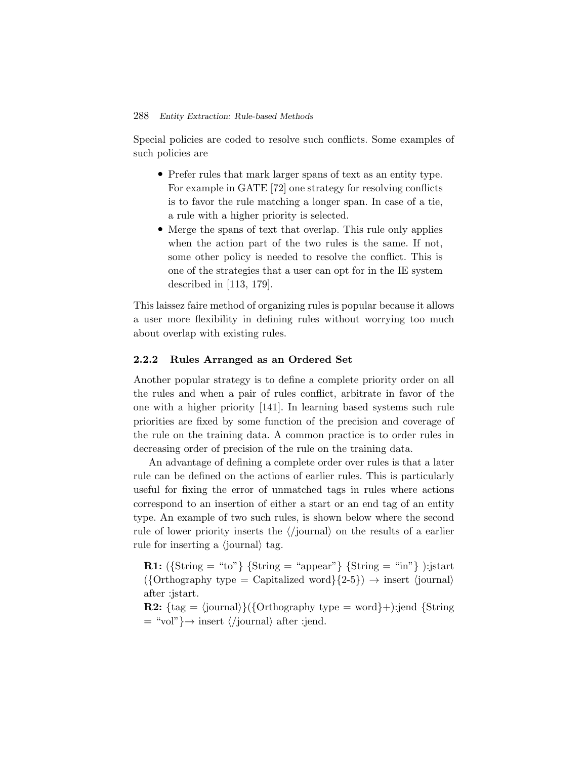Special policies are coded to resolve such conflicts. Some examples of such policies are

- Prefer rules that mark larger spans of text as an entity type. For example in GATE [72] one strategy for resolving conflicts is to favor the rule matching a longer span. In case of a tie, a rule with a higher priority is selected.
- Merge the spans of text that overlap. This rule only applies when the action part of the two rules is the same. If not, some other policy is needed to resolve the conflict. This is one of the strategies that a user can opt for in the IE system described in [113, 179].

This laissez faire method of organizing rules is popular because it allows a user more flexibility in defining rules without worrying too much about overlap with existing rules.

### 2.2.2 Rules Arranged as an Ordered Set

Another popular strategy is to define a complete priority order on all the rules and when a pair of rules conflict, arbitrate in favor of the one with a higher priority [141]. In learning based systems such rule priorities are fixed by some function of the precision and coverage of the rule on the training data. A common practice is to order rules in decreasing order of precision of the rule on the training data.

An advantage of defining a complete order over rules is that a later rule can be defined on the actions of earlier rules. This is particularly useful for fixing the error of unmatched tags in rules where actions correspond to an insertion of either a start or an end tag of an entity type. An example of two such rules, is shown below where the second rule of lower priority inserts the ⟨/journal⟩ on the results of a earlier rule for inserting a ⟨journal⟩ tag.

**R1:** ({String = "to"} {String = "appear"} {String = "in"} ):jstart ({Orthography type = Capitalized word}{2-5}) → insert ⟨journal⟩ after :jstart.

**R2:** {tag = ⟨journal⟩}({Orthography type = word}+):jend {String = "vol"}→ insert ⟨/journal⟩ after :jend.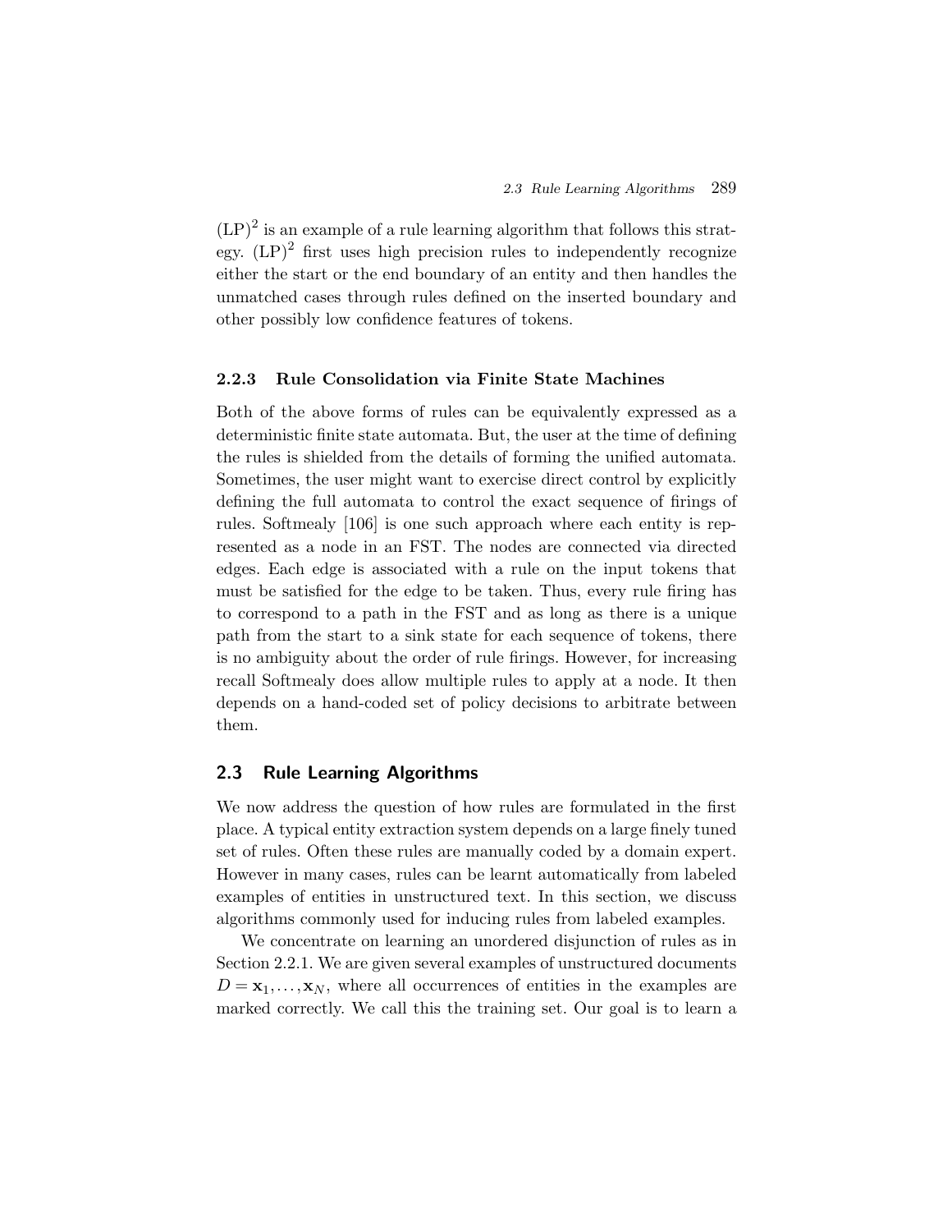$(\text{LP})^2$ is an example of a rule learning algorithm that follows this strategy. $(\text{LP})^2$ first uses high precision rules to independently recognize either the start or the end boundary of an entity and then handles the unmatched cases through rules defined on the inserted boundary and other possibly low confidence features of tokens.

### 2.2.3 Rule Consolidation via Finite State Machines

Both of the above forms of rules can be equivalently expressed as a deterministic finite state automata. But, the user at the time of defining the rules is shielded from the details of forming the unified automata. Sometimes, the user might want to exercise direct control by explicitly defining the full automata to control the exact sequence of firings of rules. Softmealy [106] is one such approach where each entity is represented as a node in an FST. The nodes are connected via directed edges. Each edge is associated with a rule on the input tokens that must be satisfied for the edge to be taken. Thus, every rule firing has to correspond to a path in the FST and as long as there is a unique path from the start to a sink state for each sequence of tokens, there is no ambiguity about the order of rule firings. However, for increasing recall Softmealy does allow multiple rules to apply at a node. It then depends on a hand-coded set of policy decisions to arbitrate between them.

## 2.3 Rule Learning Algorithms

We now address the question of how rules are formulated in the first place. A typical entity extraction system depends on a large finely tuned set of rules. Often these rules are manually coded by a domain expert. However in many cases, rules can be learnt automatically from labeled examples of entities in unstructured text. In this section, we discuss algorithms commonly used for inducing rules from labeled examples.

We concentrate on learning an unordered disjunction of rules as in Section 2.2.1. We are given several examples of unstructured documents $D = \mathbf{x}_1, \ldots, \mathbf{x}_N$, where all occurrences of entities in the examples are marked correctly. We call this the training set. Our goal is to learn a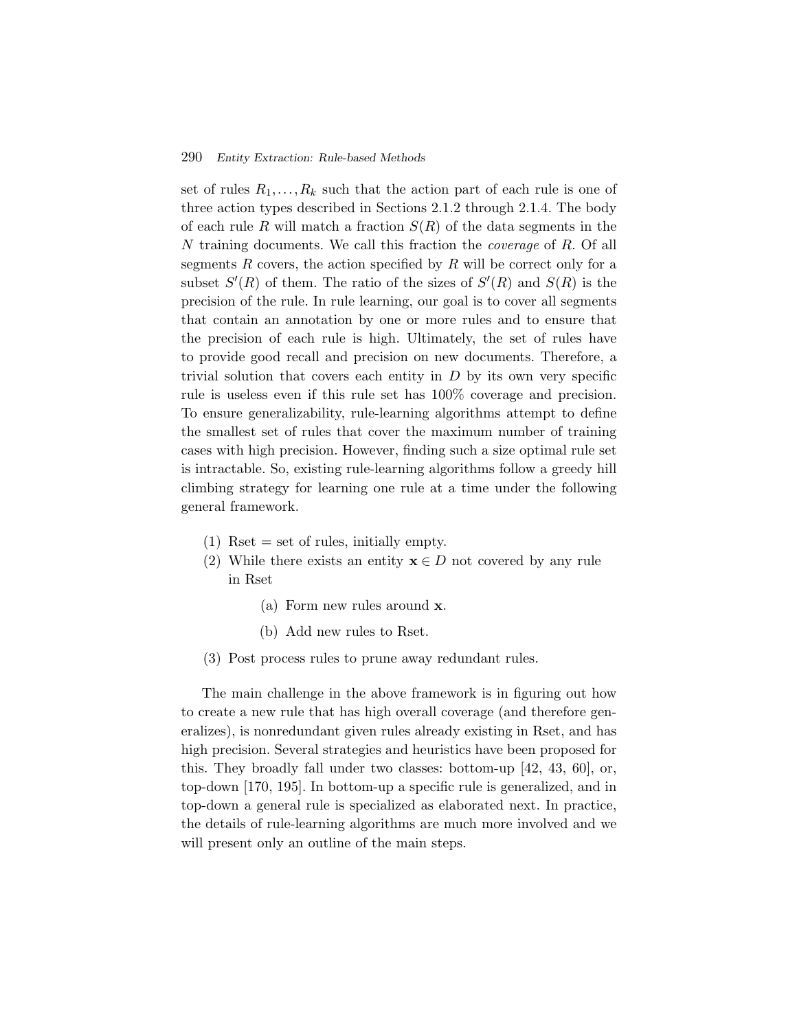set of rules $R_1, \ldots, R_k$ such that the action part of each rule is one of three action types described in Sections 2.1.2 through 2.1.4. The body of each rule $R$ will match a fraction $S(R)$ of the data segments in the $N$ training documents. We call this fraction the *coverage* of $R$. Of all segments $R$ covers, the action specified by $R$ will be correct only for a subset $S'(R)$ of them. The ratio of the sizes of $S'(R)$ and $S(R)$ is the precision of the rule. In rule learning, our goal is to cover all segments that contain an annotation by one or more rules and to ensure that the precision of each rule is high. Ultimately, the set of rules have to provide good recall and precision on new documents. Therefore, a trivial solution that covers each entity in $D$ by its own very specific rule is useless even if this rule set has 100% coverage and precision. To ensure generalizability, rule-learning algorithms attempt to define the smallest set of rules that cover the maximum number of training cases with high precision. However, finding such a size optimal rule set is intractable. So, existing rule-learning algorithms follow a greedy hill climbing strategy for learning one rule at a time under the following general framework.

(1) Rset = set of rules, initially empty.
(2) While there exists an entity $\mathbf{x} \in D$ not covered by any rule in Rset
    (a) Form new rules around $\mathbf{x}$.
    (b) Add new rules to Rset.
(3) Post process rules to prune away redundant rules.

The main challenge in the above framework is in figuring out how to create a new rule that has high overall coverage (and therefore generalizes), is nonredundant given rules already existing in Rset, and has high precision. Several strategies and heuristics have been proposed for this. They broadly fall under two classes: bottom-up [42, 43, 60], or, top-down [170, 195]. In bottom-up a specific rule is generalized, and in top-down a general rule is specialized as elaborated next. In practice, the details of rule-learning algorithms are much more involved and we will present only an outline of the main steps.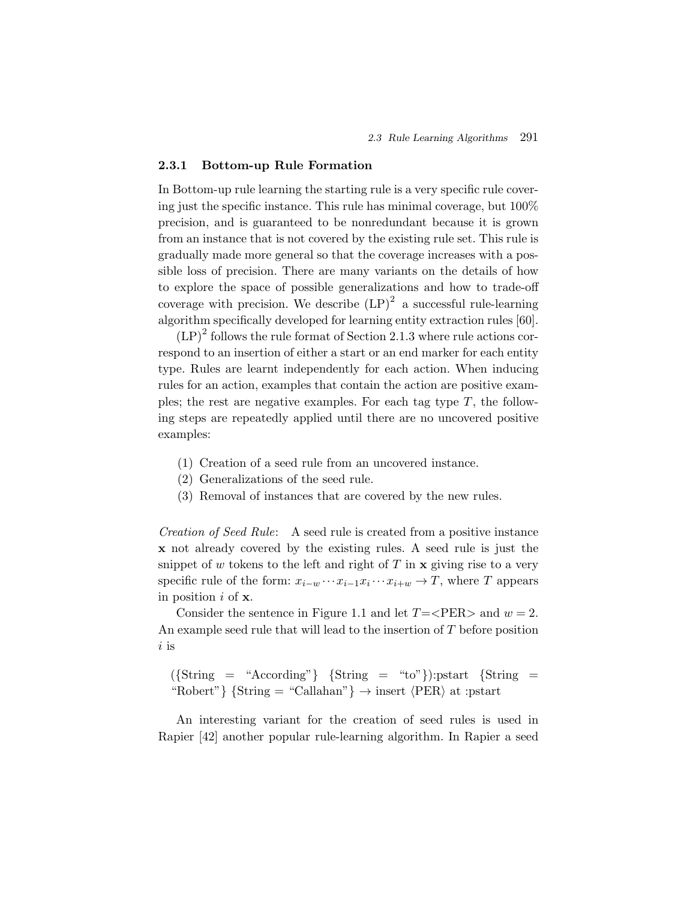### 2.3.1 Bottom-up Rule Formation

In Bottom-up rule learning the starting rule is a very specific rule covering just the specific instance. This rule has minimal coverage, but 100% precision, and is guaranteed to be nonredundant because it is grown from an instance that is not covered by the existing rule set. This rule is gradually made more general so that the coverage increases with a possible loss of precision. There are many variants on the details of how to explore the space of possible generalizations and how to trade-off coverage with precision. We describe $(\mathrm{LP})^2$ a successful rule-learning algorithm specifically developed for learning entity extraction rules [60].

$(\mathrm{LP})^2$ follows the rule format of Section 2.1.3 where rule actions correspond to an insertion of either a start or an end marker for each entity type. Rules are learnt independently for each action. When inducing rules for an action, examples that contain the action are positive examples; the rest are negative examples. For each tag type $T$, the following steps are repeatedly applied until there are no uncovered positive examples:

1. Creation of a seed rule from an uncovered instance.
2. Generalizations of the seed rule.
3. Removal of instances that are covered by the new rules.

*Creation of Seed Rule*: A seed rule is created from a positive instance $\mathbf{x}$ not already covered by the existing rules. A seed rule is just the snippet of $w$ tokens to the left and right of $T$ in $\mathbf{x}$ giving rise to a very specific rule of the form: $x_{i-w} \cdots x_{i-1} x_i \cdots x_{i+w} \rightarrow T$, where $T$ appears in position $i$ of $\mathbf{x}$.

Consider the sentence in Figure 1.1 and let $T$=<PER> and $w = 2$. An example seed rule that will lead to the insertion of $T$ before position $i$ is

({String = "According"} {String = "to"}):pstart {String = "Robert"} {String = "Callahan"} $\rightarrow$ insert ⟨PER⟩ at :pstart

An interesting variant for the creation of seed rules is used in Rapier [42] another popular rule-learning algorithm. In Rapier a seed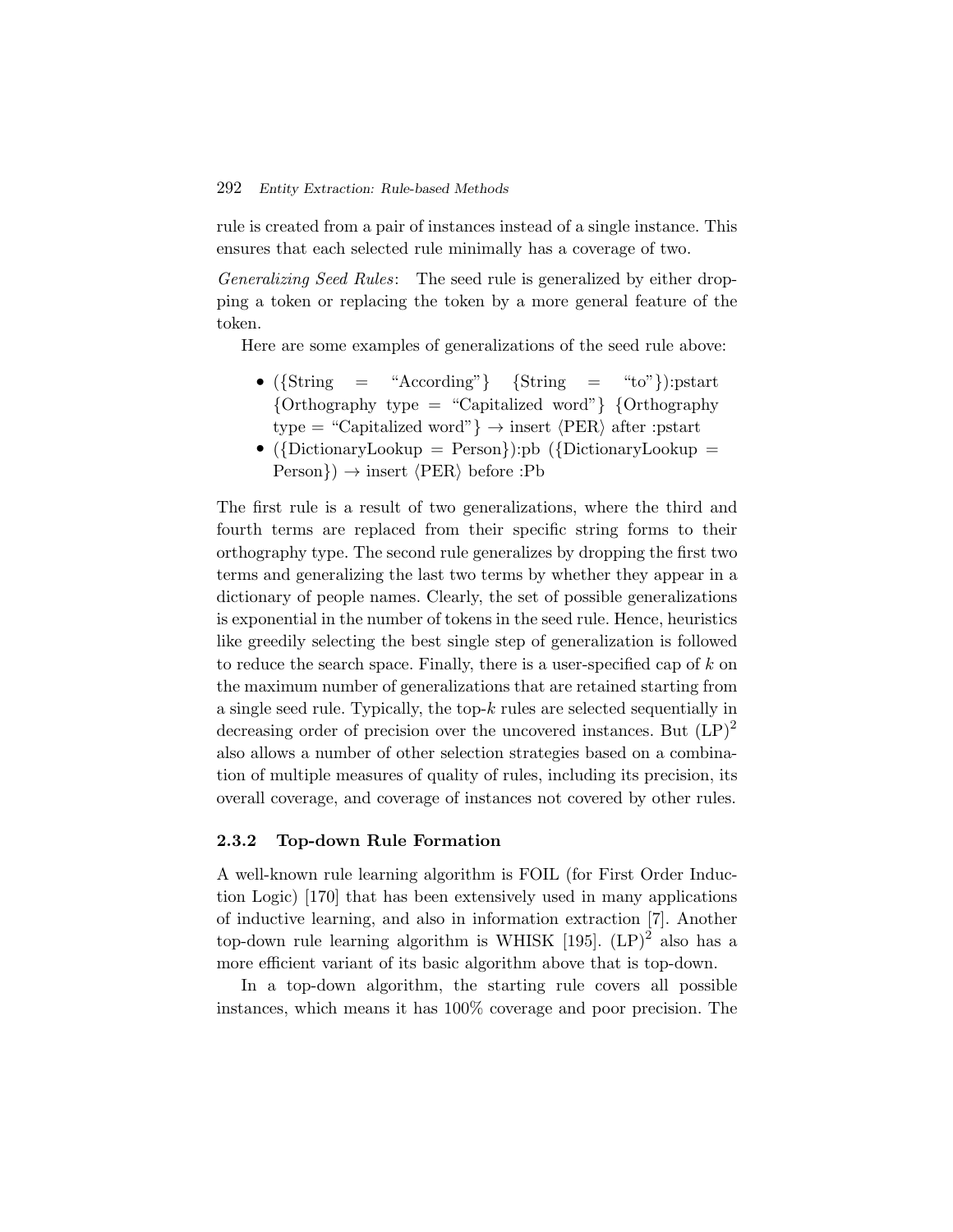rule is created from a pair of instances instead of a single instance. This ensures that each selected rule minimally has a coverage of two.

*Generalizing Seed Rules*: The seed rule is generalized by either dropping a token or replacing the token by a more general feature of the token.

Here are some examples of generalizations of the seed rule above:

- ({String = "According"} {String = "to"}):pstart {Orthography type = "Capitalized word"} {Orthography type = "Capitalized word"} → insert ⟨PER⟩ after :pstart
- ({DictionaryLookup = Person}):pb ({DictionaryLookup = Person}) → insert ⟨PER⟩ before :Pb

The first rule is a result of two generalizations, where the third and fourth terms are replaced from their specific string forms to their orthography type. The second rule generalizes by dropping the first two terms and generalizing the last two terms by whether they appear in a dictionary of people names. Clearly, the set of possible generalizations is exponential in the number of tokens in the seed rule. Hence, heuristics like greedily selecting the best single step of generalization is followed to reduce the search space. Finally, there is a user-specified cap of $k$ on the maximum number of generalizations that are retained starting from a single seed rule. Typically, the top-$k$ rules are selected sequentially in decreasing order of precision over the uncovered instances. But $(\mathrm{LP})^2$ also allows a number of other selection strategies based on a combination of multiple measures of quality of rules, including its precision, its overall coverage, and coverage of instances not covered by other rules.

### 2.3.2 Top-down Rule Formation

A well-known rule learning algorithm is FOIL (for First Order Induction Logic) [170] that has been extensively used in many applications of inductive learning, and also in information extraction [7]. Another top-down rule learning algorithm is WHISK [195]. $(\mathrm{LP})^2$ also has a more efficient variant of its basic algorithm above that is top-down.

In a top-down algorithm, the starting rule covers all possible instances, which means it has 100% coverage and poor precision. The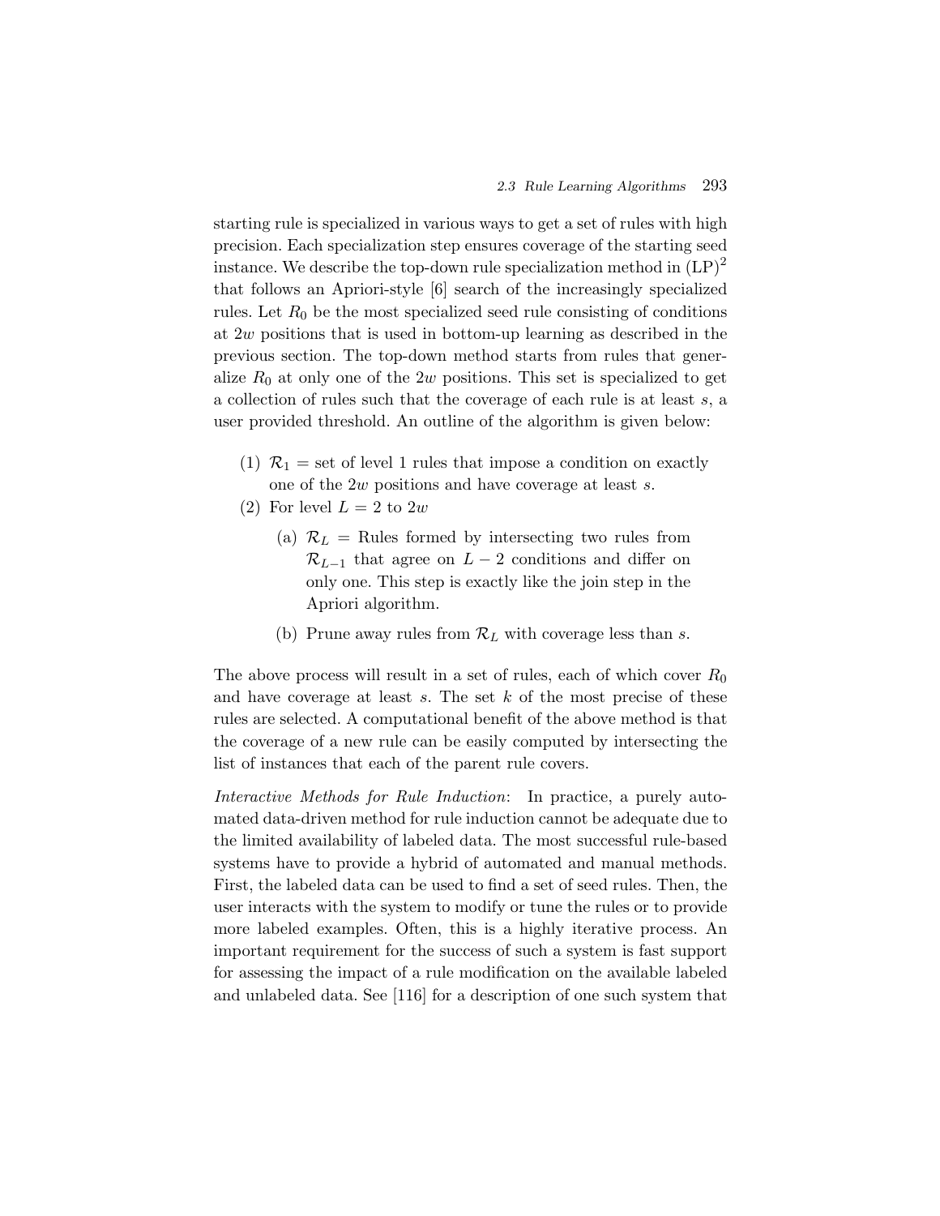starting rule is specialized in various ways to get a set of rules with high precision. Each specialization step ensures coverage of the starting seed instance. We describe the top-down rule specialization method in $(\text{LP})^2$ that follows an Apriori-style [6] search of the increasingly specialized rules. Let $R_0$ be the most specialized seed rule consisting of conditions at $2w$ positions that is used in bottom-up learning as described in the previous section. The top-down method starts from rules that generalize $R_0$ at only one of the $2w$ positions. This set is specialized to get a collection of rules such that the coverage of each rule is at least $s$, a user provided threshold. An outline of the algorithm is given below:

(1) $\mathcal{R}_1$ = set of level 1 rules that impose a condition on exactly one of the $2w$ positions and have coverage at least $s$.

(2) For level $L = 2$ to $2w$

  (a) $\mathcal{R}_L$ = Rules formed by intersecting two rules from $\mathcal{R}_{L-1}$ that agree on $L - 2$ conditions and differ on only one. This step is exactly like the join step in the Apriori algorithm.

  (b) Prune away rules from $\mathcal{R}_L$ with coverage less than $s$.

The above process will result in a set of rules, each of which cover $R_0$ and have coverage at least $s$. The set $k$ of the most precise of these rules are selected. A computational benefit of the above method is that the coverage of a new rule can be easily computed by intersecting the list of instances that each of the parent rule covers.

*Interactive Methods for Rule Induction*: In practice, a purely automated data-driven method for rule induction cannot be adequate due to the limited availability of labeled data. The most successful rule-based systems have to provide a hybrid of automated and manual methods. First, the labeled data can be used to find a set of seed rules. Then, the user interacts with the system to modify or tune the rules or to provide more labeled examples. Often, this is a highly iterative process. An important requirement for the success of such a system is fast support for assessing the impact of a rule modification on the available labeled and unlabeled data. See [116] for a description of one such system that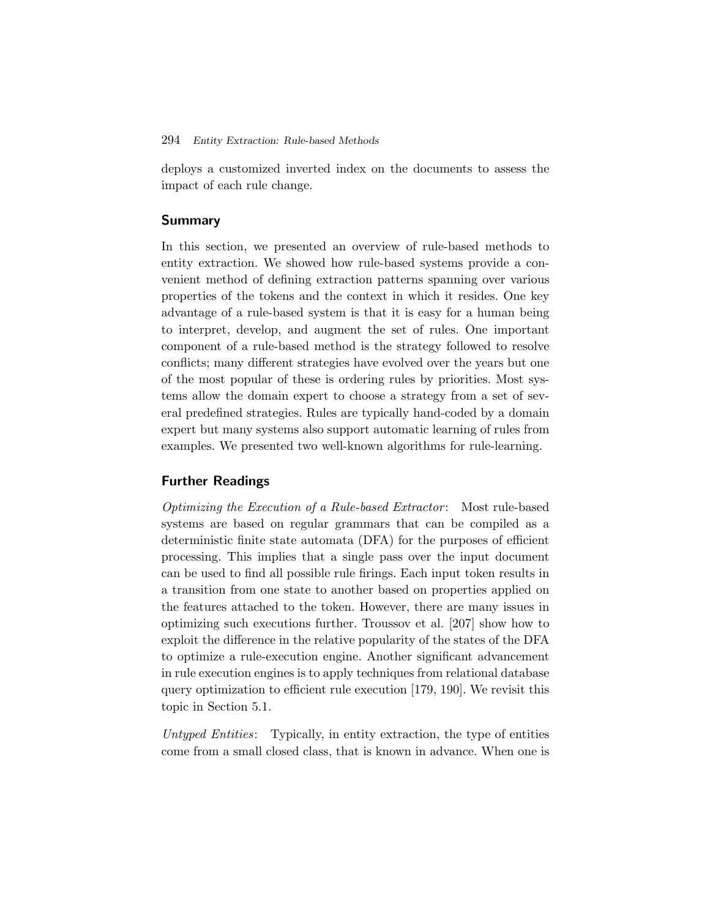deploys a customized inverted index on the documents to assess the impact of each rule change.

## Summary

In this section, we presented an overview of rule-based methods to entity extraction. We showed how rule-based systems provide a convenient method of defining extraction patterns spanning over various properties of the tokens and the context in which it resides. One key advantage of a rule-based system is that it is easy for a human being to interpret, develop, and augment the set of rules. One important component of a rule-based method is the strategy followed to resolve conflicts; many different strategies have evolved over the years but one of the most popular of these is ordering rules by priorities. Most systems allow the domain expert to choose a strategy from a set of several predefined strategies. Rules are typically hand-coded by a domain expert but many systems also support automatic learning of rules from examples. We presented two well-known algorithms for rule-learning.

## Further Readings

*Optimizing the Execution of a Rule-based Extractor*: Most rule-based systems are based on regular grammars that can be compiled as a deterministic finite state automata (DFA) for the purposes of efficient processing. This implies that a single pass over the input document can be used to find all possible rule firings. Each input token results in a transition from one state to another based on properties applied on the features attached to the token. However, there are many issues in optimizing such executions further. Troussov et al. [207] show how to exploit the difference in the relative popularity of the states of the DFA to optimize a rule-execution engine. Another significant advancement in rule execution engines is to apply techniques from relational database query optimization to efficient rule execution [179, 190]. We revisit this topic in Section 5.1.

*Untyped Entities*: Typically, in entity extraction, the type of entities come from a small closed class, that is known in advance. When one is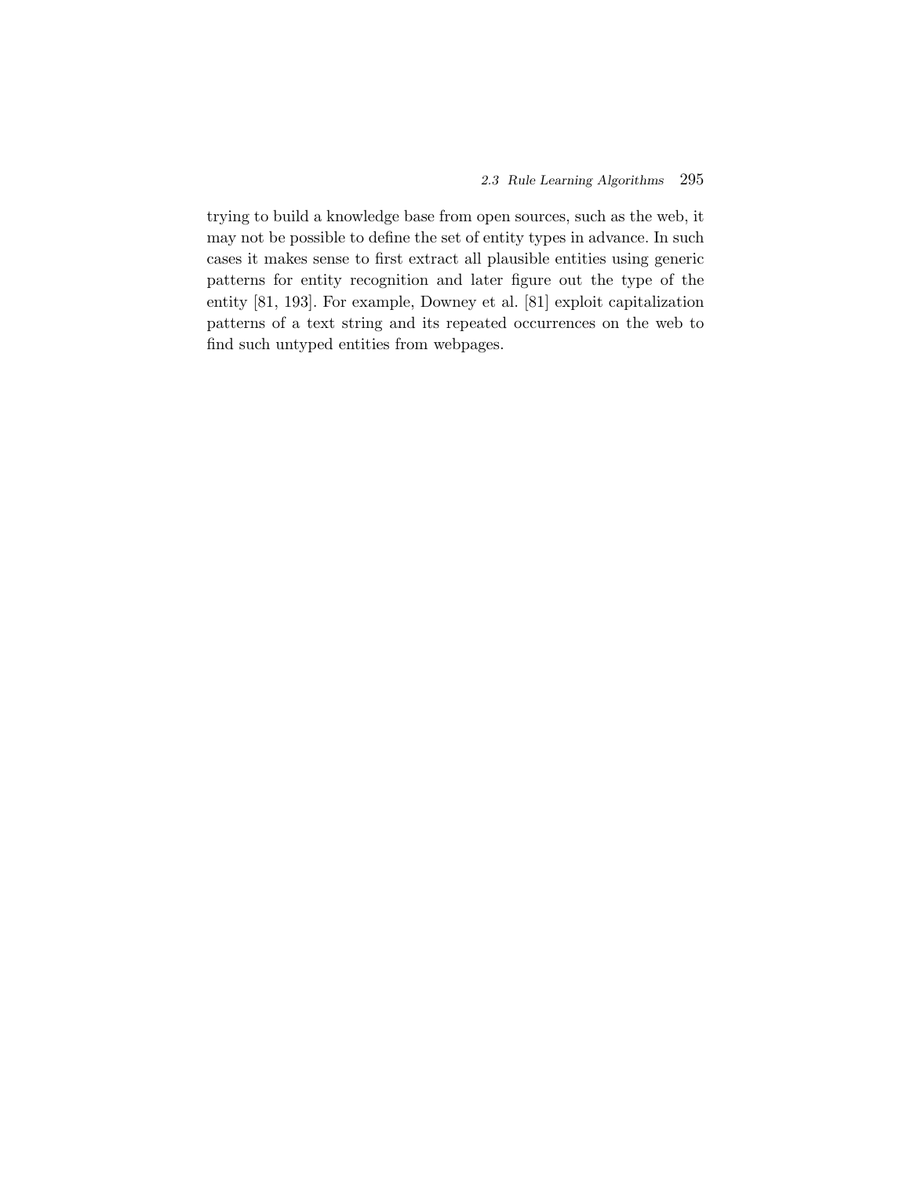trying to build a knowledge base from open sources, such as the web, it may not be possible to define the set of entity types in advance. In such cases it makes sense to first extract all plausible entities using generic patterns for entity recognition and later figure out the type of the entity [81, 193]. For example, Downey et al. [81] exploit capitalization patterns of a text string and its repeated occurrences on the web to find such untyped entities from webpages.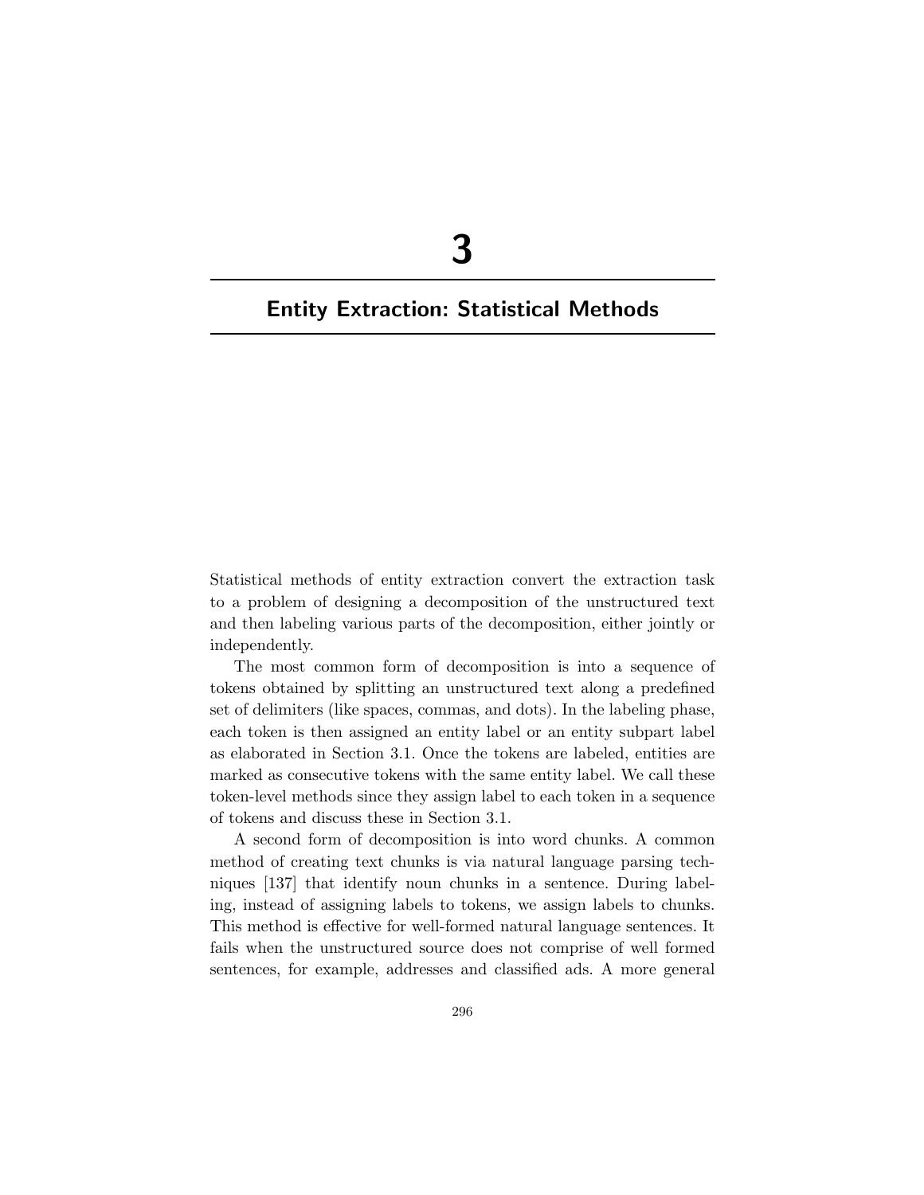# 3

# Entity Extraction: Statistical Methods

Statistical methods of entity extraction convert the extraction task to a problem of designing a decomposition of the unstructured text and then labeling various parts of the decomposition, either jointly or independently.

The most common form of decomposition is into a sequence of tokens obtained by splitting an unstructured text along a predefined set of delimiters (like spaces, commas, and dots). In the labeling phase, each token is then assigned an entity label or an entity subpart label as elaborated in Section 3.1. Once the tokens are labeled, entities are marked as consecutive tokens with the same entity label. We call these token-level methods since they assign label to each token in a sequence of tokens and discuss these in Section 3.1.

A second form of decomposition is into word chunks. A common method of creating text chunks is via natural language parsing techniques [137] that identify noun chunks in a sentence. During labeling, instead of assigning labels to tokens, we assign labels to chunks. This method is effective for well-formed natural language sentences. It fails when the unstructured source does not comprise of well formed sentences, for example, addresses and classified ads. A more general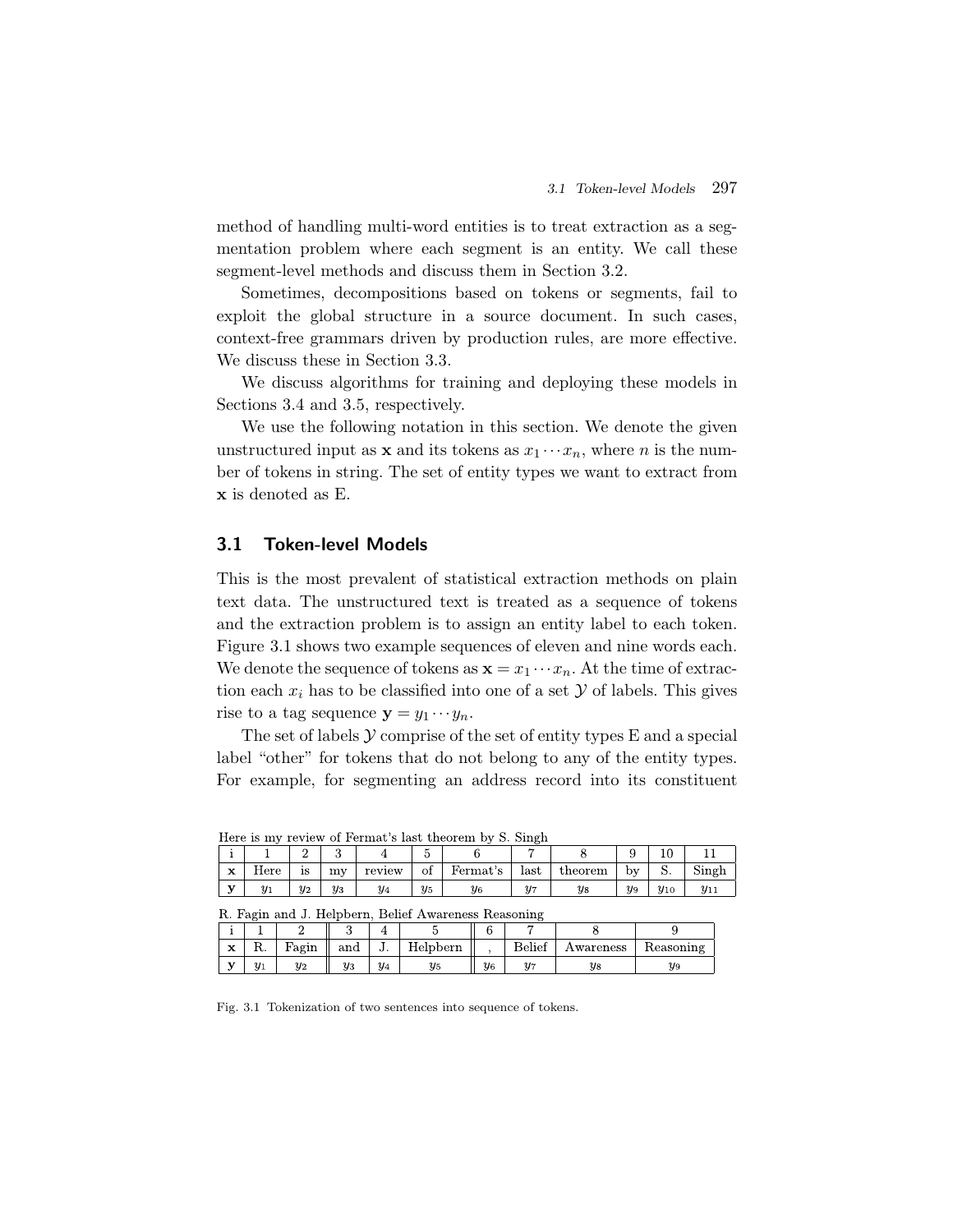method of handling multi-word entities is to treat extraction as a segmentation problem where each segment is an entity. We call these segment-level methods and discuss them in Section 3.2.

Sometimes, decompositions based on tokens or segments, fail to exploit the global structure in a source document. In such cases, context-free grammars driven by production rules, are more effective. We discuss these in Section 3.3.

We discuss algorithms for training and deploying these models in Sections 3.4 and 3.5, respectively.

We use the following notation in this section. We denote the given unstructured input as $\mathbf{x}$ and its tokens as $x_1 \cdots x_n$, where $n$ is the number of tokens in string. The set of entity types we want to extract from $\mathbf{x}$ is denoted as E.

## 3.1 Token-level Models

This is the most prevalent of statistical extraction methods on plain text data. The unstructured text is treated as a sequence of tokens and the extraction problem is to assign an entity label to each token. Figure 3.1 shows two example sequences of eleven and nine words each. We denote the sequence of tokens as $\mathbf{x} = x_1 \cdots x_n$. At the time of extraction each $x_i$ has to be classified into one of a set $\mathcal{Y}$ of labels. This gives rise to a tag sequence $\mathbf{y} = y_1 \cdots y_n$.

The set of labels $\mathcal{Y}$ comprise of the set of entity types E and a special label "other" for tokens that do not belong to any of the entity types. For example, for segmenting an address record into its constituent

Here is my review of Fermat's last theorem by S. Singh

| i | 1 | 2 | 3 | 4 | 5 | 6 | 7 | 8 | 9 | 10 | 11 |
|---|---|---|---|---|---|---|---|---|---|---|---|
| $\mathbf{x}$ | Here | is | my | review | of | Fermat's | last | theorem | by | S. | Singh |
| $\mathbf{y}$ | $y_1$ | $y_2$ | $y_3$ | $y_4$ | $y_5$ | $y_6$ | $y_7$ | $y_8$ | $y_9$ | $y_{10}$ | $y_{11}$ |

R. Fagin and J. Helpbern, Belief Awareness Reasoning

| i | 1 | 2 | 3 | 4 | 5 | 6 | 7 | 8 | 9 |
|---|---|---|---|---|---|---|---|---|---|
| $\mathbf{x}$ | R. | Fagin | and | J. | Helpbern | , | Belief | Awareness | Reasoning |
| $\mathbf{y}$ | $y_1$ | $y_2$ | $y_3$ | $y_4$ | $y_5$ | $y_6$ | $y_7$ | $y_8$ | $y_9$ |

Fig. 3.1 Tokenization of two sentences into sequence of tokens.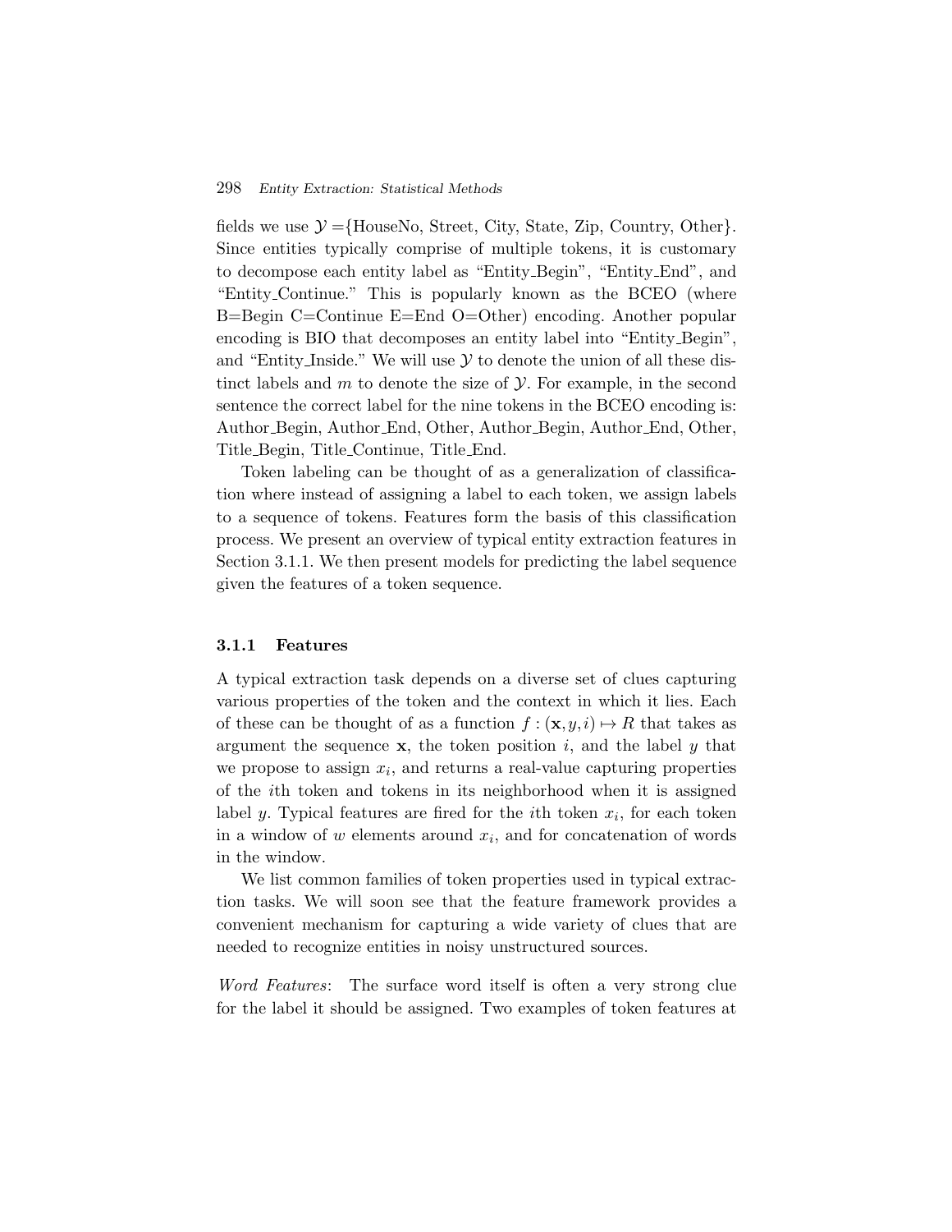fields we use $\mathcal{Y}$ ={HouseNo, Street, City, State, Zip, Country, Other}. Since entities typically comprise of multiple tokens, it is customary to decompose each entity label as "Entity_Begin", "Entity_End", and "Entity_Continue." This is popularly known as the BCEO (where B=Begin C=Continue E=End O=Other) encoding. Another popular encoding is BIO that decomposes an entity label into "Entity_Begin", and "Entity_Inside." We will use $\mathcal{Y}$ to denote the union of all these distinct labels and $m$ to denote the size of $\mathcal{Y}$. For example, in the second sentence the correct label for the nine tokens in the BCEO encoding is: Author_Begin, Author_End, Other, Author_Begin, Author_End, Other, Title_Begin, Title_Continue, Title_End.

Token labeling can be thought of as a generalization of classification where instead of assigning a label to each token, we assign labels to a sequence of tokens. Features form the basis of this classification process. We present an overview of typical entity extraction features in Section 3.1.1. We then present models for predicting the label sequence given the features of a token sequence.

### 3.1.1 Features

A typical extraction task depends on a diverse set of clues capturing various properties of the token and the context in which it lies. Each of these can be thought of as a function $f : (\mathbf{x}, y, i) \mapsto R$ that takes as argument the sequence $\mathbf{x}$, the token position $i$, and the label $y$ that we propose to assign $x_i$, and returns a real-value capturing properties of the $i$th token and tokens in its neighborhood when it is assigned label $y$. Typical features are fired for the $i$th token $x_i$, for each token in a window of $w$ elements around $x_i$, and for concatenation of words in the window.

We list common families of token properties used in typical extraction tasks. We will soon see that the feature framework provides a convenient mechanism for capturing a wide variety of clues that are needed to recognize entities in noisy unstructured sources.

*Word Features*: The surface word itself is often a very strong clue for the label it should be assigned. Two examples of token features at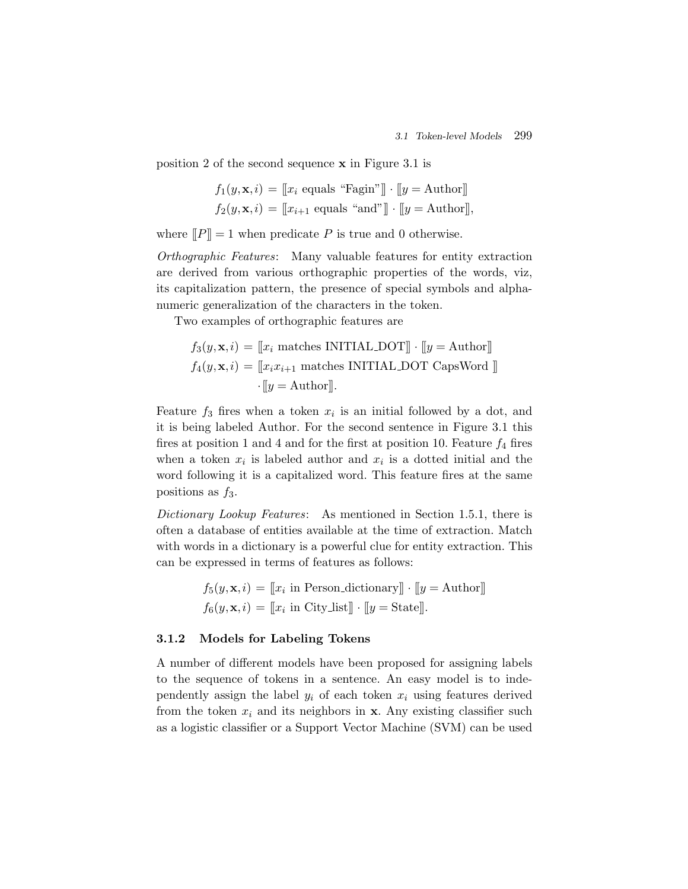position 2 of the second sequence $\mathbf{x}$ in Figure 3.1 is

$$f_1(y, \mathbf{x}, i) = [\![x_i \text{ equals "Fagin"}]\!] \cdot [\![y = \text{Author}]\!]$$
$$f_2(y, \mathbf{x}, i) = [\![x_{i+1} \text{ equals "and"}]\!] \cdot [\![y = \text{Author}]\!],$$

where $[\![P]\!] = 1$ when predicate $P$ is true and 0 otherwise.

*Orthographic Features*: Many valuable features for entity extraction are derived from various orthographic properties of the words, viz, its capitalization pattern, the presence of special symbols and alphanumeric generalization of the characters in the token.

Two examples of orthographic features are

$$f_3(y, \mathbf{x}, i) = [\![x_i \text{ matches INITIAL\_DOT}]\!] \cdot [\![y = \text{Author}]\!]$$
$$f_4(y, \mathbf{x}, i) = [\![x_i x_{i+1} \text{ matches INITIAL\_DOT CapsWord }]\!] \cdot [\![y = \text{Author}]\!].$$

Feature $f_3$ fires when a token $x_i$ is an initial followed by a dot, and it is being labeled Author. For the second sentence in Figure 3.1 this fires at position 1 and 4 and for the first at position 10. Feature $f_4$ fires when a token $x_i$ is labeled author and $x_i$ is a dotted initial and the word following it is a capitalized word. This feature fires at the same positions as $f_3$.

*Dictionary Lookup Features*: As mentioned in Section 1.5.1, there is often a database of entities available at the time of extraction. Match with words in a dictionary is a powerful clue for entity extraction. This can be expressed in terms of features as follows:

$$f_5(y, \mathbf{x}, i) = [\![x_i \text{ in Person\_dictionary}]\!] \cdot [\![y = \text{Author}]\!]$$
$$f_6(y, \mathbf{x}, i) = [\![x_i \text{ in City\_list}]\!] \cdot [\![y = \text{State}]\!].$$

### 3.1.2 Models for Labeling Tokens

A number of different models have been proposed for assigning labels to the sequence of tokens in a sentence. An easy model is to independently assign the label $y_i$ of each token $x_i$ using features derived from the token $x_i$ and its neighbors in $\mathbf{x}$. Any existing classifier such as a logistic classifier or a Support Vector Machine (SVM) can be used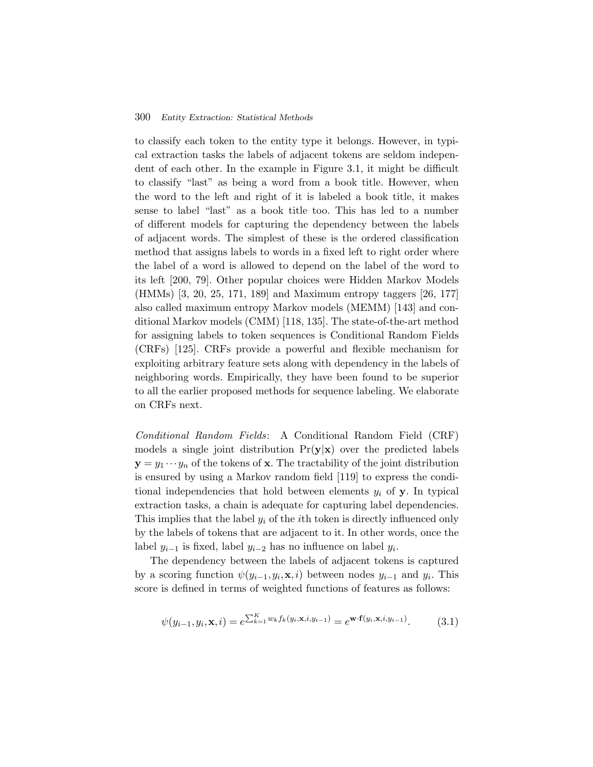to classify each token to the entity type it belongs. However, in typical extraction tasks the labels of adjacent tokens are seldom independent of each other. In the example in Figure 3.1, it might be difficult to classify "last" as being a word from a book title. However, when the word to the left and right of it is labeled a book title, it makes sense to label "last" as a book title too. This has led to a number of different models for capturing the dependency between the labels of adjacent words. The simplest of these is the ordered classification method that assigns labels to words in a fixed left to right order where the label of a word is allowed to depend on the label of the word to its left [200, 79]. Other popular choices were Hidden Markov Models (HMMs) [3, 20, 25, 171, 189] and Maximum entropy taggers [26, 177] also called maximum entropy Markov models (MEMM) [143] and conditional Markov models (CMM) [118, 135]. The state-of-the-art method for assigning labels to token sequences is Conditional Random Fields (CRFs) [125]. CRFs provide a powerful and flexible mechanism for exploiting arbitrary feature sets along with dependency in the labels of neighboring words. Empirically, they have been found to be superior to all the earlier proposed methods for sequence labeling. We elaborate on CRFs next.

*Conditional Random Fields*: A Conditional Random Field (CRF) models a single joint distribution $\Pr(\mathbf{y}|\mathbf{x})$ over the predicted labels $\mathbf{y} = y_1 \cdots y_n$ of the tokens of $\mathbf{x}$. The tractability of the joint distribution is ensured by using a Markov random field [119] to express the conditional independencies that hold between elements $y_i$ of $\mathbf{y}$. In typical extraction tasks, a chain is adequate for capturing label dependencies. This implies that the label $y_i$ of the $i$th token is directly influenced only by the labels of tokens that are adjacent to it. In other words, once the label $y_{i-1}$ is fixed, label $y_{i-2}$ has no influence on label $y_i$.

The dependency between the labels of adjacent tokens is captured by a scoring function $\psi(y_{i-1}, y_i, \mathbf{x}, i)$ between nodes $y_{i-1}$ and $y_i$. This score is defined in terms of weighted functions of features as follows:

$$\psi(y_{i-1}, y_i, \mathbf{x}, i) = e^{\sum_{k=1}^{K} w_k f_k(y_i, \mathbf{x}, i, y_{i-1})} = e^{\mathbf{w} \cdot \mathbf{f}(y_i, \mathbf{x}, i, y_{i-1})}. \tag{3.1}$$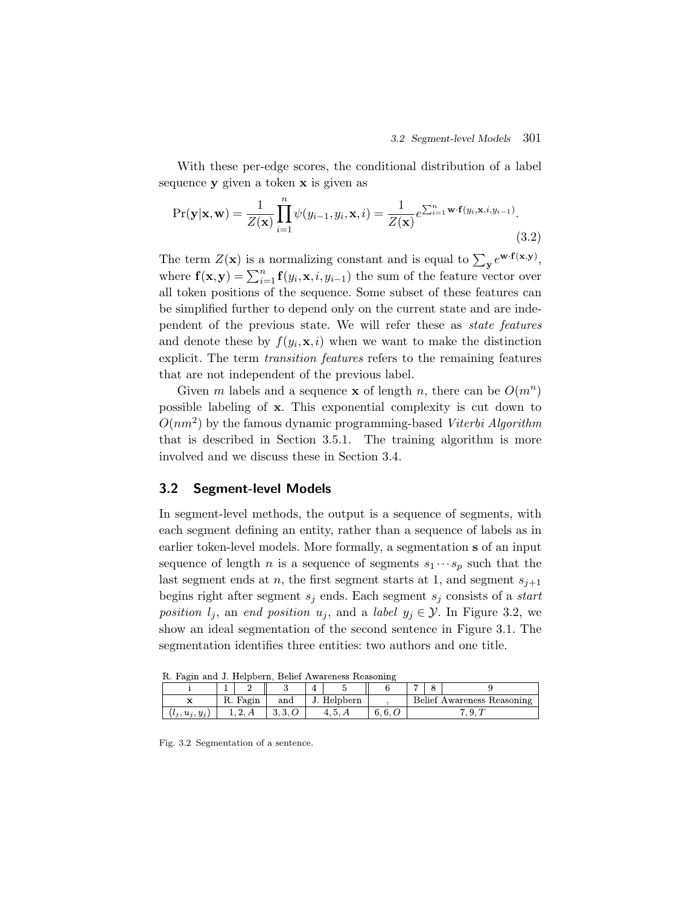With these per-edge scores, the conditional distribution of a label sequence $\mathbf{y}$ given a token $\mathbf{x}$ is given as

$$\Pr(\mathbf{y}|\mathbf{x},\mathbf{w}) = \frac{1}{Z(\mathbf{x})}\prod_{i=1}^{n}\psi(y_{i-1},y_i,\mathbf{x},i) = \frac{1}{Z(\mathbf{x})}e^{\sum_{i=1}^{n}\mathbf{w}\cdot\mathbf{f}(y_i,\mathbf{x},i,y_{i-1})}. \tag{3.2}$$

The term $Z(\mathbf{x})$ is a normalizing constant and is equal to $\sum_{\mathbf{y}} e^{\mathbf{w}\cdot\mathbf{f}(\mathbf{x},\mathbf{y})}$, where $\mathbf{f}(\mathbf{x},\mathbf{y}) = \sum_{i=1}^{n}\mathbf{f}(y_i,\mathbf{x},i,y_{i-1})$ the sum of the feature vector over all token positions of the sequence. Some subset of these features can be simplified further to depend only on the current state and are independent of the previous state. We will refer these as *state features* and denote these by $f(y_i,\mathbf{x},i)$ when we want to make the distinction explicit. The term *transition features* refers to the remaining features that are not independent of the previous label.

Given $m$ labels and a sequence $\mathbf{x}$ of length $n$, there can be $O(m^n)$ possible labeling of $\mathbf{x}$. This exponential complexity is cut down to $O(nm^2)$ by the famous dynamic programming-based *Viterbi Algorithm* that is described in Section 3.5.1. The training algorithm is more involved and we discuss these in Section 3.4.

## 3.2 Segment-level Models

In segment-level methods, the output is a sequence of segments, with each segment defining an entity, rather than a sequence of labels as in earlier token-level models. More formally, a segmentation $\mathbf{s}$ of an input sequence of length $n$ is a sequence of segments $s_1\cdots s_p$ such that the last segment ends at $n$, the first segment starts at 1, and segment $s_{j+1}$ begins right after segment $s_j$ ends. Each segment $s_j$ consists of a *start position* $l_j$, an *end position* $u_j$, and a *label* $y_j \in \mathcal{Y}$. In Figure 3.2, we show an ideal segmentation of the second sentence in Figure 3.1. The segmentation identifies three entities: two authors and one title.

R. Fagin and J. Helpbern, Belief Awareness Reasoning

| i | 1 | 2 | 3 | 4 | 5 | 6 | 7 | 8 | 9 |
|---|---|---|---|---|---|---|---|---|---|
| $\mathbf{x}$ | R. Fagin | | and | J. Helpbern | | , | Belief Awareness Reasoning | | |
| $(l_j,u_j,y_j)$ | $1,2,A$ | | $3,3,O$ | $4,5,A$ | | $6,6,O$ | $7,9,T$ | | |

Fig. 3.2 Segmentation of a sentence.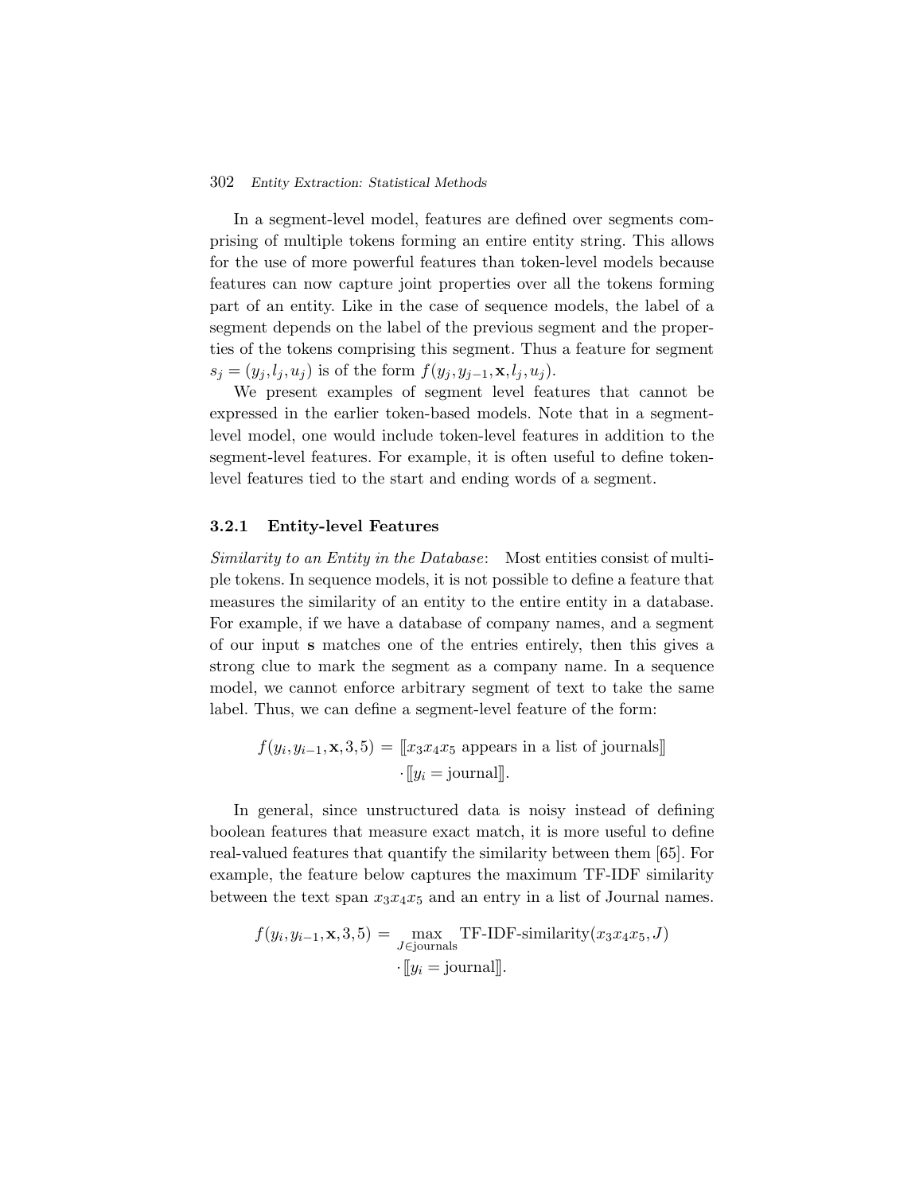In a segment-level model, features are defined over segments comprising of multiple tokens forming an entire entity string. This allows for the use of more powerful features than token-level models because features can now capture joint properties over all the tokens forming part of an entity. Like in the case of sequence models, the label of a segment depends on the label of the previous segment and the properties of the tokens comprising this segment. Thus a feature for segment $s_j = (y_j, l_j, u_j)$ is of the form $f(y_j, y_{j-1}, \mathbf{x}, l_j, u_j)$.

We present examples of segment level features that cannot be expressed in the earlier token-based models. Note that in a segment-level model, one would include token-level features in addition to the segment-level features. For example, it is often useful to define token-level features tied to the start and ending words of a segment.

### 3.2.1 Entity-level Features

*Similarity to an Entity in the Database*: Most entities consist of multiple tokens. In sequence models, it is not possible to define a feature that measures the similarity of an entity to the entire entity in a database. For example, if we have a database of company names, and a segment of our input **s** matches one of the entries entirely, then this gives a strong clue to mark the segment as a company name. In a sequence model, we cannot enforce arbitrary segment of text to take the same label. Thus, we can define a segment-level feature of the form:

$$f(y_i, y_{i-1}, \mathbf{x}, 3, 5) = [\![x_3 x_4 x_5 \text{ appears in a list of journals}]\!] \cdot [\![y_i = \text{journal}]\!].$$

In general, since unstructured data is noisy instead of defining boolean features that measure exact match, it is more useful to define real-valued features that quantify the similarity between them [65]. For example, the feature below captures the maximum TF-IDF similarity between the text span $x_3x_4x_5$ and an entry in a list of Journal names.

$$f(y_i, y_{i-1}, \mathbf{x}, 3, 5) = \max_{J \in \text{journals}} \text{TF-IDF-similarity}(x_3 x_4 x_5, J) \cdot [\![y_i = \text{journal}]\!].$$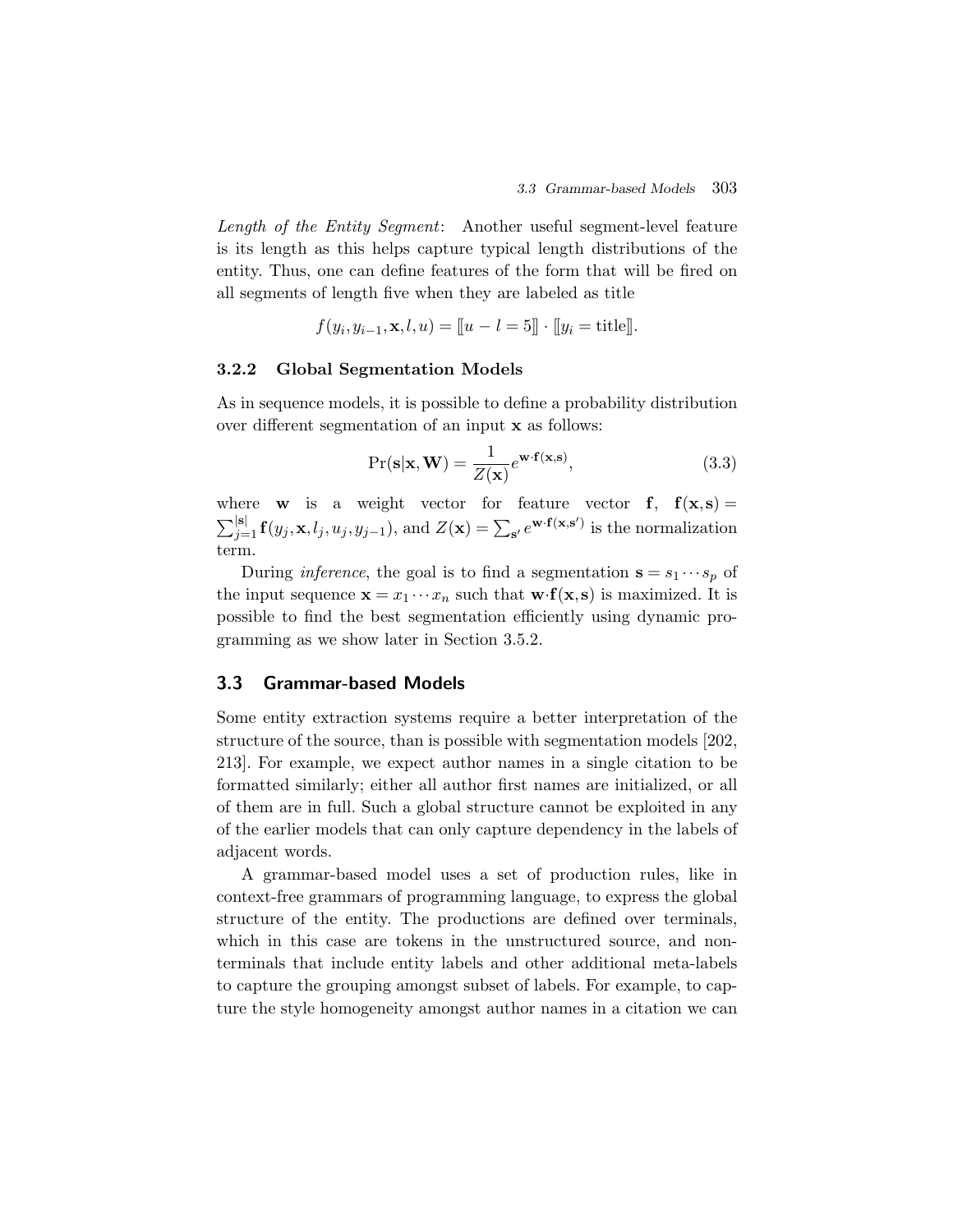*Length of the Entity Segment*: Another useful segment-level feature is its length as this helps capture typical length distributions of the entity. Thus, one can define features of the form that will be fired on all segments of length five when they are labeled as title

$$f(y_i, y_{i-1}, \mathbf{x}, l, u) = [\![u - l = 5]\!] \cdot [\![y_i = \text{title}]\!].$$

### 3.2.2 Global Segmentation Models

As in sequence models, it is possible to define a probability distribution over different segmentation of an input $\mathbf{x}$ as follows:

$$\Pr(\mathbf{s}|\mathbf{x}, \mathbf{W}) = \frac{1}{Z(\mathbf{x})} e^{\mathbf{w} \cdot \mathbf{f}(\mathbf{x}, \mathbf{s})}, \tag{3.3}$$

where $\mathbf{w}$ is a weight vector for feature vector $\mathbf{f}$, $\mathbf{f}(\mathbf{x}, \mathbf{s}) = \sum_{j=1}^{|\mathbf{s}|} \mathbf{f}(y_j, \mathbf{x}, l_j, u_j, y_{j-1})$, and $Z(\mathbf{x}) = \sum_{\mathbf{s}'} e^{\mathbf{w} \cdot \mathbf{f}(\mathbf{x}, \mathbf{s}')}$ is the normalization term.

During *inference*, the goal is to find a segmentation $\mathbf{s} = s_1 \cdots s_p$ of the input sequence $\mathbf{x} = x_1 \cdots x_n$ such that $\mathbf{w} \cdot \mathbf{f}(\mathbf{x}, \mathbf{s})$ is maximized. It is possible to find the best segmentation efficiently using dynamic programming as we show later in Section 3.5.2.

## 3.3 Grammar-based Models

Some entity extraction systems require a better interpretation of the structure of the source, than is possible with segmentation models [202, 213]. For example, we expect author names in a single citation to be formatted similarly; either all author first names are initialized, or all of them are in full. Such a global structure cannot be exploited in any of the earlier models that can only capture dependency in the labels of adjacent words.

A grammar-based model uses a set of production rules, like in context-free grammars of programming language, to express the global structure of the entity. The productions are defined over terminals, which in this case are tokens in the unstructured source, and non-terminals that include entity labels and other additional meta-labels to capture the grouping amongst subset of labels. For example, to capture the style homogeneity amongst author names in a citation we can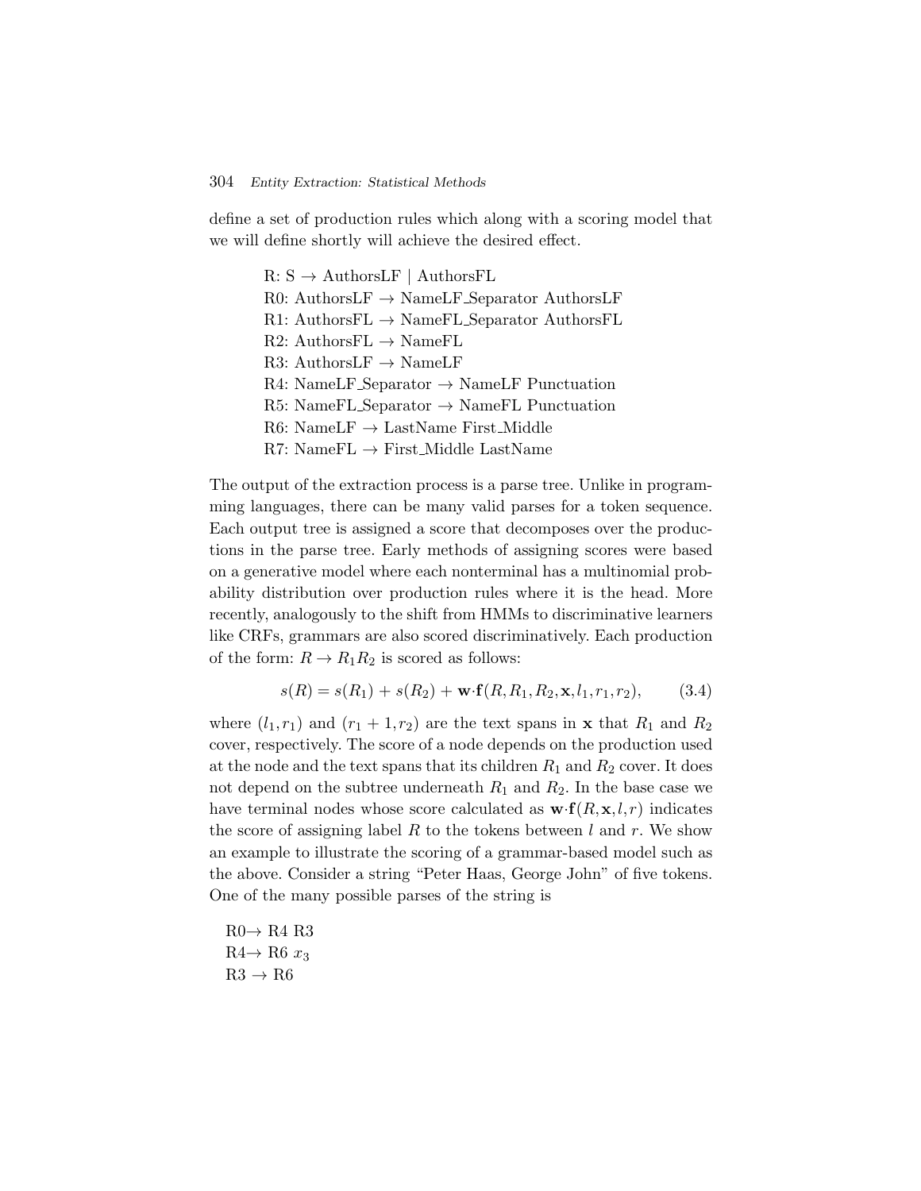define a set of production rules which along with a scoring model that we will define shortly will achieve the desired effect.

R: S → AuthorsLF | AuthorsFL
R0: AuthorsLF → NameLF_Separator AuthorsLF
R1: AuthorsFL → NameFL_Separator AuthorsFL
R2: AuthorsFL → NameFL
R3: AuthorsLF → NameLF
R4: NameLF_Separator → NameLF Punctuation
R5: NameFL_Separator → NameFL Punctuation
R6: NameLF → LastName First_Middle
R7: NameFL → First_Middle LastName

The output of the extraction process is a parse tree. Unlike in programming languages, there can be many valid parses for a token sequence. Each output tree is assigned a score that decomposes over the productions in the parse tree. Early methods of assigning scores were based on a generative model where each nonterminal has a multinomial probability distribution over production rules where it is the head. More recently, analogously to the shift from HMMs to discriminative learners like CRFs, grammars are also scored discriminatively. Each production of the form: $R \rightarrow R_1 R_2$ is scored as follows:

$$s(R) = s(R_1) + s(R_2) + \mathbf{w}\cdot\mathbf{f}(R, R_1, R_2, \mathbf{x}, l_1, r_1, r_2), \qquad (3.4)$$

where $(l_1, r_1)$ and $(r_1 + 1, r_2)$ are the text spans in $\mathbf{x}$ that $R_1$ and $R_2$ cover, respectively. The score of a node depends on the production used at the node and the text spans that its children $R_1$ and $R_2$ cover. It does not depend on the subtree underneath $R_1$ and $R_2$. In the base case we have terminal nodes whose score calculated as $\mathbf{w}\cdot\mathbf{f}(R, \mathbf{x}, l, r)$ indicates the score of assigning label $R$ to the tokens between $l$ and $r$. We show an example to illustrate the scoring of a grammar-based model such as the above. Consider a string "Peter Haas, George John" of five tokens. One of the many possible parses of the string is

R0→ R4 R3
R4→ R6 $x_3$
R3 → R6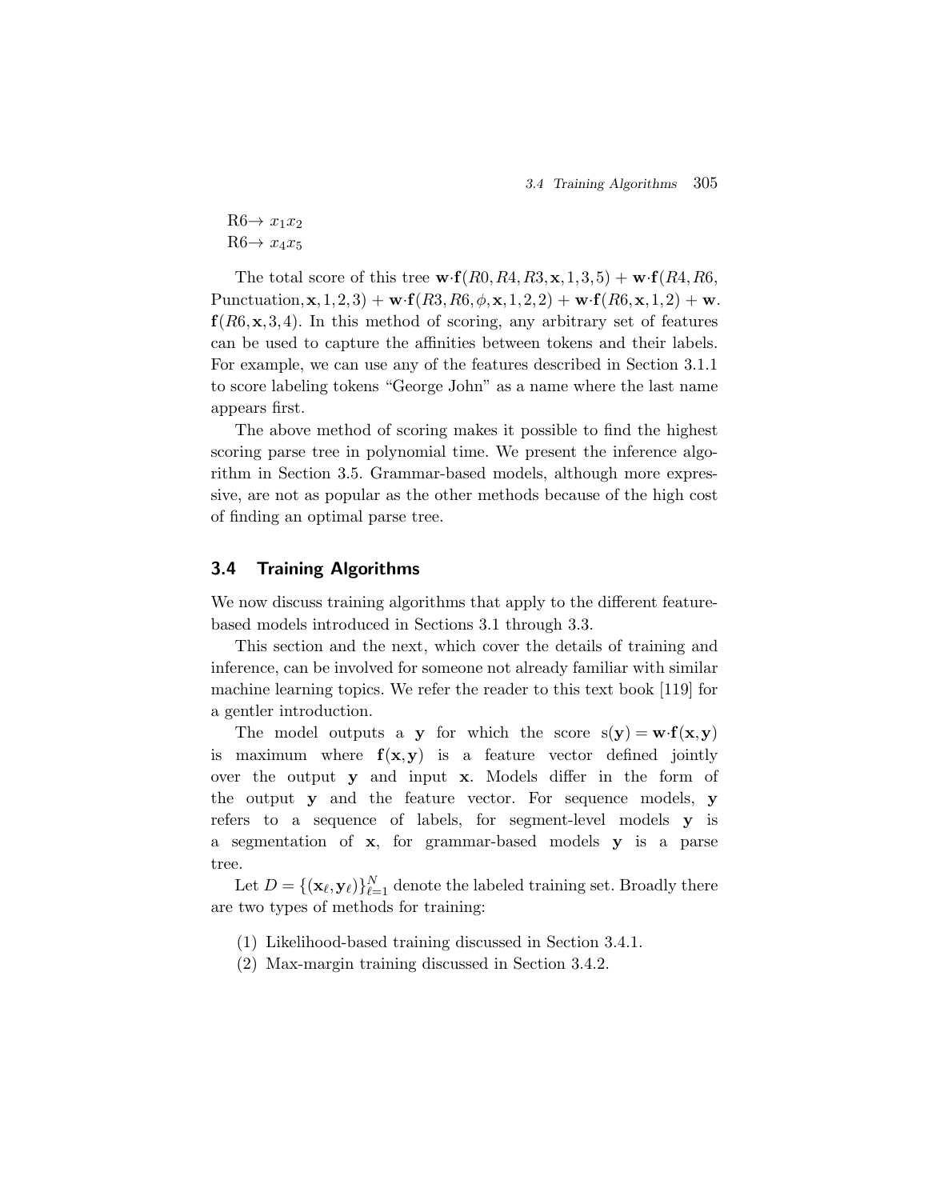R6→ $x_1 x_2$
R6→ $x_4 x_5$

The total score of this tree $\mathbf{w}\cdot\mathbf{f}(R0, R4, R3, \mathbf{x}, 1, 3, 5) + \mathbf{w}\cdot\mathbf{f}(R4, R6, \text{Punctuation}, \mathbf{x}, 1, 2, 3) + \mathbf{w}\cdot\mathbf{f}(R3, R6, \phi, \mathbf{x}, 1, 2, 2) + \mathbf{w}\cdot\mathbf{f}(R6, \mathbf{x}, 1, 2) + \mathbf{w}\cdot\mathbf{f}(R6, \mathbf{x}, 3, 4)$. In this method of scoring, any arbitrary set of features can be used to capture the affinities between tokens and their labels. For example, we can use any of the features described in Section 3.1.1 to score labeling tokens "George John" as a name where the last name appears first.

The above method of scoring makes it possible to find the highest scoring parse tree in polynomial time. We present the inference algorithm in Section 3.5. Grammar-based models, although more expressive, are not as popular as the other methods because of the high cost of finding an optimal parse tree.

## 3.4 Training Algorithms

We now discuss training algorithms that apply to the different feature-based models introduced in Sections 3.1 through 3.3.

This section and the next, which cover the details of training and inference, can be involved for someone not already familiar with similar machine learning topics. We refer the reader to this text book [119] for a gentler introduction.

The model outputs a $\mathbf{y}$ for which the score $\text{s}(\mathbf{y}) = \mathbf{w}\cdot\mathbf{f}(\mathbf{x}, \mathbf{y})$ is maximum where $\mathbf{f}(\mathbf{x}, \mathbf{y})$ is a feature vector defined jointly over the output $\mathbf{y}$ and input $\mathbf{x}$. Models differ in the form of the output $\mathbf{y}$ and the feature vector. For sequence models, $\mathbf{y}$ refers to a sequence of labels, for segment-level models $\mathbf{y}$ is a segmentation of $\mathbf{x}$, for grammar-based models $\mathbf{y}$ is a parse tree.

Let $D = \{(\mathbf{x}_\ell, \mathbf{y}_\ell)\}_{\ell=1}^{N}$ denote the labeled training set. Broadly there are two types of methods for training:

(1) Likelihood-based training discussed in Section 3.4.1.
(2) Max-margin training discussed in Section 3.4.2.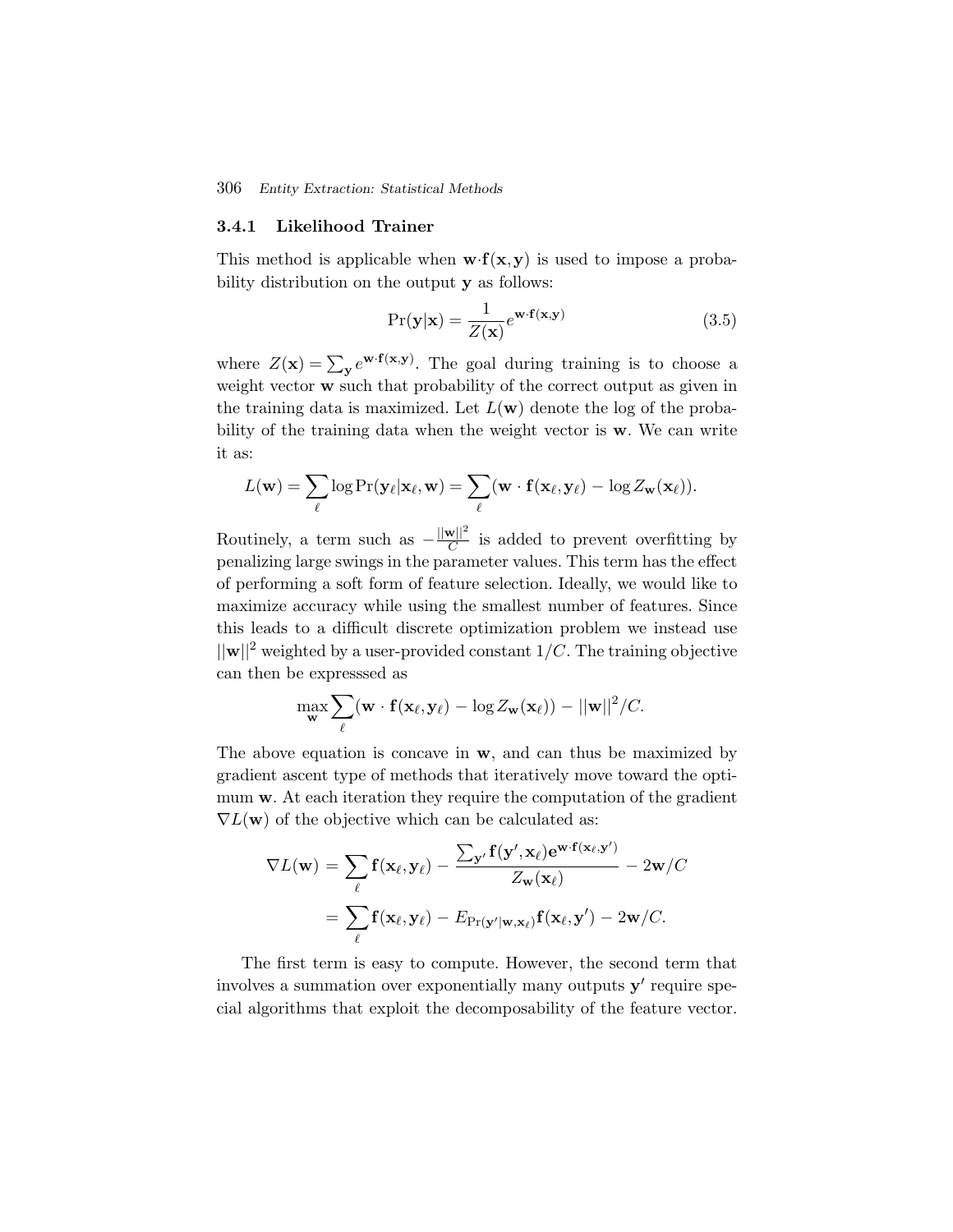### 3.4.1 Likelihood Trainer

This method is applicable when $\mathbf{w}\cdot\mathbf{f}(\mathbf{x},\mathbf{y})$ is used to impose a probability distribution on the output $\mathbf{y}$ as follows:

$$\Pr(\mathbf{y}|\mathbf{x}) = \frac{1}{Z(\mathbf{x})}e^{\mathbf{w}\cdot\mathbf{f}(\mathbf{x},\mathbf{y})} \tag{3.5}$$

where $Z(\mathbf{x}) = \sum_{\mathbf{y}} e^{\mathbf{w}\cdot\mathbf{f}(\mathbf{x},\mathbf{y})}$. The goal during training is to choose a weight vector $\mathbf{w}$ such that probability of the correct output as given in the training data is maximized. Let $L(\mathbf{w})$ denote the log of the probability of the training data when the weight vector is $\mathbf{w}$. We can write it as:

$$L(\mathbf{w}) = \sum_{\ell} \log \Pr(\mathbf{y}_\ell|\mathbf{x}_\ell,\mathbf{w}) = \sum_{\ell}(\mathbf{w}\cdot\mathbf{f}(\mathbf{x}_\ell,\mathbf{y}_\ell) - \log Z_{\mathbf{w}}(\mathbf{x}_\ell)).$$

Routinely, a term such as $-\frac{||\mathbf{w}||^2}{C}$ is added to prevent overfitting by penalizing large swings in the parameter values. This term has the effect of performing a soft form of feature selection. Ideally, we would like to maximize accuracy while using the smallest number of features. Since this leads to a difficult discrete optimization problem we instead use $||\mathbf{w}||^2$ weighted by a user-provided constant $1/C$. The training objective can then be expresssed as

$$\max_{\mathbf{w}} \sum_{\ell}(\mathbf{w}\cdot\mathbf{f}(\mathbf{x}_\ell,\mathbf{y}_\ell) - \log Z_{\mathbf{w}}(\mathbf{x}_\ell)) - ||\mathbf{w}||^2/C.$$

The above equation is concave in $\mathbf{w}$, and can thus be maximized by gradient ascent type of methods that iteratively move toward the optimum $\mathbf{w}$. At each iteration they require the computation of the gradient $\nabla L(\mathbf{w})$ of the objective which can be calculated as:

$$\begin{aligned}
\nabla L(\mathbf{w}) &= \sum_{\ell} \mathbf{f}(\mathbf{x}_\ell,\mathbf{y}_\ell) - \frac{\sum_{\mathbf{y}'} \mathbf{f}(\mathbf{y}',\mathbf{x}_\ell)\mathbf{e}^{\mathbf{w}\cdot\mathbf{f}(\mathbf{x}_\ell,\mathbf{y}')}}{Z_{\mathbf{w}}(\mathbf{x}_\ell)} - 2\mathbf{w}/C \\
&= \sum_{\ell} \mathbf{f}(\mathbf{x}_\ell,\mathbf{y}_\ell) - E_{\Pr(\mathbf{y}'|\mathbf{w},\mathbf{x}_\ell)}\mathbf{f}(\mathbf{x}_\ell,\mathbf{y}') - 2\mathbf{w}/C.
\end{aligned}$$

The first term is easy to compute. However, the second term that involves a summation over exponentially many outputs $\mathbf{y}'$ require special algorithms that exploit the decomposability of the feature vector.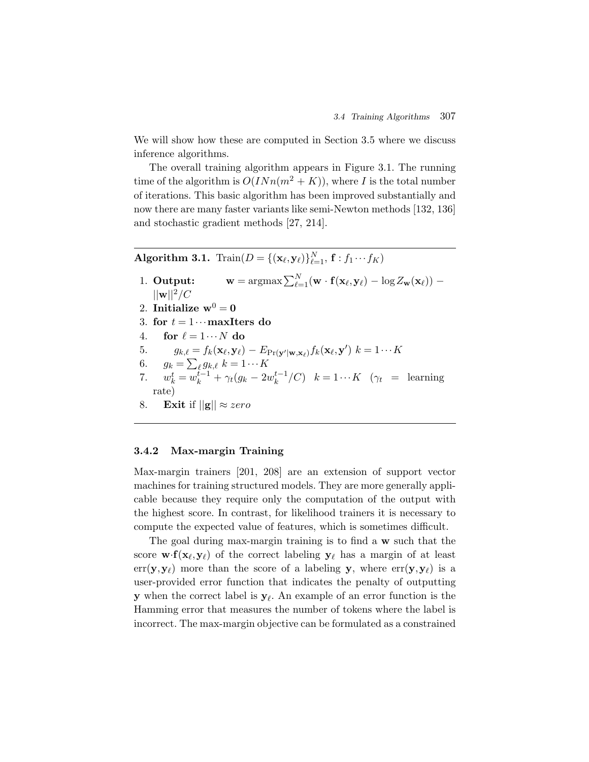We will show how these are computed in Section 3.5 where we discuss inference algorithms.

The overall training algorithm appears in Figure 3.1. The running time of the algorithm is $O(INn(m^2 + K))$, where $I$ is the total number of iterations. This basic algorithm has been improved substantially and now there are many faster variants like semi-Newton methods [132, 136] and stochastic gradient methods [27, 214].

---

**Algorithm 3.1.** Train($D = \{(\mathbf{x}_\ell, \mathbf{y}_\ell)\}_{\ell=1}^N$, $\mathbf{f} : f_1 \cdots f_K$)

1. **Output:** $\mathbf{w} = \text{argmax} \sum_{\ell=1}^N (\mathbf{w} \cdot \mathbf{f}(\mathbf{x}_\ell, \mathbf{y}_\ell) - \log Z_{\mathbf{w}}(\mathbf{x}_\ell)) - ||\mathbf{w}||^2/C$
2. **Initialize** $\mathbf{w}^0 = \mathbf{0}$
3. **for** $t = 1 \cdots$ **maxIters do**
4. **for** $\ell = 1 \cdots N$ **do**
5. $g_{k,\ell} = f_k(\mathbf{x}_\ell, \mathbf{y}_\ell) - E_{\Pr(\mathbf{y}'|\mathbf{w},\mathbf{x}_\ell)} f_k(\mathbf{x}_\ell, \mathbf{y}')$ $k = 1 \cdots K$
6. $g_k = \sum_\ell g_{k,\ell}$ $k = 1 \cdots K$
7. $w_k^t = w_k^{t-1} + \gamma_t(g_k - 2w_k^{t-1}/C)$ $k = 1 \cdots K$ ($\gamma_t$ = learning rate)
8. **Exit** if $||\mathbf{g}|| \approx zero$

---

### 3.4.2 Max-margin Training

Max-margin trainers [201, 208] are an extension of support vector machines for training structured models. They are more generally applicable because they require only the computation of the output with the highest score. In contrast, for likelihood trainers it is necessary to compute the expected value of features, which is sometimes difficult.

The goal during max-margin training is to find a $\mathbf{w}$ such that the score $\mathbf{w} \cdot \mathbf{f}(\mathbf{x}_\ell, \mathbf{y}_\ell)$ of the correct labeling $\mathbf{y}_\ell$ has a margin of at least $\text{err}(\mathbf{y}, \mathbf{y}_\ell)$ more than the score of a labeling $\mathbf{y}$, where $\text{err}(\mathbf{y}, \mathbf{y}_\ell)$ is a user-provided error function that indicates the penalty of outputting $\mathbf{y}$ when the correct label is $\mathbf{y}_\ell$. An example of an error function is the Hamming error that measures the number of tokens where the label is incorrect. The max-margin objective can be formulated as a constrained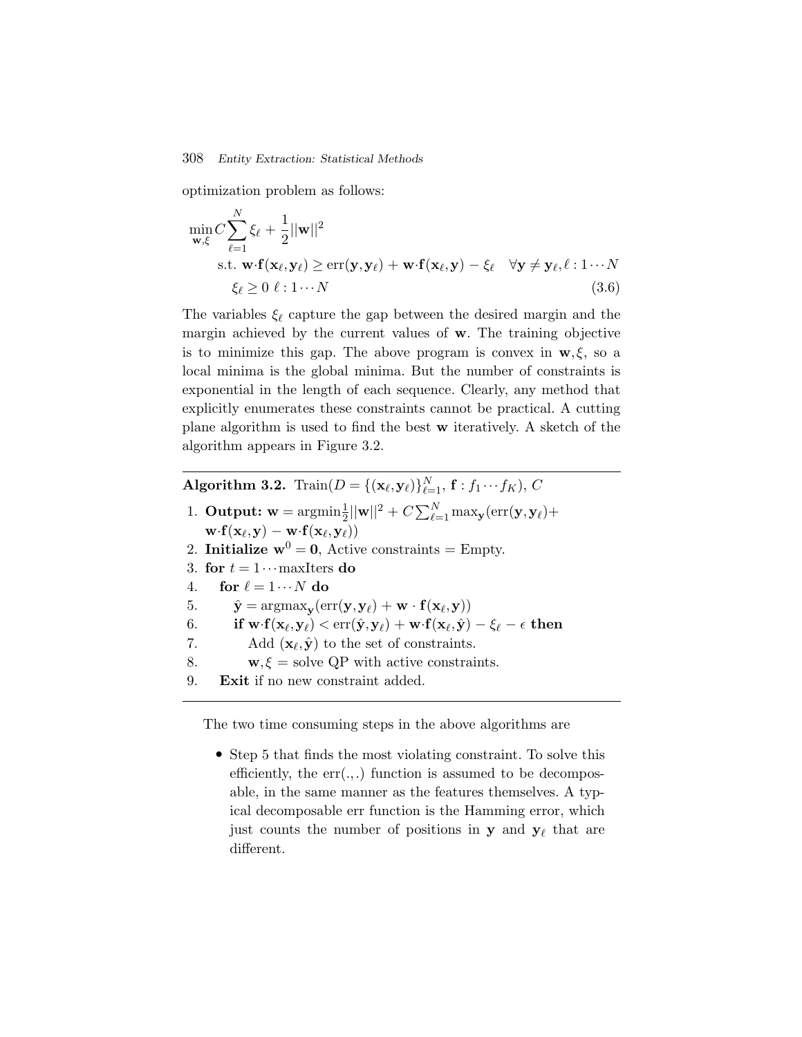optimization problem as follows:

$$
\begin{aligned}
\min_{\mathbf{w},\xi} & C\sum_{\ell=1}^{N}\xi_\ell + \frac{1}{2}||\mathbf{w}||^2 \\
& \text{s.t. } \mathbf{w}\cdot\mathbf{f}(\mathbf{x}_\ell,\mathbf{y}_\ell) \geq \text{err}(\mathbf{y},\mathbf{y}_\ell) + \mathbf{w}\cdot\mathbf{f}(\mathbf{x}_\ell,\mathbf{y}) - \xi_\ell \quad \forall \mathbf{y} \neq \mathbf{y}_\ell, \ell : 1\cdots N \\
& \xi_\ell \geq 0 \;\; \ell : 1\cdots N
\end{aligned} \tag{3.6}
$$

The variables $\xi_\ell$ capture the gap between the desired margin and the margin achieved by the current values of $\mathbf{w}$. The training objective is to minimize this gap. The above program is convex in $\mathbf{w},\xi$, so a local minima is the global minima. But the number of constraints is exponential in the length of each sequence. Clearly, any method that explicitly enumerates these constraints cannot be practical. A cutting plane algorithm is used to find the best $\mathbf{w}$ iteratively. A sketch of the algorithm appears in Figure 3.2.

---

**Algorithm 3.2.** Train($D = \{(\mathbf{x}_\ell,\mathbf{y}_\ell)\}_{\ell=1}^{N}$, $\mathbf{f} : f_1 \cdots f_K$), $C$

1. **Output:** $\mathbf{w} = \text{argmin}\frac{1}{2}||\mathbf{w}||^2 + C\sum_{\ell=1}^{N}\max_{\mathbf{y}}(\text{err}(\mathbf{y},\mathbf{y}_\ell) + \mathbf{w}\cdot\mathbf{f}(\mathbf{x}_\ell,\mathbf{y}) - \mathbf{w}\cdot\mathbf{f}(\mathbf{x}_\ell,\mathbf{y}_\ell))$
2. **Initialize** $\mathbf{w}^0 = \mathbf{0}$, Active constraints = Empty.
3. **for** $t = 1\cdots$maxIters **do**
4. &nbsp;&nbsp;&nbsp;&nbsp;**for** $\ell = 1\cdots N$ **do**
5. &nbsp;&nbsp;&nbsp;&nbsp;&nbsp;&nbsp;&nbsp;&nbsp;$\hat{\mathbf{y}} = \text{argmax}_{\mathbf{y}}(\text{err}(\mathbf{y},\mathbf{y}_\ell) + \mathbf{w}\cdot\mathbf{f}(\mathbf{x}_\ell,\mathbf{y}))$
6. &nbsp;&nbsp;&nbsp;&nbsp;&nbsp;&nbsp;&nbsp;&nbsp;**if** $\mathbf{w}\cdot\mathbf{f}(\mathbf{x}_\ell,\mathbf{y}_\ell) < \text{err}(\hat{\mathbf{y}},\mathbf{y}_\ell) + \mathbf{w}\cdot\mathbf{f}(\mathbf{x}_\ell,\hat{\mathbf{y}}) - \xi_\ell - \epsilon$ **then**
7. &nbsp;&nbsp;&nbsp;&nbsp;&nbsp;&nbsp;&nbsp;&nbsp;&nbsp;&nbsp;&nbsp;&nbsp;Add $(\mathbf{x}_\ell,\hat{\mathbf{y}})$ to the set of constraints.
8. &nbsp;&nbsp;&nbsp;&nbsp;&nbsp;&nbsp;&nbsp;&nbsp;&nbsp;&nbsp;&nbsp;&nbsp;$\mathbf{w},\xi$ = solve QP with active constraints.
9. &nbsp;&nbsp;&nbsp;&nbsp;**Exit** if no new constraint added.

---

The two time consuming steps in the above algorithms are

- Step 5 that finds the most violating constraint. To solve this efficiently, the err(.,.) function is assumed to be decomposable, in the same manner as the features themselves. A typical decomposable err function is the Hamming error, which just counts the number of positions in $\mathbf{y}$ and $\mathbf{y}_\ell$ that are different.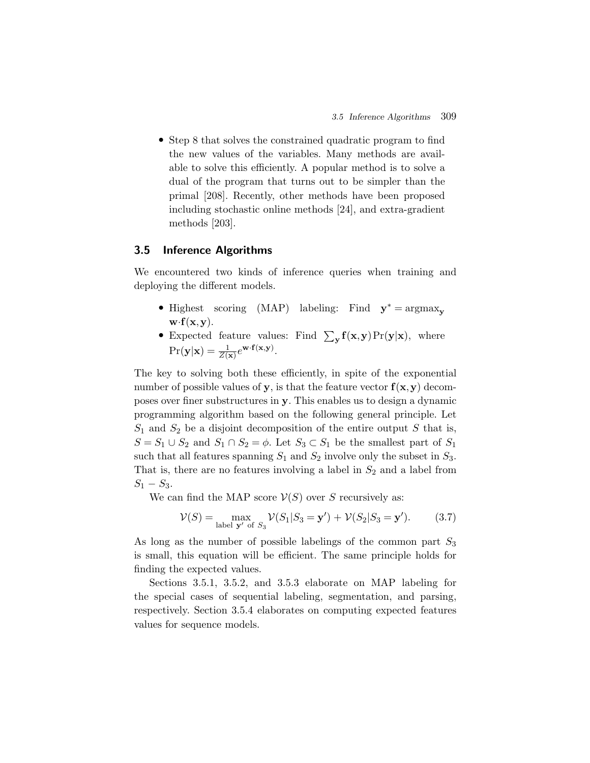- Step 8 that solves the constrained quadratic program to find the new values of the variables. Many methods are available to solve this efficiently. A popular method is to solve a dual of the program that turns out to be simpler than the primal [208]. Recently, other methods have been proposed including stochastic online methods [24], and extra-gradient methods [203].

## 3.5 Inference Algorithms

We encountered two kinds of inference queries when training and deploying the different models.

- Highest scoring (MAP) labeling: Find $\mathbf{y}^* = \operatorname{argmax}_{\mathbf{y}} \mathbf{w} \cdot \mathbf{f}(\mathbf{x}, \mathbf{y})$.
- Expected feature values: Find $\sum_{\mathbf{y}} \mathbf{f}(\mathbf{x}, \mathbf{y}) \Pr(\mathbf{y}|\mathbf{x})$, where $\Pr(\mathbf{y}|\mathbf{x}) = \frac{1}{Z(\mathbf{x})} e^{\mathbf{w} \cdot \mathbf{f}(\mathbf{x}, \mathbf{y})}$.

The key to solving both these efficiently, in spite of the exponential number of possible values of $\mathbf{y}$, is that the feature vector $\mathbf{f}(\mathbf{x}, \mathbf{y})$ decomposes over finer substructures in $\mathbf{y}$. This enables us to design a dynamic programming algorithm based on the following general principle. Let $S_1$ and $S_2$ be a disjoint decomposition of the entire output $S$ that is, $S = S_1 \cup S_2$ and $S_1 \cap S_2 = \phi$. Let $S_3 \subset S_1$ be the smallest part of $S_1$ such that all features spanning $S_1$ and $S_2$ involve only the subset in $S_3$. That is, there are no features involving a label in $S_2$ and a label from $S_1 - S_3$.

We can find the MAP score $\mathcal{V}(S)$ over $S$ recursively as:

$$\mathcal{V}(S) = \max_{\text{label } \mathbf{y}' \text{ of } S_3} \mathcal{V}(S_1 | S_3 = \mathbf{y}') + \mathcal{V}(S_2 | S_3 = \mathbf{y}'). \tag{3.7}$$

As long as the number of possible labelings of the common part $S_3$ is small, this equation will be efficient. The same principle holds for finding the expected values.

Sections 3.5.1, 3.5.2, and 3.5.3 elaborate on MAP labeling for the special cases of sequential labeling, segmentation, and parsing, respectively. Section 3.5.4 elaborates on computing expected features values for sequence models.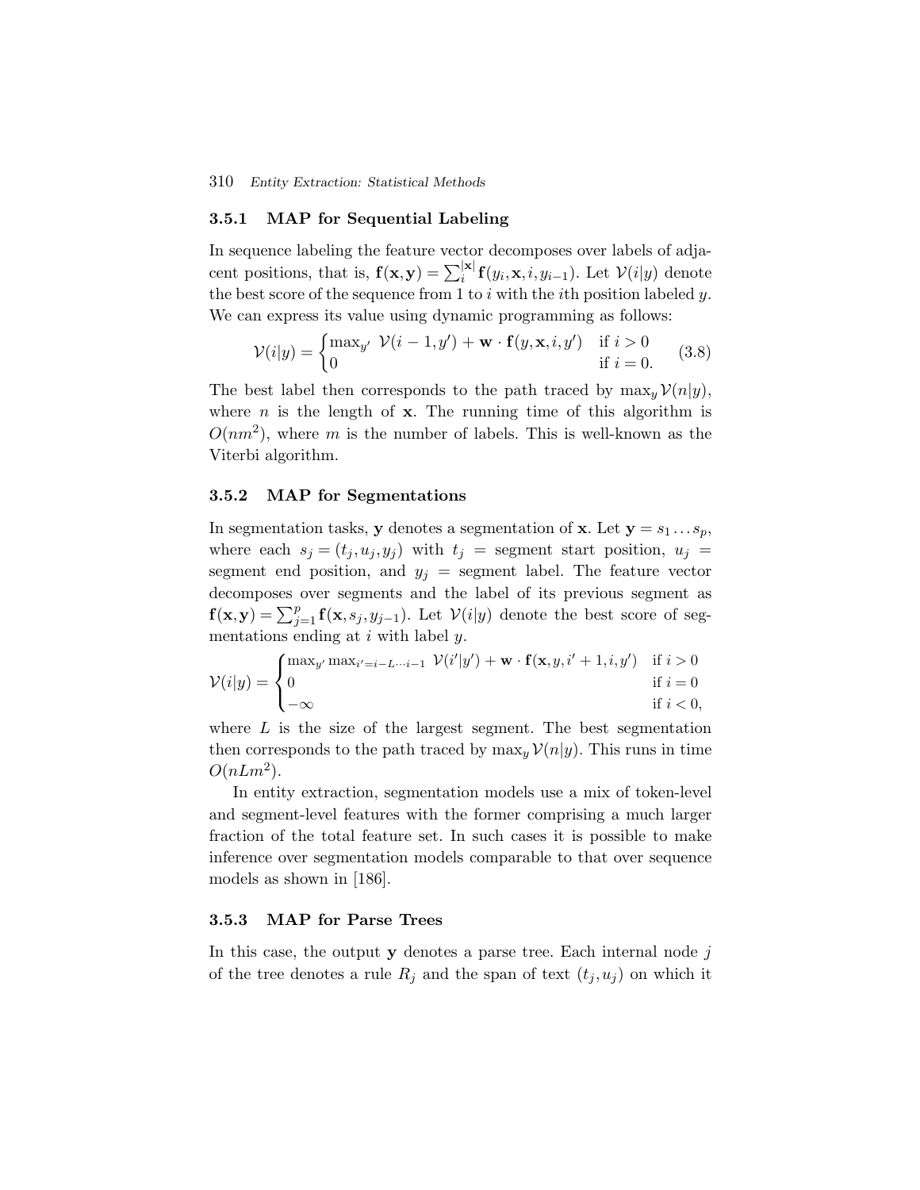### 3.5.1 MAP for Sequential Labeling

In sequence labeling the feature vector decomposes over labels of adjacent positions, that is, $\mathbf{f}(\mathbf{x},\mathbf{y}) = \sum_i^{|\mathbf{x}|} \mathbf{f}(y_i, \mathbf{x}, i, y_{i-1})$. Let $\mathcal{V}(i|y)$ denote the best score of the sequence from 1 to $i$ with the $i$th position labeled $y$. We can express its value using dynamic programming as follows:

$$\mathcal{V}(i|y) = \begin{cases} \max_{y'} \ \mathcal{V}(i-1, y') + \mathbf{w} \cdot \mathbf{f}(y, \mathbf{x}, i, y') & \text{if } i > 0 \\ 0 & \text{if } i = 0. \end{cases} \tag{3.8}$$

The best label then corresponds to the path traced by $\max_y \mathcal{V}(n|y)$, where $n$ is the length of $\mathbf{x}$. The running time of this algorithm is $O(nm^2)$, where $m$ is the number of labels. This is well-known as the Viterbi algorithm.

### 3.5.2 MAP for Segmentations

In segmentation tasks, $\mathbf{y}$ denotes a segmentation of $\mathbf{x}$. Let $\mathbf{y} = s_1 \ldots s_p$, where each $s_j = (t_j, u_j, y_j)$ with $t_j$ = segment start position, $u_j$ = segment end position, and $y_j$ = segment label. The feature vector decomposes over segments and the label of its previous segment as $\mathbf{f}(\mathbf{x},\mathbf{y}) = \sum_{j=1}^{p} \mathbf{f}(\mathbf{x}, s_j, y_{j-1})$. Let $\mathcal{V}(i|y)$ denote the best score of segmentations ending at $i$ with label $y$.

$$\mathcal{V}(i|y) = \begin{cases} \max_{y'} \max_{i'=i-L \cdots i-1} \ \mathcal{V}(i'|y') + \mathbf{w} \cdot \mathbf{f}(\mathbf{x}, y, i'+1, i, y') & \text{if } i > 0 \\ 0 & \text{if } i = 0 \\ -\infty & \text{if } i < 0, \end{cases}$$

where $L$ is the size of the largest segment. The best segmentation then corresponds to the path traced by $\max_y \mathcal{V}(n|y)$. This runs in time $O(nLm^2)$.

In entity extraction, segmentation models use a mix of token-level and segment-level features with the former comprising a much larger fraction of the total feature set. In such cases it is possible to make inference over segmentation models comparable to that over sequence models as shown in [186].

### 3.5.3 MAP for Parse Trees

In this case, the output $\mathbf{y}$ denotes a parse tree. Each internal node $j$ of the tree denotes a rule $R_j$ and the span of text $(t_j, u_j)$ on which it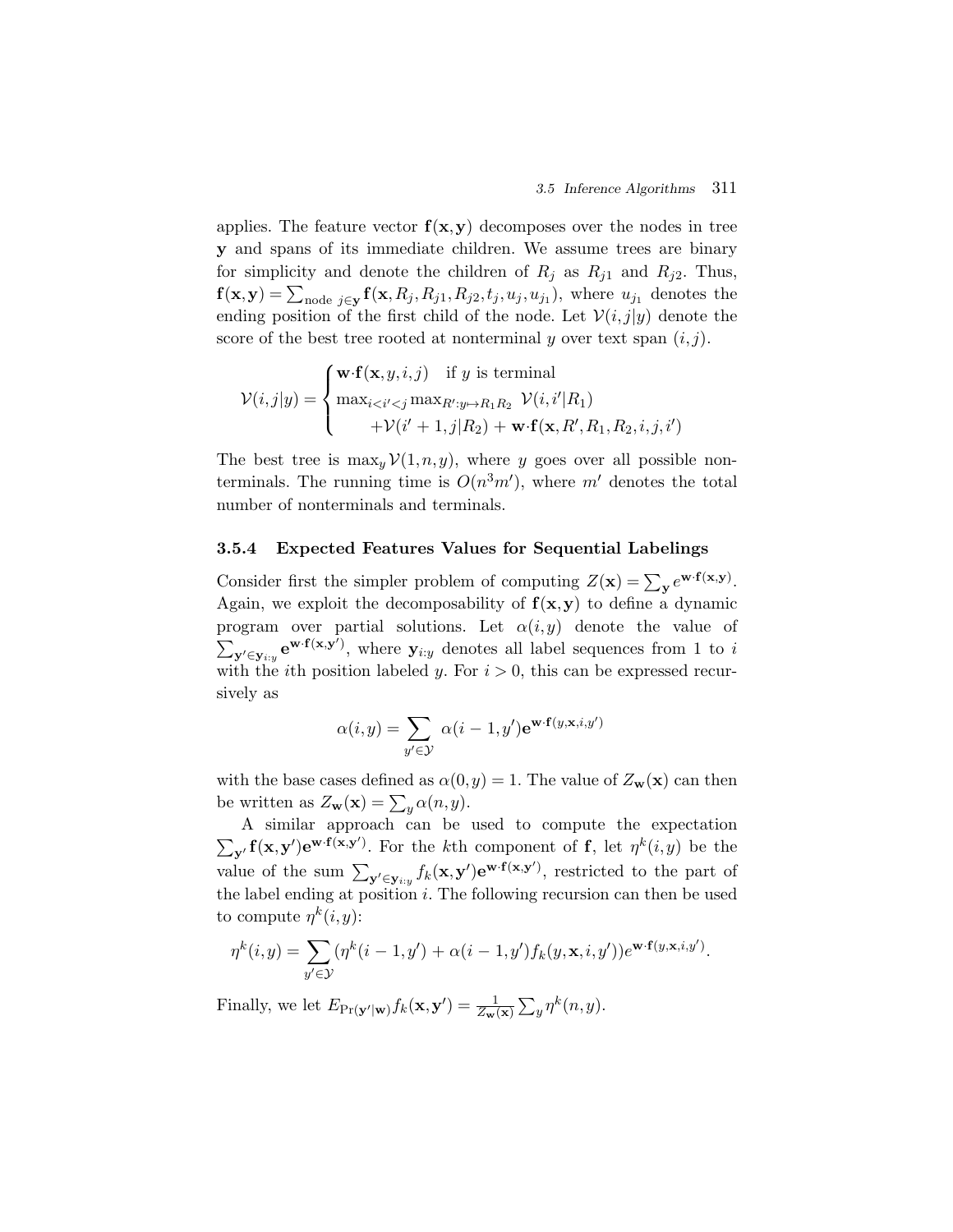applies. The feature vector $\mathbf{f}(\mathbf{x}, \mathbf{y})$ decomposes over the nodes in tree $\mathbf{y}$ and spans of its immediate children. We assume trees are binary for simplicity and denote the children of $R_j$ as $R_{j1}$ and $R_{j2}$. Thus, $\mathbf{f}(\mathbf{x}, \mathbf{y}) = \sum_{\text{node } j \in \mathbf{y}} \mathbf{f}(\mathbf{x}, R_j, R_{j1}, R_{j2}, t_j, u_j, u_{j_1})$, where $u_{j_1}$ denotes the ending position of the first child of the node. Let $\mathcal{V}(i, j|y)$ denote the score of the best tree rooted at nonterminal $y$ over text span $(i, j)$.

$$
\mathcal{V}(i, j|y) = \begin{cases} \mathbf{w} \cdot \mathbf{f}(\mathbf{x}, y, i, j) & \text{if } y \text{ is terminal} \\ \max_{i < i' < j} \max_{R' : y \mapsto R_1 R_2} \; \mathcal{V}(i, i'|R_1) \\ \qquad + \mathcal{V}(i'+1, j|R_2) + \mathbf{w} \cdot \mathbf{f}(\mathbf{x}, R', R_1, R_2, i, j, i') \end{cases}
$$

The best tree is $\max_y \mathcal{V}(1, n, y)$, where $y$ goes over all possible nonterminals. The running time is $O(n^3 m')$, where $m'$ denotes the total number of nonterminals and terminals.

### 3.5.4 Expected Features Values for Sequential Labelings

Consider first the simpler problem of computing $Z(\mathbf{x}) = \sum_{\mathbf{y}} e^{\mathbf{w} \cdot \mathbf{f}(\mathbf{x}, \mathbf{y})}$. Again, we exploit the decomposability of $\mathbf{f}(\mathbf{x}, \mathbf{y})$ to define a dynamic program over partial solutions. Let $\alpha(i, y)$ denote the value of $\sum_{\mathbf{y}' \in \mathbf{y}_{i:y}} \mathbf{e}^{\mathbf{w} \cdot \mathbf{f}(\mathbf{x}, \mathbf{y}')}$, where $\mathbf{y}_{i:y}$ denotes all label sequences from 1 to $i$ with the $i$th position labeled $y$. For $i > 0$, this can be expressed recursively as

$$
\alpha(i, y) = \sum_{y' \in \mathcal{Y}} \alpha(i-1, y') \mathbf{e}^{\mathbf{w} \cdot \mathbf{f}(y, \mathbf{x}, i, y')}
$$

with the base cases defined as $\alpha(0, y) = 1$. The value of $Z_{\mathbf{w}}(\mathbf{x})$ can then be written as $Z_{\mathbf{w}}(\mathbf{x}) = \sum_y \alpha(n, y)$.

A similar approach can be used to compute the expectation $\sum_{\mathbf{y}'} \mathbf{f}(\mathbf{x}, \mathbf{y}') \mathbf{e}^{\mathbf{w} \cdot \mathbf{f}(\mathbf{x}, \mathbf{y}')}$. For the $k$th component of $\mathbf{f}$, let $\eta^k(i, y)$ be the value of the sum $\sum_{\mathbf{y}' \in \mathbf{y}_{i:y}} f_k(\mathbf{x}, \mathbf{y}') \mathbf{e}^{\mathbf{w} \cdot \mathbf{f}(\mathbf{x}, \mathbf{y}')}$, restricted to the part of the label ending at position $i$. The following recursion can then be used to compute $\eta^k(i, y)$:

$$
\eta^k(i, y) = \sum_{y' \in \mathcal{Y}} (\eta^k(i-1, y') + \alpha(i-1, y') f_k(y, \mathbf{x}, i, y')) e^{\mathbf{w} \cdot \mathbf{f}(y, \mathbf{x}, i, y')}.
$$

Finally, we let $E_{\Pr(\mathbf{y}'|\mathbf{w})} f_k(\mathbf{x}, \mathbf{y}') = \frac{1}{Z_{\mathbf{w}}(\mathbf{x})} \sum_y \eta^k(n, y)$.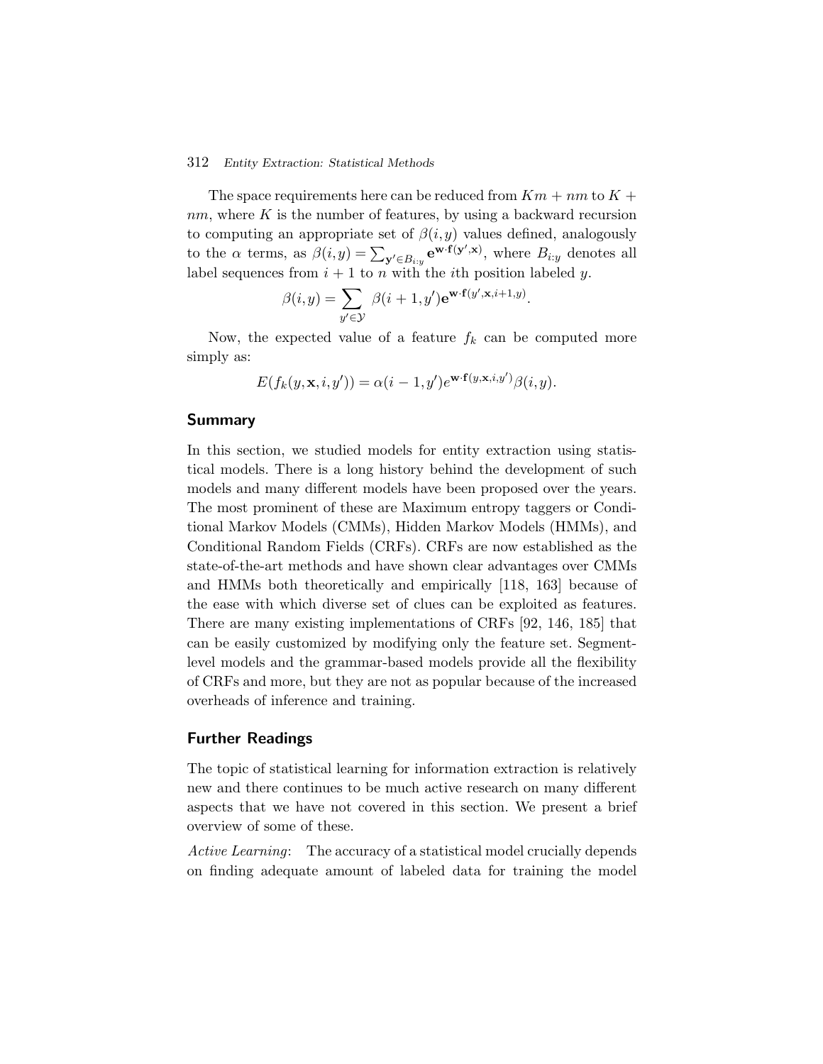The space requirements here can be reduced from $Km + nm$ to $K + nm$, where $K$ is the number of features, by using a backward recursion to computing an appropriate set of $\beta(i,y)$ values defined, analogously to the $\alpha$ terms, as $\beta(i,y) = \sum_{\mathbf{y}' \in B_{i:y}} \mathbf{e}^{\mathbf{w} \cdot \mathbf{f}(\mathbf{y}', \mathbf{x})}$, where $B_{i:y}$ denotes all label sequences from $i+1$ to $n$ with the $i$th position labeled $y$.

$$\beta(i,y) = \sum_{y' \in \mathcal{Y}} \beta(i+1, y') \mathbf{e}^{\mathbf{w} \cdot \mathbf{f}(y', \mathbf{x}, i+1, y)}.$$

Now, the expected value of a feature $f_k$ can be computed more simply as:

$$E(f_k(y, \mathbf{x}, i, y')) = \alpha(i-1, y') e^{\mathbf{w} \cdot \mathbf{f}(y, \mathbf{x}, i, y')} \beta(i, y).$$

## Summary

In this section, we studied models for entity extraction using statistical models. There is a long history behind the development of such models and many different models have been proposed over the years. The most prominent of these are Maximum entropy taggers or Conditional Markov Models (CMMs), Hidden Markov Models (HMMs), and Conditional Random Fields (CRFs). CRFs are now established as the state-of-the-art methods and have shown clear advantages over CMMs and HMMs both theoretically and empirically [118, 163] because of the ease with which diverse set of clues can be exploited as features. There are many existing implementations of CRFs [92, 146, 185] that can be easily customized by modifying only the feature set. Segment-level models and the grammar-based models provide all the flexibility of CRFs and more, but they are not as popular because of the increased overheads of inference and training.

## Further Readings

The topic of statistical learning for information extraction is relatively new and there continues to be much active research on many different aspects that we have not covered in this section. We present a brief overview of some of these.

*Active Learning*: The accuracy of a statistical model crucially depends on finding adequate amount of labeled data for training the model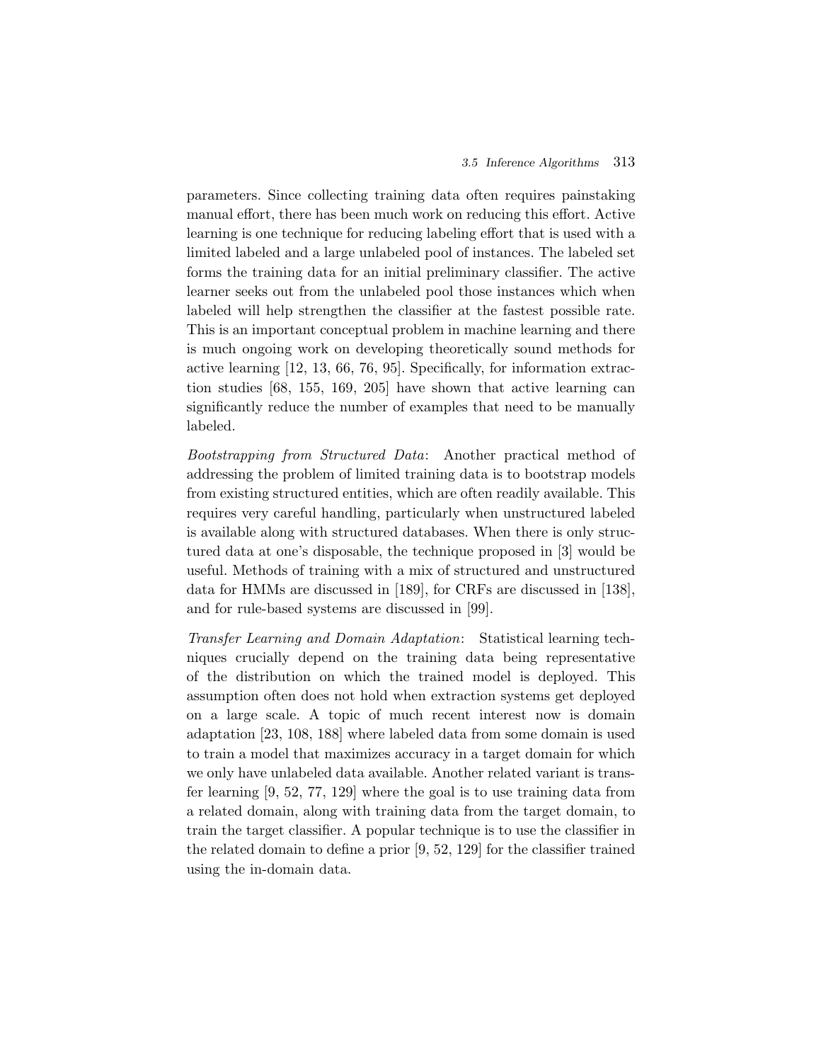parameters. Since collecting training data often requires painstaking manual effort, there has been much work on reducing this effort. Active learning is one technique for reducing labeling effort that is used with a limited labeled and a large unlabeled pool of instances. The labeled set forms the training data for an initial preliminary classifier. The active learner seeks out from the unlabeled pool those instances which when labeled will help strengthen the classifier at the fastest possible rate. This is an important conceptual problem in machine learning and there is much ongoing work on developing theoretically sound methods for active learning [12, 13, 66, 76, 95]. Specifically, for information extraction studies [68, 155, 169, 205] have shown that active learning can significantly reduce the number of examples that need to be manually labeled.

*Bootstrapping from Structured Data*: Another practical method of addressing the problem of limited training data is to bootstrap models from existing structured entities, which are often readily available. This requires very careful handling, particularly when unstructured labeled is available along with structured databases. When there is only structured data at one's disposable, the technique proposed in [3] would be useful. Methods of training with a mix of structured and unstructured data for HMMs are discussed in [189], for CRFs are discussed in [138], and for rule-based systems are discussed in [99].

*Transfer Learning and Domain Adaptation*: Statistical learning techniques crucially depend on the training data being representative of the distribution on which the trained model is deployed. This assumption often does not hold when extraction systems get deployed on a large scale. A topic of much recent interest now is domain adaptation [23, 108, 188] where labeled data from some domain is used to train a model that maximizes accuracy in a target domain for which we only have unlabeled data available. Another related variant is transfer learning [9, 52, 77, 129] where the goal is to use training data from a related domain, along with training data from the target domain, to train the target classifier. A popular technique is to use the classifier in the related domain to define a prior [9, 52, 129] for the classifier trained using the in-domain data.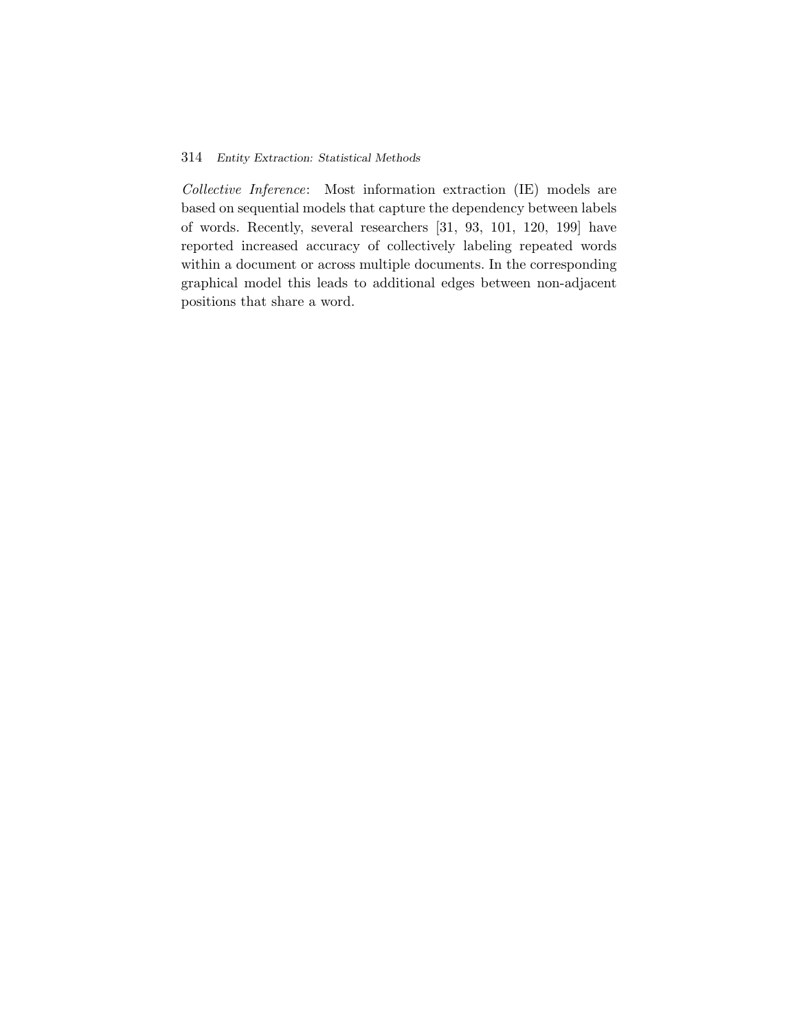*Collective Inference*: Most information extraction (IE) models are based on sequential models that capture the dependency between labels of words. Recently, several researchers [31, 93, 101, 120, 199] have reported increased accuracy of collectively labeling repeated words within a document or across multiple documents. In the corresponding graphical model this leads to additional edges between non-adjacent positions that share a word.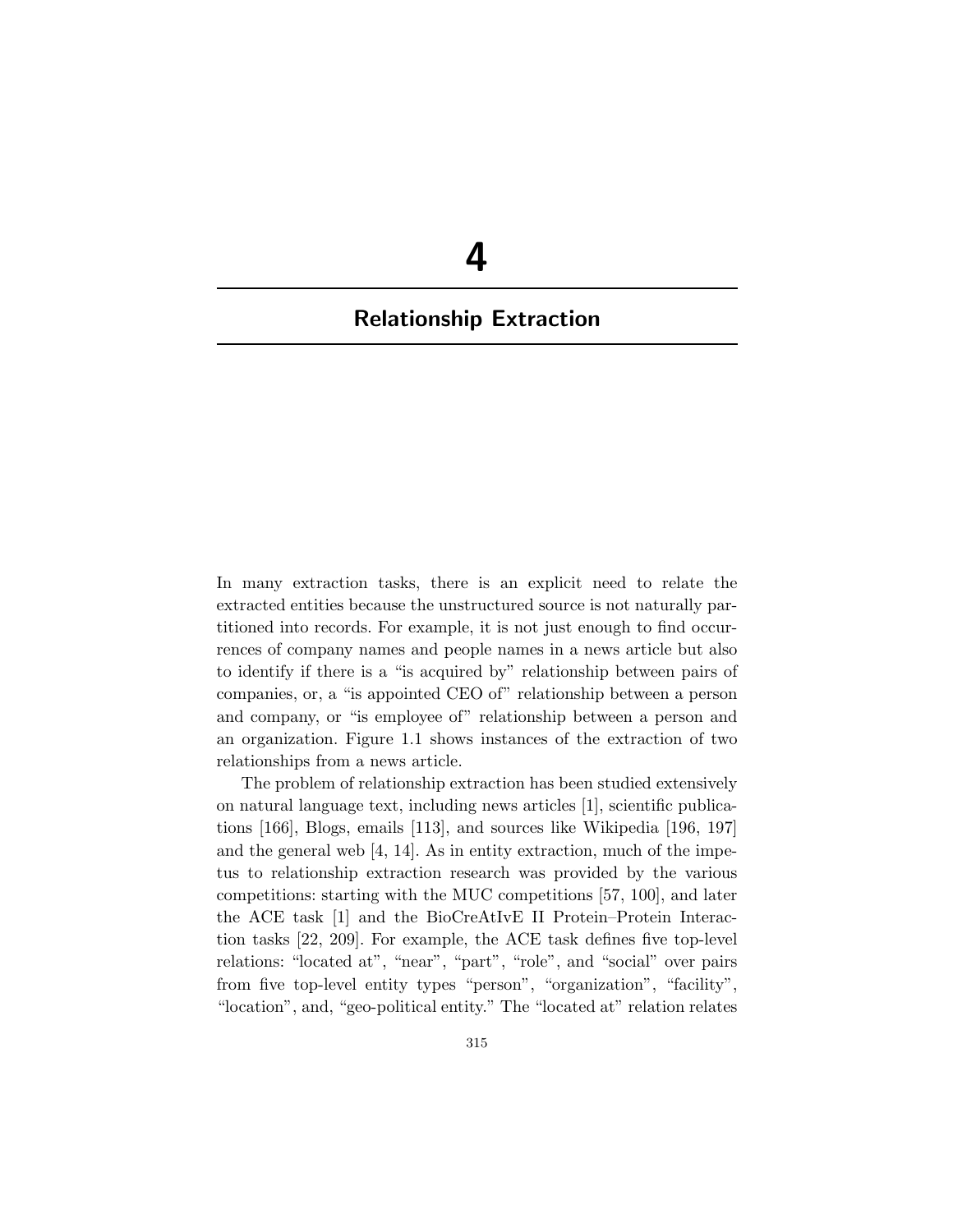# 4

## Relationship Extraction

In many extraction tasks, there is an explicit need to relate the extracted entities because the unstructured source is not naturally partitioned into records. For example, it is not just enough to find occurrences of company names and people names in a news article but also to identify if there is a "is acquired by" relationship between pairs of companies, or, a "is appointed CEO of" relationship between a person and company, or "is employee of" relationship between a person and an organization. Figure 1.1 shows instances of the extraction of two relationships from a news article.

The problem of relationship extraction has been studied extensively on natural language text, including news articles [1], scientific publications [166], Blogs, emails [113], and sources like Wikipedia [196, 197] and the general web [4, 14]. As in entity extraction, much of the impetus to relationship extraction research was provided by the various competitions: starting with the MUC competitions [57, 100], and later the ACE task [1] and the BioCreAtIvE II Protein–Protein Interaction tasks [22, 209]. For example, the ACE task defines five top-level relations: "located at", "near", "part", "role", and "social" over pairs from five top-level entity types "person", "organization", "facility", "location", and, "geo-political entity." The "located at" relation relates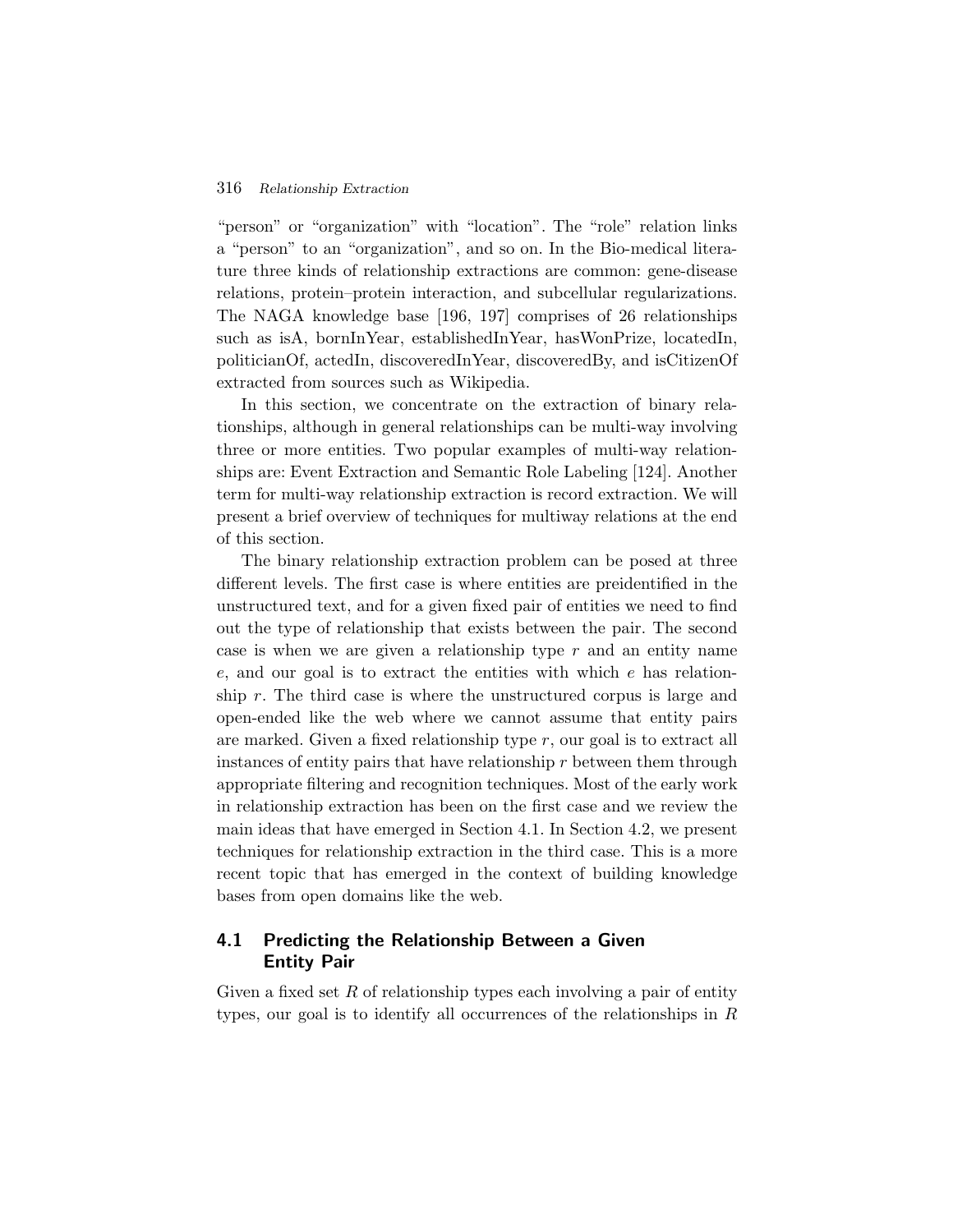"person" or "organization" with "location". The "role" relation links a "person" to an "organization", and so on. In the Bio-medical literature three kinds of relationship extractions are common: gene-disease relations, protein–protein interaction, and subcellular regularizations. The NAGA knowledge base [196, 197] comprises of 26 relationships such as isA, bornInYear, establishedInYear, hasWonPrize, locatedIn, politicianOf, actedIn, discoveredInYear, discoveredBy, and isCitizenOf extracted from sources such as Wikipedia.

In this section, we concentrate on the extraction of binary relationships, although in general relationships can be multi-way involving three or more entities. Two popular examples of multi-way relationships are: Event Extraction and Semantic Role Labeling [124]. Another term for multi-way relationship extraction is record extraction. We will present a brief overview of techniques for multiway relations at the end of this section.

The binary relationship extraction problem can be posed at three different levels. The first case is where entities are preidentified in the unstructured text, and for a given fixed pair of entities we need to find out the type of relationship that exists between the pair. The second case is when we are given a relationship type $r$ and an entity name $e$, and our goal is to extract the entities with which $e$ has relationship $r$. The third case is where the unstructured corpus is large and open-ended like the web where we cannot assume that entity pairs are marked. Given a fixed relationship type $r$, our goal is to extract all instances of entity pairs that have relationship $r$ between them through appropriate filtering and recognition techniques. Most of the early work in relationship extraction has been on the first case and we review the main ideas that have emerged in Section 4.1. In Section 4.2, we present techniques for relationship extraction in the third case. This is a more recent topic that has emerged in the context of building knowledge bases from open domains like the web.

## 4.1 Predicting the Relationship Between a Given Entity Pair

Given a fixed set $R$ of relationship types each involving a pair of entity types, our goal is to identify all occurrences of the relationships in $R$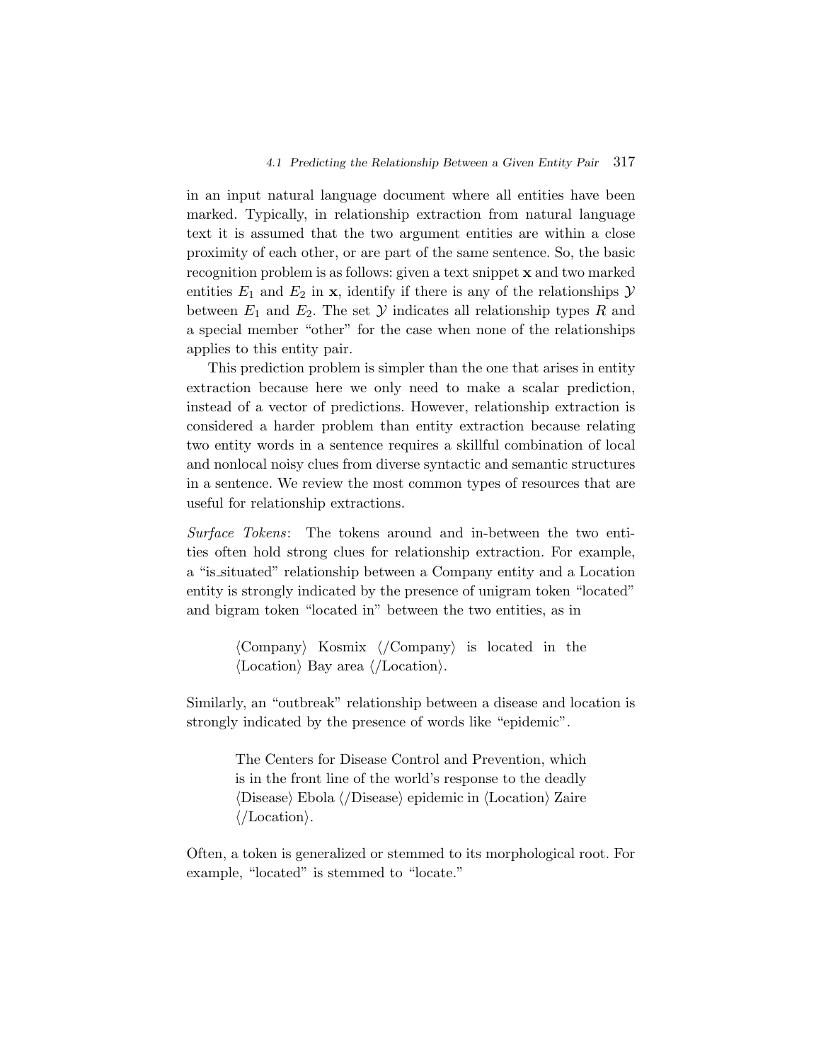in an input natural language document where all entities have been marked. Typically, in relationship extraction from natural language text it is assumed that the two argument entities are within a close proximity of each other, or are part of the same sentence. So, the basic recognition problem is as follows: given a text snippet $\mathbf{x}$ and two marked entities $E_1$ and $E_2$ in $\mathbf{x}$, identify if there is any of the relationships $\mathcal{Y}$ between $E_1$ and $E_2$. The set $\mathcal{Y}$ indicates all relationship types $R$ and a special member "other" for the case when none of the relationships applies to this entity pair.

This prediction problem is simpler than the one that arises in entity extraction because here we only need to make a scalar prediction, instead of a vector of predictions. However, relationship extraction is considered a harder problem than entity extraction because relating two entity words in a sentence requires a skillful combination of local and nonlocal noisy clues from diverse syntactic and semantic structures in a sentence. We review the most common types of resources that are useful for relationship extractions.

*Surface Tokens*: The tokens around and in-between the two entities often hold strong clues for relationship extraction. For example, a "is_situated" relationship between a Company entity and a Location entity is strongly indicated by the presence of unigram token "located" and bigram token "located in" between the two entities, as in

> ⟨Company⟩ Kosmix ⟨/Company⟩ is located in the ⟨Location⟩ Bay area ⟨/Location⟩.

Similarly, an "outbreak" relationship between a disease and location is strongly indicated by the presence of words like "epidemic".

> The Centers for Disease Control and Prevention, which is in the front line of the world's response to the deadly ⟨Disease⟩ Ebola ⟨/Disease⟩ epidemic in ⟨Location⟩ Zaire ⟨/Location⟩.

Often, a token is generalized or stemmed to its morphological root. For example, "located" is stemmed to "locate."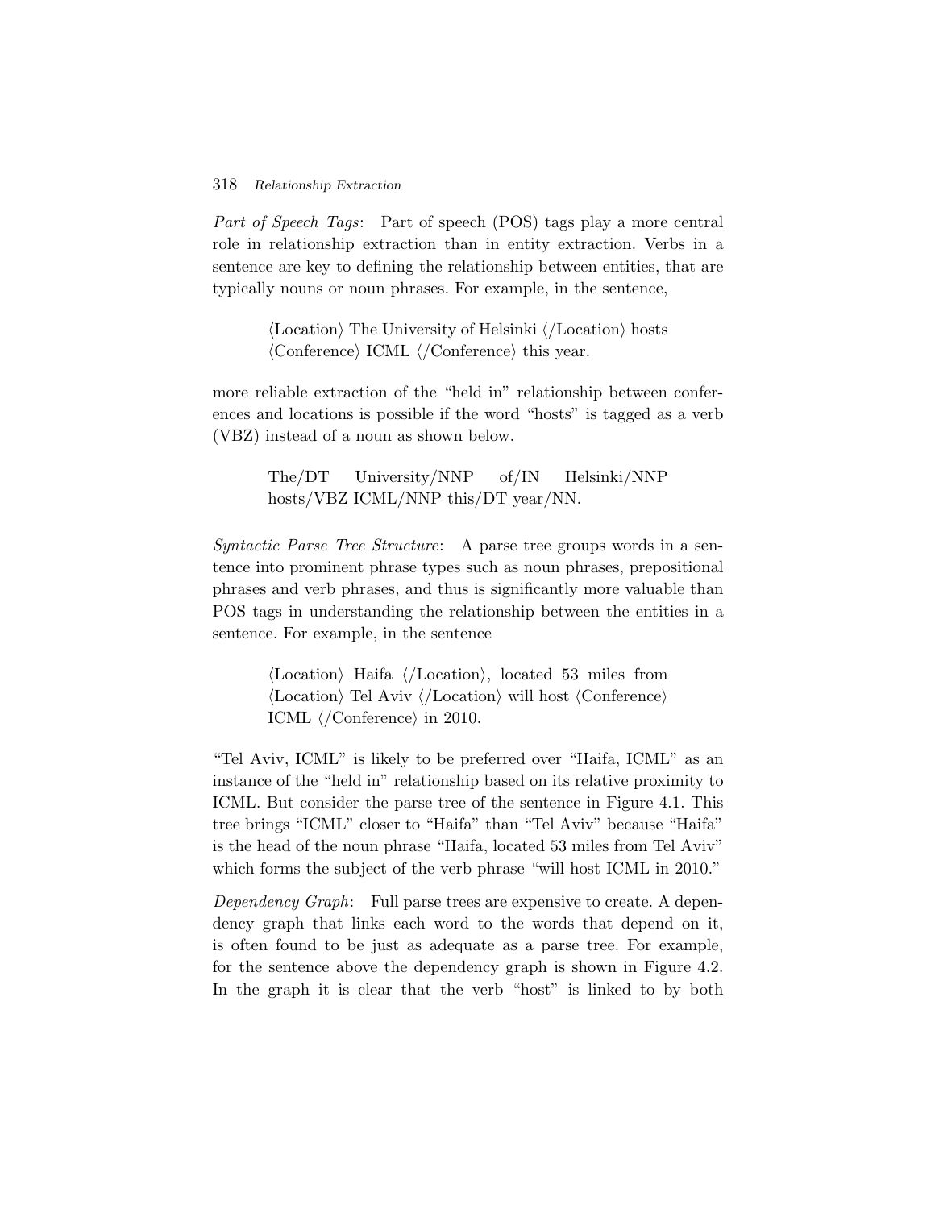*Part of Speech Tags*: Part of speech (POS) tags play a more central role in relationship extraction than in entity extraction. Verbs in a sentence are key to defining the relationship between entities, that are typically nouns or noun phrases. For example, in the sentence,

> ⟨Location⟩ The University of Helsinki ⟨/Location⟩ hosts ⟨Conference⟩ ICML ⟨/Conference⟩ this year.

more reliable extraction of the "held in" relationship between conferences and locations is possible if the word "hosts" is tagged as a verb (VBZ) instead of a noun as shown below.

> The/DT University/NNP of/IN Helsinki/NNP hosts/VBZ ICML/NNP this/DT year/NN.

*Syntactic Parse Tree Structure*: A parse tree groups words in a sentence into prominent phrase types such as noun phrases, prepositional phrases and verb phrases, and thus is significantly more valuable than POS tags in understanding the relationship between the entities in a sentence. For example, in the sentence

> ⟨Location⟩ Haifa ⟨/Location⟩, located 53 miles from ⟨Location⟩ Tel Aviv ⟨/Location⟩ will host ⟨Conference⟩ ICML ⟨/Conference⟩ in 2010.

"Tel Aviv, ICML" is likely to be preferred over "Haifa, ICML" as an instance of the "held in" relationship based on its relative proximity to ICML. But consider the parse tree of the sentence in Figure 4.1. This tree brings "ICML" closer to "Haifa" than "Tel Aviv" because "Haifa" is the head of the noun phrase "Haifa, located 53 miles from Tel Aviv" which forms the subject of the verb phrase "will host ICML in 2010."

*Dependency Graph*: Full parse trees are expensive to create. A dependency graph that links each word to the words that depend on it, is often found to be just as adequate as a parse tree. For example, for the sentence above the dependency graph is shown in Figure 4.2. In the graph it is clear that the verb "host" is linked to by both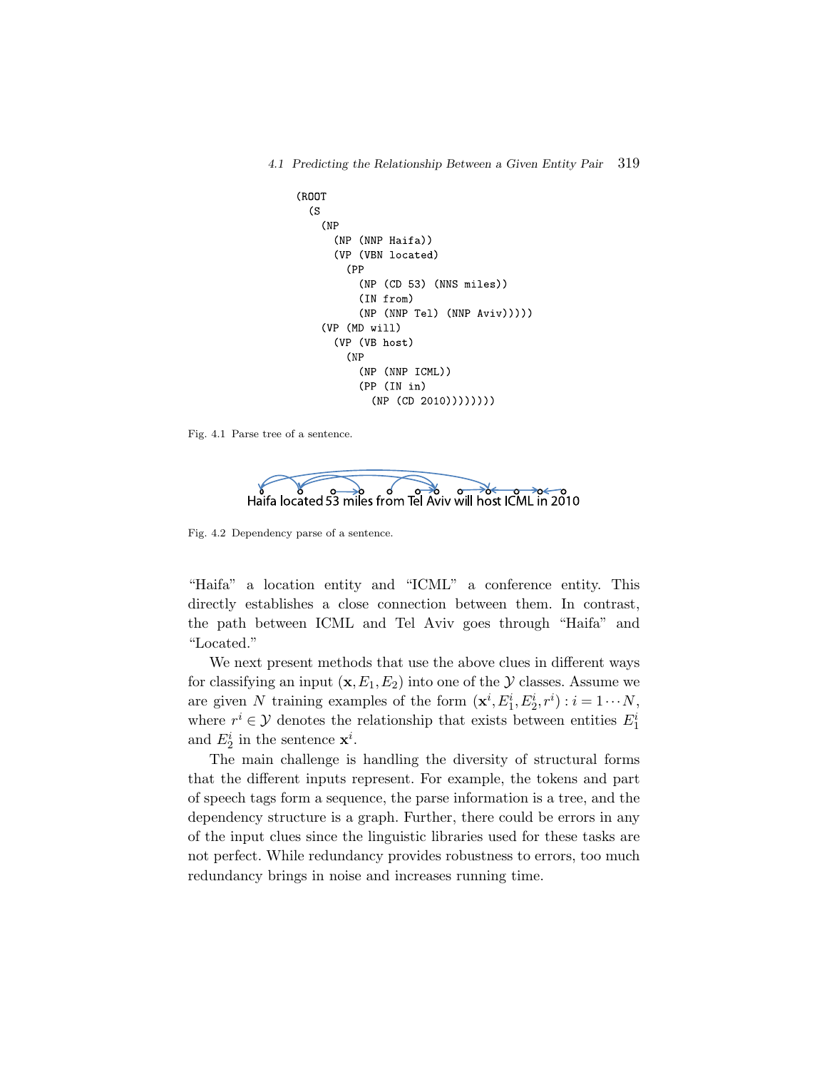```
(ROOT
  (S
    (NP
      (NP (NNP Haifa))
      (VP (VBN located)
        (PP
          (NP (CD 53) (NNS miles))
          (IN from)
          (NP (NNP Tel) (NNP Aviv)))))
    (VP (MD will)
      (VP (VB host)
        (NP
          (NP (NNP ICML))
          (PP (IN in)
            (NP (CD 2010))))))))
```

Fig. 4.1 Parse tree of a sentence.

Haifa located 53 miles from Tel Aviv will host ICML in 2010

Fig. 4.2 Dependency parse of a sentence.

"Haifa" a location entity and "ICML" a conference entity. This directly establishes a close connection between them. In contrast, the path between ICML and Tel Aviv goes through "Haifa" and "Located."

We next present methods that use the above clues in different ways for classifying an input $(\mathbf{x}, E_1, E_2)$ into one of the $\mathcal{Y}$ classes. Assume we are given $N$ training examples of the form $(\mathbf{x}^i, E_1^i, E_2^i, r^i) : i = 1 \cdots N$, where $r^i \in \mathcal{Y}$ denotes the relationship that exists between entities $E_1^i$ and $E_2^i$ in the sentence $\mathbf{x}^i$.

The main challenge is handling the diversity of structural forms that the different inputs represent. For example, the tokens and part of speech tags form a sequence, the parse information is a tree, and the dependency structure is a graph. Further, there could be errors in any of the input clues since the linguistic libraries used for these tasks are not perfect. While redundancy provides robustness to errors, too much redundancy brings in noise and increases running time.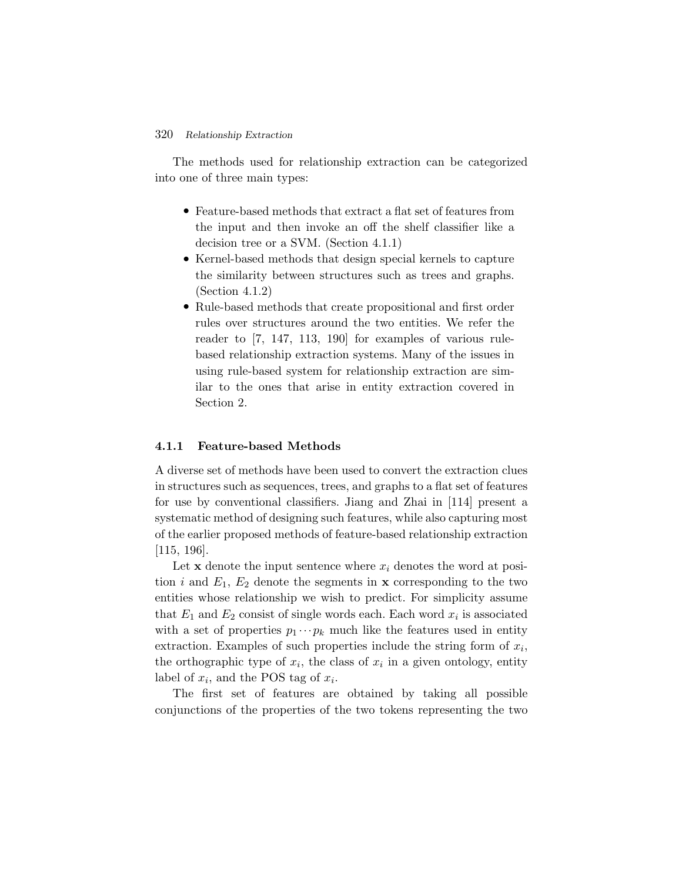The methods used for relationship extraction can be categorized into one of three main types:

- Feature-based methods that extract a flat set of features from the input and then invoke an off the shelf classifier like a decision tree or a SVM. (Section 4.1.1)
- Kernel-based methods that design special kernels to capture the similarity between structures such as trees and graphs. (Section 4.1.2)
- Rule-based methods that create propositional and first order rules over structures around the two entities. We refer the reader to [7, 147, 113, 190] for examples of various rule-based relationship extraction systems. Many of the issues in using rule-based system for relationship extraction are similar to the ones that arise in entity extraction covered in Section 2.

### 4.1.1 Feature-based Methods

A diverse set of methods have been used to convert the extraction clues in structures such as sequences, trees, and graphs to a flat set of features for use by conventional classifiers. Jiang and Zhai in [114] present a systematic method of designing such features, while also capturing most of the earlier proposed methods of feature-based relationship extraction [115, 196].

Let $\mathbf{x}$ denote the input sentence where $x_i$ denotes the word at position $i$ and $E_1$, $E_2$ denote the segments in $\mathbf{x}$ corresponding to the two entities whose relationship we wish to predict. For simplicity assume that $E_1$ and $E_2$ consist of single words each. Each word $x_i$ is associated with a set of properties $p_1 \cdots p_k$ much like the features used in entity extraction. Examples of such properties include the string form of $x_i$, the orthographic type of $x_i$, the class of $x_i$ in a given ontology, entity label of $x_i$, and the POS tag of $x_i$.

The first set of features are obtained by taking all possible conjunctions of the properties of the two tokens representing the two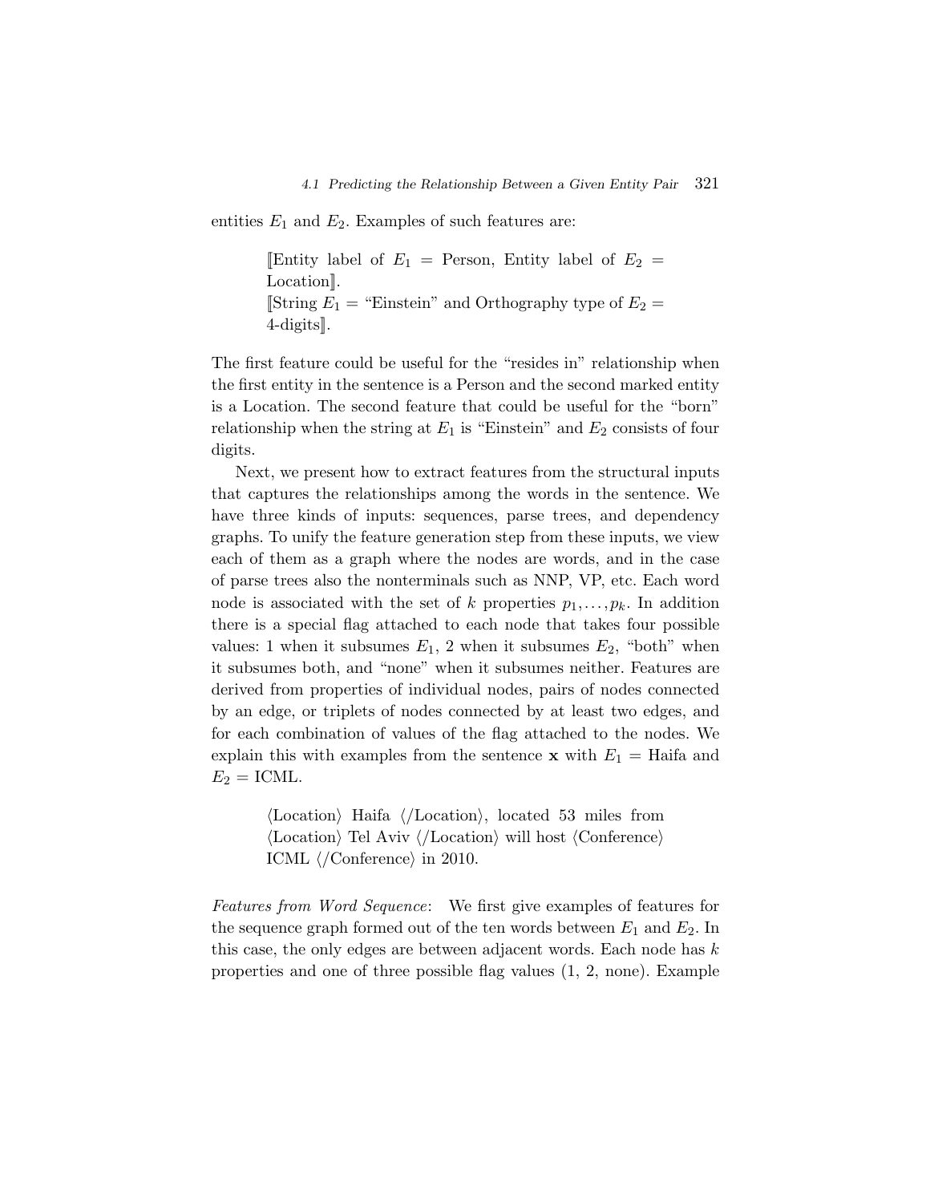entities $E_1$ and $E_2$. Examples of such features are:

> ⟦Entity label of $E_1$ = Person, Entity label of $E_2$ = Location⟧.
> ⟦String $E_1$ = "Einstein" and Orthography type of $E_2$ = 4-digits⟧.

The first feature could be useful for the "resides in" relationship when the first entity in the sentence is a Person and the second marked entity is a Location. The second feature that could be useful for the "born" relationship when the string at $E_1$ is "Einstein" and $E_2$ consists of four digits.

Next, we present how to extract features from the structural inputs that captures the relationships among the words in the sentence. We have three kinds of inputs: sequences, parse trees, and dependency graphs. To unify the feature generation step from these inputs, we view each of them as a graph where the nodes are words, and in the case of parse trees also the nonterminals such as NNP, VP, etc. Each word node is associated with the set of $k$ properties $p_1, \ldots, p_k$. In addition there is a special flag attached to each node that takes four possible values: 1 when it subsumes $E_1$, 2 when it subsumes $E_2$, "both" when it subsumes both, and "none" when it subsumes neither. Features are derived from properties of individual nodes, pairs of nodes connected by an edge, or triplets of nodes connected by at least two edges, and for each combination of values of the flag attached to the nodes. We explain this with examples from the sentence $\mathbf{x}$ with $E_1$ = Haifa and $E_2$ = ICML.

> ⟨Location⟩ Haifa ⟨/Location⟩, located 53 miles from ⟨Location⟩ Tel Aviv ⟨/Location⟩ will host ⟨Conference⟩ ICML ⟨/Conference⟩ in 2010.

*Features from Word Sequence*: We first give examples of features for the sequence graph formed out of the ten words between $E_1$ and $E_2$. In this case, the only edges are between adjacent words. Each node has $k$ properties and one of three possible flag values (1, 2, none). Example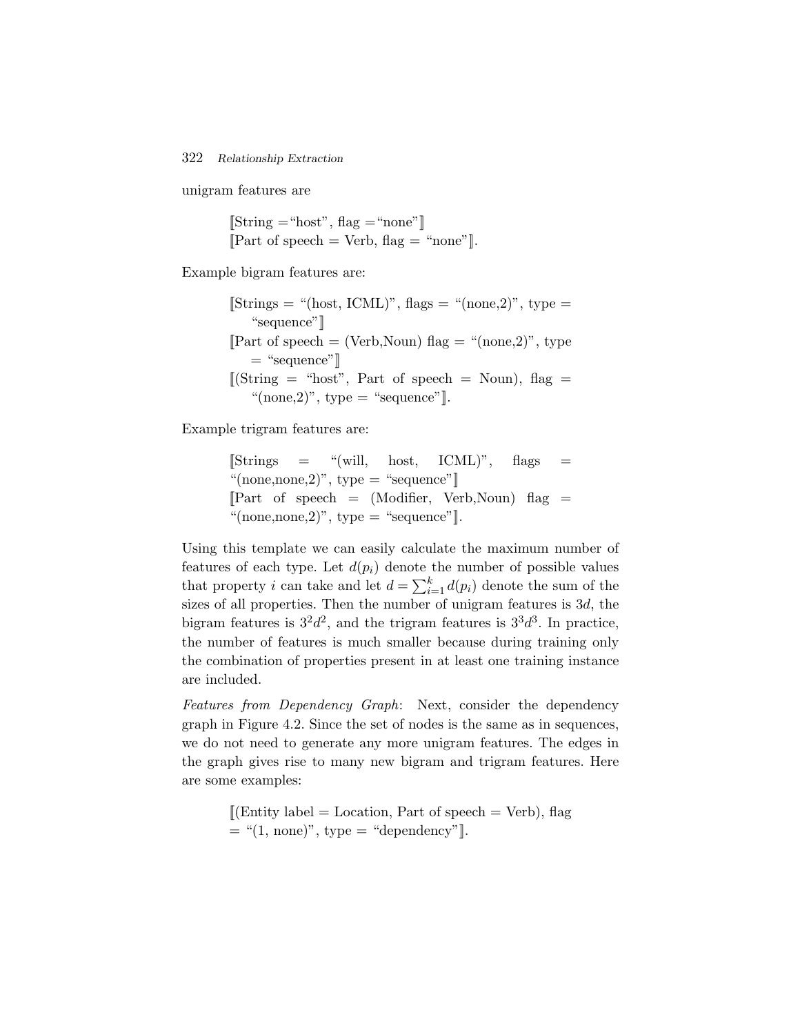unigram features are

> ⟦String ="host", flag ="none"⟧
> ⟦Part of speech = Verb, flag = "none"⟧.

Example bigram features are:

> ⟦Strings = "(host, ICML)", flags = "(none,2)", type = "sequence"⟧
> ⟦Part of speech = (Verb,Noun) flag = "(none,2)", type = "sequence"⟧
> ⟦(String = "host", Part of speech = Noun), flag = "(none,2)", type = "sequence"⟧.

Example trigram features are:

> ⟦Strings = "(will, host, ICML)", flags = "(none,none,2)", type = "sequence"⟧
> ⟦Part of speech = (Modifier, Verb,Noun) flag = "(none,none,2)", type = "sequence"⟧.

Using this template we can easily calculate the maximum number of features of each type. Let $d(p_i)$ denote the number of possible values that property $i$ can take and let $d = \sum_{i=1}^{k} d(p_i)$ denote the sum of the sizes of all properties. Then the number of unigram features is $3d$, the bigram features is $3^2d^2$, and the trigram features is $3^3d^3$. In practice, the number of features is much smaller because during training only the combination of properties present in at least one training instance are included.

*Features from Dependency Graph*: Next, consider the dependency graph in Figure 4.2. Since the set of nodes is the same as in sequences, we do not need to generate any more unigram features. The edges in the graph gives rise to many new bigram and trigram features. Here are some examples:

> ⟦(Entity label = Location, Part of speech = Verb), flag = "(1, none)", type = "dependency"⟧.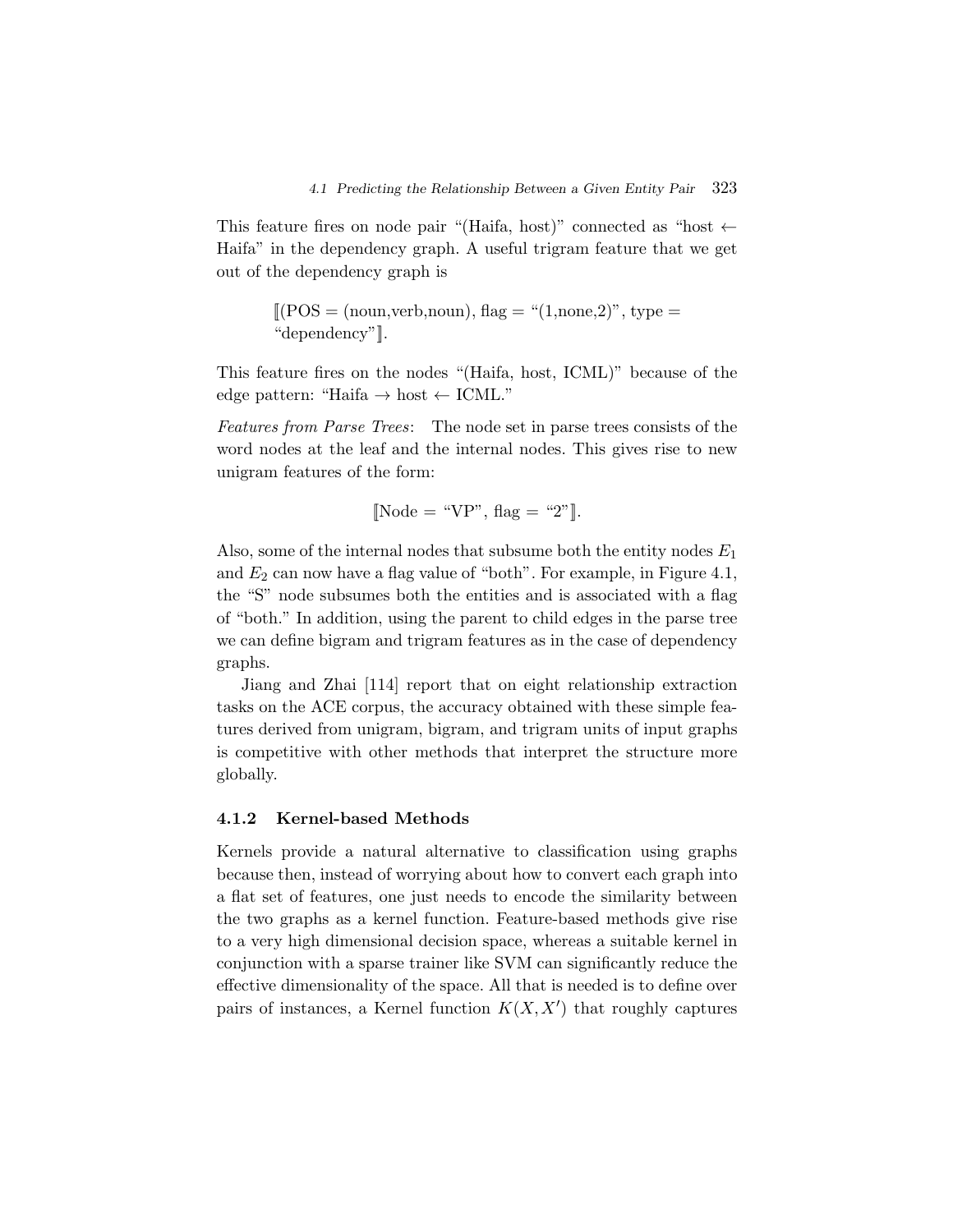This feature fires on node pair "(Haifa, host)" connected as "host ← Haifa" in the dependency graph. A useful trigram feature that we get out of the dependency graph is

$$[\![(\text{POS} = (\text{noun,verb,noun}), \text{flag} = \text{“(1,none,2)”}, \text{type} = \text{“dependency”}]\!].$$

This feature fires on the nodes "(Haifa, host, ICML)" because of the edge pattern: "Haifa → host ← ICML."

*Features from Parse Trees*: The node set in parse trees consists of the word nodes at the leaf and the internal nodes. This gives rise to new unigram features of the form:

$$[\![\text{Node} = \text{“VP”}, \text{flag} = \text{“2”}]\!].$$

Also, some of the internal nodes that subsume both the entity nodes $E_1$ and $E_2$ can now have a flag value of "both". For example, in Figure 4.1, the "S" node subsumes both the entities and is associated with a flag of "both." In addition, using the parent to child edges in the parse tree we can define bigram and trigram features as in the case of dependency graphs.

Jiang and Zhai [114] report that on eight relationship extraction tasks on the ACE corpus, the accuracy obtained with these simple features derived from unigram, bigram, and trigram units of input graphs is competitive with other methods that interpret the structure more globally.

### 4.1.2 Kernel-based Methods

Kernels provide a natural alternative to classification using graphs because then, instead of worrying about how to convert each graph into a flat set of features, one just needs to encode the similarity between the two graphs as a kernel function. Feature-based methods give rise to a very high dimensional decision space, whereas a suitable kernel in conjunction with a sparse trainer like SVM can significantly reduce the effective dimensionality of the space. All that is needed is to define over pairs of instances, a Kernel function $K(X, X')$ that roughly captures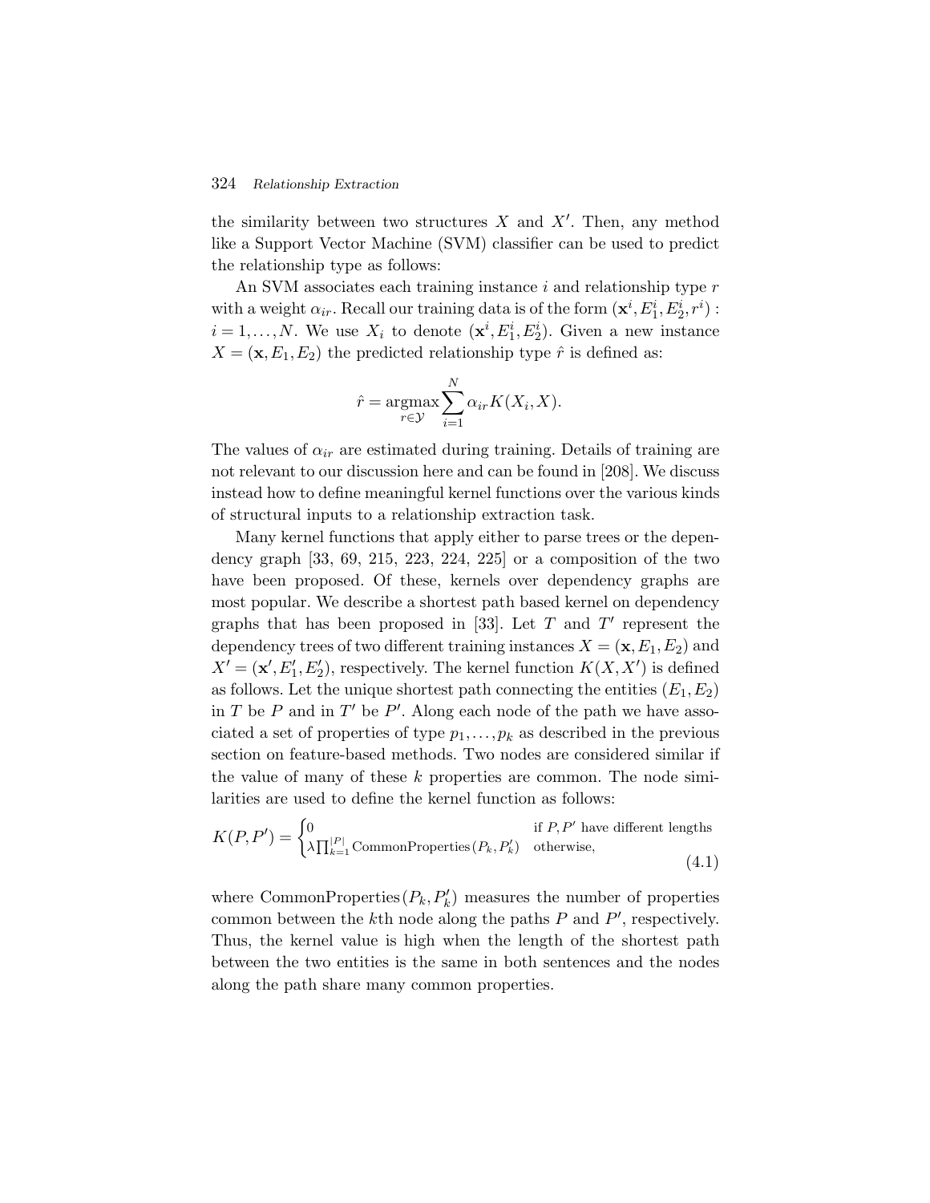the similarity between two structures $X$ and $X'$. Then, any method like a Support Vector Machine (SVM) classifier can be used to predict the relationship type as follows:

An SVM associates each training instance $i$ and relationship type $r$ with a weight $\alpha_{ir}$. Recall our training data is of the form $(\mathbf{x}^i, E_1^i, E_2^i, r^i)$ : $i = 1, \ldots, N$. We use $X_i$ to denote $(\mathbf{x}^i, E_1^i, E_2^i)$. Given a new instance $X = (\mathbf{x}, E_1, E_2)$ the predicted relationship type $\hat{r}$ is defined as:

$$\hat{r} = \operatorname*{argmax}_{r \in \mathcal{Y}} \sum_{i=1}^{N} \alpha_{ir} K(X_i, X).$$

The values of $\alpha_{ir}$ are estimated during training. Details of training are not relevant to our discussion here and can be found in [208]. We discuss instead how to define meaningful kernel functions over the various kinds of structural inputs to a relationship extraction task.

Many kernel functions that apply either to parse trees or the dependency graph [33, 69, 215, 223, 224, 225] or a composition of the two have been proposed. Of these, kernels over dependency graphs are most popular. We describe a shortest path based kernel on dependency graphs that has been proposed in [33]. Let $T$ and $T'$ represent the dependency trees of two different training instances $X = (\mathbf{x}, E_1, E_2)$ and $X' = (\mathbf{x}', E_1', E_2')$, respectively. The kernel function $K(X, X')$ is defined as follows. Let the unique shortest path connecting the entities $(E_1, E_2)$ in $T$ be $P$ and in $T'$ be $P'$. Along each node of the path we have associated a set of properties of type $p_1, \ldots, p_k$ as described in the previous section on feature-based methods. Two nodes are considered similar if the value of many of these $k$ properties are common. The node similarities are used to define the kernel function as follows:

$$K(P, P') = \begin{cases} 0 & \text{if } P, P' \text{ have different lengths} \\ \lambda \prod_{k=1}^{|P|} \text{CommonProperties}(P_k, P_k') & \text{otherwise,} \end{cases} \tag{4.1}$$

where $\text{CommonProperties}(P_k, P_k')$ measures the number of properties common between the $k$th node along the paths $P$ and $P'$, respectively. Thus, the kernel value is high when the length of the shortest path between the two entities is the same in both sentences and the nodes along the path share many common properties.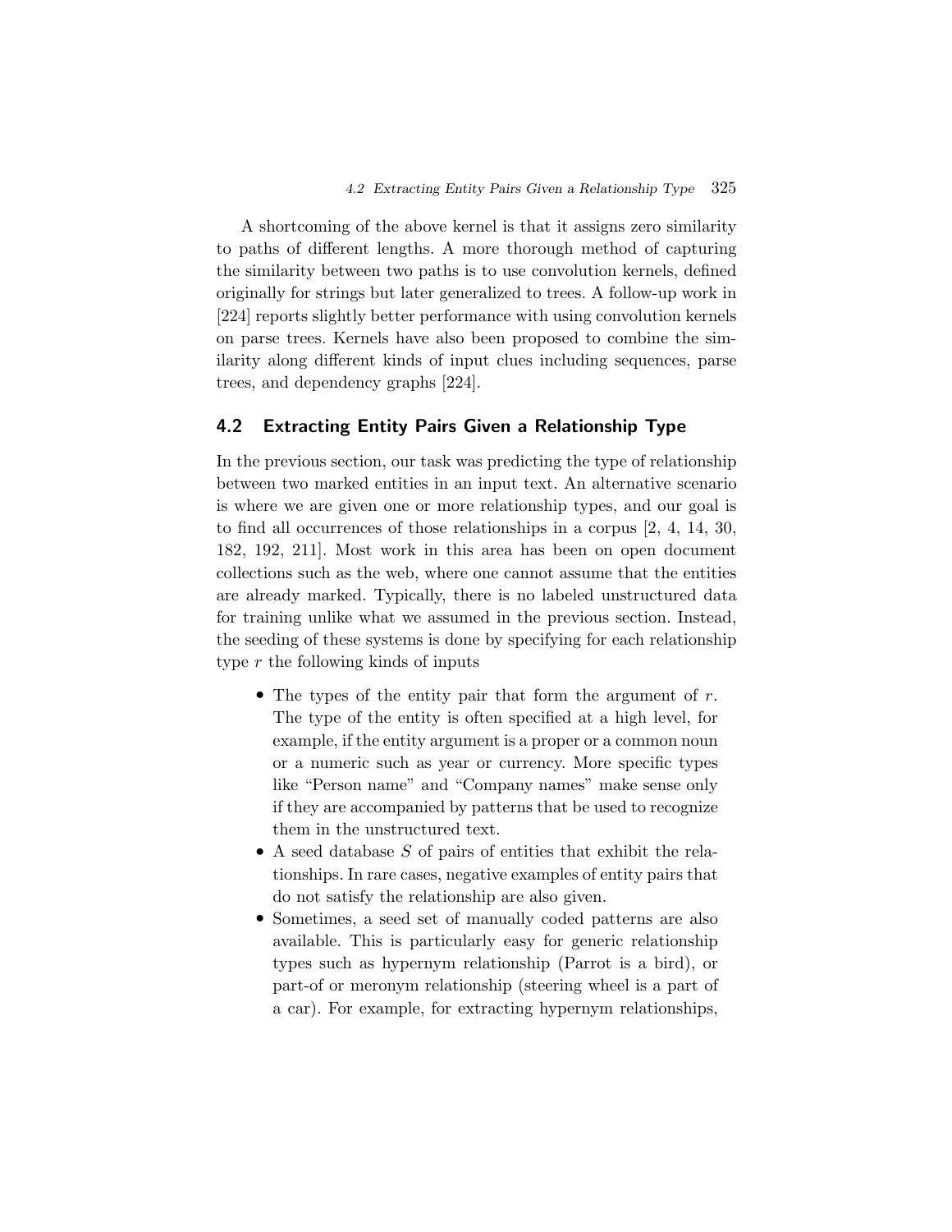A shortcoming of the above kernel is that it assigns zero similarity to paths of different lengths. A more thorough method of capturing the similarity between two paths is to use convolution kernels, defined originally for strings but later generalized to trees. A follow-up work in [224] reports slightly better performance with using convolution kernels on parse trees. Kernels have also been proposed to combine the similarity along different kinds of input clues including sequences, parse trees, and dependency graphs [224].

## 4.2 Extracting Entity Pairs Given a Relationship Type

In the previous section, our task was predicting the type of relationship between two marked entities in an input text. An alternative scenario is where we are given one or more relationship types, and our goal is to find all occurrences of those relationships in a corpus [2, 4, 14, 30, 182, 192, 211]. Most work in this area has been on open document collections such as the web, where one cannot assume that the entities are already marked. Typically, there is no labeled unstructured data for training unlike what we assumed in the previous section. Instead, the seeding of these systems is done by specifying for each relationship type $r$ the following kinds of inputs

- The types of the entity pair that form the argument of $r$. The type of the entity is often specified at a high level, for example, if the entity argument is a proper or a common noun or a numeric such as year or currency. More specific types like "Person name" and "Company names" make sense only if they are accompanied by patterns that be used to recognize them in the unstructured text.
- A seed database $S$ of pairs of entities that exhibit the relationships. In rare cases, negative examples of entity pairs that do not satisfy the relationship are also given.
- Sometimes, a seed set of manually coded patterns are also available. This is particularly easy for generic relationship types such as hypernym relationship (Parrot is a bird), or part-of or meronym relationship (steering wheel is a part of a car). For example, for extracting hypernym relationships,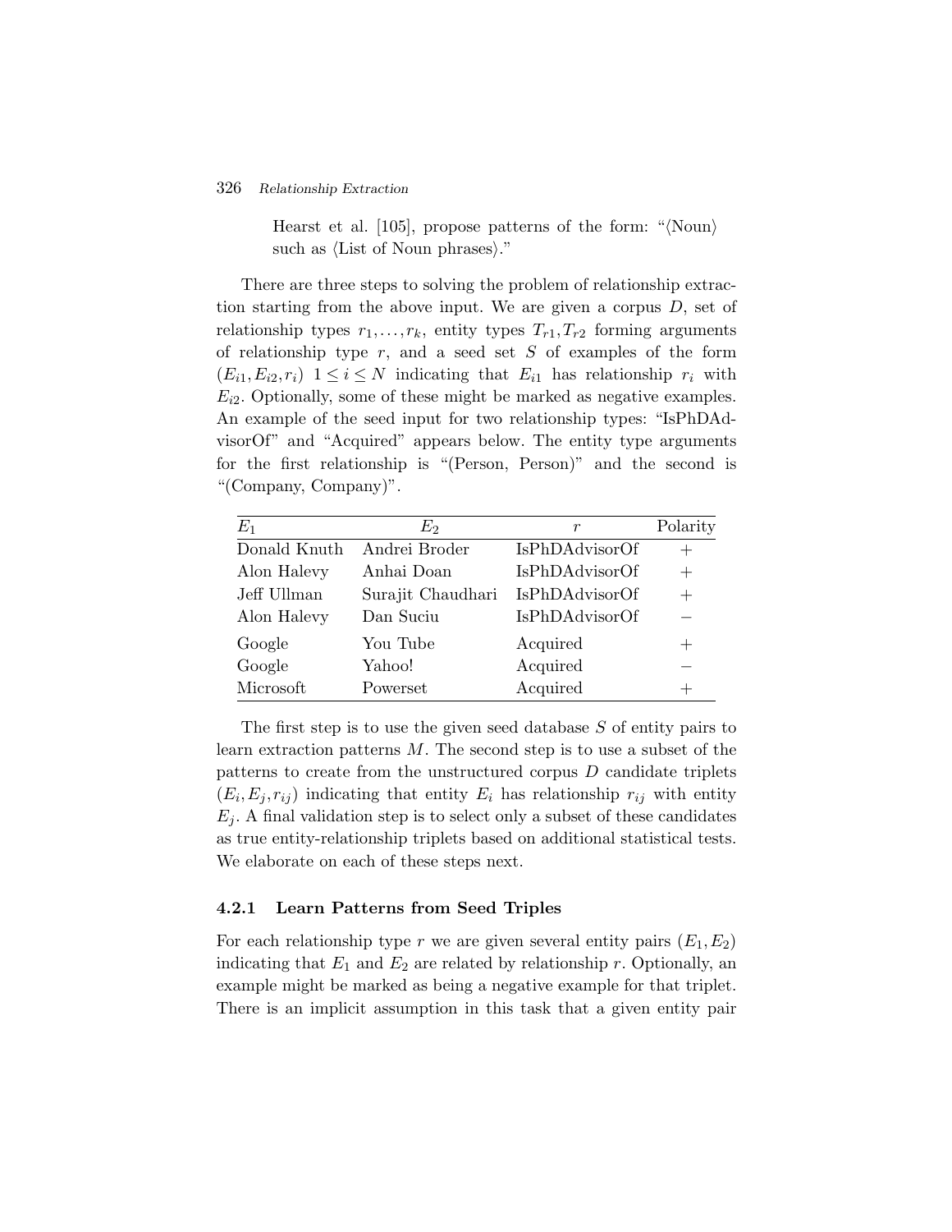Hearst et al. [105], propose patterns of the form: "⟨Noun⟩ such as ⟨List of Noun phrases⟩."

There are three steps to solving the problem of relationship extraction starting from the above input. We are given a corpus $D$, set of relationship types $r_1, \ldots, r_k$, entity types $T_{r1}, T_{r2}$ forming arguments of relationship type $r$, and a seed set $S$ of examples of the form $(E_{i1}, E_{i2}, r_i)$ $1 \leq i \leq N$ indicating that $E_{i1}$ has relationship $r_i$ with $E_{i2}$. Optionally, some of these might be marked as negative examples. An example of the seed input for two relationship types: "IsPhDAdvisorOf" and "Acquired" appears below. The entity type arguments for the first relationship is "(Person, Person)" and the second is "(Company, Company)".

| $E_1$ | $E_2$ | $r$ | Polarity |
|---|---|---|---|
| Donald Knuth | Andrei Broder | IsPhDAdvisorOf | + |
| Alon Halevy | Anhai Doan | IsPhDAdvisorOf | + |
| Jeff Ullman | Surajit Chaudhari | IsPhDAdvisorOf | + |
| Alon Halevy | Dan Suciu | IsPhDAdvisorOf | − |
| Google | You Tube | Acquired | + |
| Google | Yahoo! | Acquired | − |
| Microsoft | Powerset | Acquired | + |

The first step is to use the given seed database $S$ of entity pairs to learn extraction patterns $M$. The second step is to use a subset of the patterns to create from the unstructured corpus $D$ candidate triplets $(E_i, E_j, r_{ij})$ indicating that entity $E_i$ has relationship $r_{ij}$ with entity $E_j$. A final validation step is to select only a subset of these candidates as true entity-relationship triplets based on additional statistical tests. We elaborate on each of these steps next.

### 4.2.1 Learn Patterns from Seed Triples

For each relationship type $r$ we are given several entity pairs $(E_1, E_2)$ indicating that $E_1$ and $E_2$ are related by relationship $r$. Optionally, an example might be marked as being a negative example for that triplet. There is an implicit assumption in this task that a given entity pair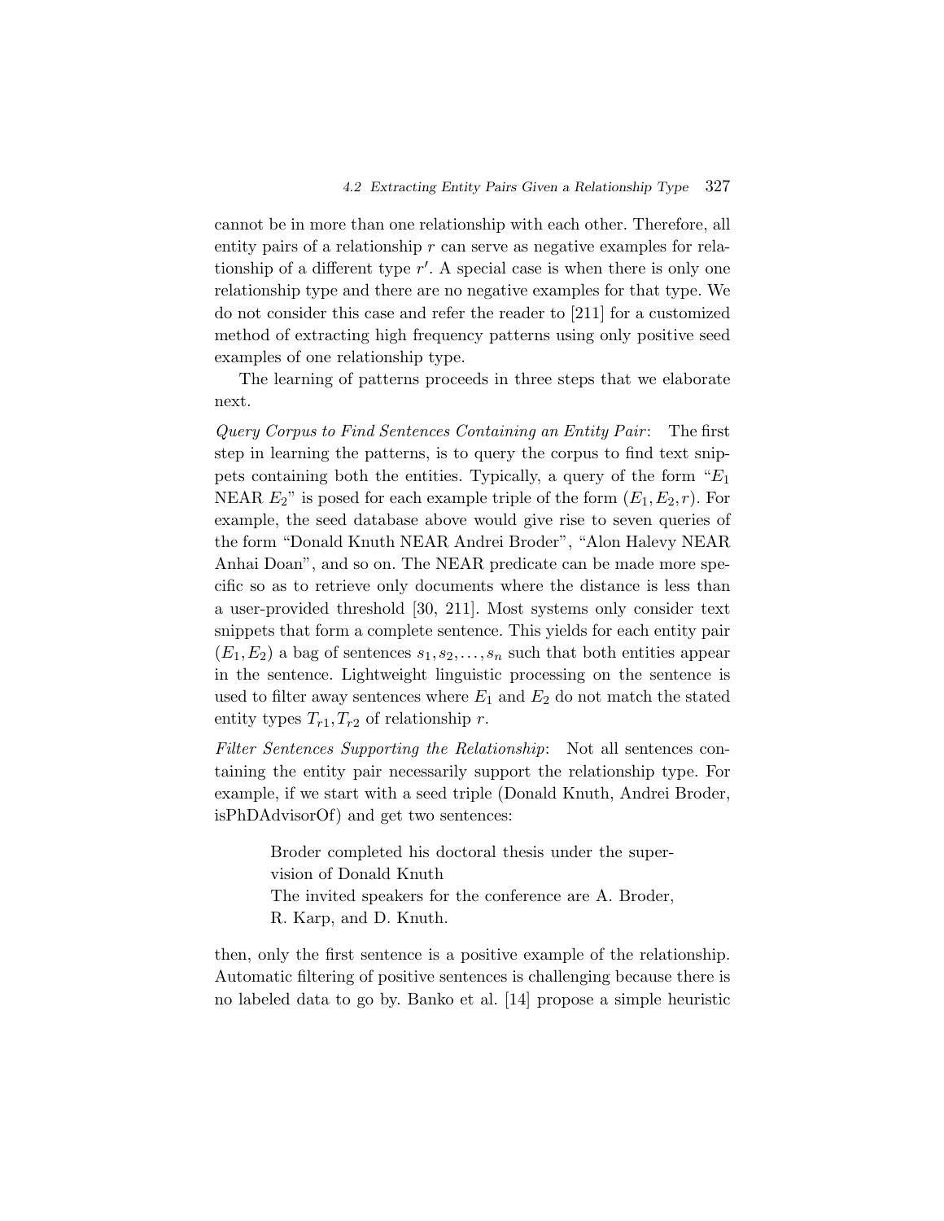cannot be in more than one relationship with each other. Therefore, all entity pairs of a relationship $r$ can serve as negative examples for relationship of a different type $r'$. A special case is when there is only one relationship type and there are no negative examples for that type. We do not consider this case and refer the reader to [211] for a customized method of extracting high frequency patterns using only positive seed examples of one relationship type.

The learning of patterns proceeds in three steps that we elaborate next.

*Query Corpus to Find Sentences Containing an Entity Pair*: The first step in learning the patterns, is to query the corpus to find text snippets containing both the entities. Typically, a query of the form "$E_1$ NEAR $E_2$" is posed for each example triple of the form $(E_1, E_2, r)$. For example, the seed database above would give rise to seven queries of the form "Donald Knuth NEAR Andrei Broder", "Alon Halevy NEAR Anhai Doan", and so on. The NEAR predicate can be made more specific so as to retrieve only documents where the distance is less than a user-provided threshold [30, 211]. Most systems only consider text snippets that form a complete sentence. This yields for each entity pair $(E_1, E_2)$ a bag of sentences $s_1, s_2, \ldots, s_n$ such that both entities appear in the sentence. Lightweight linguistic processing on the sentence is used to filter away sentences where $E_1$ and $E_2$ do not match the stated entity types $T_{r1}, T_{r2}$ of relationship $r$.

*Filter Sentences Supporting the Relationship*: Not all sentences containing the entity pair necessarily support the relationship type. For example, if we start with a seed triple (Donald Knuth, Andrei Broder, isPhDAdvisorOf) and get two sentences:

> Broder completed his doctoral thesis under the supervision of Donald Knuth
> The invited speakers for the conference are A. Broder, R. Karp, and D. Knuth.

then, only the first sentence is a positive example of the relationship. Automatic filtering of positive sentences is challenging because there is no labeled data to go by. Banko et al. [14] propose a simple heuristic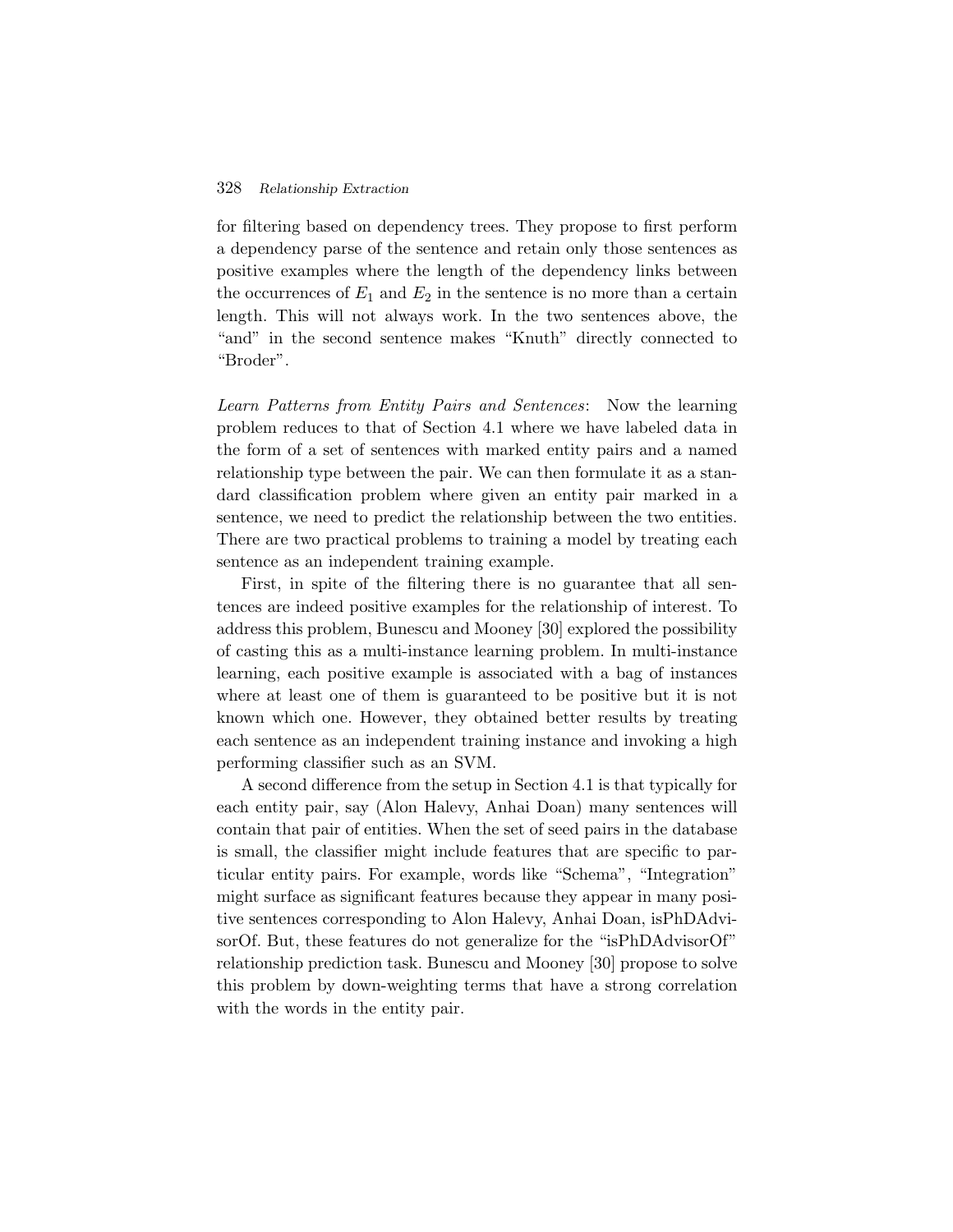for filtering based on dependency trees. They propose to first perform a dependency parse of the sentence and retain only those sentences as positive examples where the length of the dependency links between the occurrences of $E_1$ and $E_2$ in the sentence is no more than a certain length. This will not always work. In the two sentences above, the "and" in the second sentence makes "Knuth" directly connected to "Broder".

*Learn Patterns from Entity Pairs and Sentences*: Now the learning problem reduces to that of Section 4.1 where we have labeled data in the form of a set of sentences with marked entity pairs and a named relationship type between the pair. We can then formulate it as a standard classification problem where given an entity pair marked in a sentence, we need to predict the relationship between the two entities. There are two practical problems to training a model by treating each sentence as an independent training example.

First, in spite of the filtering there is no guarantee that all sentences are indeed positive examples for the relationship of interest. To address this problem, Bunescu and Mooney [30] explored the possibility of casting this as a multi-instance learning problem. In multi-instance learning, each positive example is associated with a bag of instances where at least one of them is guaranteed to be positive but it is not known which one. However, they obtained better results by treating each sentence as an independent training instance and invoking a high performing classifier such as an SVM.

A second difference from the setup in Section 4.1 is that typically for each entity pair, say (Alon Halevy, Anhai Doan) many sentences will contain that pair of entities. When the set of seed pairs in the database is small, the classifier might include features that are specific to particular entity pairs. For example, words like "Schema", "Integration" might surface as significant features because they appear in many positive sentences corresponding to Alon Halevy, Anhai Doan, isPhDAdvisorOf. But, these features do not generalize for the "isPhDAdvisorOf" relationship prediction task. Bunescu and Mooney [30] propose to solve this problem by down-weighting terms that have a strong correlation with the words in the entity pair.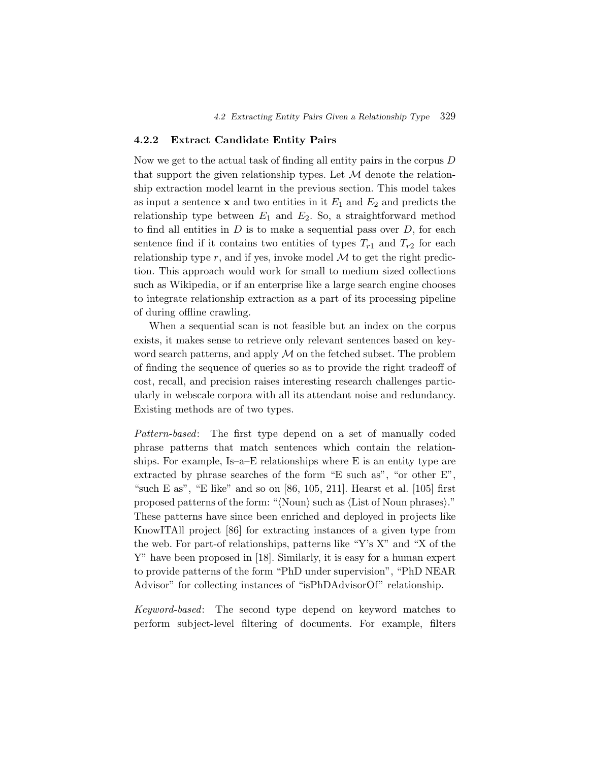### 4.2.2 Extract Candidate Entity Pairs

Now we get to the actual task of finding all entity pairs in the corpus $D$ that support the given relationship types. Let $\mathcal{M}$ denote the relationship extraction model learnt in the previous section. This model takes as input a sentence $\mathbf{x}$ and two entities in it $E_1$ and $E_2$ and predicts the relationship type between $E_1$ and $E_2$. So, a straightforward method to find all entities in $D$ is to make a sequential pass over $D$, for each sentence find if it contains two entities of types $T_{r1}$ and $T_{r2}$ for each relationship type $r$, and if yes, invoke model $\mathcal{M}$ to get the right prediction. This approach would work for small to medium sized collections such as Wikipedia, or if an enterprise like a large search engine chooses to integrate relationship extraction as a part of its processing pipeline of during offline crawling.

When a sequential scan is not feasible but an index on the corpus exists, it makes sense to retrieve only relevant sentences based on keyword search patterns, and apply $\mathcal{M}$ on the fetched subset. The problem of finding the sequence of queries so as to provide the right tradeoff of cost, recall, and precision raises interesting research challenges particularly in webscale corpora with all its attendant noise and redundancy. Existing methods are of two types.

*Pattern-based*: The first type depend on a set of manually coded phrase patterns that match sentences which contain the relationships. For example, Is–a–E relationships where E is an entity type are extracted by phrase searches of the form "E such as", "or other E", "such E as", "E like" and so on [86, 105, 211]. Hearst et al. [105] first proposed patterns of the form: "⟨Noun⟩ such as ⟨List of Noun phrases⟩." These patterns have since been enriched and deployed in projects like KnowITAll project [86] for extracting instances of a given type from the web. For part-of relationships, patterns like "Y's X" and "X of the Y" have been proposed in [18]. Similarly, it is easy for a human expert to provide patterns of the form "PhD under supervision", "PhD NEAR Advisor" for collecting instances of "isPhDAdvisorOf" relationship.

*Keyword-based*: The second type depend on keyword matches to perform subject-level filtering of documents. For example, filters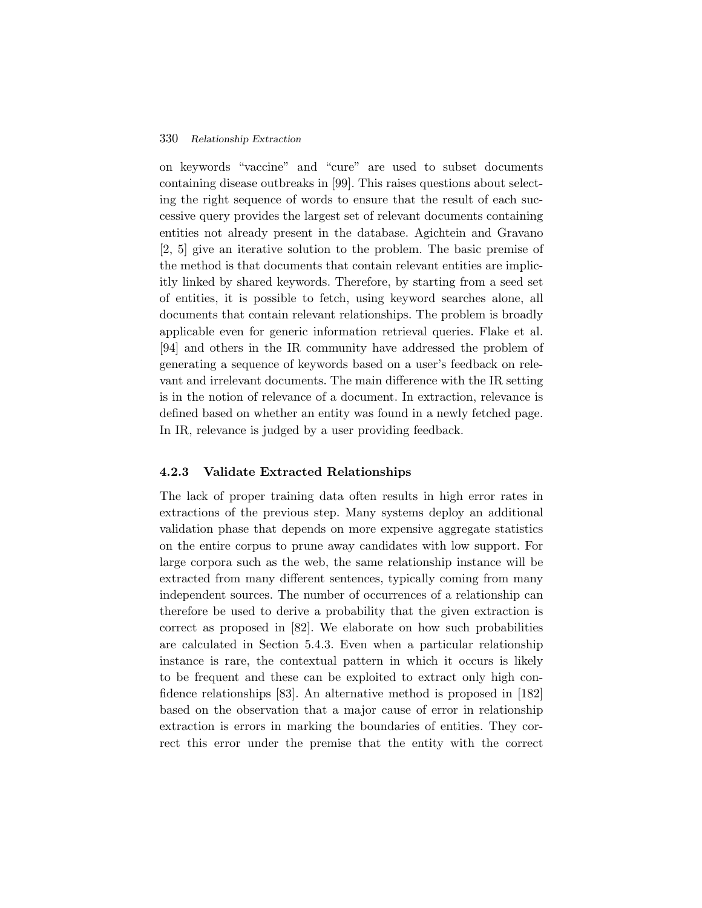on keywords "vaccine" and "cure" are used to subset documents containing disease outbreaks in [99]. This raises questions about selecting the right sequence of words to ensure that the result of each successive query provides the largest set of relevant documents containing entities not already present in the database. Agichtein and Gravano [2, 5] give an iterative solution to the problem. The basic premise of the method is that documents that contain relevant entities are implicitly linked by shared keywords. Therefore, by starting from a seed set of entities, it is possible to fetch, using keyword searches alone, all documents that contain relevant relationships. The problem is broadly applicable even for generic information retrieval queries. Flake et al. [94] and others in the IR community have addressed the problem of generating a sequence of keywords based on a user's feedback on relevant and irrelevant documents. The main difference with the IR setting is in the notion of relevance of a document. In extraction, relevance is defined based on whether an entity was found in a newly fetched page. In IR, relevance is judged by a user providing feedback.

### 4.2.3 Validate Extracted Relationships

The lack of proper training data often results in high error rates in extractions of the previous step. Many systems deploy an additional validation phase that depends on more expensive aggregate statistics on the entire corpus to prune away candidates with low support. For large corpora such as the web, the same relationship instance will be extracted from many different sentences, typically coming from many independent sources. The number of occurrences of a relationship can therefore be used to derive a probability that the given extraction is correct as proposed in [82]. We elaborate on how such probabilities are calculated in Section 5.4.3. Even when a particular relationship instance is rare, the contextual pattern in which it occurs is likely to be frequent and these can be exploited to extract only high confidence relationships [83]. An alternative method is proposed in [182] based on the observation that a major cause of error in relationship extraction is errors in marking the boundaries of entities. They correct this error under the premise that the entity with the correct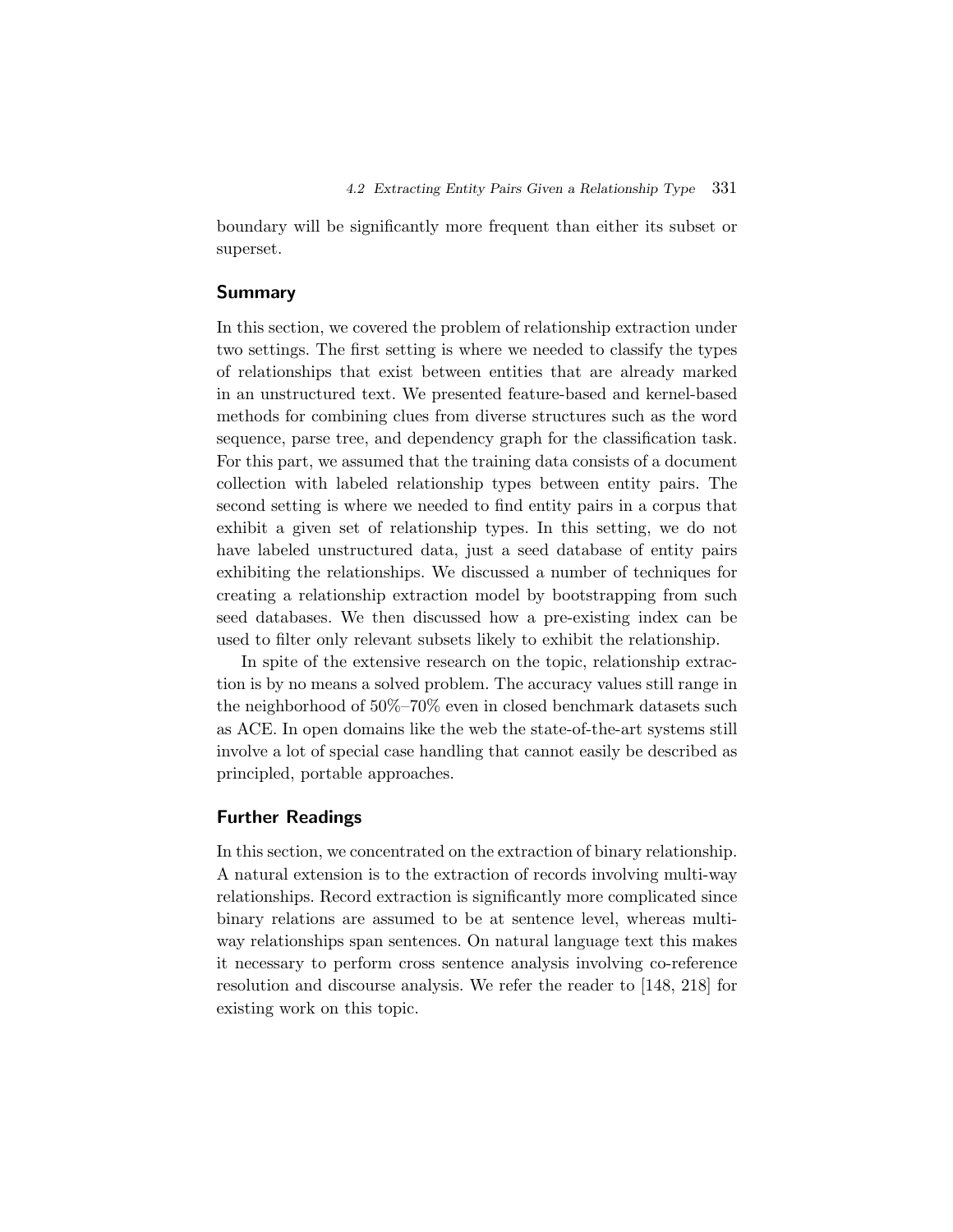boundary will be significantly more frequent than either its subset or superset.

### Summary

In this section, we covered the problem of relationship extraction under two settings. The first setting is where we needed to classify the types of relationships that exist between entities that are already marked in an unstructured text. We presented feature-based and kernel-based methods for combining clues from diverse structures such as the word sequence, parse tree, and dependency graph for the classification task. For this part, we assumed that the training data consists of a document collection with labeled relationship types between entity pairs. The second setting is where we needed to find entity pairs in a corpus that exhibit a given set of relationship types. In this setting, we do not have labeled unstructured data, just a seed database of entity pairs exhibiting the relationships. We discussed a number of techniques for creating a relationship extraction model by bootstrapping from such seed databases. We then discussed how a pre-existing index can be used to filter only relevant subsets likely to exhibit the relationship.

In spite of the extensive research on the topic, relationship extraction is by no means a solved problem. The accuracy values still range in the neighborhood of 50%–70% even in closed benchmark datasets such as ACE. In open domains like the web the state-of-the-art systems still involve a lot of special case handling that cannot easily be described as principled, portable approaches.

### Further Readings

In this section, we concentrated on the extraction of binary relationship. A natural extension is to the extraction of records involving multi-way relationships. Record extraction is significantly more complicated since binary relations are assumed to be at sentence level, whereas multi-way relationships span sentences. On natural language text this makes it necessary to perform cross sentence analysis involving co-reference resolution and discourse analysis. We refer the reader to [148, 218] for existing work on this topic.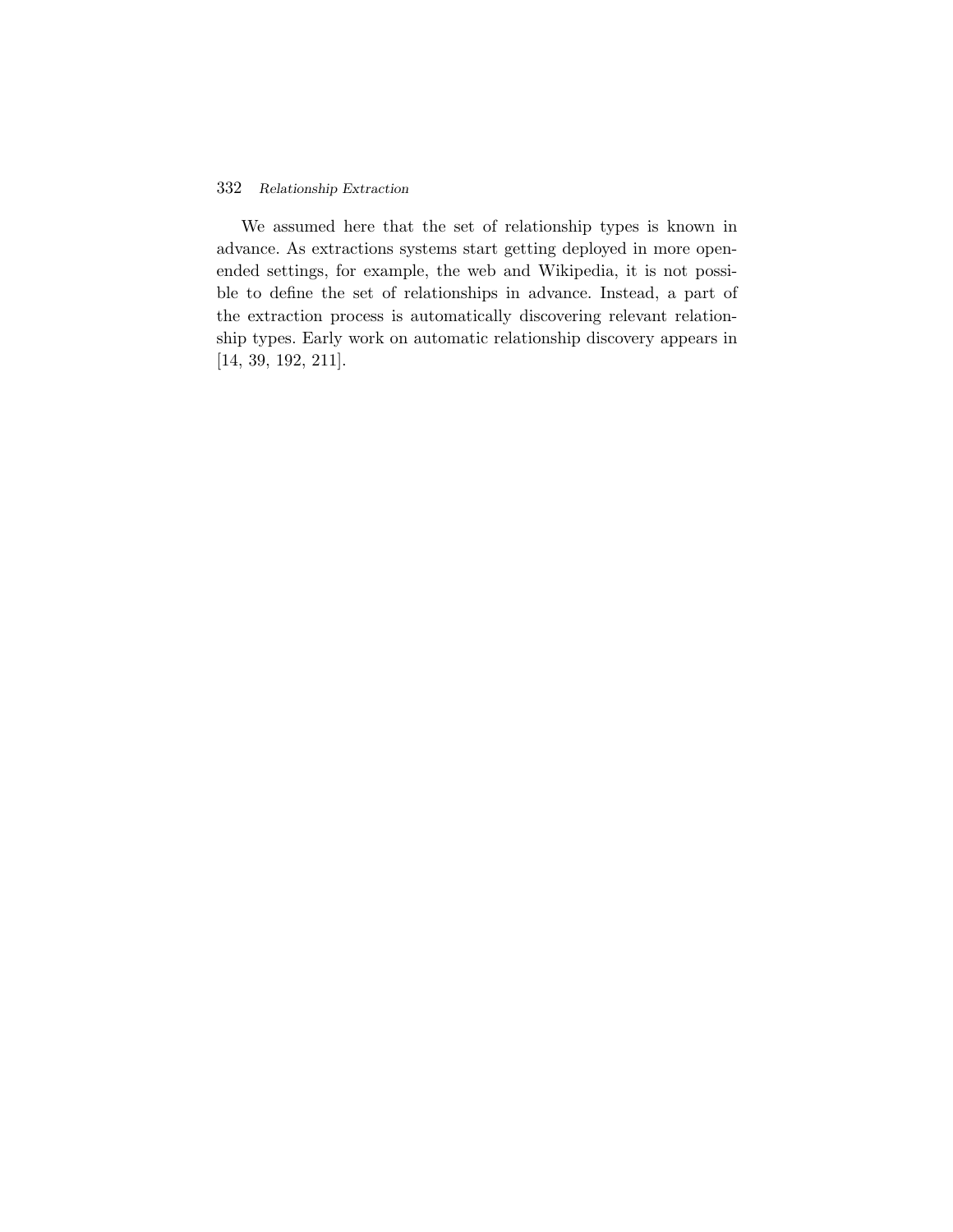We assumed here that the set of relationship types is known in advance. As extractions systems start getting deployed in more open-ended settings, for example, the web and Wikipedia, it is not possible to define the set of relationships in advance. Instead, a part of the extraction process is automatically discovering relevant relationship types. Early work on automatic relationship discovery appears in [14, 39, 192, 211].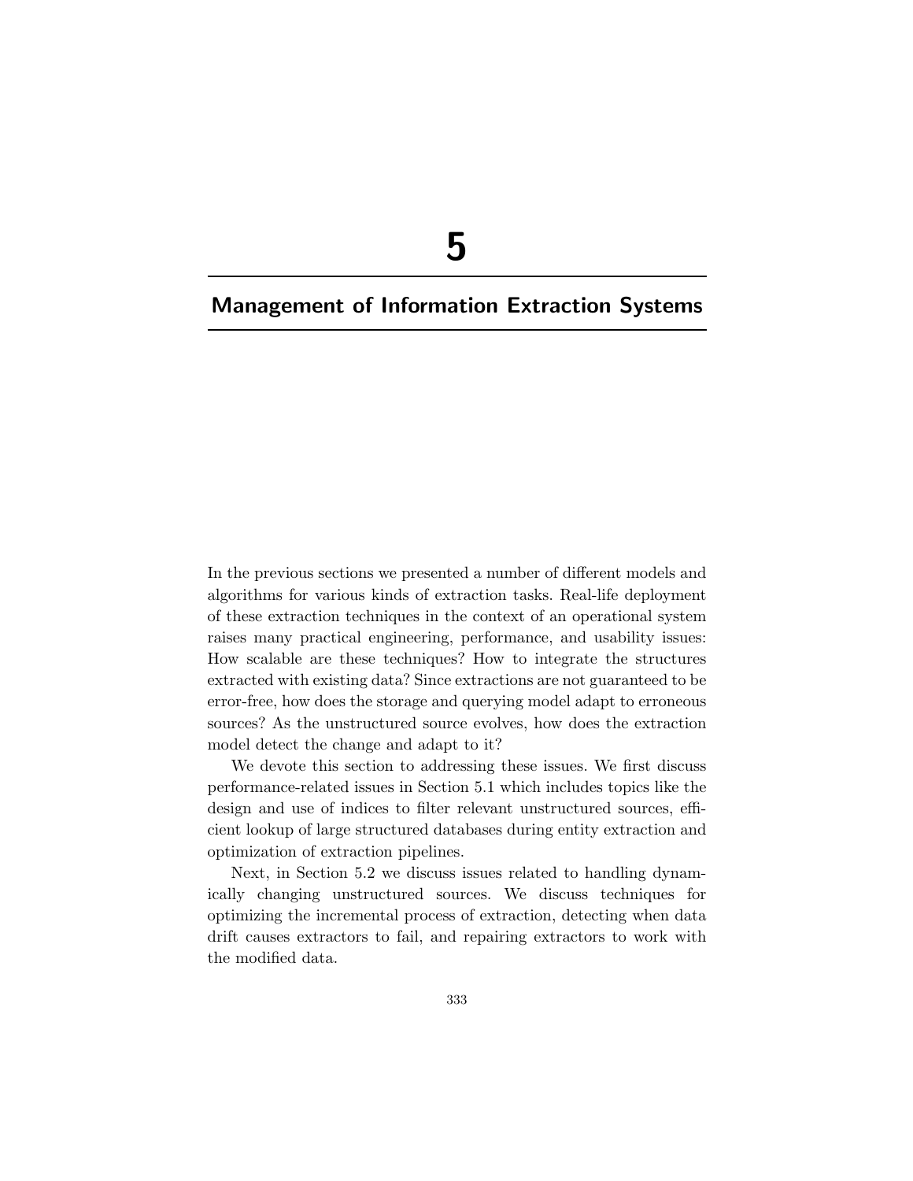# 5

# Management of Information Extraction Systems

In the previous sections we presented a number of different models and algorithms for various kinds of extraction tasks. Real-life deployment of these extraction techniques in the context of an operational system raises many practical engineering, performance, and usability issues: How scalable are these techniques? How to integrate the structures extracted with existing data? Since extractions are not guaranteed to be error-free, how does the storage and querying model adapt to erroneous sources? As the unstructured source evolves, how does the extraction model detect the change and adapt to it?

We devote this section to addressing these issues. We first discuss performance-related issues in Section 5.1 which includes topics like the design and use of indices to filter relevant unstructured sources, efficient lookup of large structured databases during entity extraction and optimization of extraction pipelines.

Next, in Section 5.2 we discuss issues related to handling dynamically changing unstructured sources. We discuss techniques for optimizing the incremental process of extraction, detecting when data drift causes extractors to fail, and repairing extractors to work with the modified data.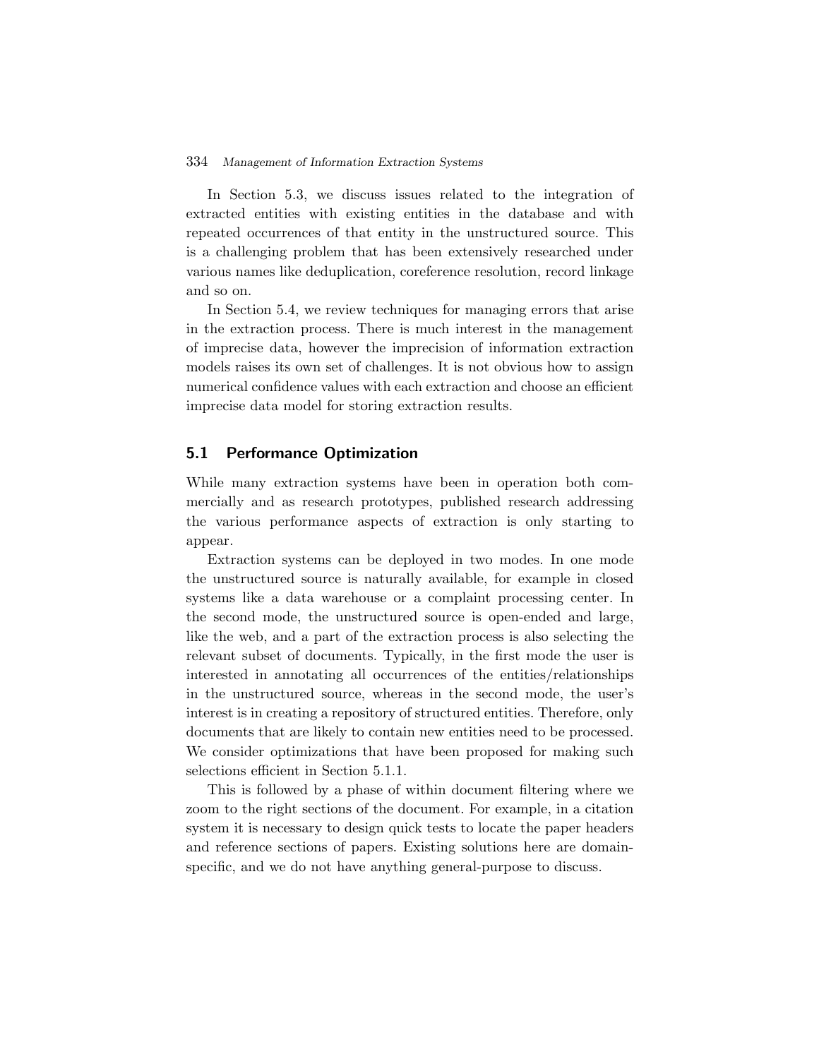In Section 5.3, we discuss issues related to the integration of extracted entities with existing entities in the database and with repeated occurrences of that entity in the unstructured source. This is a challenging problem that has been extensively researched under various names like deduplication, coreference resolution, record linkage and so on.

In Section 5.4, we review techniques for managing errors that arise in the extraction process. There is much interest in the management of imprecise data, however the imprecision of information extraction models raises its own set of challenges. It is not obvious how to assign numerical confidence values with each extraction and choose an efficient imprecise data model for storing extraction results.

## 5.1 Performance Optimization

While many extraction systems have been in operation both commercially and as research prototypes, published research addressing the various performance aspects of extraction is only starting to appear.

Extraction systems can be deployed in two modes. In one mode the unstructured source is naturally available, for example in closed systems like a data warehouse or a complaint processing center. In the second mode, the unstructured source is open-ended and large, like the web, and a part of the extraction process is also selecting the relevant subset of documents. Typically, in the first mode the user is interested in annotating all occurrences of the entities/relationships in the unstructured source, whereas in the second mode, the user's interest is in creating a repository of structured entities. Therefore, only documents that are likely to contain new entities need to be processed. We consider optimizations that have been proposed for making such selections efficient in Section 5.1.1.

This is followed by a phase of within document filtering where we zoom to the right sections of the document. For example, in a citation system it is necessary to design quick tests to locate the paper headers and reference sections of papers. Existing solutions here are domain-specific, and we do not have anything general-purpose to discuss.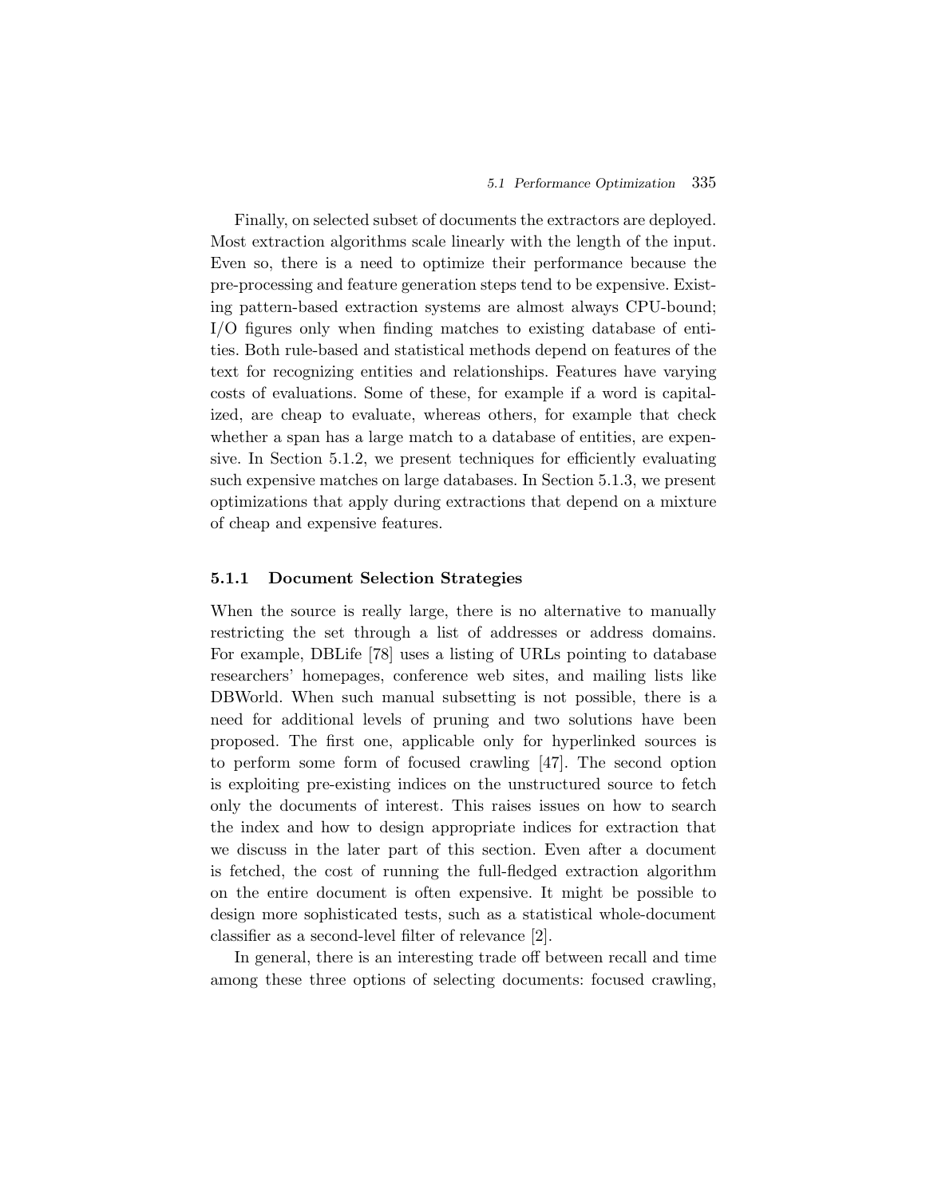Finally, on selected subset of documents the extractors are deployed. Most extraction algorithms scale linearly with the length of the input. Even so, there is a need to optimize their performance because the pre-processing and feature generation steps tend to be expensive. Existing pattern-based extraction systems are almost always CPU-bound; I/O figures only when finding matches to existing database of entities. Both rule-based and statistical methods depend on features of the text for recognizing entities and relationships. Features have varying costs of evaluations. Some of these, for example if a word is capitalized, are cheap to evaluate, whereas others, for example that check whether a span has a large match to a database of entities, are expensive. In Section 5.1.2, we present techniques for efficiently evaluating such expensive matches on large databases. In Section 5.1.3, we present optimizations that apply during extractions that depend on a mixture of cheap and expensive features.

### 5.1.1 Document Selection Strategies

When the source is really large, there is no alternative to manually restricting the set through a list of addresses or address domains. For example, DBLife [78] uses a listing of URLs pointing to database researchers' homepages, conference web sites, and mailing lists like DBWorld. When such manual subsetting is not possible, there is a need for additional levels of pruning and two solutions have been proposed. The first one, applicable only for hyperlinked sources is to perform some form of focused crawling [47]. The second option is exploiting pre-existing indices on the unstructured source to fetch only the documents of interest. This raises issues on how to search the index and how to design appropriate indices for extraction that we discuss in the later part of this section. Even after a document is fetched, the cost of running the full-fledged extraction algorithm on the entire document is often expensive. It might be possible to design more sophisticated tests, such as a statistical whole-document classifier as a second-level filter of relevance [2].

In general, there is an interesting trade off between recall and time among these three options of selecting documents: focused crawling,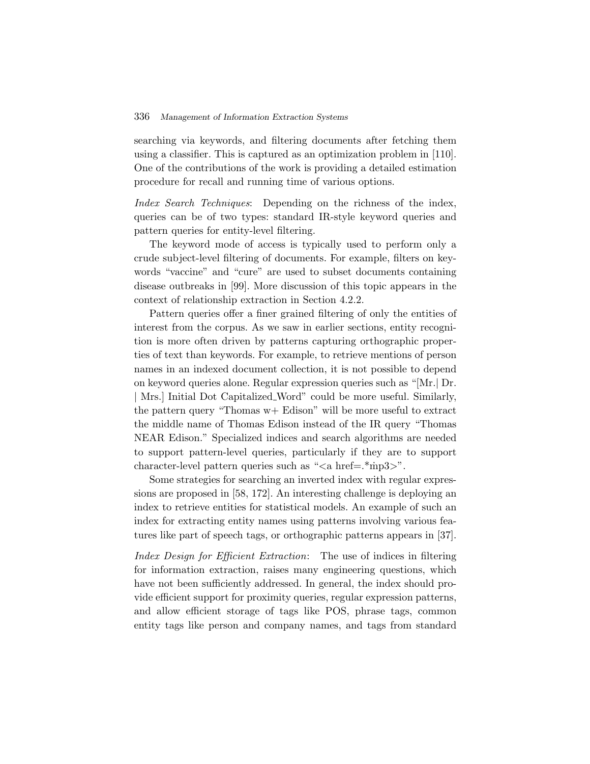searching via keywords, and filtering documents after fetching them using a classifier. This is captured as an optimization problem in [110]. One of the contributions of the work is providing a detailed estimation procedure for recall and running time of various options.

*Index Search Techniques*: Depending on the richness of the index, queries can be of two types: standard IR-style keyword queries and pattern queries for entity-level filtering.

The keyword mode of access is typically used to perform only a crude subject-level filtering of documents. For example, filters on keywords "vaccine" and "cure" are used to subset documents containing disease outbreaks in [99]. More discussion of this topic appears in the context of relationship extraction in Section 4.2.2.

Pattern queries offer a finer grained filtering of only the entities of interest from the corpus. As we saw in earlier sections, entity recognition is more often driven by patterns capturing orthographic properties of text than keywords. For example, to retrieve mentions of person names in an indexed document collection, it is not possible to depend on keyword queries alone. Regular expression queries such as "[Mr.| Dr. | Mrs.] Initial Dot Capitalized_Word" could be more useful. Similarly, the pattern query "Thomas w+ Edison" will be more useful to extract the middle name of Thomas Edison instead of the IR query "Thomas NEAR Edison." Specialized indices and search algorithms are needed to support pattern-level queries, particularly if they are to support character-level pattern queries such as "<a href=.*ṁp3>".

Some strategies for searching an inverted index with regular expressions are proposed in [58, 172]. An interesting challenge is deploying an index to retrieve entities for statistical models. An example of such an index for extracting entity names using patterns involving various features like part of speech tags, or orthographic patterns appears in [37].

*Index Design for Efficient Extraction*: The use of indices in filtering for information extraction, raises many engineering questions, which have not been sufficiently addressed. In general, the index should provide efficient support for proximity queries, regular expression patterns, and allow efficient storage of tags like POS, phrase tags, common entity tags like person and company names, and tags from standard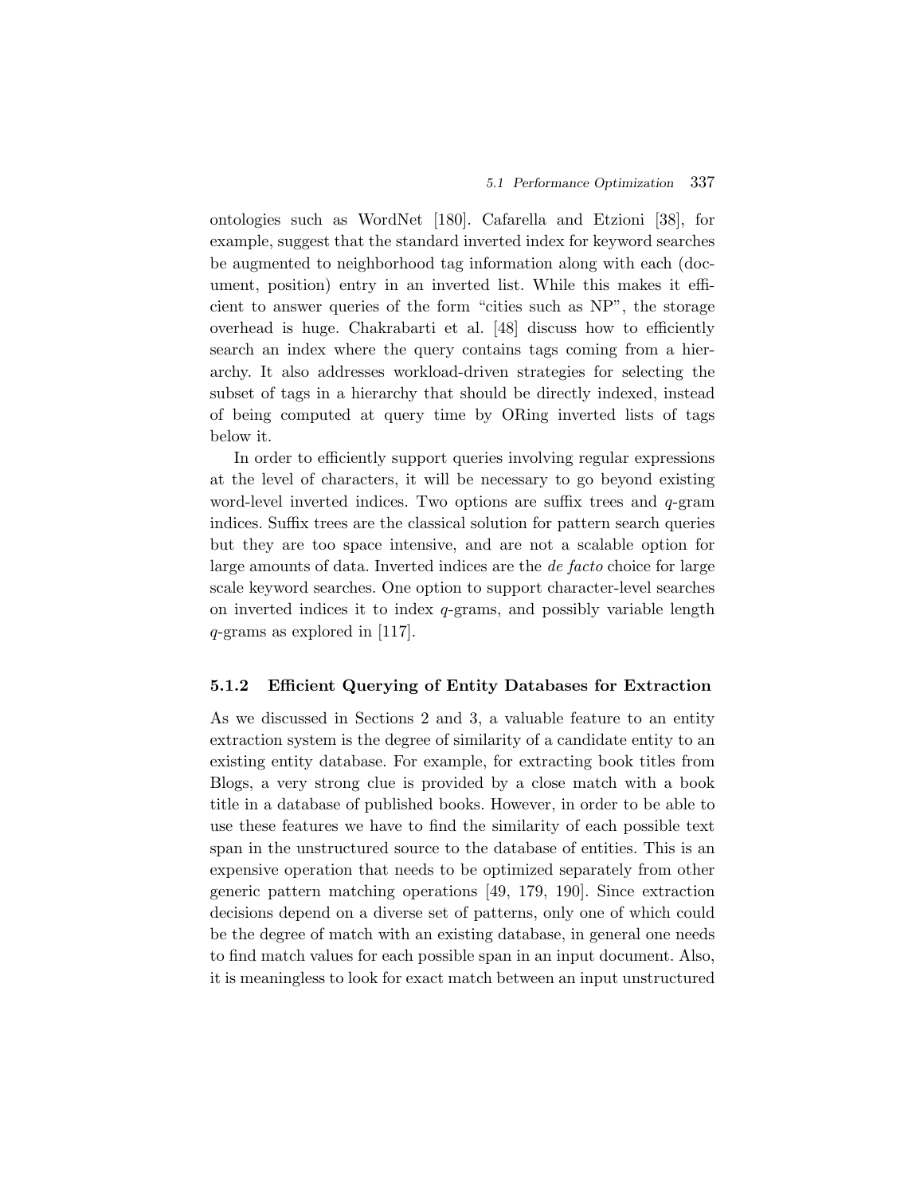ontologies such as WordNet [180]. Cafarella and Etzioni [38], for example, suggest that the standard inverted index for keyword searches be augmented to neighborhood tag information along with each (document, position) entry in an inverted list. While this makes it efficient to answer queries of the form "cities such as NP", the storage overhead is huge. Chakrabarti et al. [48] discuss how to efficiently search an index where the query contains tags coming from a hierarchy. It also addresses workload-driven strategies for selecting the subset of tags in a hierarchy that should be directly indexed, instead of being computed at query time by ORing inverted lists of tags below it.

In order to efficiently support queries involving regular expressions at the level of characters, it will be necessary to go beyond existing word-level inverted indices. Two options are suffix trees and $q$-gram indices. Suffix trees are the classical solution for pattern search queries but they are too space intensive, and are not a scalable option for large amounts of data. Inverted indices are the *de facto* choice for large scale keyword searches. One option to support character-level searches on inverted indices it to index $q$-grams, and possibly variable length $q$-grams as explored in [117].

### 5.1.2 Efficient Querying of Entity Databases for Extraction

As we discussed in Sections 2 and 3, a valuable feature to an entity extraction system is the degree of similarity of a candidate entity to an existing entity database. For example, for extracting book titles from Blogs, a very strong clue is provided by a close match with a book title in a database of published books. However, in order to be able to use these features we have to find the similarity of each possible text span in the unstructured source to the database of entities. This is an expensive operation that needs to be optimized separately from other generic pattern matching operations [49, 179, 190]. Since extraction decisions depend on a diverse set of patterns, only one of which could be the degree of match with an existing database, in general one needs to find match values for each possible span in an input document. Also, it is meaningless to look for exact match between an input unstructured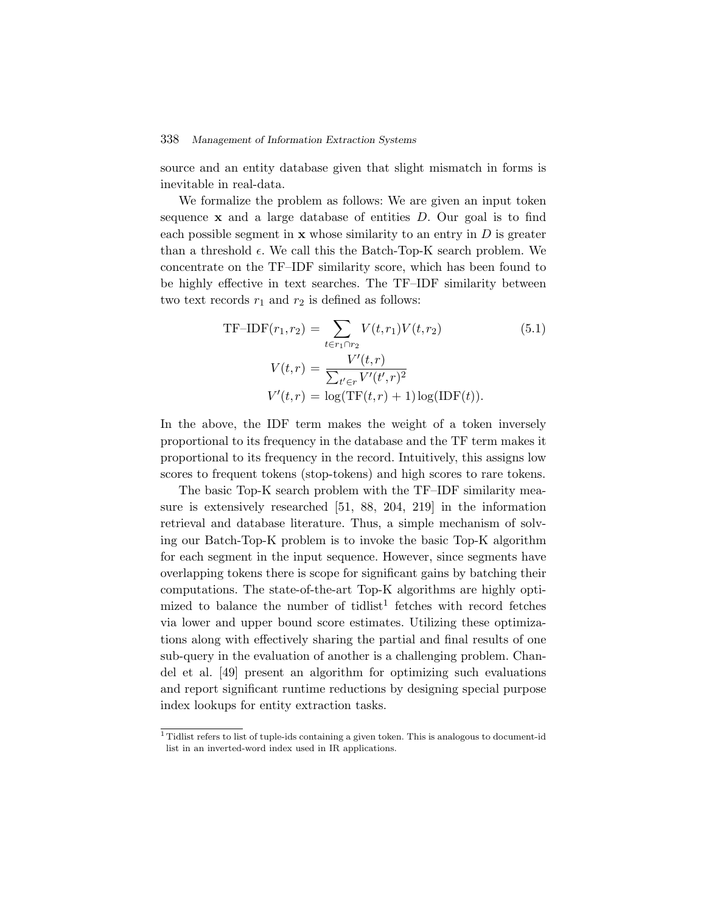source and an entity database given that slight mismatch in forms is inevitable in real-data.

We formalize the problem as follows: We are given an input token sequence $\mathbf{x}$ and a large database of entities $D$. Our goal is to find each possible segment in $\mathbf{x}$ whose similarity to an entry in $D$ is greater than a threshold $\epsilon$. We call this the Batch-Top-K search problem. We concentrate on the TF–IDF similarity score, which has been found to be highly effective in text searches. The TF–IDF similarity between two text records $r_1$ and $r_2$ is defined as follows:

$$
\begin{aligned}
\text{TF–IDF}(r_1, r_2) &= \sum_{t \in r_1 \cap r_2} V(t, r_1) V(t, r_2) \\
V(t, r) &= \frac{V'(t, r)}{\sum_{t' \in r} V'(t', r)^2} \\
V'(t, r) &= \log(\text{TF}(t, r) + 1) \log(\text{IDF}(t)).
\end{aligned}
\tag{5.1}
$$

In the above, the IDF term makes the weight of a token inversely proportional to its frequency in the database and the TF term makes it proportional to its frequency in the record. Intuitively, this assigns low scores to frequent tokens (stop-tokens) and high scores to rare tokens.

The basic Top-K search problem with the TF–IDF similarity measure is extensively researched [51, 88, 204, 219] in the information retrieval and database literature. Thus, a simple mechanism of solving our Batch-Top-K problem is to invoke the basic Top-K algorithm for each segment in the input sequence. However, since segments have overlapping tokens there is scope for significant gains by batching their computations. The state-of-the-art Top-K algorithms are highly optimized to balance the number of tidlist[1] fetches with record fetches via lower and upper bound score estimates. Utilizing these optimizations along with effectively sharing the partial and final results of one sub-query in the evaluation of another is a challenging problem. Chandel et al. [49] present an algorithm for optimizing such evaluations and report significant runtime reductions by designing special purpose index lookups for entity extraction tasks.

[1] Tidlist refers to list of tuple-ids containing a given token. This is analogous to document-id list in an inverted-word index used in IR applications.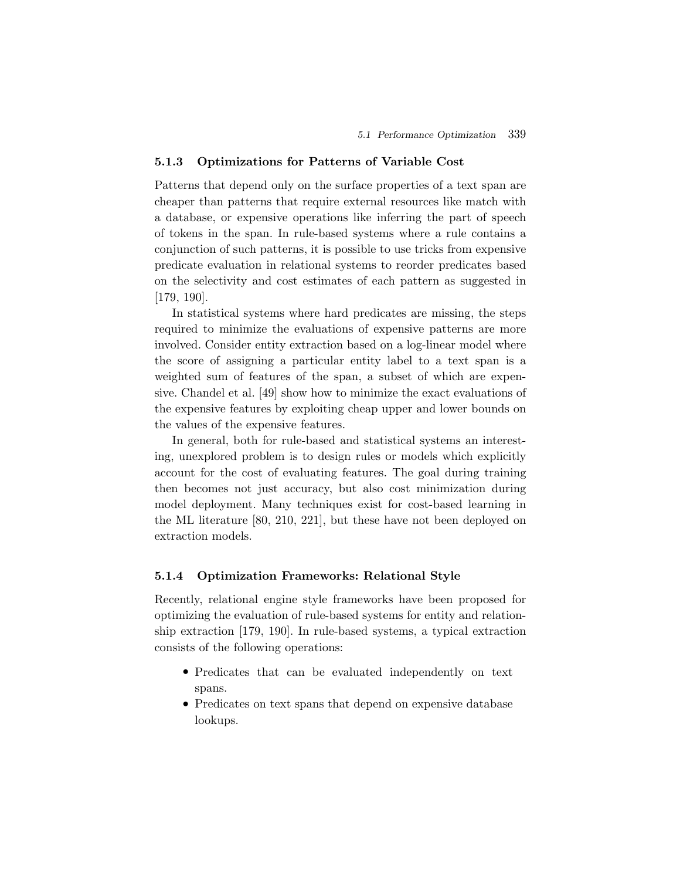### 5.1.3 Optimizations for Patterns of Variable Cost

Patterns that depend only on the surface properties of a text span are cheaper than patterns that require external resources like match with a database, or expensive operations like inferring the part of speech of tokens in the span. In rule-based systems where a rule contains a conjunction of such patterns, it is possible to use tricks from expensive predicate evaluation in relational systems to reorder predicates based on the selectivity and cost estimates of each pattern as suggested in [179, 190].

In statistical systems where hard predicates are missing, the steps required to minimize the evaluations of expensive patterns are more involved. Consider entity extraction based on a log-linear model where the score of assigning a particular entity label to a text span is a weighted sum of features of the span, a subset of which are expensive. Chandel et al. [49] show how to minimize the exact evaluations of the expensive features by exploiting cheap upper and lower bounds on the values of the expensive features.

In general, both for rule-based and statistical systems an interesting, unexplored problem is to design rules or models which explicitly account for the cost of evaluating features. The goal during training then becomes not just accuracy, but also cost minimization during model deployment. Many techniques exist for cost-based learning in the ML literature [80, 210, 221], but these have not been deployed on extraction models.

### 5.1.4 Optimization Frameworks: Relational Style

Recently, relational engine style frameworks have been proposed for optimizing the evaluation of rule-based systems for entity and relationship extraction [179, 190]. In rule-based systems, a typical extraction consists of the following operations:

- Predicates that can be evaluated independently on text spans.
- Predicates on text spans that depend on expensive database lookups.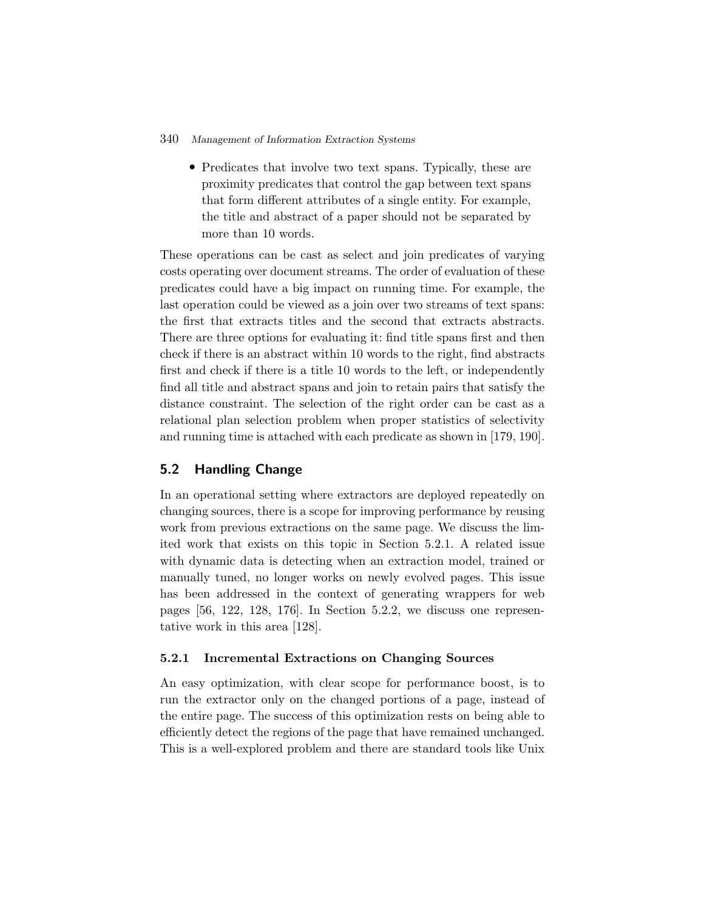- Predicates that involve two text spans. Typically, these are proximity predicates that control the gap between text spans that form different attributes of a single entity. For example, the title and abstract of a paper should not be separated by more than 10 words.

These operations can be cast as select and join predicates of varying costs operating over document streams. The order of evaluation of these predicates could have a big impact on running time. For example, the last operation could be viewed as a join over two streams of text spans: the first that extracts titles and the second that extracts abstracts. There are three options for evaluating it: find title spans first and then check if there is an abstract within 10 words to the right, find abstracts first and check if there is a title 10 words to the left, or independently find all title and abstract spans and join to retain pairs that satisfy the distance constraint. The selection of the right order can be cast as a relational plan selection problem when proper statistics of selectivity and running time is attached with each predicate as shown in [179, 190].

## 5.2 Handling Change

In an operational setting where extractors are deployed repeatedly on changing sources, there is a scope for improving performance by reusing work from previous extractions on the same page. We discuss the limited work that exists on this topic in Section 5.2.1. A related issue with dynamic data is detecting when an extraction model, trained or manually tuned, no longer works on newly evolved pages. This issue has been addressed in the context of generating wrappers for web pages [56, 122, 128, 176]. In Section 5.2.2, we discuss one representative work in this area [128].

### 5.2.1 Incremental Extractions on Changing Sources

An easy optimization, with clear scope for performance boost, is to run the extractor only on the changed portions of a page, instead of the entire page. The success of this optimization rests on being able to efficiently detect the regions of the page that have remained unchanged. This is a well-explored problem and there are standard tools like Unix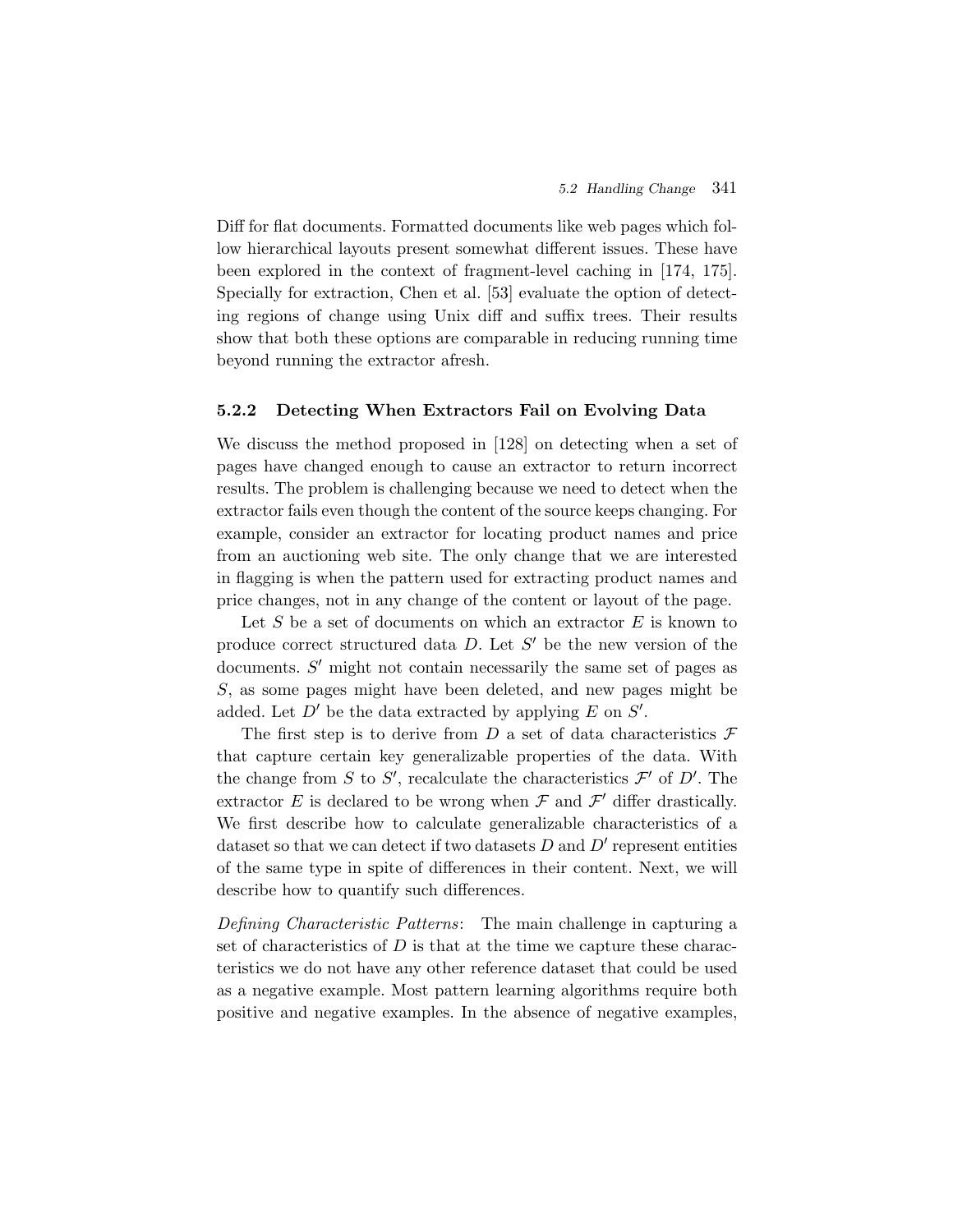Diff for flat documents. Formatted documents like web pages which follow hierarchical layouts present somewhat different issues. These have been explored in the context of fragment-level caching in [174, 175]. Specially for extraction, Chen et al. [53] evaluate the option of detecting regions of change using Unix diff and suffix trees. Their results show that both these options are comparable in reducing running time beyond running the extractor afresh.

### 5.2.2 Detecting When Extractors Fail on Evolving Data

We discuss the method proposed in [128] on detecting when a set of pages have changed enough to cause an extractor to return incorrect results. The problem is challenging because we need to detect when the extractor fails even though the content of the source keeps changing. For example, consider an extractor for locating product names and price from an auctioning web site. The only change that we are interested in flagging is when the pattern used for extracting product names and price changes, not in any change of the content or layout of the page.

Let $S$ be a set of documents on which an extractor $E$ is known to produce correct structured data $D$. Let $S'$ be the new version of the documents. $S'$ might not contain necessarily the same set of pages as $S$, as some pages might have been deleted, and new pages might be added. Let $D'$ be the data extracted by applying $E$ on $S'$.

The first step is to derive from $D$ a set of data characteristics $\mathcal{F}$ that capture certain key generalizable properties of the data. With the change from $S$ to $S'$, recalculate the characteristics $\mathcal{F}'$ of $D'$. The extractor $E$ is declared to be wrong when $\mathcal{F}$ and $\mathcal{F}'$ differ drastically. We first describe how to calculate generalizable characteristics of a dataset so that we can detect if two datasets $D$ and $D'$ represent entities of the same type in spite of differences in their content. Next, we will describe how to quantify such differences.

*Defining Characteristic Patterns*: The main challenge in capturing a set of characteristics of $D$ is that at the time we capture these characteristics we do not have any other reference dataset that could be used as a negative example. Most pattern learning algorithms require both positive and negative examples. In the absence of negative examples,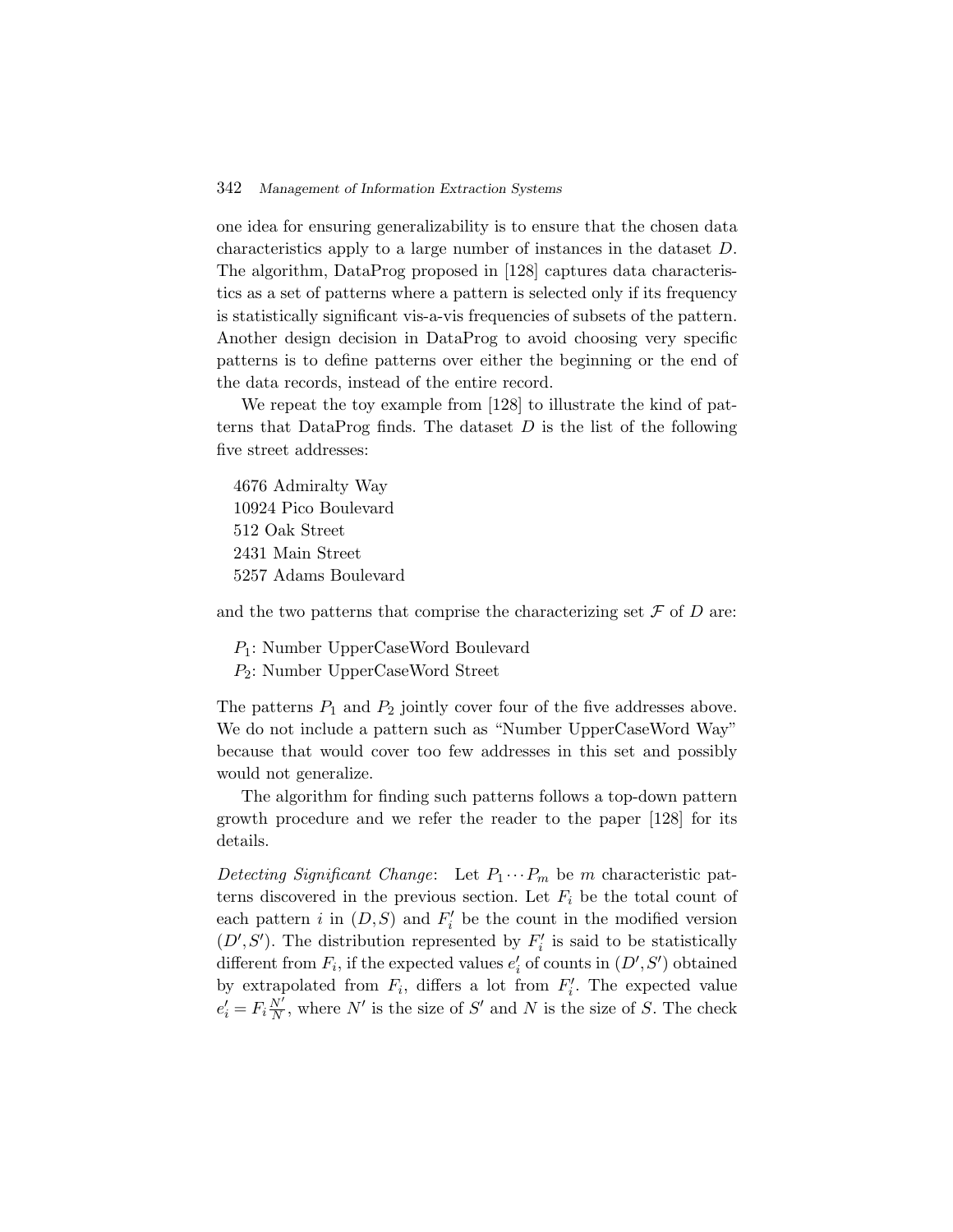one idea for ensuring generalizability is to ensure that the chosen data characteristics apply to a large number of instances in the dataset $D$. The algorithm, DataProg proposed in [128] captures data characteristics as a set of patterns where a pattern is selected only if its frequency is statistically significant vis-a-vis frequencies of subsets of the pattern. Another design decision in DataProg to avoid choosing very specific patterns is to define patterns over either the beginning or the end of the data records, instead of the entire record.

We repeat the toy example from [128] to illustrate the kind of patterns that DataProg finds. The dataset $D$ is the list of the following five street addresses:

4676 Admiralty Way
10924 Pico Boulevard
512 Oak Street
2431 Main Street
5257 Adams Boulevard

and the two patterns that comprise the characterizing set $\mathcal{F}$ of $D$ are:

$P_1$: Number UpperCaseWord Boulevard
$P_2$: Number UpperCaseWord Street

The patterns $P_1$ and $P_2$ jointly cover four of the five addresses above. We do not include a pattern such as "Number UpperCaseWord Way" because that would cover too few addresses in this set and possibly would not generalize.

The algorithm for finding such patterns follows a top-down pattern growth procedure and we refer the reader to the paper [128] for its details.

*Detecting Significant Change*: Let $P_1 \cdots P_m$ be $m$ characteristic patterns discovered in the previous section. Let $F_i$ be the total count of each pattern $i$ in $(D, S)$ and $F'_i$ be the count in the modified version $(D', S')$. The distribution represented by $F'_i$ is said to be statistically different from $F_i$, if the expected values $e'_i$ of counts in $(D', S')$ obtained by extrapolated from $F_i$, differs a lot from $F'_i$. The expected value $e'_i = F_i \frac{N'}{N}$, where $N'$ is the size of $S'$ and $N$ is the size of $S$. The check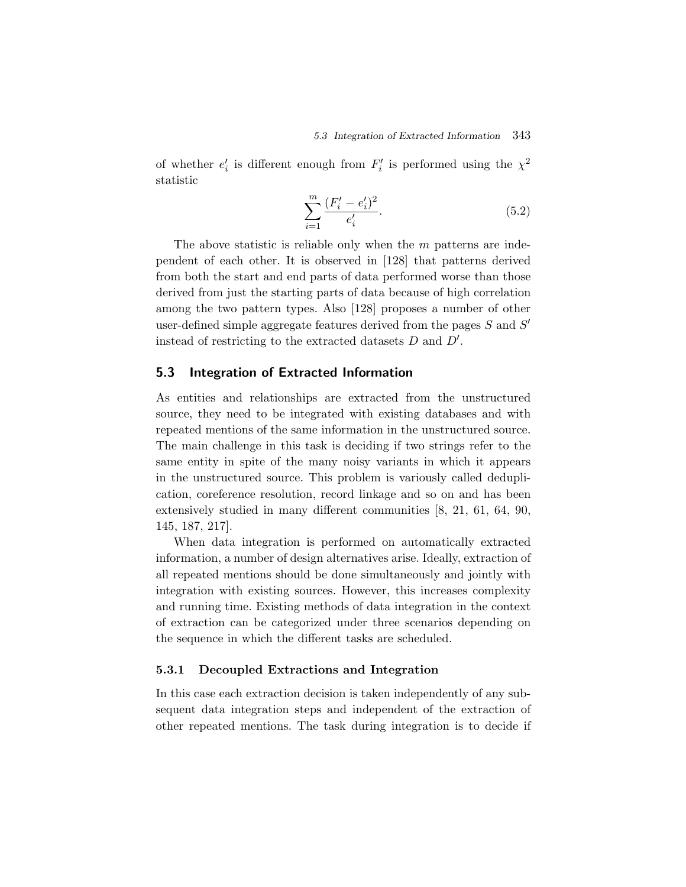of whether $e'_i$ is different enough from $F'_i$ is performed using the $\chi^2$ statistic

$$\sum_{i=1}^{m} \frac{(F'_i - e'_i)^2}{e'_i}. \tag{5.2}$$

The above statistic is reliable only when the $m$ patterns are independent of each other. It is observed in [128] that patterns derived from both the start and end parts of data performed worse than those derived from just the starting parts of data because of high correlation among the two pattern types. Also [128] proposes a number of other user-defined simple aggregate features derived from the pages $S$ and $S'$ instead of restricting to the extracted datasets $D$ and $D'$.

## 5.3 Integration of Extracted Information

As entities and relationships are extracted from the unstructured source, they need to be integrated with existing databases and with repeated mentions of the same information in the unstructured source. The main challenge in this task is deciding if two strings refer to the same entity in spite of the many noisy variants in which it appears in the unstructured source. This problem is variously called deduplication, coreference resolution, record linkage and so on and has been extensively studied in many different communities [8, 21, 61, 64, 90, 145, 187, 217].

When data integration is performed on automatically extracted information, a number of design alternatives arise. Ideally, extraction of all repeated mentions should be done simultaneously and jointly with integration with existing sources. However, this increases complexity and running time. Existing methods of data integration in the context of extraction can be categorized under three scenarios depending on the sequence in which the different tasks are scheduled.

### 5.3.1 Decoupled Extractions and Integration

In this case each extraction decision is taken independently of any subsequent data integration steps and independent of the extraction of other repeated mentions. The task during integration is to decide if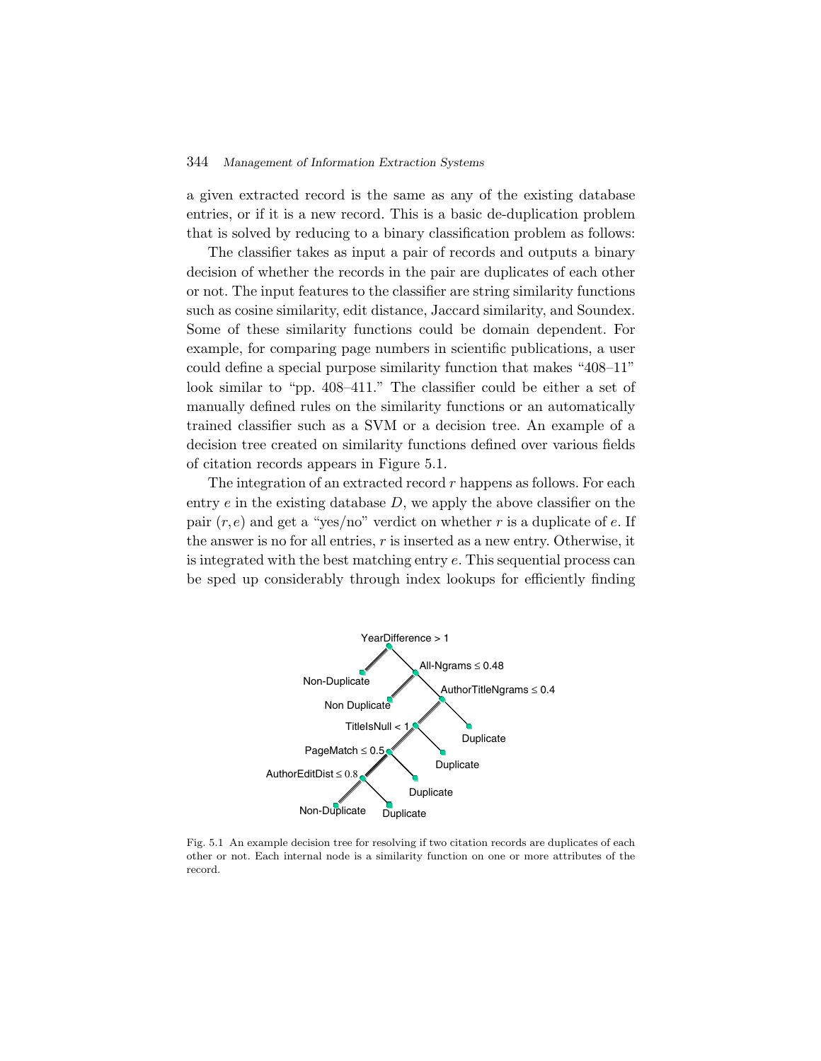a given extracted record is the same as any of the existing database entries, or if it is a new record. This is a basic de-duplication problem that is solved by reducing to a binary classification problem as follows:

The classifier takes as input a pair of records and outputs a binary decision of whether the records in the pair are duplicates of each other or not. The input features to the classifier are string similarity functions such as cosine similarity, edit distance, Jaccard similarity, and Soundex. Some of these similarity functions could be domain dependent. For example, for comparing page numbers in scientific publications, a user could define a special purpose similarity function that makes "408–11" look similar to "pp. 408–411." The classifier could be either a set of manually defined rules on the similarity functions or an automatically trained classifier such as a SVM or a decision tree. An example of a decision tree created on similarity functions defined over various fields of citation records appears in Figure 5.1.

The integration of an extracted record $r$ happens as follows. For each entry $e$ in the existing database $D$, we apply the above classifier on the pair $(r, e)$ and get a "yes/no" verdict on whether $r$ is a duplicate of $e$. If the answer is no for all entries, $r$ is inserted as a new entry. Otherwise, it is integrated with the best matching entry $e$. This sequential process can be sped up considerably through index lookups for efficiently finding

YearDifference > 1
Non-Duplicate
All-Ngrams ≤ 0.48
Non Duplicate
AuthorTitleNgrams ≤ 0.4
Duplicate
TitleIsNull < 1
Duplicate
PageMatch ≤ 0.5
Duplicate
AuthorEditDist ≤ 0.8
Non-Duplicate
Duplicate

Fig. 5.1 An example decision tree for resolving if two citation records are duplicates of each other or not. Each internal node is a similarity function on one or more attributes of the record.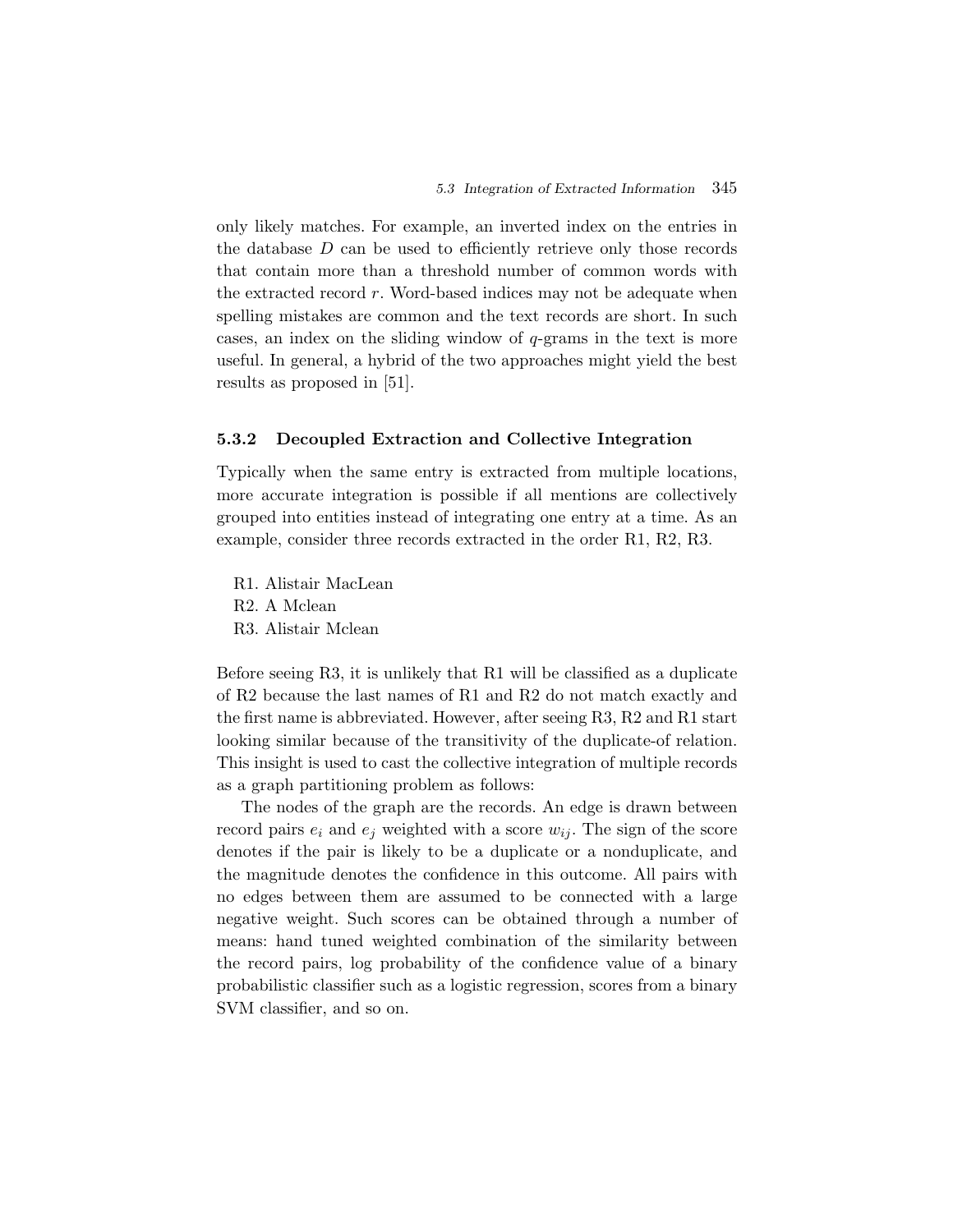only likely matches. For example, an inverted index on the entries in the database $D$ can be used to efficiently retrieve only those records that contain more than a threshold number of common words with the extracted record $r$. Word-based indices may not be adequate when spelling mistakes are common and the text records are short. In such cases, an index on the sliding window of $q$-grams in the text is more useful. In general, a hybrid of the two approaches might yield the best results as proposed in [51].

### 5.3.2 Decoupled Extraction and Collective Integration

Typically when the same entry is extracted from multiple locations, more accurate integration is possible if all mentions are collectively grouped into entities instead of integrating one entry at a time. As an example, consider three records extracted in the order R1, R2, R3.

R1. Alistair MacLean
R2. A Mclean
R3. Alistair Mclean

Before seeing R3, it is unlikely that R1 will be classified as a duplicate of R2 because the last names of R1 and R2 do not match exactly and the first name is abbreviated. However, after seeing R3, R2 and R1 start looking similar because of the transitivity of the duplicate-of relation. This insight is used to cast the collective integration of multiple records as a graph partitioning problem as follows:

The nodes of the graph are the records. An edge is drawn between record pairs $e_i$ and $e_j$ weighted with a score $w_{ij}$. The sign of the score denotes if the pair is likely to be a duplicate or a nonduplicate, and the magnitude denotes the confidence in this outcome. All pairs with no edges between them are assumed to be connected with a large negative weight. Such scores can be obtained through a number of means: hand tuned weighted combination of the similarity between the record pairs, log probability of the confidence value of a binary probabilistic classifier such as a logistic regression, scores from a binary SVM classifier, and so on.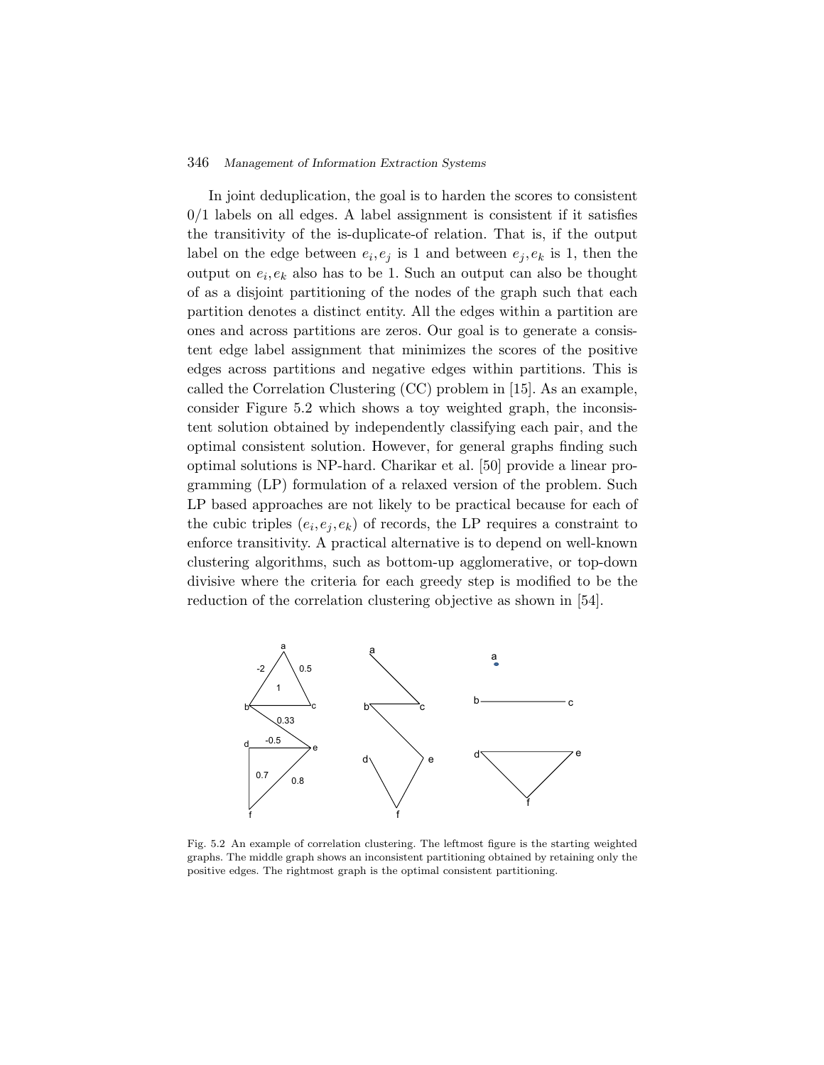In joint deduplication, the goal is to harden the scores to consistent 0/1 labels on all edges. A label assignment is consistent if it satisfies the transitivity of the is-duplicate-of relation. That is, if the output label on the edge between $e_i, e_j$ is 1 and between $e_j, e_k$ is 1, then the output on $e_i, e_k$ also has to be 1. Such an output can also be thought of as a disjoint partitioning of the nodes of the graph such that each partition denotes a distinct entity. All the edges within a partition are ones and across partitions are zeros. Our goal is to generate a consistent edge label assignment that minimizes the scores of the positive edges across partitions and negative edges within partitions. This is called the Correlation Clustering (CC) problem in [15]. As an example, consider Figure 5.2 which shows a toy weighted graph, the inconsistent solution obtained by independently classifying each pair, and the optimal consistent solution. However, for general graphs finding such optimal solutions is NP-hard. Charikar et al. [50] provide a linear programming (LP) formulation of a relaxed version of the problem. Such LP based approaches are not likely to be practical because for each of the cubic triples $(e_i, e_j, e_k)$ of records, the LP requires a constraint to enforce transitivity. A practical alternative is to depend on well-known clustering algorithms, such as bottom-up agglomerative, or top-down divisive where the criteria for each greedy step is modified to be the reduction of the correlation clustering objective as shown in [54].

Fig. 5.2 An example of correlation clustering. The leftmost figure is the starting weighted graphs. The middle graph shows an inconsistent partitioning obtained by retaining only the positive edges. The rightmost graph is the optimal consistent partitioning.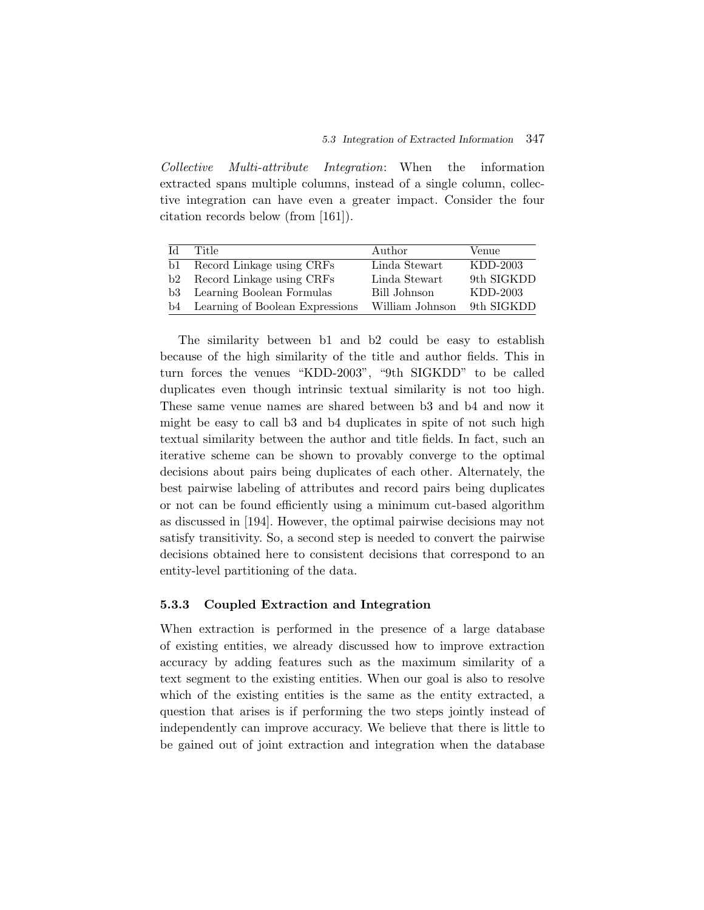*Collective Multi-attribute Integration*: When the information extracted spans multiple columns, instead of a single column, collective integration can have even a greater impact. Consider the four citation records below (from [161]).

| Id | Title | Author | Venue |
|---|---|---|---|
| b1 | Record Linkage using CRFs | Linda Stewart | KDD-2003 |
| b2 | Record Linkage using CRFs | Linda Stewart | 9th SIGKDD |
| b3 | Learning Boolean Formulas | Bill Johnson | KDD-2003 |
| b4 | Learning of Boolean Expressions | William Johnson | 9th SIGKDD |

The similarity between b1 and b2 could be easy to establish because of the high similarity of the title and author fields. This in turn forces the venues "KDD-2003", "9th SIGKDD" to be called duplicates even though intrinsic textual similarity is not too high. These same venue names are shared between b3 and b4 and now it might be easy to call b3 and b4 duplicates in spite of not such high textual similarity between the author and title fields. In fact, such an iterative scheme can be shown to provably converge to the optimal decisions about pairs being duplicates of each other. Alternately, the best pairwise labeling of attributes and record pairs being duplicates or not can be found efficiently using a minimum cut-based algorithm as discussed in [194]. However, the optimal pairwise decisions may not satisfy transitivity. So, a second step is needed to convert the pairwise decisions obtained here to consistent decisions that correspond to an entity-level partitioning of the data.

### 5.3.3 Coupled Extraction and Integration

When extraction is performed in the presence of a large database of existing entities, we already discussed how to improve extraction accuracy by adding features such as the maximum similarity of a text segment to the existing entities. When our goal is also to resolve which of the existing entities is the same as the entity extracted, a question that arises is if performing the two steps jointly instead of independently can improve accuracy. We believe that there is little to be gained out of joint extraction and integration when the database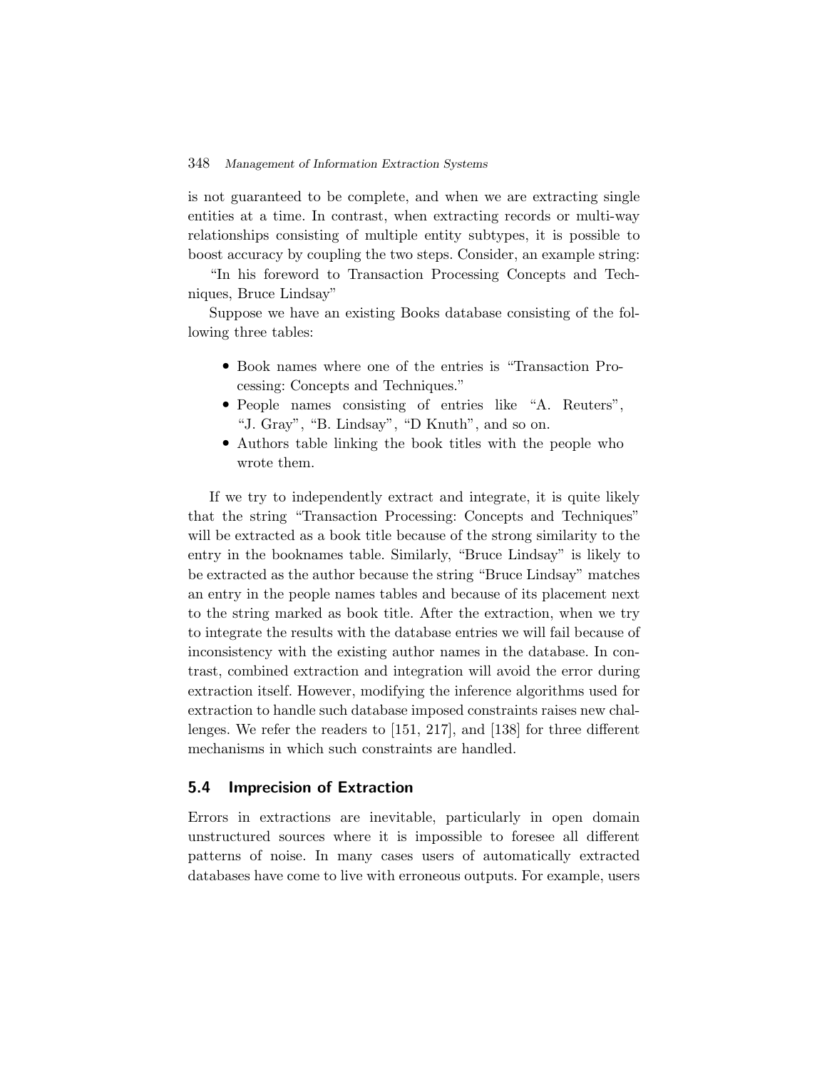is not guaranteed to be complete, and when we are extracting single entities at a time. In contrast, when extracting records or multi-way relationships consisting of multiple entity subtypes, it is possible to boost accuracy by coupling the two steps. Consider, an example string:

"In his foreword to Transaction Processing Concepts and Techniques, Bruce Lindsay"

Suppose we have an existing Books database consisting of the following three tables:

- Book names where one of the entries is "Transaction Processing: Concepts and Techniques."
- People names consisting of entries like "A. Reuters", "J. Gray", "B. Lindsay", "D Knuth", and so on.
- Authors table linking the book titles with the people who wrote them.

If we try to independently extract and integrate, it is quite likely that the string "Transaction Processing: Concepts and Techniques" will be extracted as a book title because of the strong similarity to the entry in the booknames table. Similarly, "Bruce Lindsay" is likely to be extracted as the author because the string "Bruce Lindsay" matches an entry in the people names tables and because of its placement next to the string marked as book title. After the extraction, when we try to integrate the results with the database entries we will fail because of inconsistency with the existing author names in the database. In contrast, combined extraction and integration will avoid the error during extraction itself. However, modifying the inference algorithms used for extraction to handle such database imposed constraints raises new challenges. We refer the readers to [151, 217], and [138] for three different mechanisms in which such constraints are handled.

## 5.4 Imprecision of Extraction

Errors in extractions are inevitable, particularly in open domain unstructured sources where it is impossible to foresee all different patterns of noise. In many cases users of automatically extracted databases have come to live with erroneous outputs. For example, users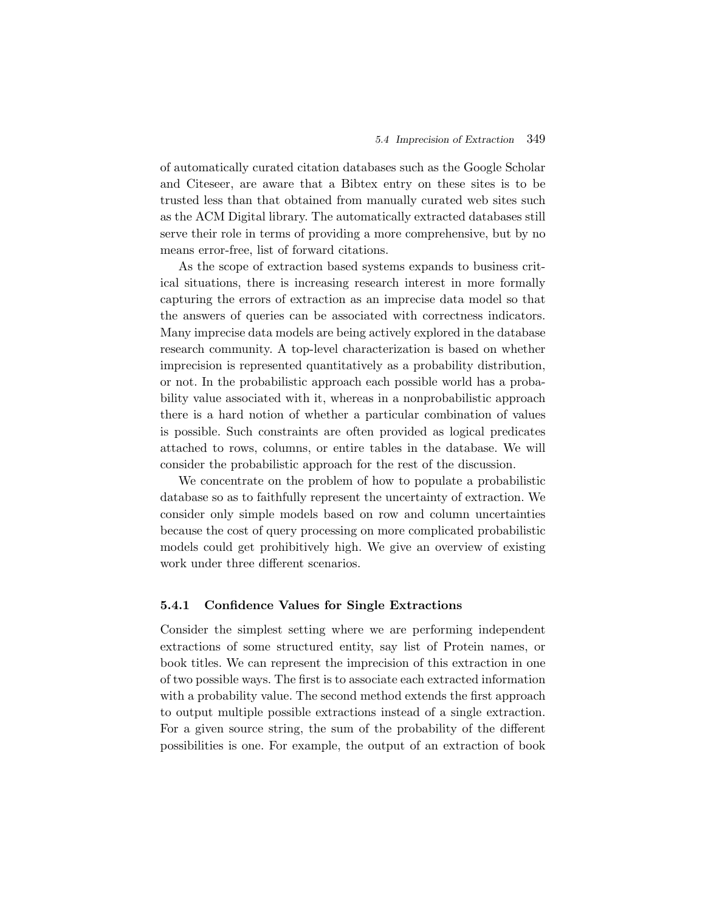of automatically curated citation databases such as the Google Scholar and Citeseer, are aware that a Bibtex entry on these sites is to be trusted less than that obtained from manually curated web sites such as the ACM Digital library. The automatically extracted databases still serve their role in terms of providing a more comprehensive, but by no means error-free, list of forward citations.

As the scope of extraction based systems expands to business critical situations, there is increasing research interest in more formally capturing the errors of extraction as an imprecise data model so that the answers of queries can be associated with correctness indicators. Many imprecise data models are being actively explored in the database research community. A top-level characterization is based on whether imprecision is represented quantitatively as a probability distribution, or not. In the probabilistic approach each possible world has a probability value associated with it, whereas in a nonprobabilistic approach there is a hard notion of whether a particular combination of values is possible. Such constraints are often provided as logical predicates attached to rows, columns, or entire tables in the database. We will consider the probabilistic approach for the rest of the discussion.

We concentrate on the problem of how to populate a probabilistic database so as to faithfully represent the uncertainty of extraction. We consider only simple models based on row and column uncertainties because the cost of query processing on more complicated probabilistic models could get prohibitively high. We give an overview of existing work under three different scenarios.

### 5.4.1 Confidence Values for Single Extractions

Consider the simplest setting where we are performing independent extractions of some structured entity, say list of Protein names, or book titles. We can represent the imprecision of this extraction in one of two possible ways. The first is to associate each extracted information with a probability value. The second method extends the first approach to output multiple possible extractions instead of a single extraction. For a given source string, the sum of the probability of the different possibilities is one. For example, the output of an extraction of book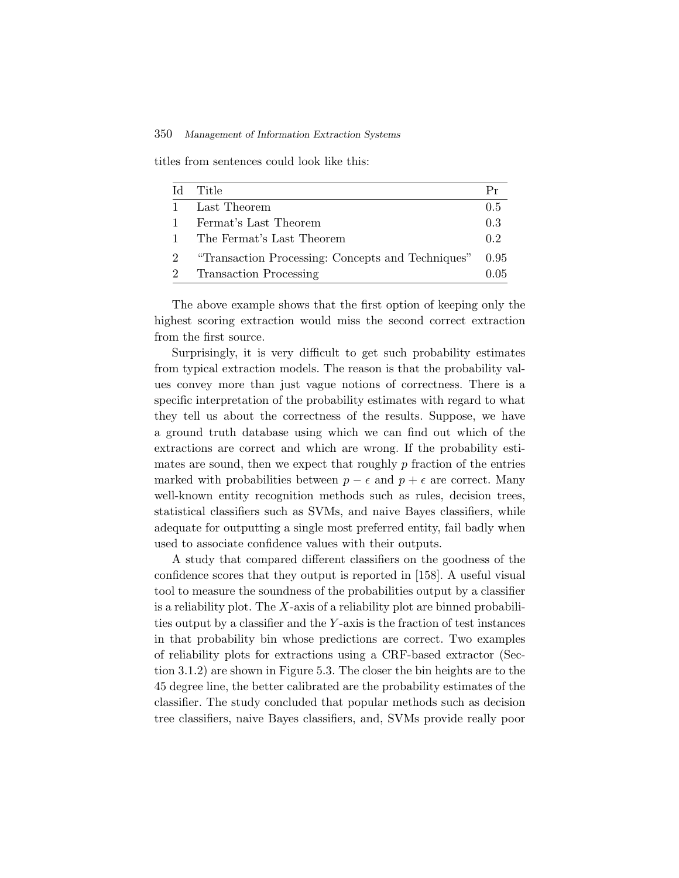titles from sentences could look like this:

| Id | Title | Pr |
|---|---|---|
| 1 | Last Theorem | 0.5 |
| 1 | Fermat's Last Theorem | 0.3 |
| 1 | The Fermat's Last Theorem | 0.2 |
| 2 | "Transaction Processing: Concepts and Techniques" | 0.95 |
| 2 | Transaction Processing | 0.05 |

The above example shows that the first option of keeping only the highest scoring extraction would miss the second correct extraction from the first source.

Surprisingly, it is very difficult to get such probability estimates from typical extraction models. The reason is that the probability values convey more than just vague notions of correctness. There is a specific interpretation of the probability estimates with regard to what they tell us about the correctness of the results. Suppose, we have a ground truth database using which we can find out which of the extractions are correct and which are wrong. If the probability estimates are sound, then we expect that roughly $p$ fraction of the entries marked with probabilities between $p - \epsilon$ and $p + \epsilon$ are correct. Many well-known entity recognition methods such as rules, decision trees, statistical classifiers such as SVMs, and naive Bayes classifiers, while adequate for outputting a single most preferred entity, fail badly when used to associate confidence values with their outputs.

A study that compared different classifiers on the goodness of the confidence scores that they output is reported in [158]. A useful visual tool to measure the soundness of the probabilities output by a classifier is a reliability plot. The $X$-axis of a reliability plot are binned probabilities output by a classifier and the $Y$-axis is the fraction of test instances in that probability bin whose predictions are correct. Two examples of reliability plots for extractions using a CRF-based extractor (Section 3.1.2) are shown in Figure 5.3. The closer the bin heights are to the 45 degree line, the better calibrated are the probability estimates of the classifier. The study concluded that popular methods such as decision tree classifiers, naive Bayes classifiers, and, SVMs provide really poor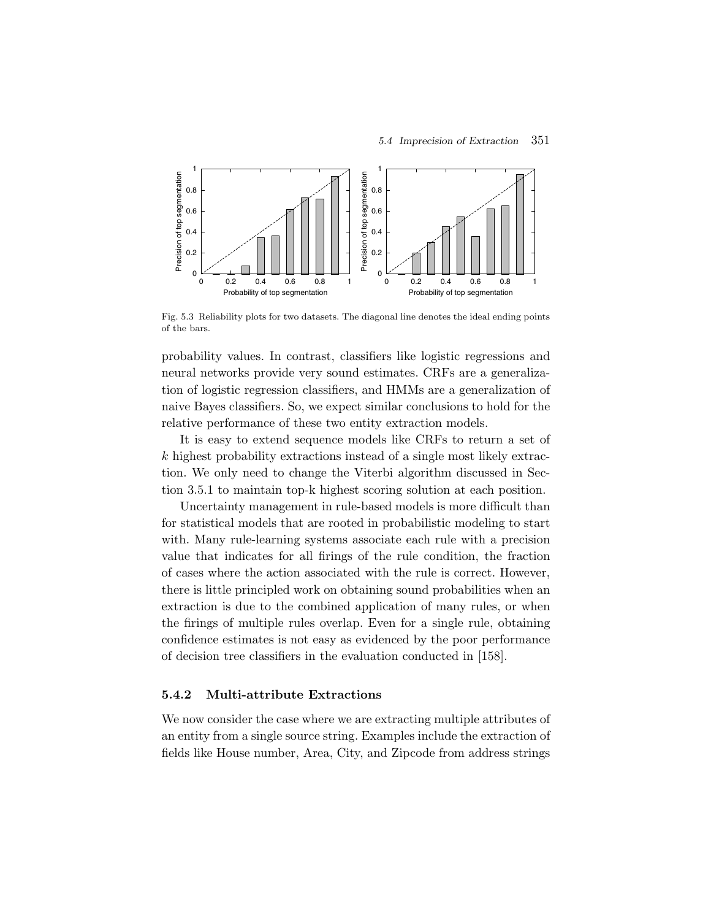Fig. 5.3 Reliability plots for two datasets. The diagonal line denotes the ideal ending points of the bars.

probability values. In contrast, classifiers like logistic regressions and neural networks provide very sound estimates. CRFs are a generalization of logistic regression classifiers, and HMMs are a generalization of naive Bayes classifiers. So, we expect similar conclusions to hold for the relative performance of these two entity extraction models.

It is easy to extend sequence models like CRFs to return a set of $k$ highest probability extractions instead of a single most likely extraction. We only need to change the Viterbi algorithm discussed in Section 3.5.1 to maintain top-k highest scoring solution at each position.

Uncertainty management in rule-based models is more difficult than for statistical models that are rooted in probabilistic modeling to start with. Many rule-learning systems associate each rule with a precision value that indicates for all firings of the rule condition, the fraction of cases where the action associated with the rule is correct. However, there is little principled work on obtaining sound probabilities when an extraction is due to the combined application of many rules, or when the firings of multiple rules overlap. Even for a single rule, obtaining confidence estimates is not easy as evidenced by the poor performance of decision tree classifiers in the evaluation conducted in [158].

### 5.4.2 Multi-attribute Extractions

We now consider the case where we are extracting multiple attributes of an entity from a single source string. Examples include the extraction of fields like House number, Area, City, and Zipcode from address strings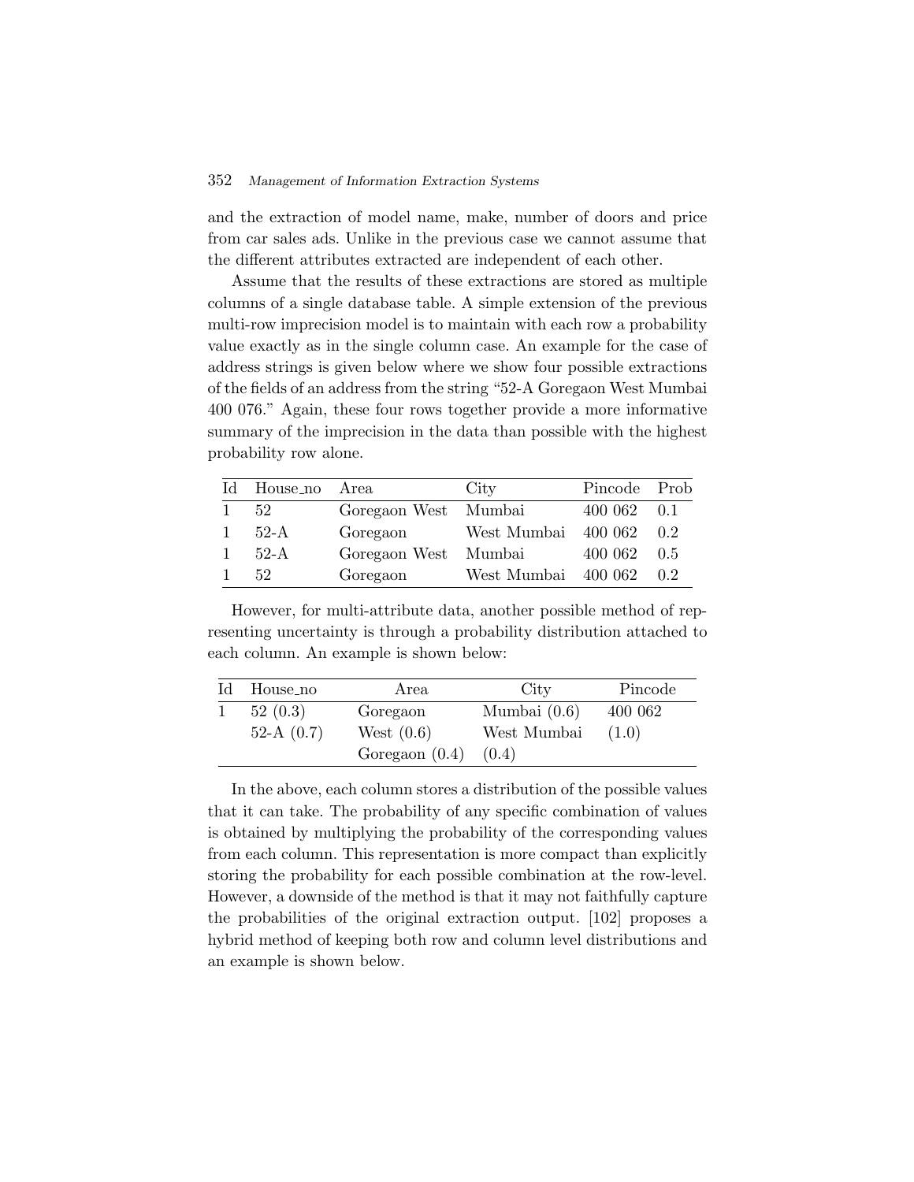and the extraction of model name, make, number of doors and price from car sales ads. Unlike in the previous case we cannot assume that the different attributes extracted are independent of each other.

Assume that the results of these extractions are stored as multiple columns of a single database table. A simple extension of the previous multi-row imprecision model is to maintain with each row a probability value exactly as in the single column case. An example for the case of address strings is given below where we show four possible extractions of the fields of an address from the string "52-A Goregaon West Mumbai 400 076." Again, these four rows together provide a more informative summary of the imprecision in the data than possible with the highest probability row alone.

| Id | House_no | Area | City | Pincode | Prob |
|---|---|---|---|---|---|
| 1 | 52 | Goregaon West | Mumbai | 400 062 | 0.1 |
| 1 | 52-A | Goregaon | West Mumbai | 400 062 | 0.2 |
| 1 | 52-A | Goregaon West | Mumbai | 400 062 | 0.5 |
| 1 | 52 | Goregaon | West Mumbai | 400 062 | 0.2 |

However, for multi-attribute data, another possible method of representing uncertainty is through a probability distribution attached to each column. An example is shown below:

| Id | House_no | Area | City | Pincode |
|---|---|---|---|---|
| 1 | 52 (0.3) | Goregaon | Mumbai (0.6) | 400 062 |
| | 52-A (0.7) | West (0.6) | West Mumbai | (1.0) |
| | | Goregaon (0.4) | (0.4) | |

In the above, each column stores a distribution of the possible values that it can take. The probability of any specific combination of values is obtained by multiplying the probability of the corresponding values from each column. This representation is more compact than explicitly storing the probability for each possible combination at the row-level. However, a downside of the method is that it may not faithfully capture the probabilities of the original extraction output. [102] proposes a hybrid method of keeping both row and column level distributions and an example is shown below.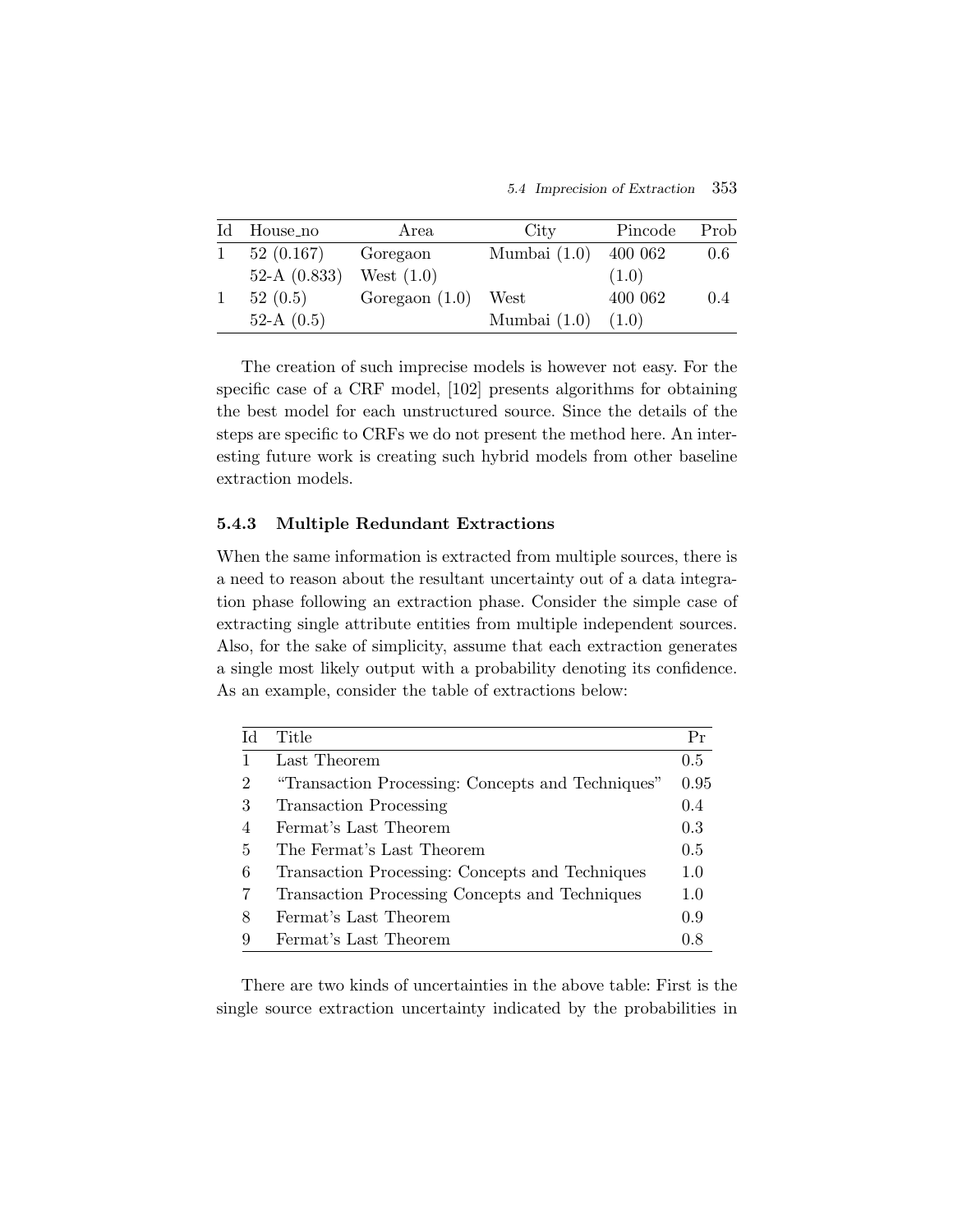| Id | House_no | Area | City | Pincode | Prob |
|---|---|---|---|---|---|
| 1 | 52 (0.167)<br>52-A (0.833) | Goregaon<br>West (1.0) | Mumbai (1.0) | 400 062<br>(1.0) | 0.6 |
| 1 | 52 (0.5)<br>52-A (0.5) | Goregaon (1.0) | West<br>Mumbai (1.0) | 400 062<br>(1.0) | 0.4 |

The creation of such imprecise models is however not easy. For the specific case of a CRF model, [102] presents algorithms for obtaining the best model for each unstructured source. Since the details of the steps are specific to CRFs we do not present the method here. An interesting future work is creating such hybrid models from other baseline extraction models.

### 5.4.3 Multiple Redundant Extractions

When the same information is extracted from multiple sources, there is a need to reason about the resultant uncertainty out of a data integration phase following an extraction phase. Consider the simple case of extracting single attribute entities from multiple independent sources. Also, for the sake of simplicity, assume that each extraction generates a single most likely output with a probability denoting its confidence. As an example, consider the table of extractions below:

| Id | Title | Pr |
|---|---|---|
| 1 | Last Theorem | 0.5 |
| 2 | "Transaction Processing: Concepts and Techniques" | 0.95 |
| 3 | Transaction Processing | 0.4 |
| 4 | Fermat's Last Theorem | 0.3 |
| 5 | The Fermat's Last Theorem | 0.5 |
| 6 | Transaction Processing: Concepts and Techniques | 1.0 |
| 7 | Transaction Processing Concepts and Techniques | 1.0 |
| 8 | Fermat's Last Theorem | 0.9 |
| 9 | Fermat's Last Theorem | 0.8 |

There are two kinds of uncertainties in the above table: First is the single source extraction uncertainty indicated by the probabilities in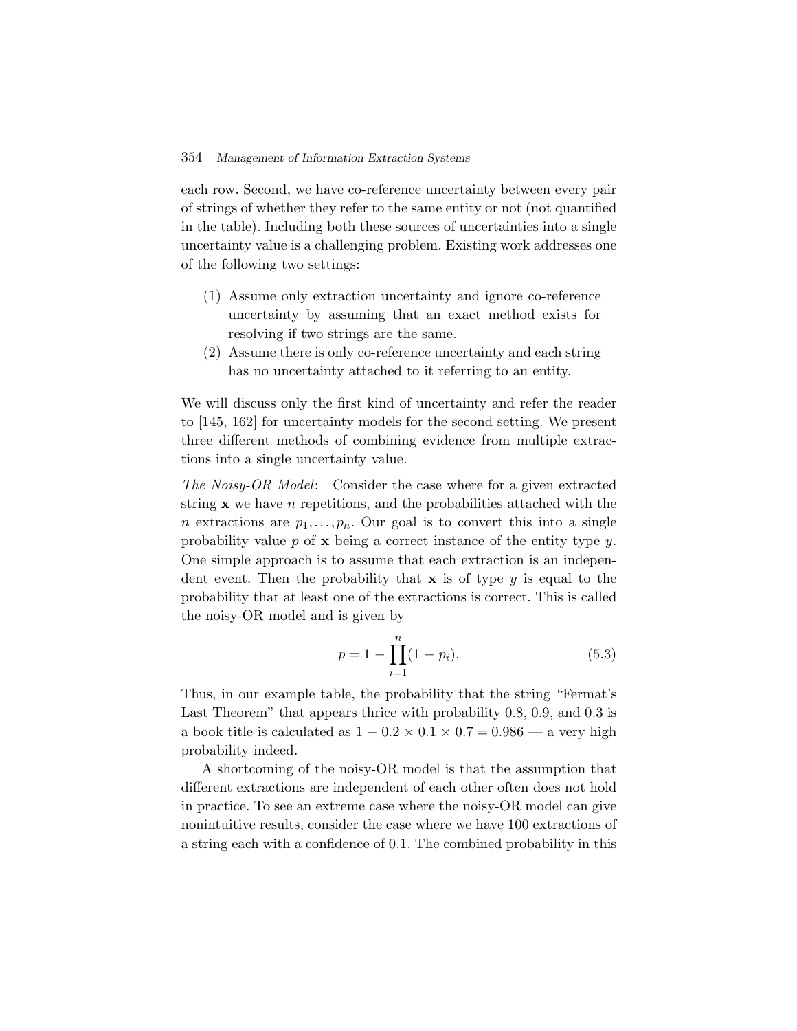each row. Second, we have co-reference uncertainty between every pair of strings of whether they refer to the same entity or not (not quantified in the table). Including both these sources of uncertainties into a single uncertainty value is a challenging problem. Existing work addresses one of the following two settings:

1. Assume only extraction uncertainty and ignore co-reference uncertainty by assuming that an exact method exists for resolving if two strings are the same.
2. Assume there is only co-reference uncertainty and each string has no uncertainty attached to it referring to an entity.

We will discuss only the first kind of uncertainty and refer the reader to [145, 162] for uncertainty models for the second setting. We present three different methods of combining evidence from multiple extractions into a single uncertainty value.

*The Noisy-OR Model*: Consider the case where for a given extracted string $\mathbf{x}$ we have $n$ repetitions, and the probabilities attached with the $n$ extractions are $p_1, \ldots, p_n$. Our goal is to convert this into a single probability value $p$ of $\mathbf{x}$ being a correct instance of the entity type $y$. One simple approach is to assume that each extraction is an independent event. Then the probability that $\mathbf{x}$ is of type $y$ is equal to the probability that at least one of the extractions is correct. This is called the noisy-OR model and is given by

$$p = 1 - \prod_{i=1}^{n}(1 - p_i). \tag{5.3}$$

Thus, in our example table, the probability that the string "Fermat's Last Theorem" that appears thrice with probability 0.8, 0.9, and 0.3 is a book title is calculated as $1 - 0.2 \times 0.1 \times 0.7 = 0.986$ — a very high probability indeed.

A shortcoming of the noisy-OR model is that the assumption that different extractions are independent of each other often does not hold in practice. To see an extreme case where the noisy-OR model can give nonintuitive results, consider the case where we have 100 extractions of a string each with a confidence of 0.1. The combined probability in this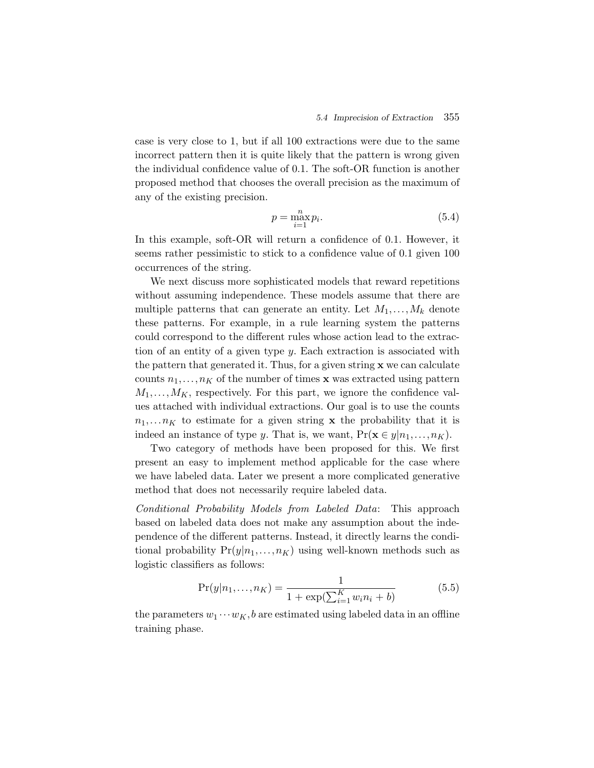case is very close to 1, but if all 100 extractions were due to the same incorrect pattern then it is quite likely that the pattern is wrong given the individual confidence value of 0.1. The soft-OR function is another proposed method that chooses the overall precision as the maximum of any of the existing precision.

$$p = \max_{i=1}^{n} p_i. \tag{5.4}$$

In this example, soft-OR will return a confidence of 0.1. However, it seems rather pessimistic to stick to a confidence value of 0.1 given 100 occurrences of the string.

We next discuss more sophisticated models that reward repetitions without assuming independence. These models assume that there are multiple patterns that can generate an entity. Let $M_1,\ldots,M_k$ denote these patterns. For example, in a rule learning system the patterns could correspond to the different rules whose action lead to the extraction of an entity of a given type $y$. Each extraction is associated with the pattern that generated it. Thus, for a given string $\mathbf{x}$ we can calculate counts $n_1,\ldots,n_K$ of the number of times $\mathbf{x}$ was extracted using pattern $M_1,\ldots,M_K$, respectively. For this part, we ignore the confidence values attached with individual extractions. Our goal is to use the counts $n_1,\ldots n_K$ to estimate for a given string $\mathbf{x}$ the probability that it is indeed an instance of type $y$. That is, we want, $\Pr(\mathbf{x} \in y|n_1,\ldots,n_K)$.

Two category of methods have been proposed for this. We first present an easy to implement method applicable for the case where we have labeled data. Later we present a more complicated generative method that does not necessarily require labeled data.

*Conditional Probability Models from Labeled Data*: This approach based on labeled data does not make any assumption about the independence of the different patterns. Instead, it directly learns the conditional probability $\Pr(y|n_1,\ldots,n_K)$ using well-known methods such as logistic classifiers as follows:

$$\Pr(y|n_1,\ldots,n_K) = \frac{1}{1 + \exp(\sum_{i=1}^{K} w_i n_i + b)} \tag{5.5}$$

the parameters $w_1 \cdots w_K, b$ are estimated using labeled data in an offline training phase.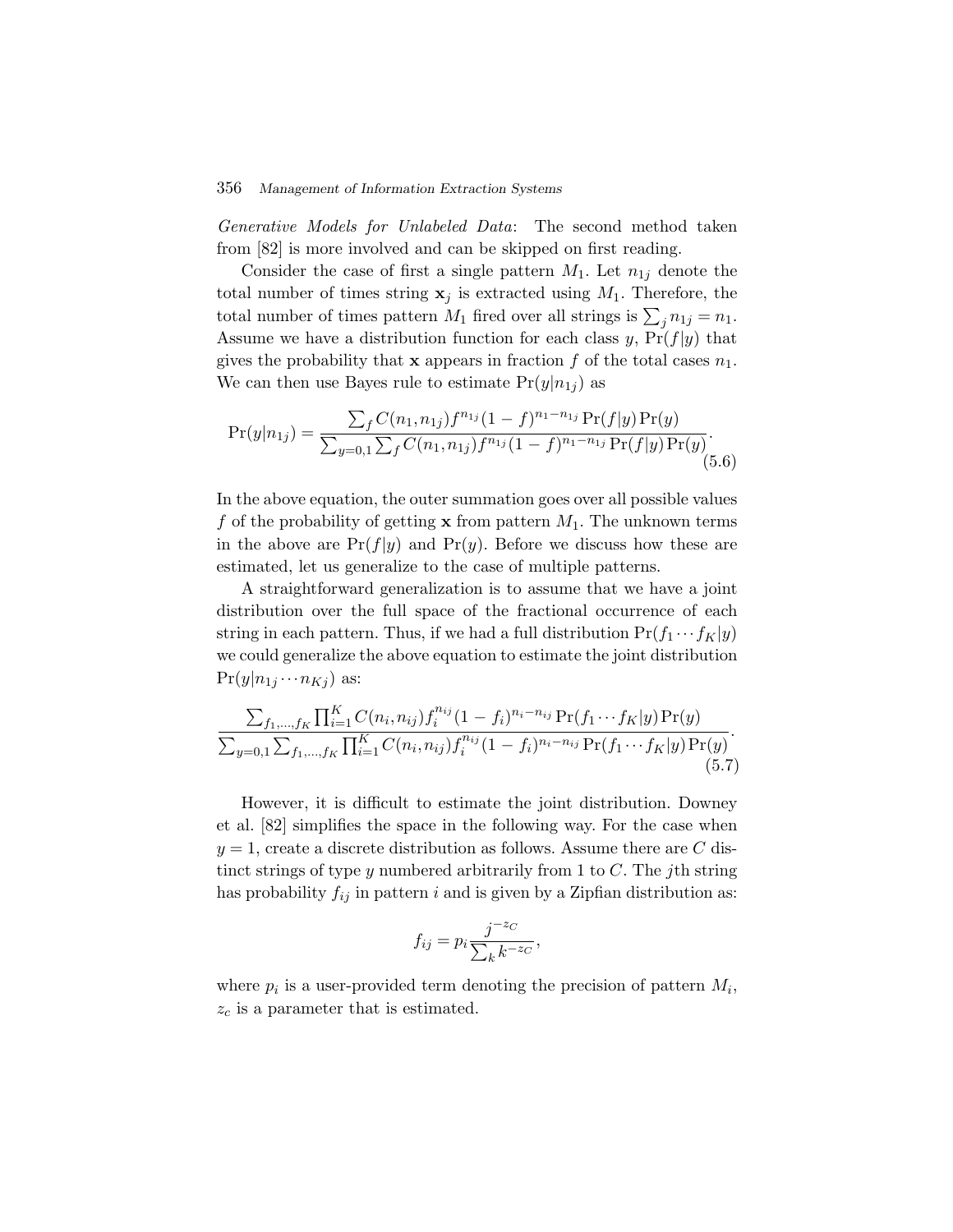*Generative Models for Unlabeled Data*: The second method taken from [82] is more involved and can be skipped on first reading.

Consider the case of first a single pattern $M_1$. Let $n_{1j}$ denote the total number of times string $\mathbf{x}_j$ is extracted using $M_1$. Therefore, the total number of times pattern $M_1$ fired over all strings is $\sum_j n_{1j} = n_1$. Assume we have a distribution function for each class $y$, $\Pr(f|y)$ that gives the probability that $\mathbf{x}$ appears in fraction $f$ of the total cases $n_1$. We can then use Bayes rule to estimate $\Pr(y|n_{1j})$ as

$$\Pr(y|n_{1j}) = \frac{\sum_f C(n_1, n_{1j}) f^{n_{1j}} (1-f)^{n_1 - n_{1j}} \Pr(f|y) \Pr(y)}{\sum_{y=0,1} \sum_f C(n_1, n_{1j}) f^{n_{1j}} (1-f)^{n_1 - n_{1j}} \Pr(f|y) \Pr(y)}. \tag{5.6}$$

In the above equation, the outer summation goes over all possible values $f$ of the probability of getting $\mathbf{x}$ from pattern $M_1$. The unknown terms in the above are $\Pr(f|y)$ and $\Pr(y)$. Before we discuss how these are estimated, let us generalize to the case of multiple patterns.

A straightforward generalization is to assume that we have a joint distribution over the full space of the fractional occurrence of each string in each pattern. Thus, if we had a full distribution $\Pr(f_1 \cdots f_K|y)$ we could generalize the above equation to estimate the joint distribution $\Pr(y|n_{1j} \cdots n_{Kj})$ as:

$$\frac{\sum_{f_1,\ldots,f_K} \prod_{i=1}^{K} C(n_i, n_{ij}) f_i^{n_{ij}} (1-f_i)^{n_i - n_{ij}} \Pr(f_1 \cdots f_K|y) \Pr(y)}{\sum_{y=0,1} \sum_{f_1,\ldots,f_K} \prod_{i=1}^{K} C(n_i, n_{ij}) f_i^{n_{ij}} (1-f_i)^{n_i - n_{ij}} \Pr(f_1 \cdots f_K|y) \Pr(y)}. \tag{5.7}$$

However, it is difficult to estimate the joint distribution. Downey et al. [82] simplifies the space in the following way. For the case when $y = 1$, create a discrete distribution as follows. Assume there are $C$ distinct strings of type $y$ numbered arbitrarily from 1 to $C$. The $j$th string has probability $f_{ij}$ in pattern $i$ and is given by a Zipfian distribution as:

$$f_{ij} = p_i \frac{j^{-z_C}}{\sum_k k^{-z_C}},$$

where $p_i$ is a user-provided term denoting the precision of pattern $M_i$, $z_c$ is a parameter that is estimated.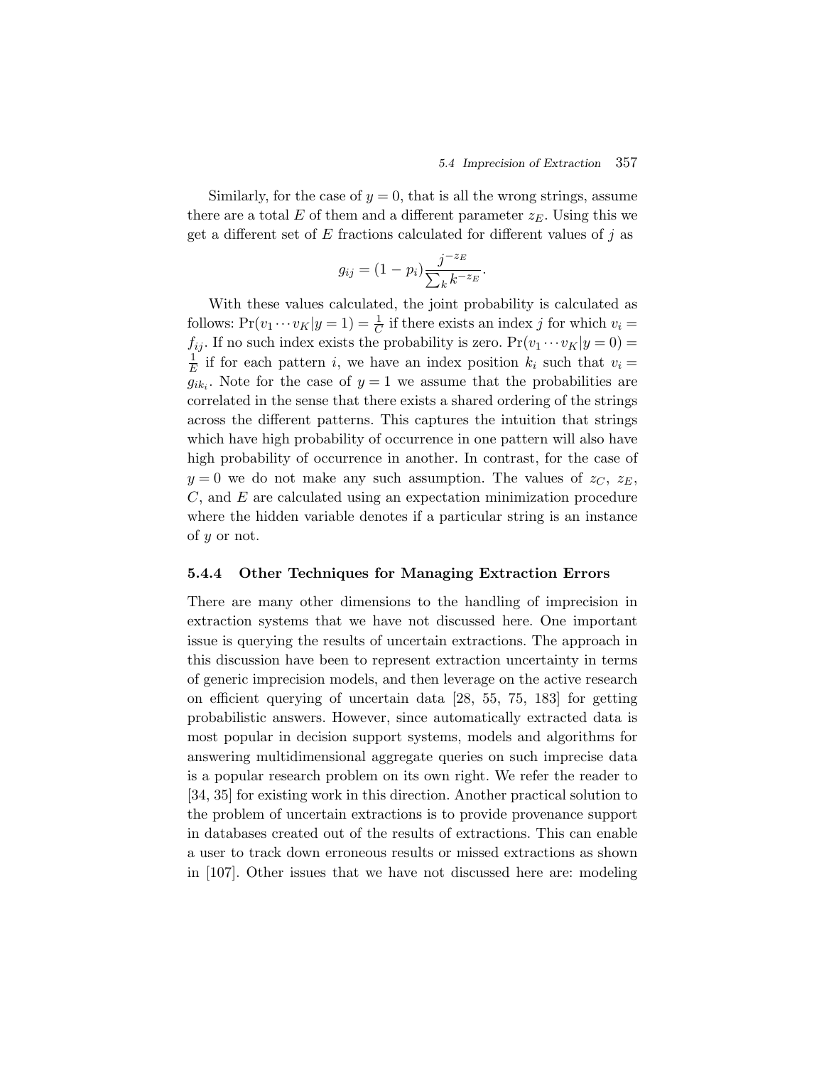Similarly, for the case of $y = 0$, that is all the wrong strings, assume there are a total $E$ of them and a different parameter $z_E$. Using this we get a different set of $E$ fractions calculated for different values of $j$ as

$$g_{ij} = (1 - p_i)\frac{j^{-z_E}}{\sum_k k^{-z_E}}.$$

With these values calculated, the joint probability is calculated as follows: $\Pr(v_1 \cdots v_K | y = 1) = \frac{1}{C}$ if there exists an index $j$ for which $v_i = f_{ij}$. If no such index exists the probability is zero. $\Pr(v_1 \cdots v_K | y = 0) = \frac{1}{E}$ if for each pattern $i$, we have an index position $k_i$ such that $v_i = g_{ik_i}$. Note for the case of $y = 1$ we assume that the probabilities are correlated in the sense that there exists a shared ordering of the strings across the different patterns. This captures the intuition that strings which have high probability of occurrence in one pattern will also have high probability of occurrence in another. In contrast, for the case of $y = 0$ we do not make any such assumption. The values of $z_C$, $z_E$, $C$, and $E$ are calculated using an expectation minimization procedure where the hidden variable denotes if a particular string is an instance of $y$ or not.

### 5.4.4 Other Techniques for Managing Extraction Errors

There are many other dimensions to the handling of imprecision in extraction systems that we have not discussed here. One important issue is querying the results of uncertain extractions. The approach in this discussion have been to represent extraction uncertainty in terms of generic imprecision models, and then leverage on the active research on efficient querying of uncertain data [28, 55, 75, 183] for getting probabilistic answers. However, since automatically extracted data is most popular in decision support systems, models and algorithms for answering multidimensional aggregate queries on such imprecise data is a popular research problem on its own right. We refer the reader to [34, 35] for existing work in this direction. Another practical solution to the problem of uncertain extractions is to provide provenance support in databases created out of the results of extractions. This can enable a user to track down erroneous results or missed extractions as shown in [107]. Other issues that we have not discussed here are: modeling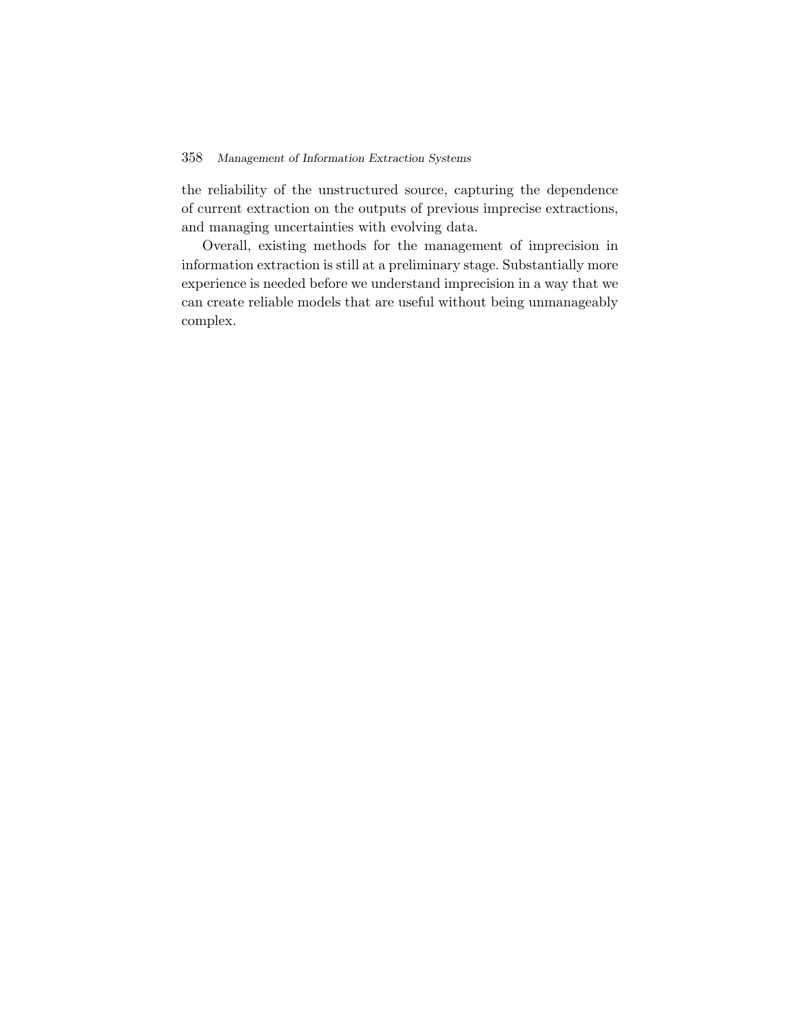the reliability of the unstructured source, capturing the dependence of current extraction on the outputs of previous imprecise extractions, and managing uncertainties with evolving data.

Overall, existing methods for the management of imprecision in information extraction is still at a preliminary stage. Substantially more experience is needed before we understand imprecision in a way that we can create reliable models that are useful without being unmanageably complex.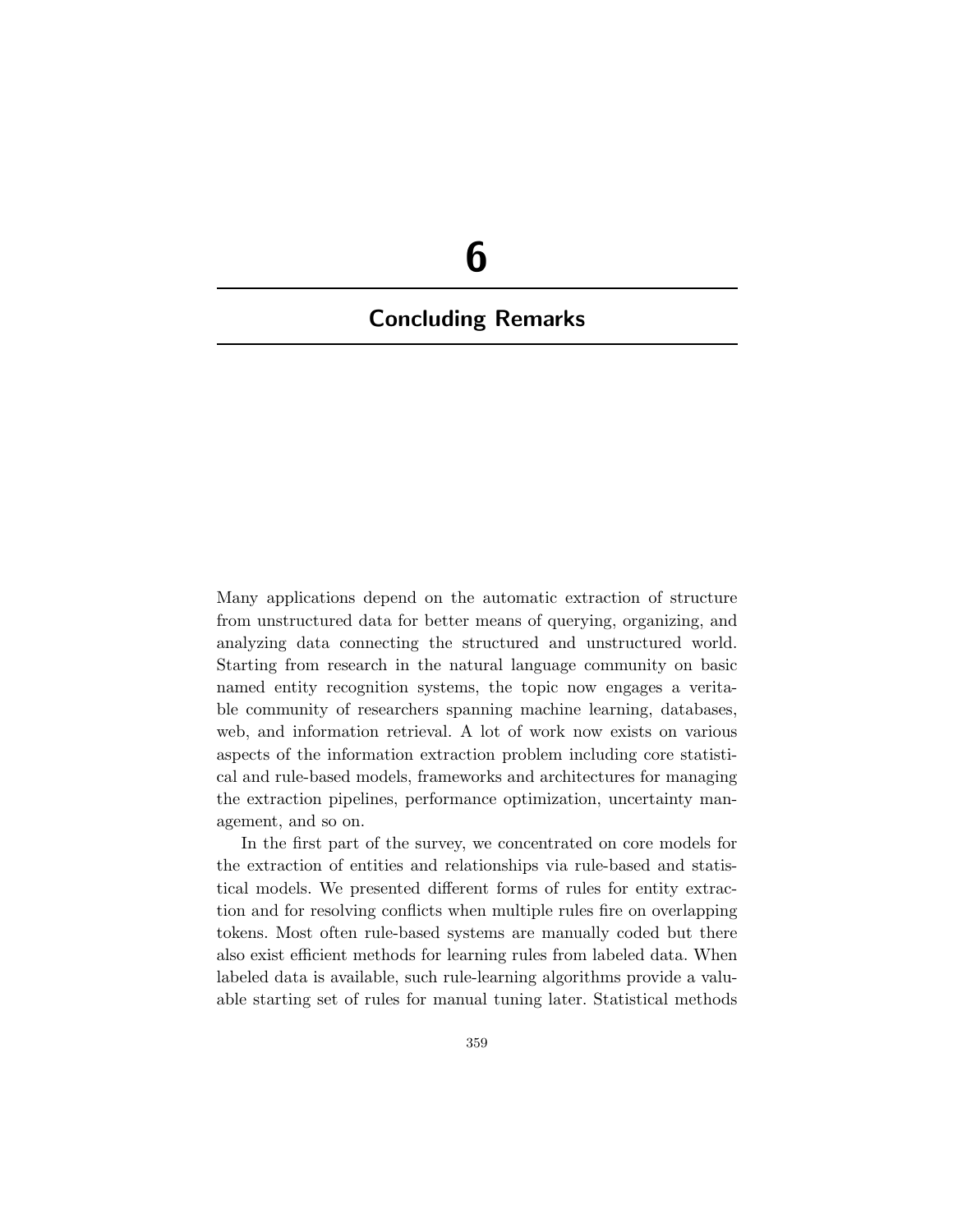# 6

## Concluding Remarks

Many applications depend on the automatic extraction of structure from unstructured data for better means of querying, organizing, and analyzing data connecting the structured and unstructured world. Starting from research in the natural language community on basic named entity recognition systems, the topic now engages a veritable community of researchers spanning machine learning, databases, web, and information retrieval. A lot of work now exists on various aspects of the information extraction problem including core statistical and rule-based models, frameworks and architectures for managing the extraction pipelines, performance optimization, uncertainty management, and so on.

In the first part of the survey, we concentrated on core models for the extraction of entities and relationships via rule-based and statistical models. We presented different forms of rules for entity extraction and for resolving conflicts when multiple rules fire on overlapping tokens. Most often rule-based systems are manually coded but there also exist efficient methods for learning rules from labeled data. When labeled data is available, such rule-learning algorithms provide a valuable starting set of rules for manual tuning later. Statistical methods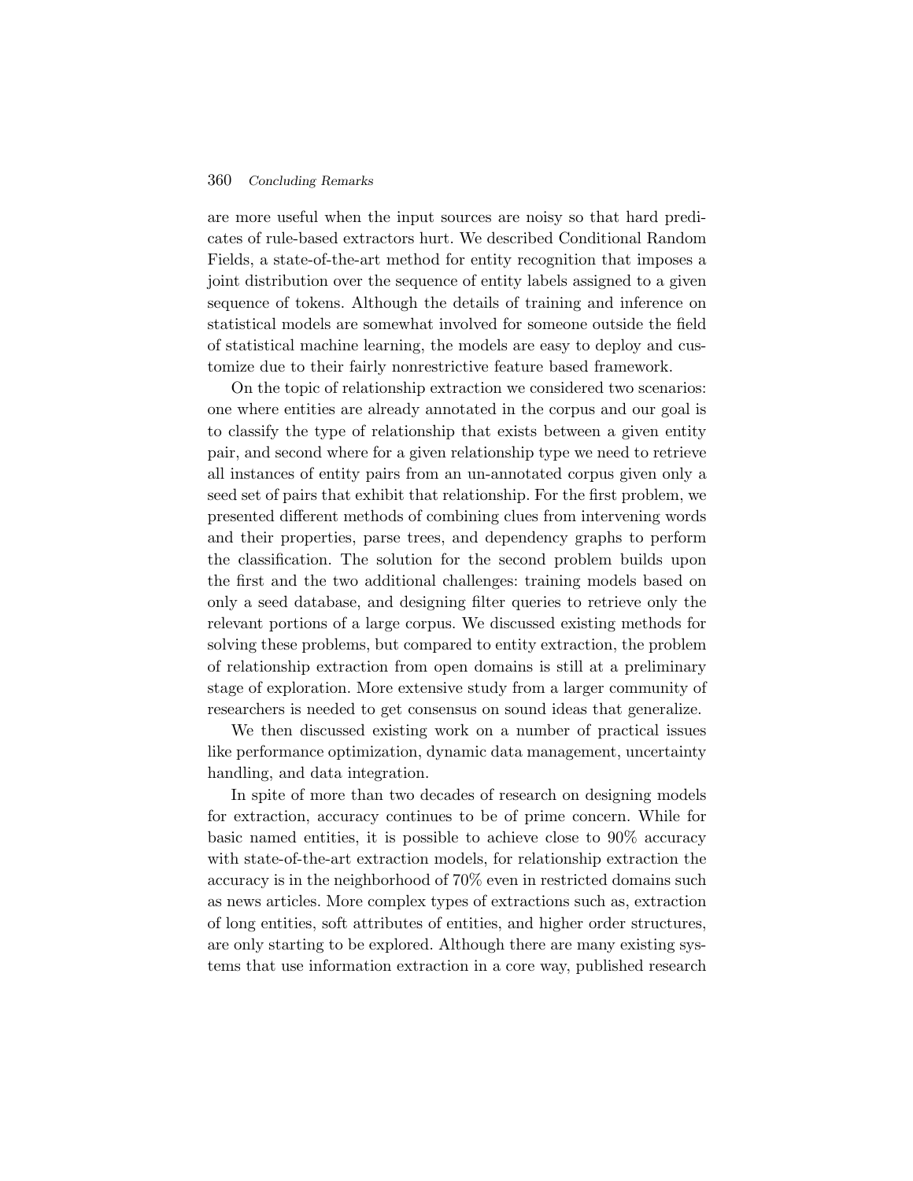are more useful when the input sources are noisy so that hard predicates of rule-based extractors hurt. We described Conditional Random Fields, a state-of-the-art method for entity recognition that imposes a joint distribution over the sequence of entity labels assigned to a given sequence of tokens. Although the details of training and inference on statistical models are somewhat involved for someone outside the field of statistical machine learning, the models are easy to deploy and customize due to their fairly nonrestrictive feature based framework.

On the topic of relationship extraction we considered two scenarios: one where entities are already annotated in the corpus and our goal is to classify the type of relationship that exists between a given entity pair, and second where for a given relationship type we need to retrieve all instances of entity pairs from an un-annotated corpus given only a seed set of pairs that exhibit that relationship. For the first problem, we presented different methods of combining clues from intervening words and their properties, parse trees, and dependency graphs to perform the classification. The solution for the second problem builds upon the first and the two additional challenges: training models based on only a seed database, and designing filter queries to retrieve only the relevant portions of a large corpus. We discussed existing methods for solving these problems, but compared to entity extraction, the problem of relationship extraction from open domains is still at a preliminary stage of exploration. More extensive study from a larger community of researchers is needed to get consensus on sound ideas that generalize.

We then discussed existing work on a number of practical issues like performance optimization, dynamic data management, uncertainty handling, and data integration.

In spite of more than two decades of research on designing models for extraction, accuracy continues to be of prime concern. While for basic named entities, it is possible to achieve close to 90% accuracy with state-of-the-art extraction models, for relationship extraction the accuracy is in the neighborhood of 70% even in restricted domains such as news articles. More complex types of extractions such as, extraction of long entities, soft attributes of entities, and higher order structures, are only starting to be explored. Although there are many existing systems that use information extraction in a core way, published research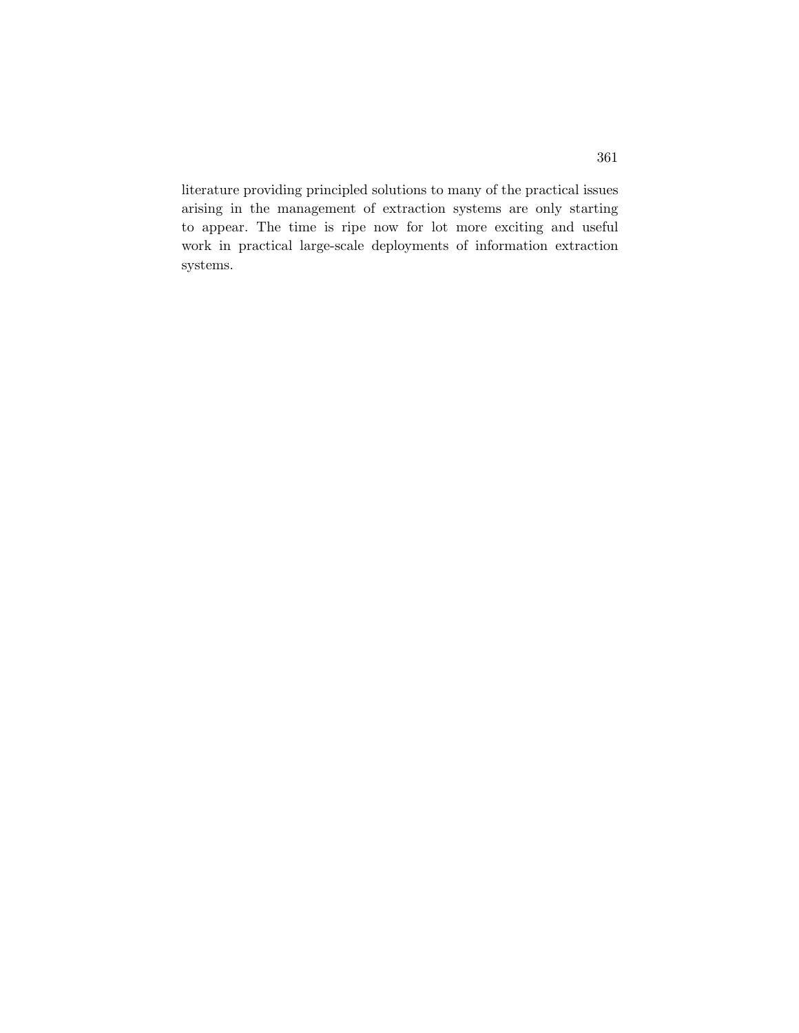literature providing principled solutions to many of the practical issues arising in the management of extraction systems are only starting to appear. The time is ripe now for lot more exciting and useful work in practical large-scale deployments of information extraction systems.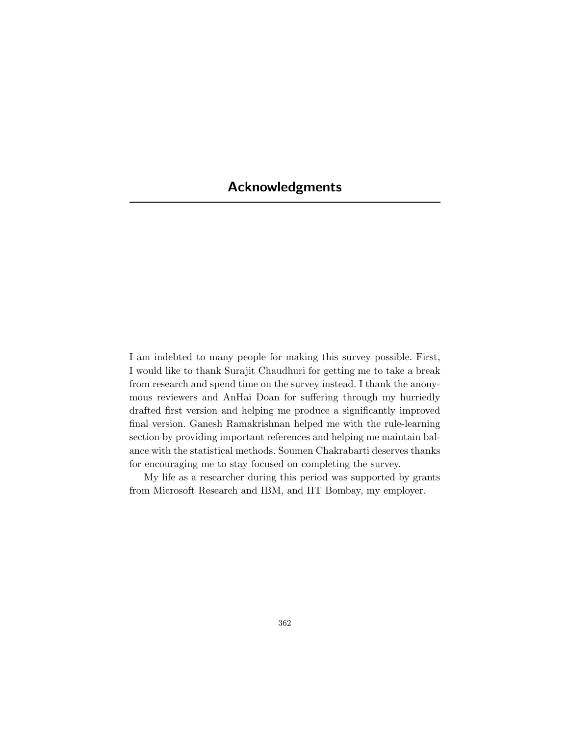# Acknowledgments

I am indebted to many people for making this survey possible. First, I would like to thank Surajit Chaudhuri for getting me to take a break from research and spend time on the survey instead. I thank the anonymous reviewers and AnHai Doan for suffering through my hurriedly drafted first version and helping me produce a significantly improved final version. Ganesh Ramakrishnan helped me with the rule-learning section by providing important references and helping me maintain balance with the statistical methods. Soumen Chakrabarti deserves thanks for encouraging me to stay focused on completing the survey.

My life as a researcher during this period was supported by grants from Microsoft Research and IBM, and IIT Bombay, my employer.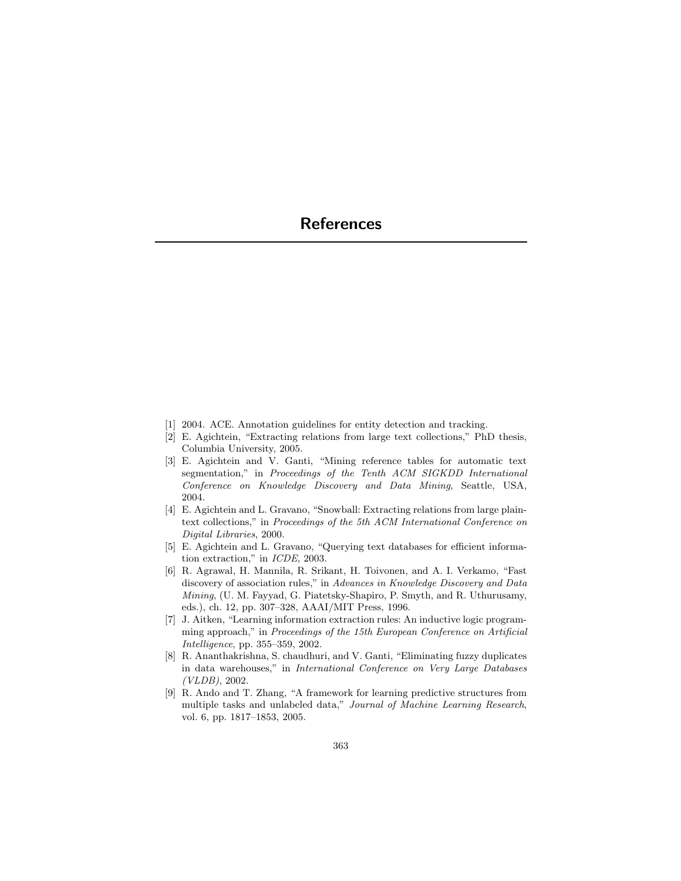# References

[1] 2004. ACE. Annotation guidelines for entity detection and tracking.

[2] E. Agichtein, "Extracting relations from large text collections," PhD thesis, Columbia University, 2005.

[3] E. Agichtein and V. Ganti, "Mining reference tables for automatic text segmentation," in *Proceedings of the Tenth ACM SIGKDD International Conference on Knowledge Discovery and Data Mining*, Seattle, USA, 2004.

[4] E. Agichtein and L. Gravano, "Snowball: Extracting relations from large plain-text collections," in *Proceedings of the 5th ACM International Conference on Digital Libraries*, 2000.

[5] E. Agichtein and L. Gravano, "Querying text databases for efficient information extraction," in *ICDE*, 2003.

[6] R. Agrawal, H. Mannila, R. Srikant, H. Toivonen, and A. I. Verkamo, "Fast discovery of association rules," in *Advances in Knowledge Discovery and Data Mining*, (U. M. Fayyad, G. Piatetsky-Shapiro, P. Smyth, and R. Uthurusamy, eds.), ch. 12, pp. 307–328, AAAI/MIT Press, 1996.

[7] J. Aitken, "Learning information extraction rules: An inductive logic programming approach," in *Proceedings of the 15th European Conference on Artificial Intelligence*, pp. 355–359, 2002.

[8] R. Ananthakrishna, S. chaudhuri, and V. Ganti, "Eliminating fuzzy duplicates in data warehouses," in *International Conference on Very Large Databases (VLDB)*, 2002.

[9] R. Ando and T. Zhang, "A framework for learning predictive structures from multiple tasks and unlabeled data," *Journal of Machine Learning Research*, vol. 6, pp. 1817–1853, 2005.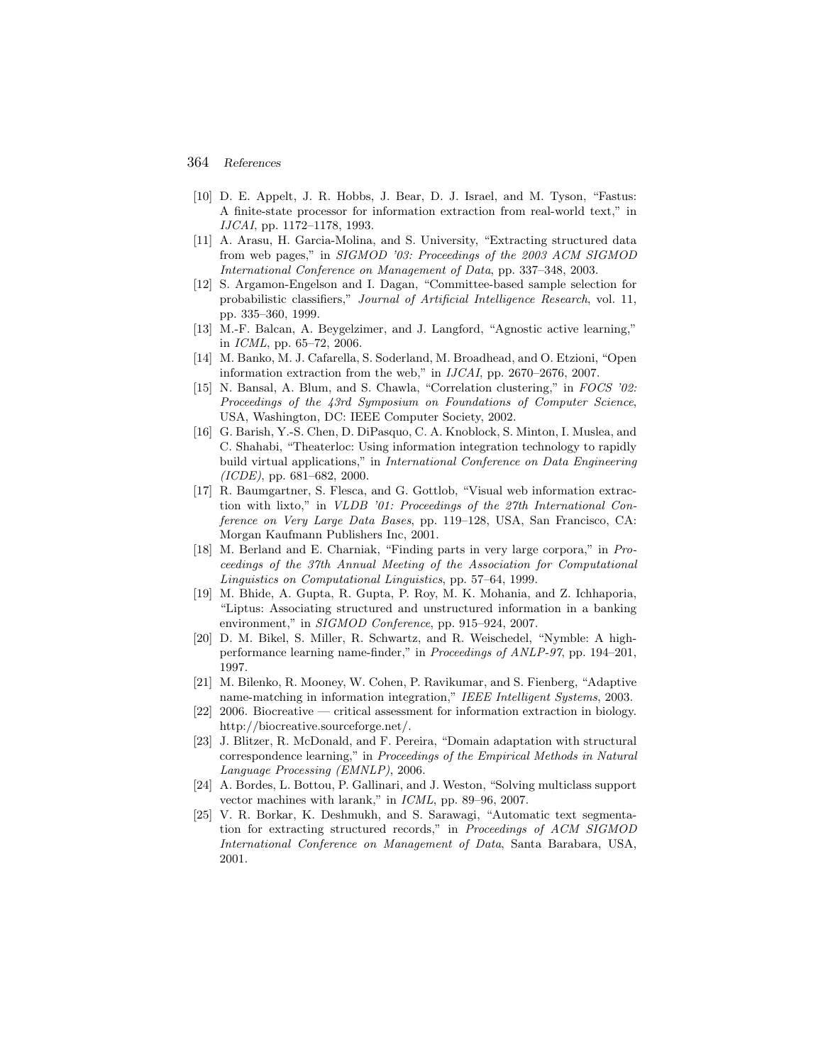- [10] D. E. Appelt, J. R. Hobbs, J. Bear, D. J. Israel, and M. Tyson, "Fastus: A finite-state processor for information extraction from real-world text," in *IJCAI*, pp. 1172–1178, 1993.
- [11] A. Arasu, H. Garcia-Molina, and S. University, "Extracting structured data from web pages," in *SIGMOD '03: Proceedings of the 2003 ACM SIGMOD International Conference on Management of Data*, pp. 337–348, 2003.
- [12] S. Argamon-Engelson and I. Dagan, "Committee-based sample selection for probabilistic classifiers," *Journal of Artificial Intelligence Research*, vol. 11, pp. 335–360, 1999.
- [13] M.-F. Balcan, A. Beygelzimer, and J. Langford, "Agnostic active learning," in *ICML*, pp. 65–72, 2006.
- [14] M. Banko, M. J. Cafarella, S. Soderland, M. Broadhead, and O. Etzioni, "Open information extraction from the web," in *IJCAI*, pp. 2670–2676, 2007.
- [15] N. Bansal, A. Blum, and S. Chawla, "Correlation clustering," in *FOCS '02: Proceedings of the 43rd Symposium on Foundations of Computer Science*, USA, Washington, DC: IEEE Computer Society, 2002.
- [16] G. Barish, Y.-S. Chen, D. DiPasquo, C. A. Knoblock, S. Minton, I. Muslea, and C. Shahabi, "Theaterloc: Using information integration technology to rapidly build virtual applications," in *International Conference on Data Engineering (ICDE)*, pp. 681–682, 2000.
- [17] R. Baumgartner, S. Flesca, and G. Gottlob, "Visual web information extraction with lixto," in *VLDB '01: Proceedings of the 27th International Conference on Very Large Data Bases*, pp. 119–128, USA, San Francisco, CA: Morgan Kaufmann Publishers Inc, 2001.
- [18] M. Berland and E. Charniak, "Finding parts in very large corpora," in *Proceedings of the 37th Annual Meeting of the Association for Computational Linguistics on Computational Linguistics*, pp. 57–64, 1999.
- [19] M. Bhide, A. Gupta, R. Gupta, P. Roy, M. K. Mohania, and Z. Ichhaporia, "Liptus: Associating structured and unstructured information in a banking environment," in *SIGMOD Conference*, pp. 915–924, 2007.
- [20] D. M. Bikel, S. Miller, R. Schwartz, and R. Weischedel, "Nymble: A high-performance learning name-finder," in *Proceedings of ANLP-97*, pp. 194–201, 1997.
- [21] M. Bilenko, R. Mooney, W. Cohen, P. Ravikumar, and S. Fienberg, "Adaptive name-matching in information integration," *IEEE Intelligent Systems*, 2003.
- [22] 2006. Biocreative — critical assessment for information extraction in biology. http://biocreative.sourceforge.net/.
- [23] J. Blitzer, R. McDonald, and F. Pereira, "Domain adaptation with structural correspondence learning," in *Proceedings of the Empirical Methods in Natural Language Processing (EMNLP)*, 2006.
- [24] A. Bordes, L. Bottou, P. Gallinari, and J. Weston, "Solving multiclass support vector machines with larank," in *ICML*, pp. 89–96, 2007.
- [25] V. R. Borkar, K. Deshmukh, and S. Sarawagi, "Automatic text segmentation for extracting structured records," in *Proceedings of ACM SIGMOD International Conference on Management of Data*, Santa Barabara, USA, 2001.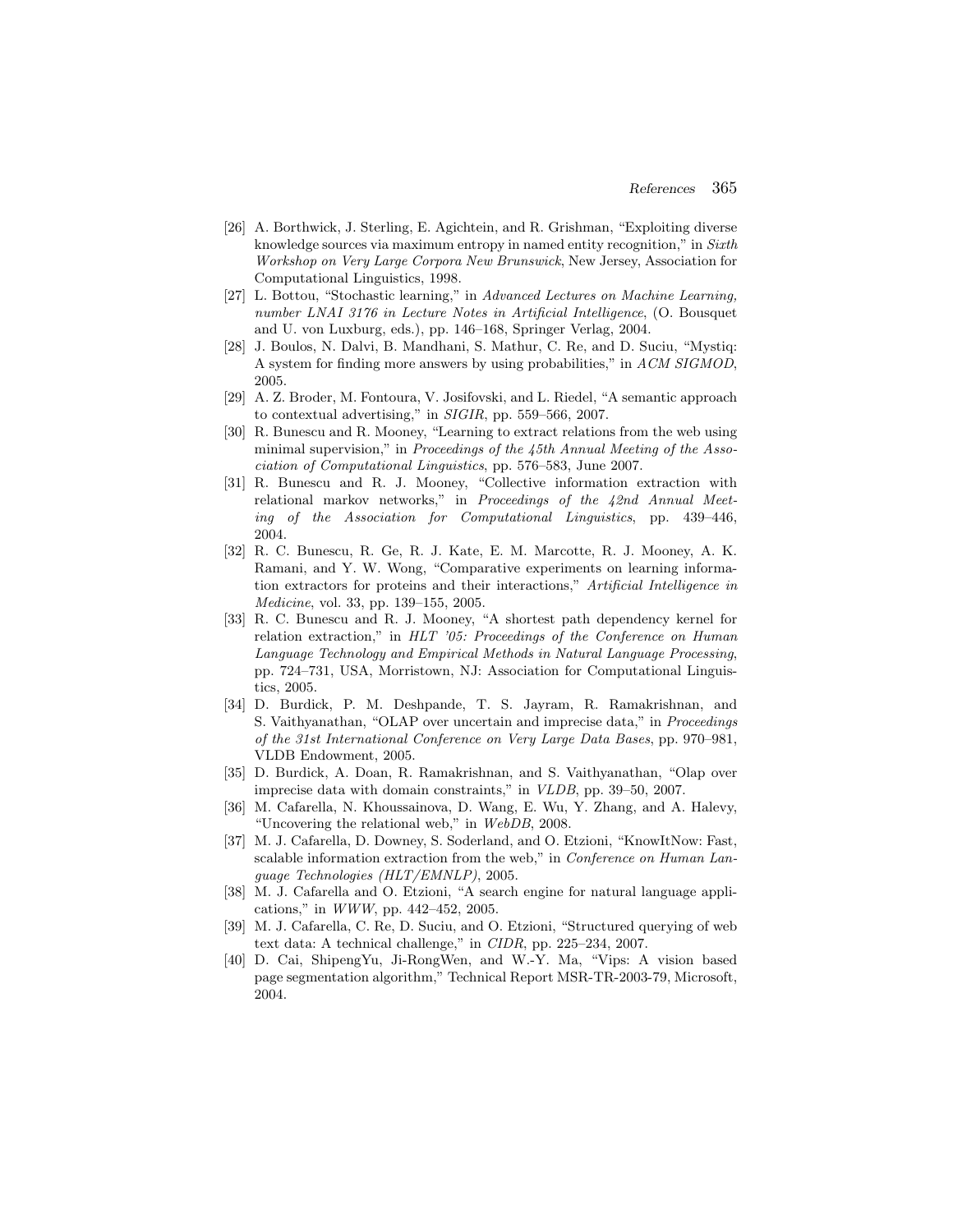[26] A. Borthwick, J. Sterling, E. Agichtein, and R. Grishman, "Exploiting diverse knowledge sources via maximum entropy in named entity recognition," in *Sixth Workshop on Very Large Corpora New Brunswick*, New Jersey, Association for Computational Linguistics, 1998.

[27] L. Bottou, "Stochastic learning," in *Advanced Lectures on Machine Learning, number LNAI 3176 in Lecture Notes in Artificial Intelligence*, (O. Bousquet and U. von Luxburg, eds.), pp. 146–168, Springer Verlag, 2004.

[28] J. Boulos, N. Dalvi, B. Mandhani, S. Mathur, C. Re, and D. Suciu, "Mystiq: A system for finding more answers by using probabilities," in *ACM SIGMOD*, 2005.

[29] A. Z. Broder, M. Fontoura, V. Josifovski, and L. Riedel, "A semantic approach to contextual advertising," in *SIGIR*, pp. 559–566, 2007.

[30] R. Bunescu and R. Mooney, "Learning to extract relations from the web using minimal supervision," in *Proceedings of the 45th Annual Meeting of the Association of Computational Linguistics*, pp. 576–583, June 2007.

[31] R. Bunescu and R. J. Mooney, "Collective information extraction with relational markov networks," in *Proceedings of the 42nd Annual Meeting of the Association for Computational Linguistics*, pp. 439–446, 2004.

[32] R. C. Bunescu, R. Ge, R. J. Kate, E. M. Marcotte, R. J. Mooney, A. K. Ramani, and Y. W. Wong, "Comparative experiments on learning information extractors for proteins and their interactions," *Artificial Intelligence in Medicine*, vol. 33, pp. 139–155, 2005.

[33] R. C. Bunescu and R. J. Mooney, "A shortest path dependency kernel for relation extraction," in *HLT '05: Proceedings of the Conference on Human Language Technology and Empirical Methods in Natural Language Processing*, pp. 724–731, USA, Morristown, NJ: Association for Computational Linguistics, 2005.

[34] D. Burdick, P. M. Deshpande, T. S. Jayram, R. Ramakrishnan, and S. Vaithyanathan, "OLAP over uncertain and imprecise data," in *Proceedings of the 31st International Conference on Very Large Data Bases*, pp. 970–981, VLDB Endowment, 2005.

[35] D. Burdick, A. Doan, R. Ramakrishnan, and S. Vaithyanathan, "Olap over imprecise data with domain constraints," in *VLDB*, pp. 39–50, 2007.

[36] M. Cafarella, N. Khoussainova, D. Wang, E. Wu, Y. Zhang, and A. Halevy, "Uncovering the relational web," in *WebDB*, 2008.

[37] M. J. Cafarella, D. Downey, S. Soderland, and O. Etzioni, "KnowItNow: Fast, scalable information extraction from the web," in *Conference on Human Language Technologies (HLT/EMNLP)*, 2005.

[38] M. J. Cafarella and O. Etzioni, "A search engine for natural language applications," in *WWW*, pp. 442–452, 2005.

[39] M. J. Cafarella, C. Re, D. Suciu, and O. Etzioni, "Structured querying of web text data: A technical challenge," in *CIDR*, pp. 225–234, 2007.

[40] D. Cai, ShipengYu, Ji-RongWen, and W.-Y. Ma, "Vips: A vision based page segmentation algorithm," Technical Report MSR-TR-2003-79, Microsoft, 2004.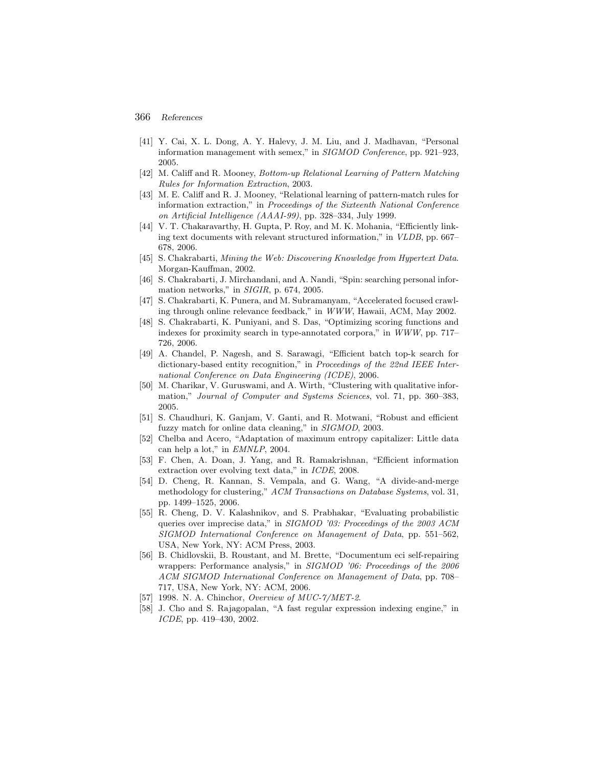[41] Y. Cai, X. L. Dong, A. Y. Halevy, J. M. Liu, and J. Madhavan, "Personal information management with semex," in *SIGMOD Conference*, pp. 921–923, 2005.

[42] M. Califf and R. Mooney, *Bottom-up Relational Learning of Pattern Matching Rules for Information Extraction*, 2003.

[43] M. E. Califf and R. J. Mooney, "Relational learning of pattern-match rules for information extraction," in *Proceedings of the Sixteenth National Conference on Artificial Intelligence (AAAI-99)*, pp. 328–334, July 1999.

[44] V. T. Chakaravarthy, H. Gupta, P. Roy, and M. K. Mohania, "Efficiently linking text documents with relevant structured information," in *VLDB*, pp. 667–678, 2006.

[45] S. Chakrabarti, *Mining the Web: Discovering Knowledge from Hypertext Data*. Morgan-Kauffman, 2002.

[46] S. Chakrabarti, J. Mirchandani, and A. Nandi, "Spin: searching personal information networks," in *SIGIR*, p. 674, 2005.

[47] S. Chakrabarti, K. Punera, and M. Subramanyam, "Accelerated focused crawling through online relevance feedback," in *WWW*, Hawaii, ACM, May 2002.

[48] S. Chakrabarti, K. Puniyani, and S. Das, "Optimizing scoring functions and indexes for proximity search in type-annotated corpora," in *WWW*, pp. 717–726, 2006.

[49] A. Chandel, P. Nagesh, and S. Sarawagi, "Efficient batch top-k search for dictionary-based entity recognition," in *Proceedings of the 22nd IEEE International Conference on Data Engineering (ICDE)*, 2006.

[50] M. Charikar, V. Guruswami, and A. Wirth, "Clustering with qualitative information," *Journal of Computer and Systems Sciences*, vol. 71, pp. 360–383, 2005.

[51] S. Chaudhuri, K. Ganjam, V. Ganti, and R. Motwani, "Robust and efficient fuzzy match for online data cleaning," in *SIGMOD*, 2003.

[52] Chelba and Acero, "Adaptation of maximum entropy capitalizer: Little data can help a lot," in *EMNLP*, 2004.

[53] F. Chen, A. Doan, J. Yang, and R. Ramakrishnan, "Efficient information extraction over evolving text data," in *ICDE*, 2008.

[54] D. Cheng, R. Kannan, S. Vempala, and G. Wang, "A divide-and-merge methodology for clustering," *ACM Transactions on Database Systems*, vol. 31, pp. 1499–1525, 2006.

[55] R. Cheng, D. V. Kalashnikov, and S. Prabhakar, "Evaluating probabilistic queries over imprecise data," in *SIGMOD '03: Proceedings of the 2003 ACM SIGMOD International Conference on Management of Data*, pp. 551–562, USA, New York, NY: ACM Press, 2003.

[56] B. Chidlovskii, B. Roustant, and M. Brette, "Documentum eci self-repairing wrappers: Performance analysis," in *SIGMOD '06: Proceedings of the 2006 ACM SIGMOD International Conference on Management of Data*, pp. 708–717, USA, New York, NY: ACM, 2006.

[57] 1998. N. A. Chinchor, *Overview of MUC-7/MET-2*.

[58] J. Cho and S. Rajagopalan, "A fast regular expression indexing engine," in *ICDE*, pp. 419–430, 2002.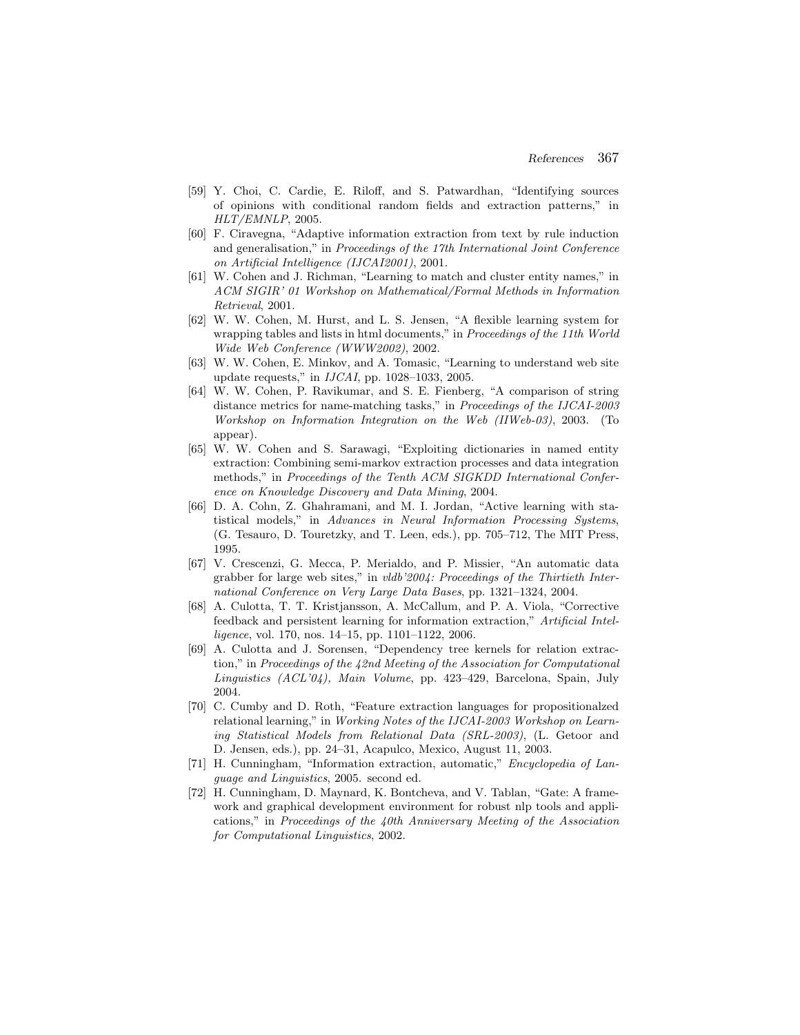[59] Y. Choi, C. Cardie, E. Riloff, and S. Patwardhan, "Identifying sources of opinions with conditional random fields and extraction patterns," in *HLT/EMNLP*, 2005.

[60] F. Ciravegna, "Adaptive information extraction from text by rule induction and generalisation," in *Proceedings of the 17th International Joint Conference on Artificial Intelligence (IJCAI2001)*, 2001.

[61] W. Cohen and J. Richman, "Learning to match and cluster entity names," in *ACM SIGIR' 01 Workshop on Mathematical/Formal Methods in Information Retrieval*, 2001.

[62] W. W. Cohen, M. Hurst, and L. S. Jensen, "A flexible learning system for wrapping tables and lists in html documents," in *Proceedings of the 11th World Wide Web Conference (WWW2002)*, 2002.

[63] W. W. Cohen, E. Minkov, and A. Tomasic, "Learning to understand web site update requests," in *IJCAI*, pp. 1028–1033, 2005.

[64] W. W. Cohen, P. Ravikumar, and S. E. Fienberg, "A comparison of string distance metrics for name-matching tasks," in *Proceedings of the IJCAI-2003 Workshop on Information Integration on the Web (IIWeb-03)*, 2003. (To appear).

[65] W. W. Cohen and S. Sarawagi, "Exploiting dictionaries in named entity extraction: Combining semi-markov extraction processes and data integration methods," in *Proceedings of the Tenth ACM SIGKDD International Conference on Knowledge Discovery and Data Mining*, 2004.

[66] D. A. Cohn, Z. Ghahramani, and M. I. Jordan, "Active learning with statistical models," in *Advances in Neural Information Processing Systems*, (G. Tesauro, D. Touretzky, and T. Leen, eds.), pp. 705–712, The MIT Press, 1995.

[67] V. Crescenzi, G. Mecca, P. Merialdo, and P. Missier, "An automatic data grabber for large web sites," in *vldb'2004: Proceedings of the Thirtieth International Conference on Very Large Data Bases*, pp. 1321–1324, 2004.

[68] A. Culotta, T. T. Kristjansson, A. McCallum, and P. A. Viola, "Corrective feedback and persistent learning for information extraction," *Artificial Intelligence*, vol. 170, nos. 14–15, pp. 1101–1122, 2006.

[69] A. Culotta and J. Sorensen, "Dependency tree kernels for relation extraction," in *Proceedings of the 42nd Meeting of the Association for Computational Linguistics (ACL'04), Main Volume*, pp. 423–429, Barcelona, Spain, July 2004.

[70] C. Cumby and D. Roth, "Feature extraction languages for propositionalzed relational learning," in *Working Notes of the IJCAI-2003 Workshop on Learning Statistical Models from Relational Data (SRL-2003)*, (L. Getoor and D. Jensen, eds.), pp. 24–31, Acapulco, Mexico, August 11, 2003.

[71] H. Cunningham, "Information extraction, automatic," *Encyclopedia of Language and Linguistics*, 2005. second ed.

[72] H. Cunningham, D. Maynard, K. Bontcheva, and V. Tablan, "Gate: A framework and graphical development environment for robust nlp tools and applications," in *Proceedings of the 40th Anniversary Meeting of the Association for Computational Linguistics*, 2002.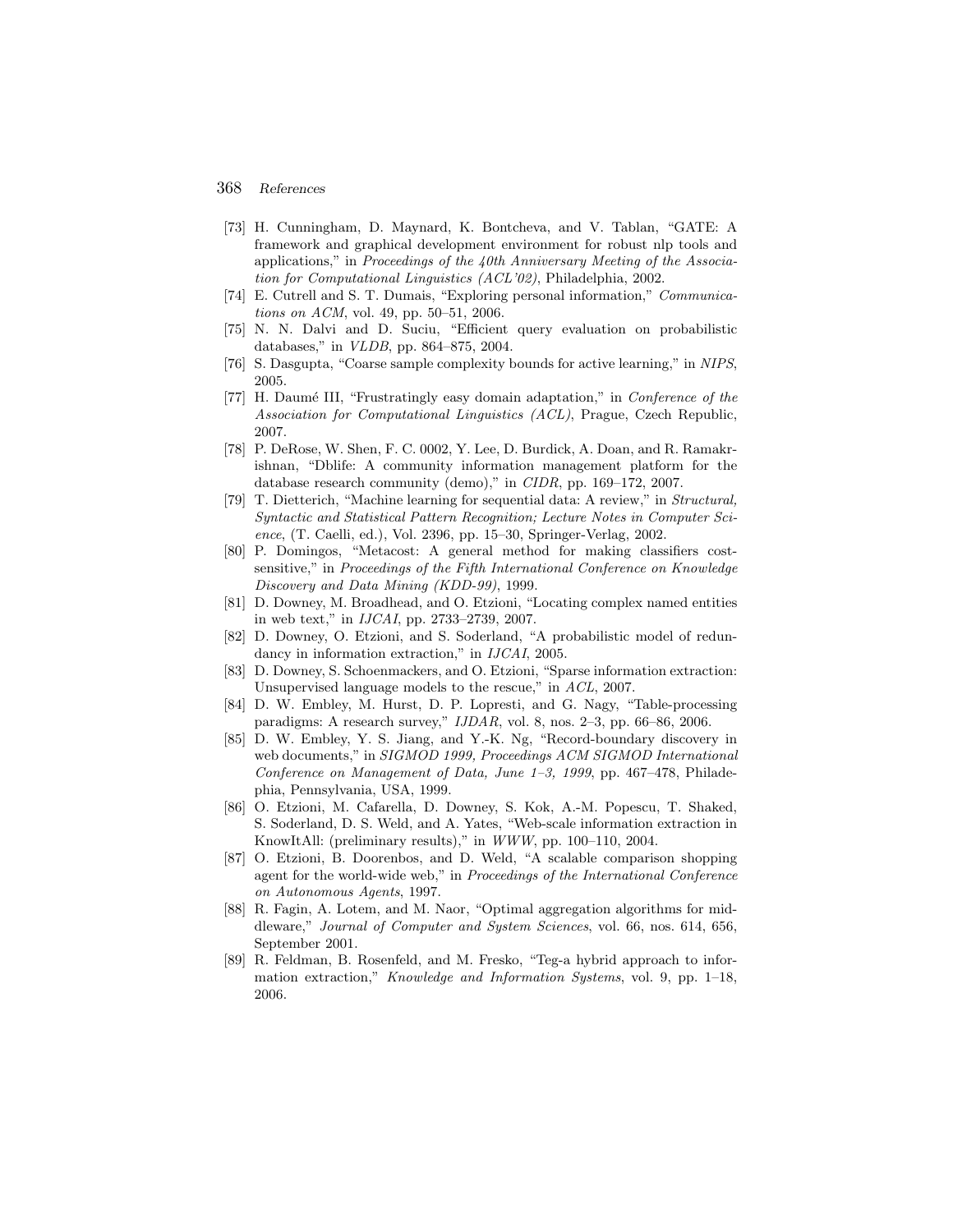[73] H. Cunningham, D. Maynard, K. Bontcheva, and V. Tablan, "GATE: A framework and graphical development environment for robust nlp tools and applications," in *Proceedings of the 40th Anniversary Meeting of the Association for Computational Linguistics (ACL'02)*, Philadelphia, 2002.

[74] E. Cutrell and S. T. Dumais, "Exploring personal information," *Communications on ACM*, vol. 49, pp. 50–51, 2006.

[75] N. N. Dalvi and D. Suciu, "Efficient query evaluation on probabilistic databases," in *VLDB*, pp. 864–875, 2004.

[76] S. Dasgupta, "Coarse sample complexity bounds for active learning," in *NIPS*, 2005.

[77] H. Daumé III, "Frustratingly easy domain adaptation," in *Conference of the Association for Computational Linguistics (ACL)*, Prague, Czech Republic, 2007.

[78] P. DeRose, W. Shen, F. C. 0002, Y. Lee, D. Burdick, A. Doan, and R. Ramakrishnan, "Dblife: A community information management platform for the database research community (demo)," in *CIDR*, pp. 169–172, 2007.

[79] T. Dietterich, "Machine learning for sequential data: A review," in *Structural, Syntactic and Statistical Pattern Recognition; Lecture Notes in Computer Science*, (T. Caelli, ed.), Vol. 2396, pp. 15–30, Springer-Verlag, 2002.

[80] P. Domingos, "Metacost: A general method for making classifiers cost-sensitive," in *Proceedings of the Fifth International Conference on Knowledge Discovery and Data Mining (KDD-99)*, 1999.

[81] D. Downey, M. Broadhead, and O. Etzioni, "Locating complex named entities in web text," in *IJCAI*, pp. 2733–2739, 2007.

[82] D. Downey, O. Etzioni, and S. Soderland, "A probabilistic model of redundancy in information extraction," in *IJCAI*, 2005.

[83] D. Downey, S. Schoenmackers, and O. Etzioni, "Sparse information extraction: Unsupervised language models to the rescue," in *ACL*, 2007.

[84] D. W. Embley, M. Hurst, D. P. Lopresti, and G. Nagy, "Table-processing paradigms: A research survey," *IJDAR*, vol. 8, nos. 2–3, pp. 66–86, 2006.

[85] D. W. Embley, Y. S. Jiang, and Y.-K. Ng, "Record-boundary discovery in web documents," in *SIGMOD 1999, Proceedings ACM SIGMOD International Conference on Management of Data, June 1–3, 1999*, pp. 467–478, Philadephia, Pennsylvania, USA, 1999.

[86] O. Etzioni, M. Cafarella, D. Downey, S. Kok, A.-M. Popescu, T. Shaked, S. Soderland, D. S. Weld, and A. Yates, "Web-scale information extraction in KnowItAll: (preliminary results)," in *WWW*, pp. 100–110, 2004.

[87] O. Etzioni, B. Doorenbos, and D. Weld, "A scalable comparison shopping agent for the world-wide web," in *Proceedings of the International Conference on Autonomous Agents*, 1997.

[88] R. Fagin, A. Lotem, and M. Naor, "Optimal aggregation algorithms for middleware," *Journal of Computer and System Sciences*, vol. 66, nos. 614, 656, September 2001.

[89] R. Feldman, B. Rosenfeld, and M. Fresko, "Teg-a hybrid approach to information extraction," *Knowledge and Information Systems*, vol. 9, pp. 1–18, 2006.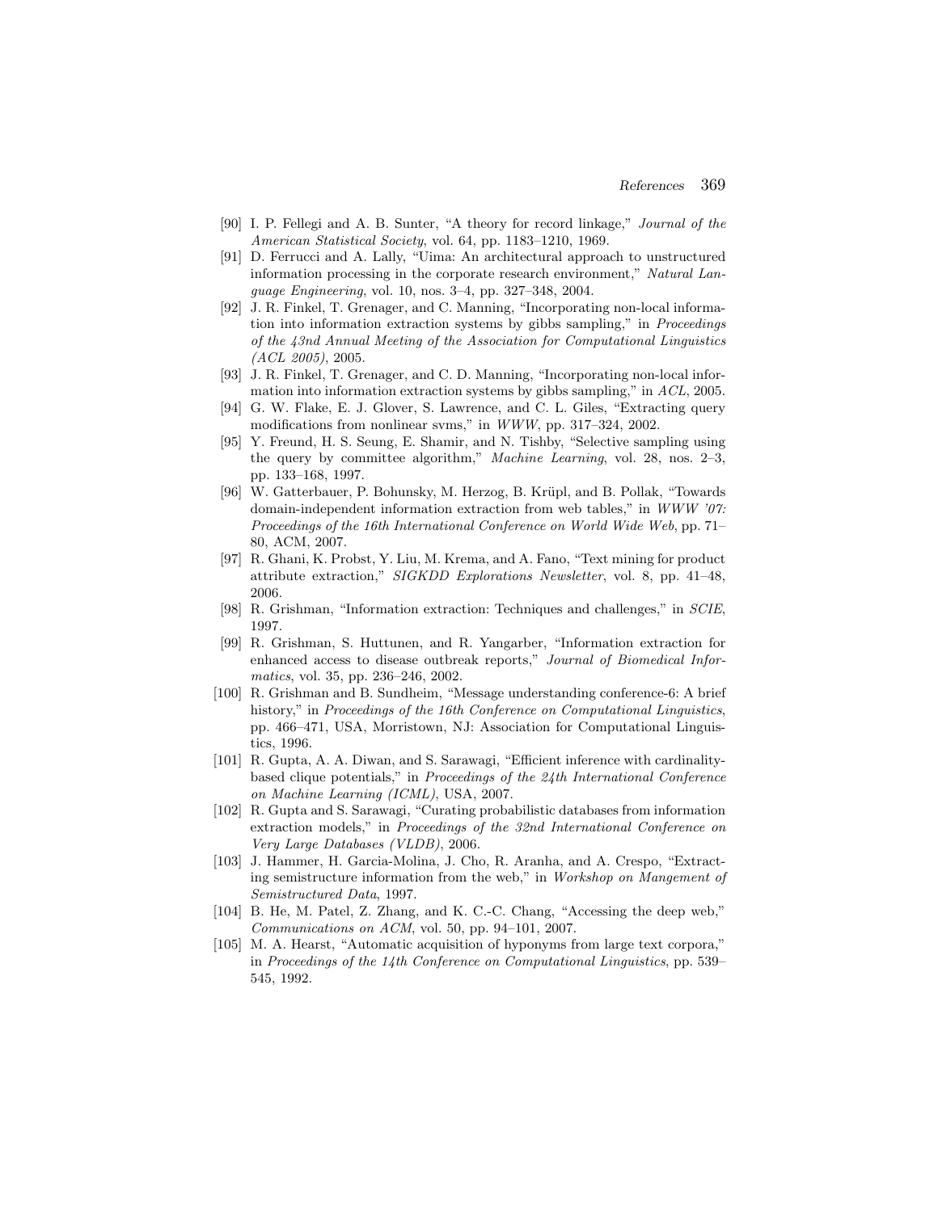[90] I. P. Fellegi and A. B. Sunter, "A theory for record linkage," *Journal of the American Statistical Society*, vol. 64, pp. 1183–1210, 1969.

[91] D. Ferrucci and A. Lally, "Uima: An architectural approach to unstructured information processing in the corporate research environment," *Natural Language Engineering*, vol. 10, nos. 3–4, pp. 327–348, 2004.

[92] J. R. Finkel, T. Grenager, and C. Manning, "Incorporating non-local information into information extraction systems by gibbs sampling," in *Proceedings of the 43nd Annual Meeting of the Association for Computational Linguistics (ACL 2005)*, 2005.

[93] J. R. Finkel, T. Grenager, and C. D. Manning, "Incorporating non-local information into information extraction systems by gibbs sampling," in *ACL*, 2005.

[94] G. W. Flake, E. J. Glover, S. Lawrence, and C. L. Giles, "Extracting query modifications from nonlinear svms," in *WWW*, pp. 317–324, 2002.

[95] Y. Freund, H. S. Seung, E. Shamir, and N. Tishby, "Selective sampling using the query by committee algorithm," *Machine Learning*, vol. 28, nos. 2–3, pp. 133–168, 1997.

[96] W. Gatterbauer, P. Bohunsky, M. Herzog, B. Krüpl, and B. Pollak, "Towards domain-independent information extraction from web tables," in *WWW '07: Proceedings of the 16th International Conference on World Wide Web*, pp. 71–80, ACM, 2007.

[97] R. Ghani, K. Probst, Y. Liu, M. Krema, and A. Fano, "Text mining for product attribute extraction," *SIGKDD Explorations Newsletter*, vol. 8, pp. 41–48, 2006.

[98] R. Grishman, "Information extraction: Techniques and challenges," in *SCIE*, 1997.

[99] R. Grishman, S. Huttunen, and R. Yangarber, "Information extraction for enhanced access to disease outbreak reports," *Journal of Biomedical Informatics*, vol. 35, pp. 236–246, 2002.

[100] R. Grishman and B. Sundheim, "Message understanding conference-6: A brief history," in *Proceedings of the 16th Conference on Computational Linguistics*, pp. 466–471, USA, Morristown, NJ: Association for Computational Linguistics, 1996.

[101] R. Gupta, A. A. Diwan, and S. Sarawagi, "Efficient inference with cardinality-based clique potentials," in *Proceedings of the 24th International Conference on Machine Learning (ICML)*, USA, 2007.

[102] R. Gupta and S. Sarawagi, "Curating probabilistic databases from information extraction models," in *Proceedings of the 32nd International Conference on Very Large Databases (VLDB)*, 2006.

[103] J. Hammer, H. Garcia-Molina, J. Cho, R. Aranha, and A. Crespo, "Extracting semistructure information from the web," in *Workshop on Mangement of Semistructured Data*, 1997.

[104] B. He, M. Patel, Z. Zhang, and K. C.-C. Chang, "Accessing the deep web," *Communications on ACM*, vol. 50, pp. 94–101, 2007.

[105] M. A. Hearst, "Automatic acquisition of hyponyms from large text corpora," in *Proceedings of the 14th Conference on Computational Linguistics*, pp. 539–545, 1992.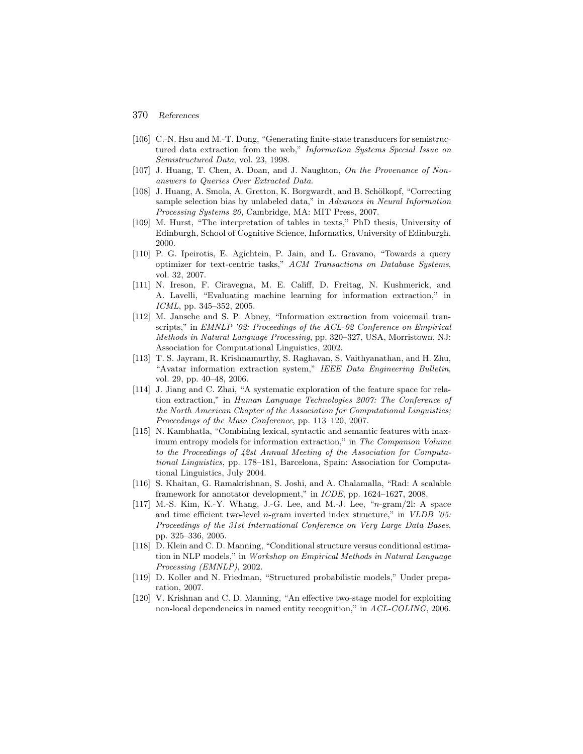[106] C.-N. Hsu and M.-T. Dung, "Generating finite-state transducers for semistructured data extraction from the web," *Information Systems Special Issue on Semistructured Data*, vol. 23, 1998.

[107] J. Huang, T. Chen, A. Doan, and J. Naughton, *On the Provenance of Non-answers to Queries Over Extracted Data*.

[108] J. Huang, A. Smola, A. Gretton, K. Borgwardt, and B. Schölkopf, "Correcting sample selection bias by unlabeled data," in *Advances in Neural Information Processing Systems 20*, Cambridge, MA: MIT Press, 2007.

[109] M. Hurst, "The interpretation of tables in texts," PhD thesis, University of Edinburgh, School of Cognitive Science, Informatics, University of Edinburgh, 2000.

[110] P. G. Ipeirotis, E. Agichtein, P. Jain, and L. Gravano, "Towards a query optimizer for text-centric tasks," *ACM Transactions on Database Systems*, vol. 32, 2007.

[111] N. Ireson, F. Ciravegna, M. E. Califf, D. Freitag, N. Kushmerick, and A. Lavelli, "Evaluating machine learning for information extraction," in *ICML*, pp. 345–352, 2005.

[112] M. Jansche and S. P. Abney, "Information extraction from voicemail transcripts," in *EMNLP '02: Proceedings of the ACL-02 Conference on Empirical Methods in Natural Language Processing*, pp. 320–327, USA, Morristown, NJ: Association for Computational Linguistics, 2002.

[113] T. S. Jayram, R. Krishnamurthy, S. Raghavan, S. Vaithyanathan, and H. Zhu, "Avatar information extraction system," *IEEE Data Engineering Bulletin*, vol. 29, pp. 40–48, 2006.

[114] J. Jiang and C. Zhai, "A systematic exploration of the feature space for relation extraction," in *Human Language Technologies 2007: The Conference of the North American Chapter of the Association for Computational Linguistics; Proceedings of the Main Conference*, pp. 113–120, 2007.

[115] N. Kambhatla, "Combining lexical, syntactic and semantic features with maximum entropy models for information extraction," in *The Companion Volume to the Proceedings of 42st Annual Meeting of the Association for Computational Linguistics*, pp. 178–181, Barcelona, Spain: Association for Computational Linguistics, July 2004.

[116] S. Khaitan, G. Ramakrishnan, S. Joshi, and A. Chalamalla, "Rad: A scalable framework for annotator development," in *ICDE*, pp. 1624–1627, 2008.

[117] M.-S. Kim, K.-Y. Whang, J.-G. Lee, and M.-J. Lee, "$n$-gram/2l: A space and time efficient two-level $n$-gram inverted index structure," in *VLDB '05: Proceedings of the 31st International Conference on Very Large Data Bases*, pp. 325–336, 2005.

[118] D. Klein and C. D. Manning, "Conditional structure versus conditional estimation in NLP models," in *Workshop on Empirical Methods in Natural Language Processing (EMNLP)*, 2002.

[119] D. Koller and N. Friedman, "Structured probabilistic models," Under preparation, 2007.

[120] V. Krishnan and C. D. Manning, "An effective two-stage model for exploiting non-local dependencies in named entity recognition," in *ACL-COLING*, 2006.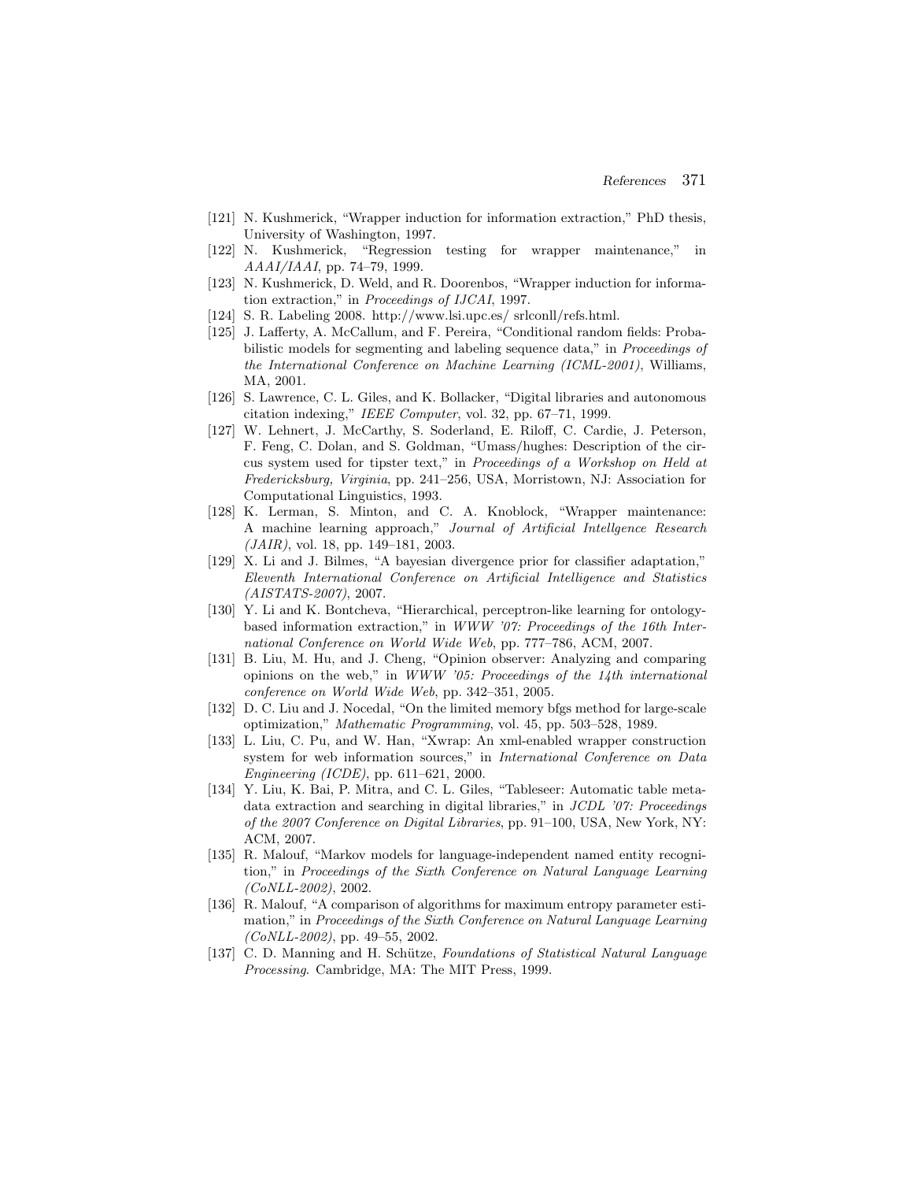[121] N. Kushmerick, "Wrapper induction for information extraction," PhD thesis, University of Washington, 1997.

[122] N. Kushmerick, "Regression testing for wrapper maintenance," in *AAAI/IAAI*, pp. 74–79, 1999.

[123] N. Kushmerick, D. Weld, and R. Doorenbos, "Wrapper induction for information extraction," in *Proceedings of IJCAI*, 1997.

[124] S. R. Labeling 2008. http://www.lsi.upc.es/ srlconll/refs.html.

[125] J. Lafferty, A. McCallum, and F. Pereira, "Conditional random fields: Probabilistic models for segmenting and labeling sequence data," in *Proceedings of the International Conference on Machine Learning (ICML-2001)*, Williams, MA, 2001.

[126] S. Lawrence, C. L. Giles, and K. Bollacker, "Digital libraries and autonomous citation indexing," *IEEE Computer*, vol. 32, pp. 67–71, 1999.

[127] W. Lehnert, J. McCarthy, S. Soderland, E. Riloff, C. Cardie, J. Peterson, F. Feng, C. Dolan, and S. Goldman, "Umass/hughes: Description of the circus system used for tipster text," in *Proceedings of a Workshop on Held at Fredericksburg, Virginia*, pp. 241–256, USA, Morristown, NJ: Association for Computational Linguistics, 1993.

[128] K. Lerman, S. Minton, and C. A. Knoblock, "Wrapper maintenance: A machine learning approach," *Journal of Artificial Intellgence Research (JAIR)*, vol. 18, pp. 149–181, 2003.

[129] X. Li and J. Bilmes, "A bayesian divergence prior for classifier adaptation," *Eleventh International Conference on Artificial Intelligence and Statistics (AISTATS-2007)*, 2007.

[130] Y. Li and K. Bontcheva, "Hierarchical, perceptron-like learning for ontology-based information extraction," in *WWW '07: Proceedings of the 16th International Conference on World Wide Web*, pp. 777–786, ACM, 2007.

[131] B. Liu, M. Hu, and J. Cheng, "Opinion observer: Analyzing and comparing opinions on the web," in *WWW '05: Proceedings of the 14th international conference on World Wide Web*, pp. 342–351, 2005.

[132] D. C. Liu and J. Nocedal, "On the limited memory bfgs method for large-scale optimization," *Mathematic Programming*, vol. 45, pp. 503–528, 1989.

[133] L. Liu, C. Pu, and W. Han, "Xwrap: An xml-enabled wrapper construction system for web information sources," in *International Conference on Data Engineering (ICDE)*, pp. 611–621, 2000.

[134] Y. Liu, K. Bai, P. Mitra, and C. L. Giles, "Tableseer: Automatic table metadata extraction and searching in digital libraries," in *JCDL '07: Proceedings of the 2007 Conference on Digital Libraries*, pp. 91–100, USA, New York, NY: ACM, 2007.

[135] R. Malouf, "Markov models for language-independent named entity recognition," in *Proceedings of the Sixth Conference on Natural Language Learning (CoNLL-2002)*, 2002.

[136] R. Malouf, "A comparison of algorithms for maximum entropy parameter estimation," in *Proceedings of the Sixth Conference on Natural Language Learning (CoNLL-2002)*, pp. 49–55, 2002.

[137] C. D. Manning and H. Schütze, *Foundations of Statistical Natural Language Processing*. Cambridge, MA: The MIT Press, 1999.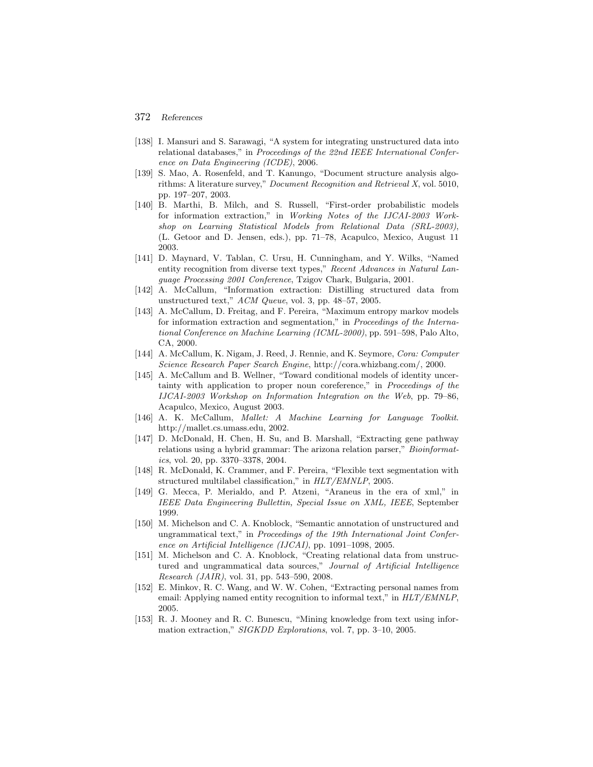[138] I. Mansuri and S. Sarawagi, "A system for integrating unstructured data into relational databases," in *Proceedings of the 22nd IEEE International Conference on Data Engineering (ICDE)*, 2006.

[139] S. Mao, A. Rosenfeld, and T. Kanungo, "Document structure analysis algorithms: A literature survey," *Document Recognition and Retrieval X*, vol. 5010, pp. 197–207, 2003.

[140] B. Marthi, B. Milch, and S. Russell, "First-order probabilistic models for information extraction," in *Working Notes of the IJCAI-2003 Workshop on Learning Statistical Models from Relational Data (SRL-2003)*, (L. Getoor and D. Jensen, eds.), pp. 71–78, Acapulco, Mexico, August 11 2003.

[141] D. Maynard, V. Tablan, C. Ursu, H. Cunningham, and Y. Wilks, "Named entity recognition from diverse text types," *Recent Advances in Natural Language Processing 2001 Conference*, Tzigov Chark, Bulgaria, 2001.

[142] A. McCallum, "Information extraction: Distilling structured data from unstructured text," *ACM Queue*, vol. 3, pp. 48–57, 2005.

[143] A. McCallum, D. Freitag, and F. Pereira, "Maximum entropy markov models for information extraction and segmentation," in *Proceedings of the International Conference on Machine Learning (ICML-2000)*, pp. 591–598, Palo Alto, CA, 2000.

[144] A. McCallum, K. Nigam, J. Reed, J. Rennie, and K. Seymore, *Cora: Computer Science Research Paper Search Engine*, http://cora.whizbang.com/, 2000.

[145] A. McCallum and B. Wellner, "Toward conditional models of identity uncertainty with application to proper noun coreference," in *Proceedings of the IJCAI-2003 Workshop on Information Integration on the Web*, pp. 79–86, Acapulco, Mexico, August 2003.

[146] A. K. McCallum, *Mallet: A Machine Learning for Language Toolkit*. http://mallet.cs.umass.edu, 2002.

[147] D. McDonald, H. Chen, H. Su, and B. Marshall, "Extracting gene pathway relations using a hybrid grammar: The arizona relation parser," *Bioinformatics*, vol. 20, pp. 3370–3378, 2004.

[148] R. McDonald, K. Crammer, and F. Pereira, "Flexible text segmentation with structured multilabel classification," in *HLT/EMNLP*, 2005.

[149] G. Mecca, P. Merialdo, and P. Atzeni, "Araneus in the era of xml," in *IEEE Data Engineering Bullettin, Special Issue on XML, IEEE*, September 1999.

[150] M. Michelson and C. A. Knoblock, "Semantic annotation of unstructured and ungrammatical text," in *Proceedings of the 19th International Joint Conference on Artificial Intelligence (IJCAI)*, pp. 1091–1098, 2005.

[151] M. Michelson and C. A. Knoblock, "Creating relational data from unstructured and ungrammatical data sources," *Journal of Artificial Intelligence Research (JAIR)*, vol. 31, pp. 543–590, 2008.

[152] E. Minkov, R. C. Wang, and W. W. Cohen, "Extracting personal names from email: Applying named entity recognition to informal text," in *HLT/EMNLP*, 2005.

[153] R. J. Mooney and R. C. Bunescu, "Mining knowledge from text using information extraction," *SIGKDD Explorations*, vol. 7, pp. 3–10, 2005.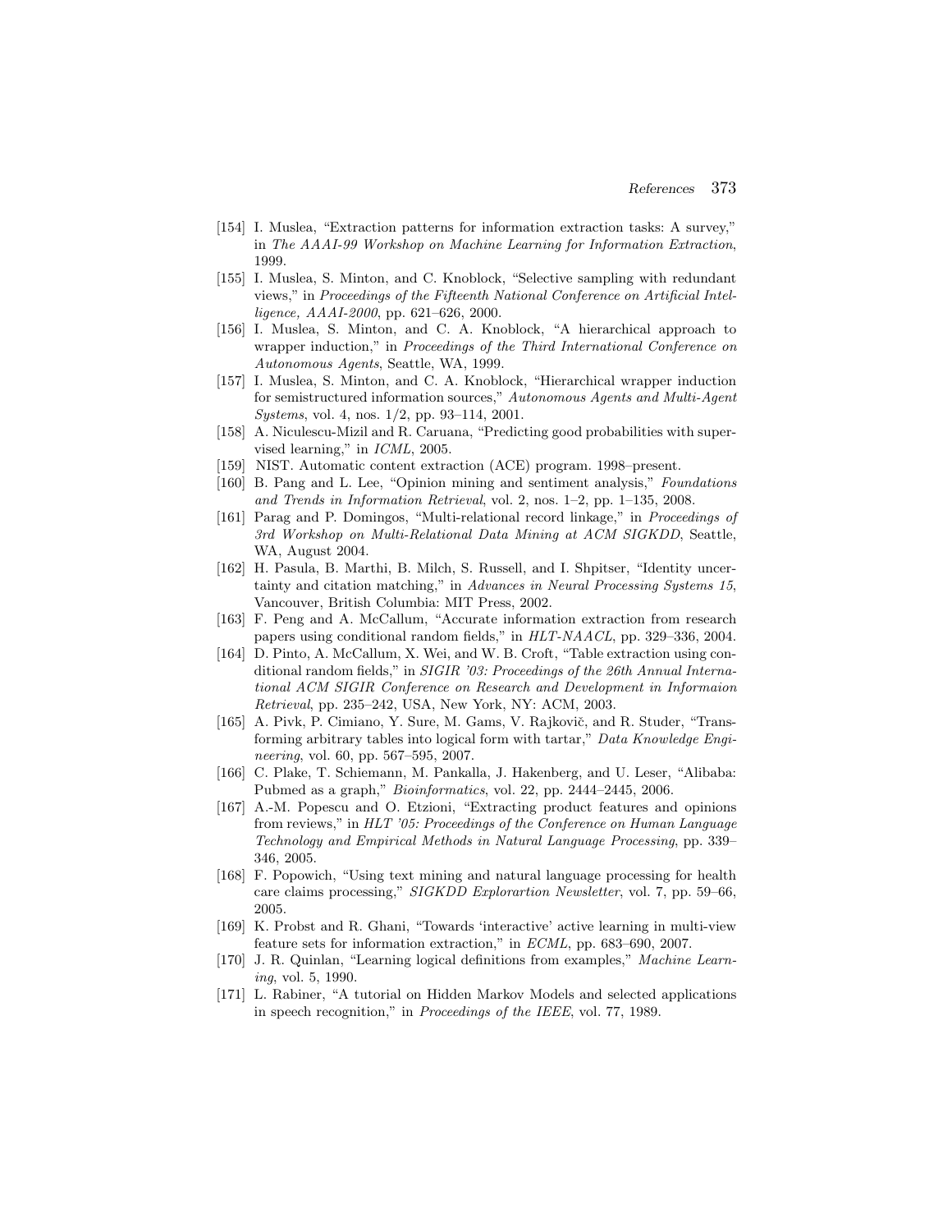[154] I. Muslea, "Extraction patterns for information extraction tasks: A survey," in *The AAAI-99 Workshop on Machine Learning for Information Extraction*, 1999.

[155] I. Muslea, S. Minton, and C. Knoblock, "Selective sampling with redundant views," in *Proceedings of the Fifteenth National Conference on Artificial Intelligence, AAAI-2000*, pp. 621–626, 2000.

[156] I. Muslea, S. Minton, and C. A. Knoblock, "A hierarchical approach to wrapper induction," in *Proceedings of the Third International Conference on Autonomous Agents*, Seattle, WA, 1999.

[157] I. Muslea, S. Minton, and C. A. Knoblock, "Hierarchical wrapper induction for semistructured information sources," *Autonomous Agents and Multi-Agent Systems*, vol. 4, nos. 1/2, pp. 93–114, 2001.

[158] A. Niculescu-Mizil and R. Caruana, "Predicting good probabilities with supervised learning," in *ICML*, 2005.

[159] NIST. Automatic content extraction (ACE) program. 1998–present.

[160] B. Pang and L. Lee, "Opinion mining and sentiment analysis," *Foundations and Trends in Information Retrieval*, vol. 2, nos. 1–2, pp. 1–135, 2008.

[161] Parag and P. Domingos, "Multi-relational record linkage," in *Proceedings of 3rd Workshop on Multi-Relational Data Mining at ACM SIGKDD*, Seattle, WA, August 2004.

[162] H. Pasula, B. Marthi, B. Milch, S. Russell, and I. Shpitser, "Identity uncertainty and citation matching," in *Advances in Neural Processing Systems 15*, Vancouver, British Columbia: MIT Press, 2002.

[163] F. Peng and A. McCallum, "Accurate information extraction from research papers using conditional random fields," in *HLT-NAACL*, pp. 329–336, 2004.

[164] D. Pinto, A. McCallum, X. Wei, and W. B. Croft, "Table extraction using conditional random fields," in *SIGIR '03: Proceedings of the 26th Annual International ACM SIGIR Conference on Research and Development in Informaion Retrieval*, pp. 235–242, USA, New York, NY: ACM, 2003.

[165] A. Pivk, P. Cimiano, Y. Sure, M. Gams, V. Rajkovič, and R. Studer, "Transforming arbitrary tables into logical form with tartar," *Data Knowledge Engineering*, vol. 60, pp. 567–595, 2007.

[166] C. Plake, T. Schiemann, M. Pankalla, J. Hakenberg, and U. Leser, "Alibaba: Pubmed as a graph," *Bioinformatics*, vol. 22, pp. 2444–2445, 2006.

[167] A.-M. Popescu and O. Etzioni, "Extracting product features and opinions from reviews," in *HLT '05: Proceedings of the Conference on Human Language Technology and Empirical Methods in Natural Language Processing*, pp. 339–346, 2005.

[168] F. Popowich, "Using text mining and natural language processing for health care claims processing," *SIGKDD Explorartion Newsletter*, vol. 7, pp. 59–66, 2005.

[169] K. Probst and R. Ghani, "Towards 'interactive' active learning in multi-view feature sets for information extraction," in *ECML*, pp. 683–690, 2007.

[170] J. R. Quinlan, "Learning logical definitions from examples," *Machine Learning*, vol. 5, 1990.

[171] L. Rabiner, "A tutorial on Hidden Markov Models and selected applications in speech recognition," in *Proceedings of the IEEE*, vol. 77, 1989.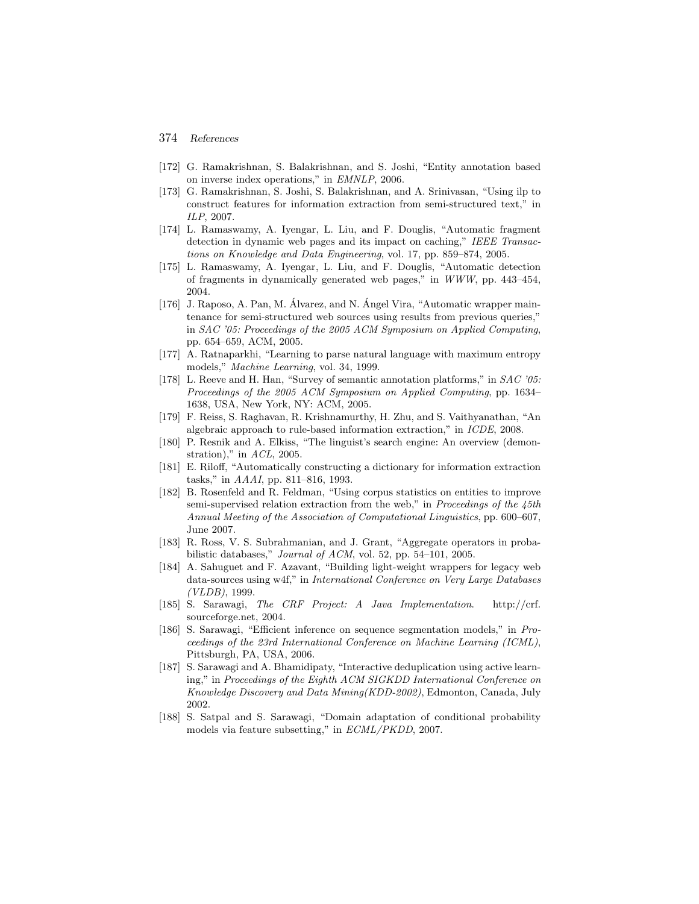[172] G. Ramakrishnan, S. Balakrishnan, and S. Joshi, "Entity annotation based on inverse index operations," in *EMNLP*, 2006.

[173] G. Ramakrishnan, S. Joshi, S. Balakrishnan, and A. Srinivasan, "Using ilp to construct features for information extraction from semi-structured text," in *ILP*, 2007.

[174] L. Ramaswamy, A. Iyengar, L. Liu, and F. Douglis, "Automatic fragment detection in dynamic web pages and its impact on caching," *IEEE Transactions on Knowledge and Data Engineering*, vol. 17, pp. 859–874, 2005.

[175] L. Ramaswamy, A. Iyengar, L. Liu, and F. Douglis, "Automatic detection of fragments in dynamically generated web pages," in *WWW*, pp. 443–454, 2004.

[176] J. Raposo, A. Pan, M. Álvarez, and N. Ángel Vira, "Automatic wrapper maintenance for semi-structured web sources using results from previous queries," in *SAC '05: Proceedings of the 2005 ACM Symposium on Applied Computing*, pp. 654–659, ACM, 2005.

[177] A. Ratnaparkhi, "Learning to parse natural language with maximum entropy models," *Machine Learning*, vol. 34, 1999.

[178] L. Reeve and H. Han, "Survey of semantic annotation platforms," in *SAC '05: Proceedings of the 2005 ACM Symposium on Applied Computing*, pp. 1634–1638, USA, New York, NY: ACM, 2005.

[179] F. Reiss, S. Raghavan, R. Krishnamurthy, H. Zhu, and S. Vaithyanathan, "An algebraic approach to rule-based information extraction," in *ICDE*, 2008.

[180] P. Resnik and A. Elkiss, "The linguist's search engine: An overview (demonstration)," in *ACL*, 2005.

[181] E. Riloff, "Automatically constructing a dictionary for information extraction tasks," in *AAAI*, pp. 811–816, 1993.

[182] B. Rosenfeld and R. Feldman, "Using corpus statistics on entities to improve semi-supervised relation extraction from the web," in *Proceedings of the 45th Annual Meeting of the Association of Computational Linguistics*, pp. 600–607, June 2007.

[183] R. Ross, V. S. Subrahmanian, and J. Grant, "Aggregate operators in probabilistic databases," *Journal of ACM*, vol. 52, pp. 54–101, 2005.

[184] A. Sahuguet and F. Azavant, "Building light-weight wrappers for legacy web data-sources using w4f," in *International Conference on Very Large Databases (VLDB)*, 1999.

[185] S. Sarawagi, *The CRF Project: A Java Implementation*. http://crf.sourceforge.net, 2004.

[186] S. Sarawagi, "Efficient inference on sequence segmentation models," in *Proceedings of the 23rd International Conference on Machine Learning (ICML)*, Pittsburgh, PA, USA, 2006.

[187] S. Sarawagi and A. Bhamidipaty, "Interactive deduplication using active learning," in *Proceedings of the Eighth ACM SIGKDD International Conference on Knowledge Discovery and Data Mining(KDD-2002)*, Edmonton, Canada, July 2002.

[188] S. Satpal and S. Sarawagi, "Domain adaptation of conditional probability models via feature subsetting," in *ECML/PKDD*, 2007.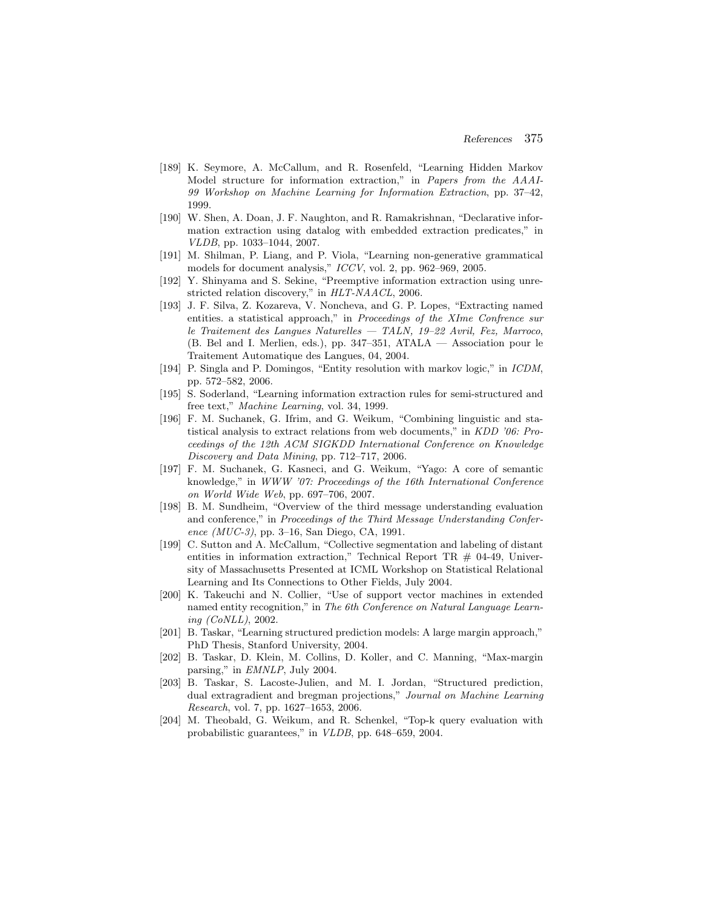[189] K. Seymore, A. McCallum, and R. Rosenfeld, "Learning Hidden Markov Model structure for information extraction," in *Papers from the AAAI-99 Workshop on Machine Learning for Information Extraction*, pp. 37–42, 1999.

[190] W. Shen, A. Doan, J. F. Naughton, and R. Ramakrishnan, "Declarative information extraction using datalog with embedded extraction predicates," in *VLDB*, pp. 1033–1044, 2007.

[191] M. Shilman, P. Liang, and P. Viola, "Learning non-generative grammatical models for document analysis," *ICCV*, vol. 2, pp. 962–969, 2005.

[192] Y. Shinyama and S. Sekine, "Preemptive information extraction using unrestricted relation discovery," in *HLT-NAACL*, 2006.

[193] J. F. Silva, Z. Kozareva, V. Noncheva, and G. P. Lopes, "Extracting named entities. a statistical approach," in *Proceedings of the XIme Confrence sur le Traitement des Langues Naturelles — TALN, 19–22 Avril, Fez, Marroco*, (B. Bel and I. Merlien, eds.), pp. 347–351, ATALA — Association pour le Traitement Automatique des Langues, 04, 2004.

[194] P. Singla and P. Domingos, "Entity resolution with markov logic," in *ICDM*, pp. 572–582, 2006.

[195] S. Soderland, "Learning information extraction rules for semi-structured and free text," *Machine Learning*, vol. 34, 1999.

[196] F. M. Suchanek, G. Ifrim, and G. Weikum, "Combining linguistic and statistical analysis to extract relations from web documents," in *KDD '06: Proceedings of the 12th ACM SIGKDD International Conference on Knowledge Discovery and Data Mining*, pp. 712–717, 2006.

[197] F. M. Suchanek, G. Kasneci, and G. Weikum, "Yago: A core of semantic knowledge," in *WWW '07: Proceedings of the 16th International Conference on World Wide Web*, pp. 697–706, 2007.

[198] B. M. Sundheim, "Overview of the third message understanding evaluation and conference," in *Proceedings of the Third Message Understanding Conference (MUC-3)*, pp. 3–16, San Diego, CA, 1991.

[199] C. Sutton and A. McCallum, "Collective segmentation and labeling of distant entities in information extraction," Technical Report TR # 04-49, University of Massachusetts Presented at ICML Workshop on Statistical Relational Learning and Its Connections to Other Fields, July 2004.

[200] K. Takeuchi and N. Collier, "Use of support vector machines in extended named entity recognition," in *The 6th Conference on Natural Language Learning (CoNLL)*, 2002.

[201] B. Taskar, "Learning structured prediction models: A large margin approach," PhD Thesis, Stanford University, 2004.

[202] B. Taskar, D. Klein, M. Collins, D. Koller, and C. Manning, "Max-margin parsing," in *EMNLP*, July 2004.

[203] B. Taskar, S. Lacoste-Julien, and M. I. Jordan, "Structured prediction, dual extragradient and bregman projections," *Journal on Machine Learning Research*, vol. 7, pp. 1627–1653, 2006.

[204] M. Theobald, G. Weikum, and R. Schenkel, "Top-k query evaluation with probabilistic guarantees," in *VLDB*, pp. 648–659, 2004.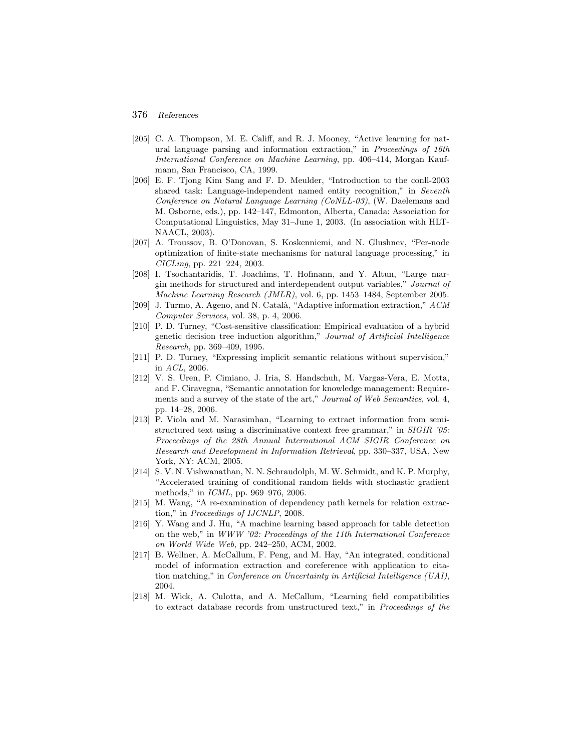[205] C. A. Thompson, M. E. Califf, and R. J. Mooney, "Active learning for natural language parsing and information extraction," in *Proceedings of 16th International Conference on Machine Learning*, pp. 406–414, Morgan Kaufmann, San Francisco, CA, 1999.

[206] E. F. Tjong Kim Sang and F. D. Meulder, "Introduction to the conll-2003 shared task: Language-independent named entity recognition," in *Seventh Conference on Natural Language Learning (CoNLL-03)*, (W. Daelemans and M. Osborne, eds.), pp. 142–147, Edmonton, Alberta, Canada: Association for Computational Linguistics, May 31–June 1, 2003. (In association with HLT-NAACL, 2003).

[207] A. Troussov, B. O'Donovan, S. Koskenniemi, and N. Glushnev, "Per-node optimization of finite-state mechanisms for natural language processing," in *CICLing*, pp. 221–224, 2003.

[208] I. Tsochantaridis, T. Joachims, T. Hofmann, and Y. Altun, "Large margin methods for structured and interdependent output variables," *Journal of Machine Learning Research (JMLR)*, vol. 6, pp. 1453–1484, September 2005.

[209] J. Turmo, A. Ageno, and N. Català, "Adaptive information extraction," *ACM Computer Services*, vol. 38, p. 4, 2006.

[210] P. D. Turney, "Cost-sensitive classification: Empirical evaluation of a hybrid genetic decision tree induction algorithm," *Journal of Artificial Intelligence Research*, pp. 369–409, 1995.

[211] P. D. Turney, "Expressing implicit semantic relations without supervision," in *ACL*, 2006.

[212] V. S. Uren, P. Cimiano, J. Iria, S. Handschuh, M. Vargas-Vera, E. Motta, and F. Ciravegna, "Semantic annotation for knowledge management: Requirements and a survey of the state of the art," *Journal of Web Semantics*, vol. 4, pp. 14–28, 2006.

[213] P. Viola and M. Narasimhan, "Learning to extract information from semi-structured text using a discriminative context free grammar," in *SIGIR '05: Proceedings of the 28th Annual International ACM SIGIR Conference on Research and Development in Information Retrieval*, pp. 330–337, USA, New York, NY: ACM, 2005.

[214] S. V. N. Vishwanathan, N. N. Schraudolph, M. W. Schmidt, and K. P. Murphy, "Accelerated training of conditional random fields with stochastic gradient methods," in *ICML*, pp. 969–976, 2006.

[215] M. Wang, "A re-examination of dependency path kernels for relation extraction," in *Proceedings of IJCNLP*, 2008.

[216] Y. Wang and J. Hu, "A machine learning based approach for table detection on the web," in *WWW '02: Proceedings of the 11th International Conference on World Wide Web*, pp. 242–250, ACM, 2002.

[217] B. Wellner, A. McCallum, F. Peng, and M. Hay, "An integrated, conditional model of information extraction and coreference with application to citation matching," in *Conference on Uncertainty in Artificial Intelligence (UAI)*, 2004.

[218] M. Wick, A. Culotta, and A. McCallum, "Learning field compatibilities to extract database records from unstructured text," in *Proceedings of the*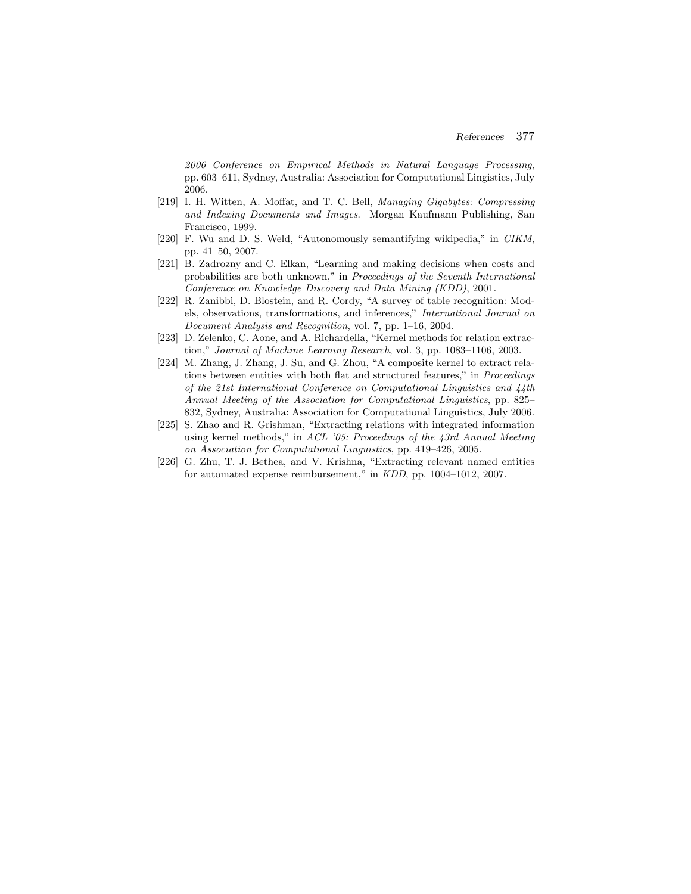*2006 Conference on Empirical Methods in Natural Language Processing*, pp. 603–611, Sydney, Australia: Association for Computational Lingistics, July 2006.

[219] I. H. Witten, A. Moffat, and T. C. Bell, *Managing Gigabytes: Compressing and Indexing Documents and Images*. Morgan Kaufmann Publishing, San Francisco, 1999.

[220] F. Wu and D. S. Weld, "Autonomously semantifying wikipedia," in *CIKM*, pp. 41–50, 2007.

[221] B. Zadrozny and C. Elkan, "Learning and making decisions when costs and probabilities are both unknown," in *Proceedings of the Seventh International Conference on Knowledge Discovery and Data Mining (KDD)*, 2001.

[222] R. Zanibbi, D. Blostein, and R. Cordy, "A survey of table recognition: Models, observations, transformations, and inferences," *International Journal on Document Analysis and Recognition*, vol. 7, pp. 1–16, 2004.

[223] D. Zelenko, C. Aone, and A. Richardella, "Kernel methods for relation extraction," *Journal of Machine Learning Research*, vol. 3, pp. 1083–1106, 2003.

[224] M. Zhang, J. Zhang, J. Su, and G. Zhou, "A composite kernel to extract relations between entities with both flat and structured features," in *Proceedings of the 21st International Conference on Computational Linguistics and 44th Annual Meeting of the Association for Computational Linguistics*, pp. 825–832, Sydney, Australia: Association for Computational Linguistics, July 2006.

[225] S. Zhao and R. Grishman, "Extracting relations with integrated information using kernel methods," in *ACL '05: Proceedings of the 43rd Annual Meeting on Association for Computational Linguistics*, pp. 419–426, 2005.

[226] G. Zhu, T. J. Bethea, and V. Krishna, "Extracting relevant named entities for automated expense reimbursement," in *KDD*, pp. 1004–1012, 2007.